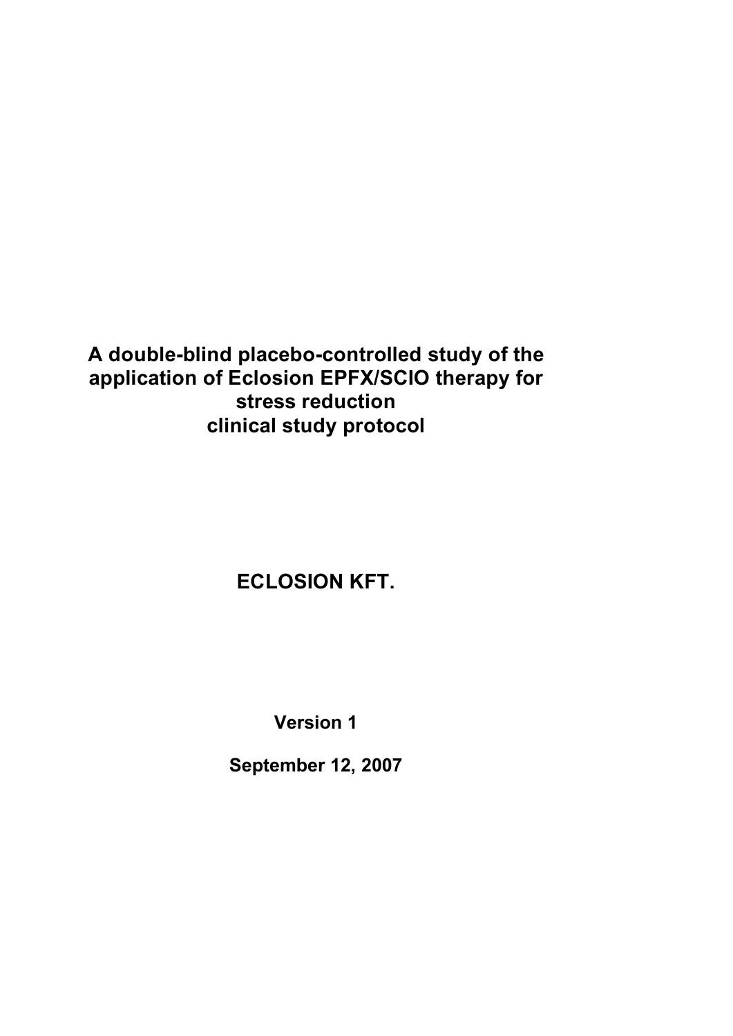# A double-blind placebo-controlled study of the application of Eclosion EPFX/SCIO therapy for stress reduction clinical study protocol

**ECLOSION KFT.**

**Version 1**

**September 12, 2007**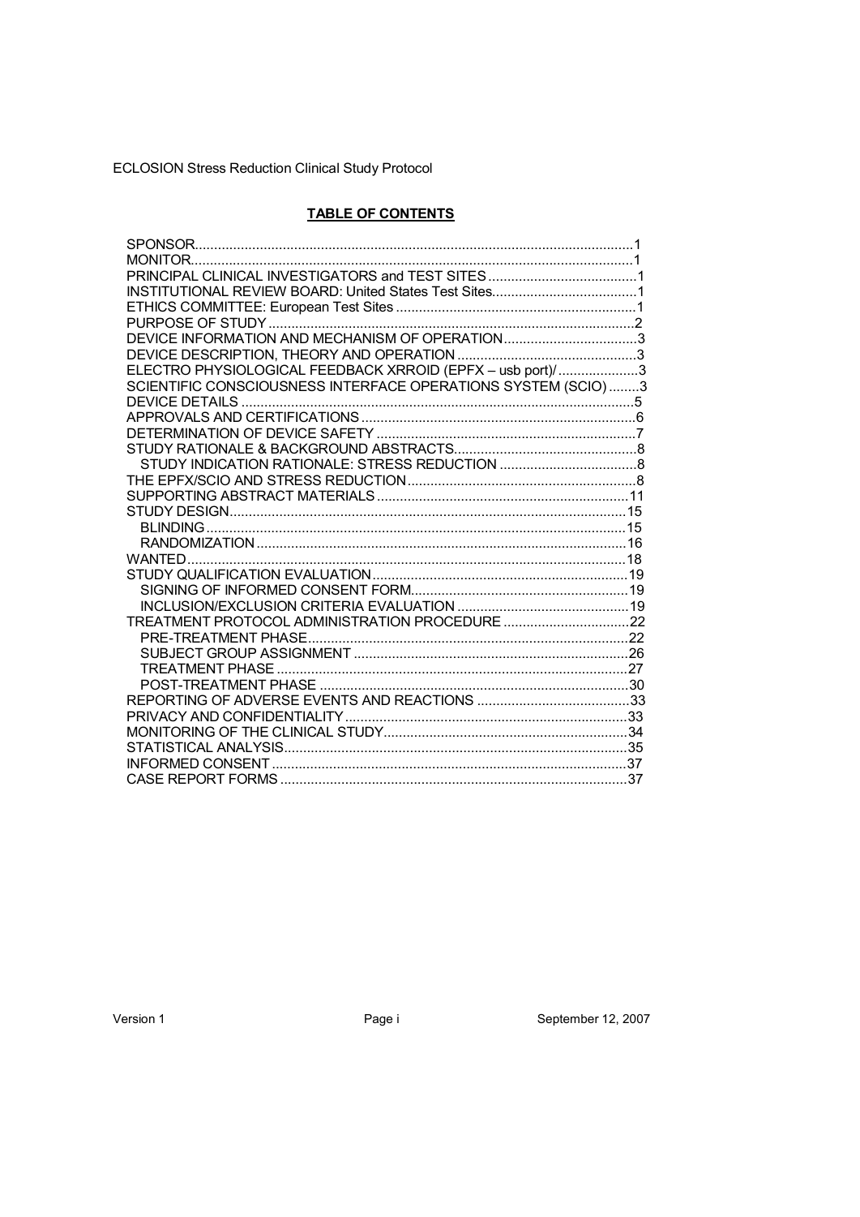## TABLE OF CONTENTS

- SPONSOR....1
- MONITOR....1
- PRINCIPAL CLINICAL INVESTIGATORS and TEST SITES....1
- INSTITUTIONAL REVIEW BOARD: United States Test Sites....1
- ETHICS COMMITTEE: European Test Sites....1
- PURPOSE OF STUDY....2
- DEVICE INFORMATION AND MECHANISM OF OPERATION....3
- DEVICE DESCRIPTION, THEORY AND OPERATION....3
- ELECTRO PHYSIOLOGICAL FEEDBACK XRROID (EPFX – usb port)/....3
- SCIENTIFIC CONSCIOUSNESS INTERFACE OPERATIONS SYSTEM (SCIO)....3
- DEVICE DETAILS....5
- APPROVALS AND CERTIFICATIONS....6
- DETERMINATION OF DEVICE SAFETY....7
- STUDY RATIONALE & BACKGROUND ABSTRACTS....8
  - STUDY INDICATION RATIONALE: STRESS REDUCTION....8
- THE EPFX/SCIO AND STRESS REDUCTION....8
- SUPPORTING ABSTRACT MATERIALS....11
- STUDY DESIGN....15
  - BLINDING....15
  - RANDOMIZATION....16
- WANTED....18
- STUDY QUALIFICATION EVALUATION....19
  - SIGNING OF INFORMED CONSENT FORM....19
  - INCLUSION/EXCLUSION CRITERIA EVALUATION....19
- TREATMENT PROTOCOL ADMINISTRATION PROCEDURE....22
  - PRE-TREATMENT PHASE....22
  - SUBJECT GROUP ASSIGNMENT....26
  - TREATMENT PHASE....27
  - POST-TREATMENT PHASE....30
- REPORTING OF ADVERSE EVENTS AND REACTIONS....33
- PRIVACY AND CONFIDENTIALITY....33
- MONITORING OF THE CLINICAL STUDY....34
- STATISTICAL ANALYSIS....35
- INFORMED CONSENT....37
- CASE REPORT FORMS....37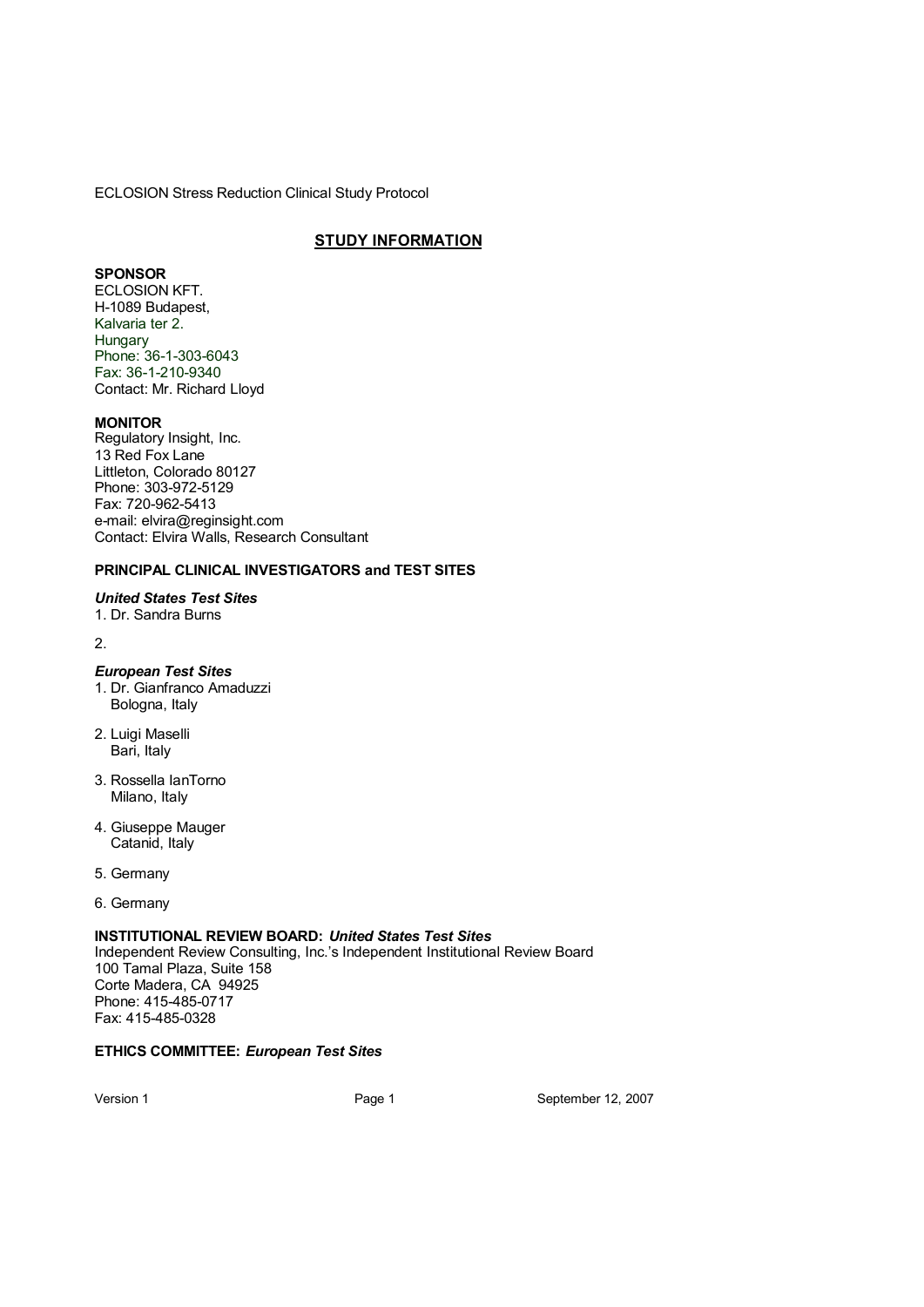ECLOSION Stress Reduction Clinical Study Protocol

## STUDY INFORMATION

**SPONSOR**
ECLOSION KFT.
H-1089 Budapest,
Kalvaria ter 2.
Hungary
Phone: 36-1-303-6043
Fax: 36-1-210-9340
Contact: Mr. Richard Lloyd

**MONITOR**
Regulatory Insight, Inc.
13 Red Fox Lane
Littleton, Colorado 80127
Phone: 303-972-5129
Fax: 720-962-5413
e-mail: elvira@reginsight.com
Contact: Elvira Walls, Research Consultant

**PRINCIPAL CLINICAL INVESTIGATORS and TEST SITES**

***United States Test Sites***

1. Dr. Sandra Burns

2.

***European Test Sites***

1. Dr. Gianfranco Amaduzzi
   Bologna, Italy

2. Luigi Maselli
   Bari, Italy

3. Rossella IanTorno
   Milano, Italy

4. Giuseppe Mauger
   Catanid, Italy

5. Germany

6. Germany

**INSTITUTIONAL REVIEW BOARD:** ***United States Test Sites***
Independent Review Consulting, Inc.'s Independent Institutional Review Board
100 Tamal Plaza, Suite 158
Corte Madera, CA 94925
Phone: 415-485-0717
Fax: 415-485-0328

**ETHICS COMMITTEE:** ***European Test Sites***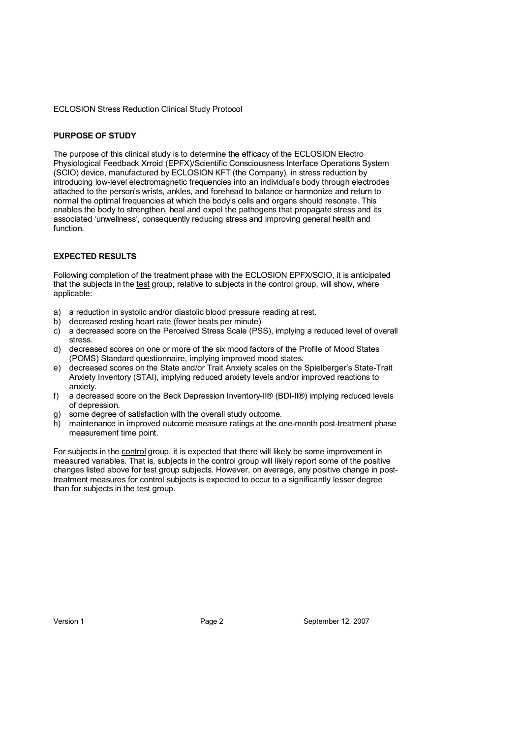ECLOSION Stress Reduction Clinical Study Protocol

**PURPOSE OF STUDY**

The purpose of this clinical study is to determine the efficacy of the ECLOSION Electro Physiological Feedback Xrroid (EPFX)/Scientific Consciousness Interface Operations System (SCIO) device, manufactured by ECLOSION KFT (the Company), in stress reduction by introducing low-level electromagnetic frequencies into an individual's body through electrodes attached to the person's wrists, ankles, and forehead to balance or harmonize and return to normal the optimal frequencies at which the body's cells and organs should resonate. This enables the body to strengthen, heal and expel the pathogens that propagate stress and its associated 'unwellness', consequently reducing stress and improving general health and function.

**EXPECTED RESULTS**

Following completion of the treatment phase with the ECLOSION EPFX/SCIO, it is anticipated that the subjects in the test group, relative to subjects in the control group, will show, where applicable:

a) a reduction in systolic and/or diastolic blood pressure reading at rest.
b) decreased resting heart rate (fewer beats per minute)
c) a decreased score on the Perceived Stress Scale (PSS), implying a reduced level of overall stress.
d) decreased scores on one or more of the six mood factors of the Profile of Mood States (POMS) Standard questionnaire, implying improved mood states.
e) decreased scores on the State and/or Trait Anxiety scales on the Spielberger's State-Trait Anxiety Inventory (STAI), implying reduced anxiety levels and/or improved reactions to anxiety.
f) a decreased score on the Beck Depression Inventory-II® (BDI-II®) implying reduced levels of depression.
g) some degree of satisfaction with the overall study outcome.
h) maintenance in improved outcome measure ratings at the one-month post-treatment phase measurement time point.

For subjects in the control group, it is expected that there will likely be some improvement in measured variables. That is, subjects in the control group will likely report some of the positive changes listed above for test group subjects. However, on average, any positive change in post-treatment measures for control subjects is expected to occur to a significantly lesser degree than for subjects in the test group.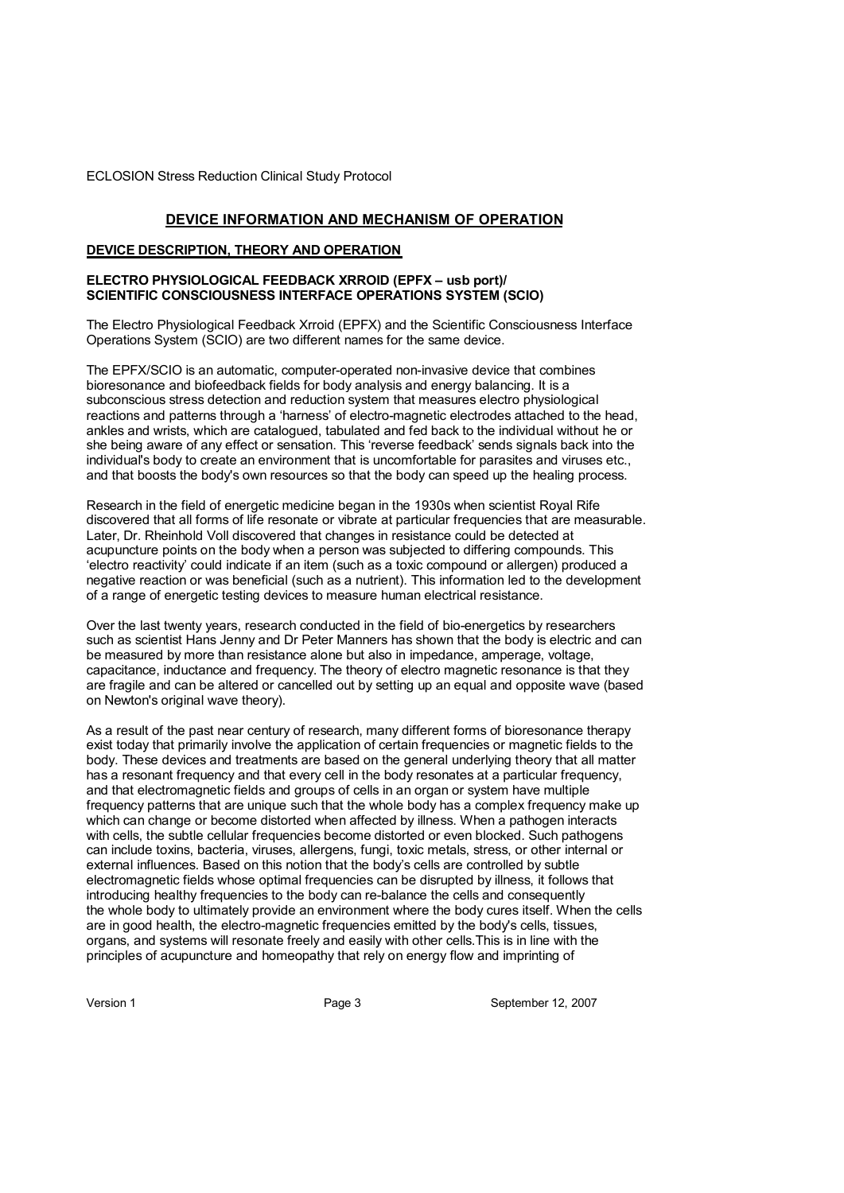## DEVICE INFORMATION AND MECHANISM OF OPERATION

### DEVICE DESCRIPTION, THEORY AND OPERATION

**ELECTRO PHYSIOLOGICAL FEEDBACK XRROID (EPFX – usb port)/**
**SCIENTIFIC CONSCIOUSNESS INTERFACE OPERATIONS SYSTEM (SCIO)**

The Electro Physiological Feedback Xrroid (EPFX) and the Scientific Consciousness Interface Operations System (SCIO) are two different names for the same device.

The EPFX/SCIO is an automatic, computer-operated non-invasive device that combines bioresonance and biofeedback fields for body analysis and energy balancing. It is a subconscious stress detection and reduction system that measures electro physiological reactions and patterns through a 'harness' of electro-magnetic electrodes attached to the head, ankles and wrists, which are catalogued, tabulated and fed back to the individual without he or she being aware of any effect or sensation. This 'reverse feedback' sends signals back into the individual's body to create an environment that is uncomfortable for parasites and viruses etc., and that boosts the body's own resources so that the body can speed up the healing process.

Research in the field of energetic medicine began in the 1930s when scientist Royal Rife discovered that all forms of life resonate or vibrate at particular frequencies that are measurable. Later, Dr. Rheinhold Voll discovered that changes in resistance could be detected at acupuncture points on the body when a person was subjected to differing compounds. This 'electro reactivity' could indicate if an item (such as a toxic compound or allergen) produced a negative reaction or was beneficial (such as a nutrient). This information led to the development of a range of energetic testing devices to measure human electrical resistance.

Over the last twenty years, research conducted in the field of bio-energetics by researchers such as scientist Hans Jenny and Dr Peter Manners has shown that the body is electric and can be measured by more than resistance alone but also in impedance, amperage, voltage, capacitance, inductance and frequency. The theory of electro magnetic resonance is that they are fragile and can be altered or cancelled out by setting up an equal and opposite wave (based on Newton's original wave theory).

As a result of the past near century of research, many different forms of bioresonance therapy exist today that primarily involve the application of certain frequencies or magnetic fields to the body. These devices and treatments are based on the general underlying theory that all matter has a resonant frequency and that every cell in the body resonates at a particular frequency, and that electromagnetic fields and groups of cells in an organ or system have multiple frequency patterns that are unique such that the whole body has a complex frequency make up which can change or become distorted when affected by illness. When a pathogen interacts with cells, the subtle cellular frequencies become distorted or even blocked. Such pathogens can include toxins, bacteria, viruses, allergens, fungi, toxic metals, stress, or other internal or external influences. Based on this notion that the body's cells are controlled by subtle electromagnetic fields whose optimal frequencies can be disrupted by illness, it follows that introducing healthy frequencies to the body can re-balance the cells and consequently the whole body to ultimately provide an environment where the body cures itself. When the cells are in good health, the electro-magnetic frequencies emitted by the body's cells, tissues, organs, and systems will resonate freely and easily with other cells.This is in line with the principles of acupuncture and homeopathy that rely on energy flow and imprinting of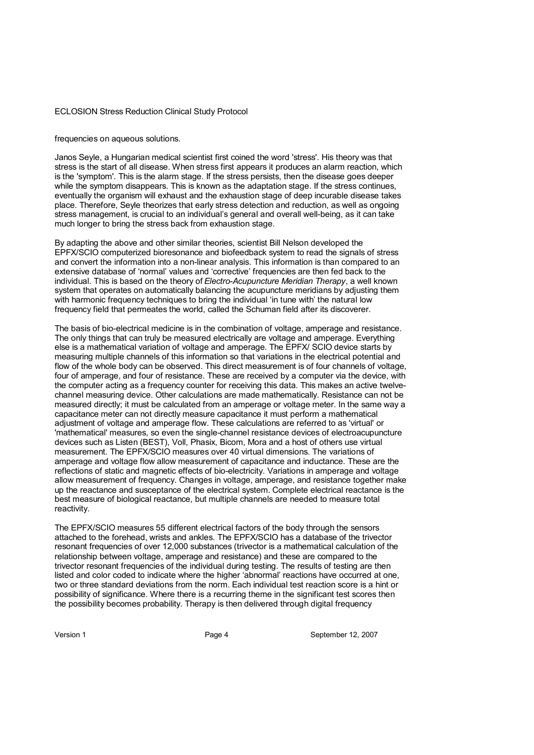frequencies on aqueous solutions.

Janos Seyle, a Hungarian medical scientist first coined the word 'stress'. His theory was that stress is the start of all disease. When stress first appears it produces an alarm reaction, which is the 'symptom'. This is the alarm stage. If the stress persists, then the disease goes deeper while the symptom disappears. This is known as the adaptation stage. If the stress continues, eventually the organism will exhaust and the exhaustion stage of deep incurable disease takes place. Therefore, Seyle theorizes that early stress detection and reduction, as well as ongoing stress management, is crucial to an individual's general and overall well-being, as it can take much longer to bring the stress back from exhaustion stage.

By adapting the above and other similar theories, scientist Bill Nelson developed the EPFX/SCIO computerized bioresonance and biofeedback system to read the signals of stress and convert the information into a non-linear analysis. This information is than compared to an extensive database of 'normal' values and 'corrective' frequencies are then fed back to the individual. This is based on the theory of *Electro-Acupuncture Meridian Therapy*, a well known system that operates on automatically balancing the acupuncture meridians by adjusting them with harmonic frequency techniques to bring the individual 'in tune with' the natural low frequency field that permeates the world, called the Schuman field after its discoverer.

The basis of bio-electrical medicine is in the combination of voltage, amperage and resistance. The only things that can truly be measured electrically are voltage and amperage. Everything else is a mathematical variation of voltage and amperage. The EPFX/ SCIO device starts by measuring multiple channels of this information so that variations in the electrical potential and flow of the whole body can be observed. This direct measurement is of four channels of voltage, four of amperage, and four of resistance. These are received by a computer via the device, with the computer acting as a frequency counter for receiving this data. This makes an active twelve-channel measuring device. Other calculations are made mathematically. Resistance can not be measured directly; it must be calculated from an amperage or voltage meter. In the same way a capacitance meter can not directly measure capacitance it must perform a mathematical adjustment of voltage and amperage flow. These calculations are referred to as 'virtual' or 'mathematical' measures, so even the single-channel resistance devices of electroacupuncture devices such as Listen (BEST), Voll, Phasix, Bicom, Mora and a host of others use virtual measurement. The EPFX/SCIO measures over 40 virtual dimensions. The variations of amperage and voltage flow allow measurement of capacitance and inductance. These are the reflections of static and magnetic effects of bio-electricity. Variations in amperage and voltage allow measurement of frequency. Changes in voltage, amperage, and resistance together make up the reactance and susceptance of the electrical system. Complete electrical reactance is the best measure of biological reactance, but multiple channels are needed to measure total reactivity.

The EPFX/SCIO measures 55 different electrical factors of the body through the sensors attached to the forehead, wrists and ankles. The EPFX/SCIO has a database of the trivector resonant frequencies of over 12,000 substances (trivector is a mathematical calculation of the relationship between voltage, amperage and resistance) and these are compared to the trivector resonant frequencies of the individual during testing. The results of testing are then listed and color coded to indicate where the higher 'abnormal' reactions have occurred at one, two or three standard deviations from the norm. Each individual test reaction score is a hint or possibility of significance. Where there is a recurring theme in the significant test scores then the possibility becomes probability. Therapy is then delivered through digital frequency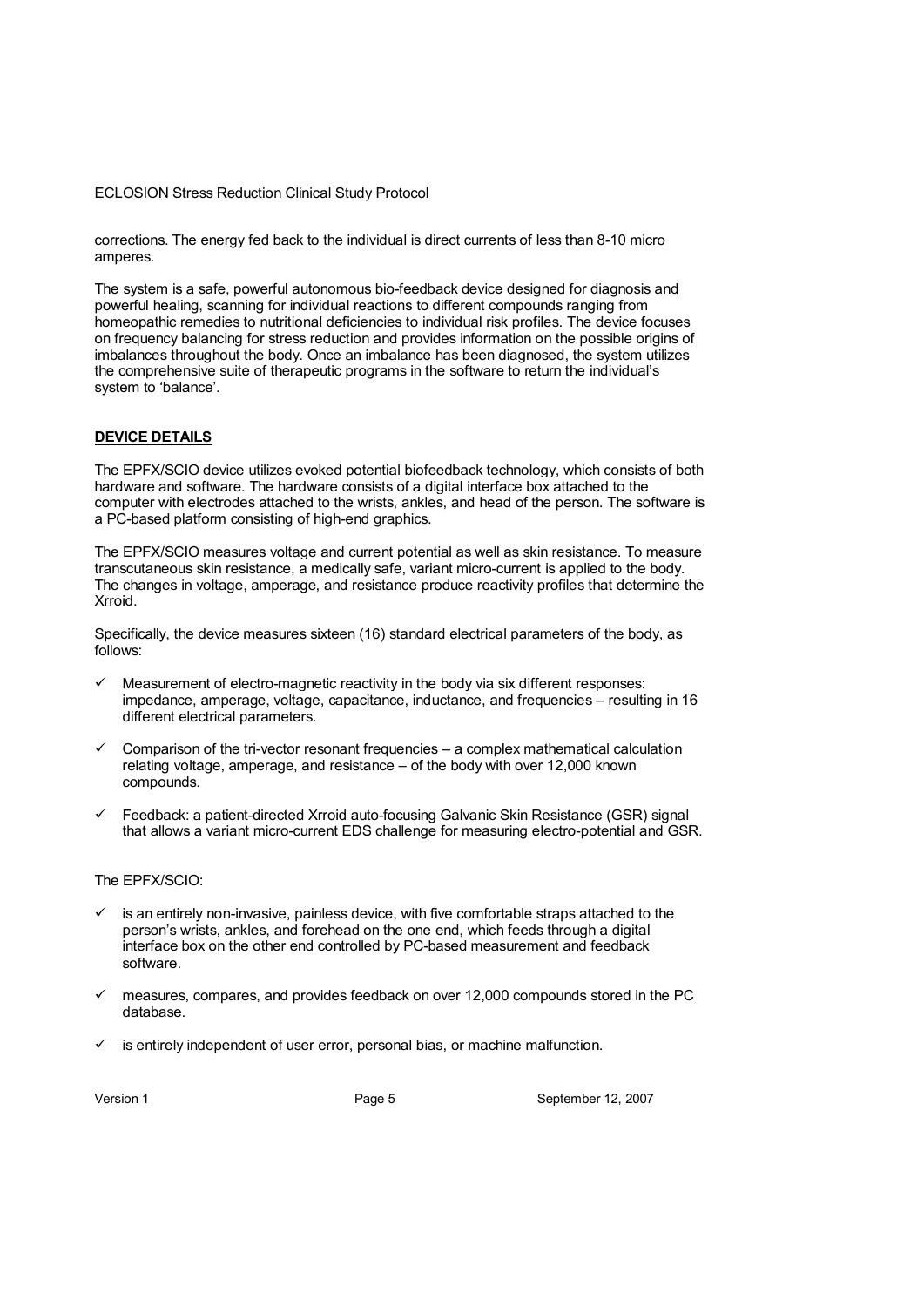corrections. The energy fed back to the individual is direct currents of less than 8-10 micro amperes.

The system is a safe, powerful autonomous bio-feedback device designed for diagnosis and powerful healing, scanning for individual reactions to different compounds ranging from homeopathic remedies to nutritional deficiencies to individual risk profiles. The device focuses on frequency balancing for stress reduction and provides information on the possible origins of imbalances throughout the body. Once an imbalance has been diagnosed, the system utilizes the comprehensive suite of therapeutic programs in the software to return the individual's system to 'balance'.

## DEVICE DETAILS

The EPFX/SCIO device utilizes evoked potential biofeedback technology, which consists of both hardware and software. The hardware consists of a digital interface box attached to the computer with electrodes attached to the wrists, ankles, and head of the person. The software is a PC-based platform consisting of high-end graphics.

The EPFX/SCIO measures voltage and current potential as well as skin resistance. To measure transcutaneous skin resistance, a medically safe, variant micro-current is applied to the body. The changes in voltage, amperage, and resistance produce reactivity profiles that determine the Xrroid.

Specifically, the device measures sixteen (16) standard electrical parameters of the body, as follows:

- ✓ Measurement of electro-magnetic reactivity in the body via six different responses: impedance, amperage, voltage, capacitance, inductance, and frequencies – resulting in 16 different electrical parameters.
- ✓ Comparison of the tri-vector resonant frequencies – a complex mathematical calculation relating voltage, amperage, and resistance – of the body with over 12,000 known compounds.
- ✓ Feedback: a patient-directed Xrroid auto-focusing Galvanic Skin Resistance (GSR) signal that allows a variant micro-current EDS challenge for measuring electro-potential and GSR.

The EPFX/SCIO:

- ✓ is an entirely non-invasive, painless device, with five comfortable straps attached to the person's wrists, ankles, and forehead on the one end, which feeds through a digital interface box on the other end controlled by PC-based measurement and feedback software.
- ✓ measures, compares, and provides feedback on over 12,000 compounds stored in the PC database.
- ✓ is entirely independent of user error, personal bias, or machine malfunction.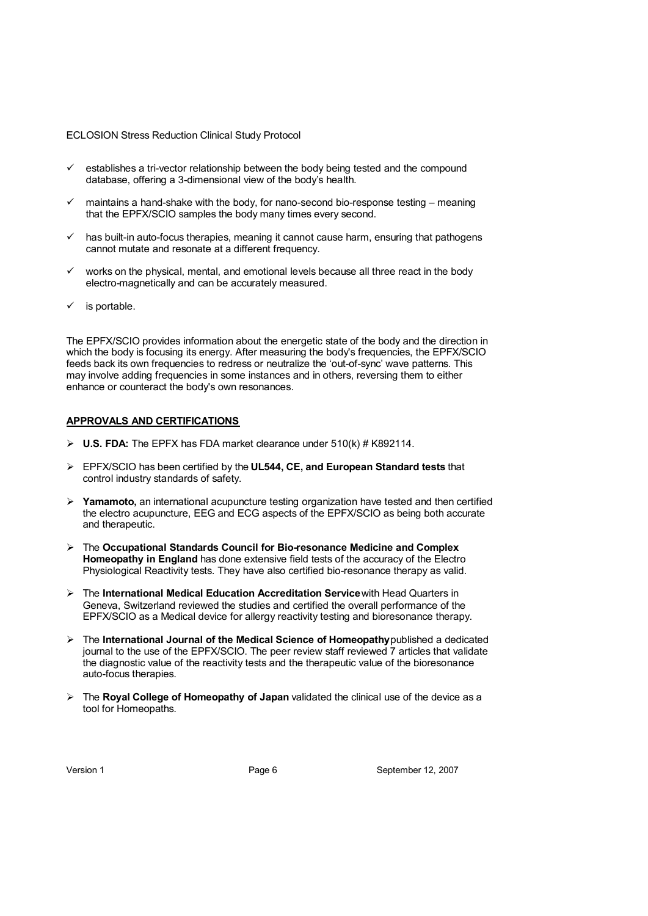- ✓ establishes a tri-vector relationship between the body being tested and the compound database, offering a 3-dimensional view of the body's health.
- ✓ maintains a hand-shake with the body, for nano-second bio-response testing – meaning that the EPFX/SCIO samples the body many times every second.
- ✓ has built-in auto-focus therapies, meaning it cannot cause harm, ensuring that pathogens cannot mutate and resonate at a different frequency.
- ✓ works on the physical, mental, and emotional levels because all three react in the body electro-magnetically and can be accurately measured.
- ✓ is portable.

The EPFX/SCIO provides information about the energetic state of the body and the direction in which the body is focusing its energy. After measuring the body's frequencies, the EPFX/SCIO feeds back its own frequencies to redress or neutralize the 'out-of-sync' wave patterns. This may involve adding frequencies in some instances and in others, reversing them to either enhance or counteract the body's own resonances.

**APPROVALS AND CERTIFICATIONS**

- **U.S. FDA:** The EPFX has FDA market clearance under 510(k) # K892114.
- EPFX/SCIO has been certified by the **UL544, CE, and European Standard tests** that control industry standards of safety.
- **Yamamoto,** an international acupuncture testing organization have tested and then certified the electro acupuncture, EEG and ECG aspects of the EPFX/SCIO as being both accurate and therapeutic.
- The **Occupational Standards Council for Bio-resonance Medicine and Complex Homeopathy in England** has done extensive field tests of the accuracy of the Electro Physiological Reactivity tests. They have also certified bio-resonance therapy as valid.
- The **International Medical Education Accreditation Service** with Head Quarters in Geneva, Switzerland reviewed the studies and certified the overall performance of the EPFX/SCIO as a Medical device for allergy reactivity testing and bioresonance therapy.
- The **International Journal of the Medical Science of Homeopathy** published a dedicated journal to the use of the EPFX/SCIO. The peer review staff reviewed 7 articles that validate the diagnostic value of the reactivity tests and the therapeutic value of the bioresonance auto-focus therapies.
- The **Royal College of Homeopathy of Japan** validated the clinical use of the device as a tool for Homeopaths.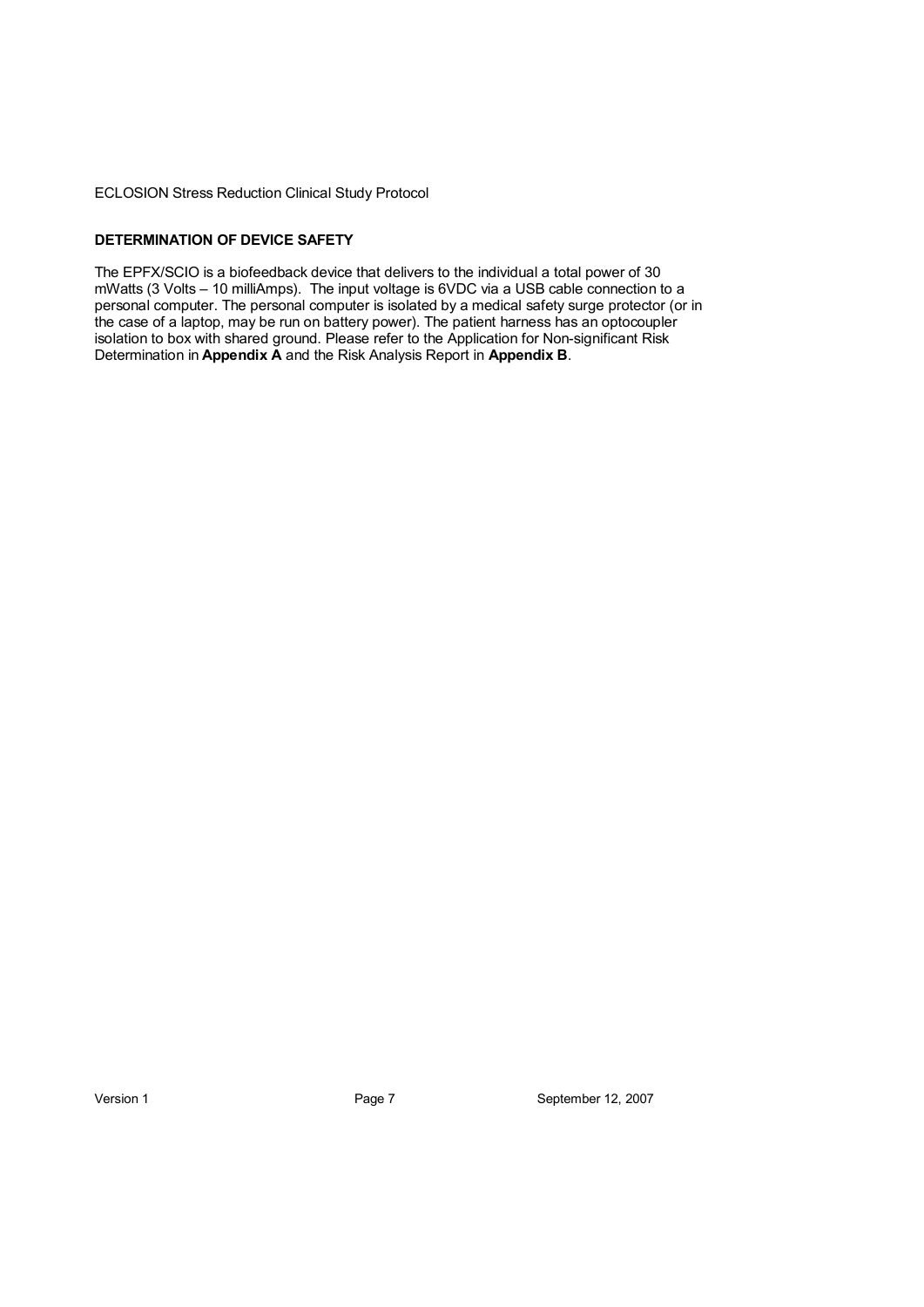**DETERMINATION OF DEVICE SAFETY**

The EPFX/SCIO is a biofeedback device that delivers to the individual a total power of 30 mWatts (3 Volts – 10 milliAmps). The input voltage is 6VDC via a USB cable connection to a personal computer. The personal computer is isolated by a medical safety surge protector (or in the case of a laptop, may be run on battery power). The patient harness has an optocoupler isolation to box with shared ground. Please refer to the Application for Non-significant Risk Determination in **Appendix A** and the Risk Analysis Report in **Appendix B**.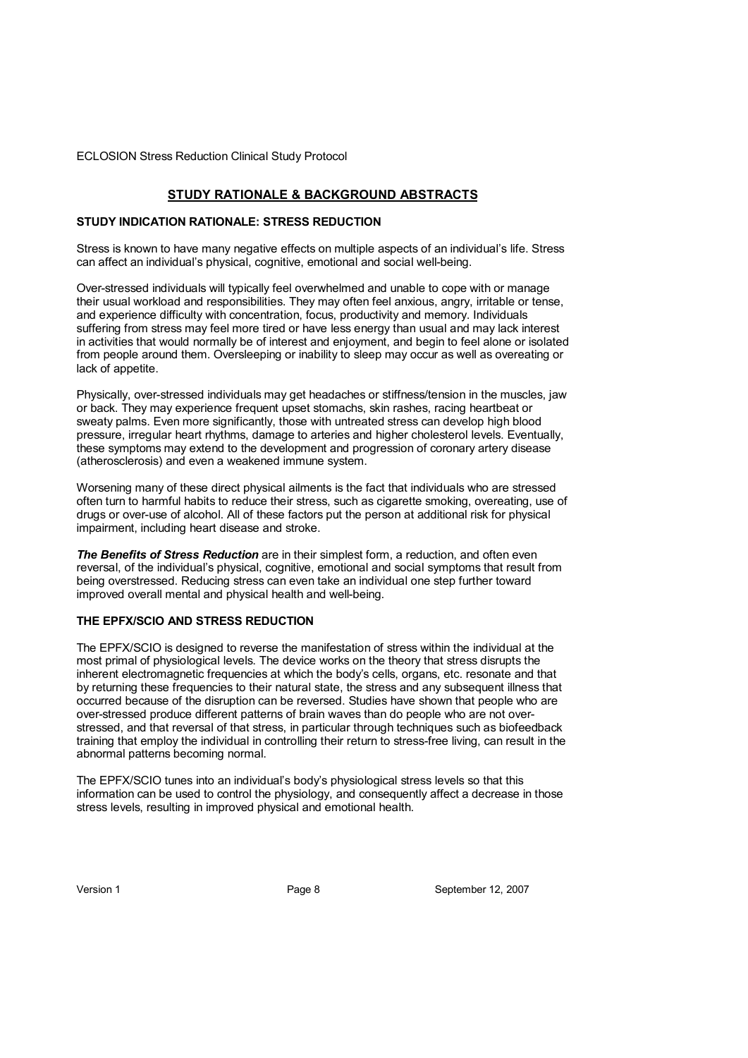## STUDY RATIONALE & BACKGROUND ABSTRACTS

### STUDY INDICATION RATIONALE: STRESS REDUCTION

Stress is known to have many negative effects on multiple aspects of an individual's life. Stress can affect an individual's physical, cognitive, emotional and social well-being.

Over-stressed individuals will typically feel overwhelmed and unable to cope with or manage their usual workload and responsibilities. They may often feel anxious, angry, irritable or tense, and experience difficulty with concentration, focus, productivity and memory. Individuals suffering from stress may feel more tired or have less energy than usual and may lack interest in activities that would normally be of interest and enjoyment, and begin to feel alone or isolated from people around them. Oversleeping or inability to sleep may occur as well as overeating or lack of appetite.

Physically, over-stressed individuals may get headaches or stiffness/tension in the muscles, jaw or back. They may experience frequent upset stomachs, skin rashes, racing heartbeat or sweaty palms. Even more significantly, those with untreated stress can develop high blood pressure, irregular heart rhythms, damage to arteries and higher cholesterol levels. Eventually, these symptoms may extend to the development and progression of coronary artery disease (atherosclerosis) and even a weakened immune system.

Worsening many of these direct physical ailments is the fact that individuals who are stressed often turn to harmful habits to reduce their stress, such as cigarette smoking, overeating, use of drugs or over-use of alcohol. All of these factors put the person at additional risk for physical impairment, including heart disease and stroke.

***The Benefits of Stress Reduction*** are in their simplest form, a reduction, and often even reversal, of the individual's physical, cognitive, emotional and social symptoms that result from being overstressed. Reducing stress can even take an individual one step further toward improved overall mental and physical health and well-being.

### THE EPFX/SCIO AND STRESS REDUCTION

The EPFX/SCIO is designed to reverse the manifestation of stress within the individual at the most primal of physiological levels. The device works on the theory that stress disrupts the inherent electromagnetic frequencies at which the body's cells, organs, etc. resonate and that by returning these frequencies to their natural state, the stress and any subsequent illness that occurred because of the disruption can be reversed. Studies have shown that people who are over-stressed produce different patterns of brain waves than do people who are not over-stressed, and that reversal of that stress, in particular through techniques such as biofeedback training that employ the individual in controlling their return to stress-free living, can result in the abnormal patterns becoming normal.

The EPFX/SCIO tunes into an individual's body's physiological stress levels so that this information can be used to control the physiology, and consequently affect a decrease in those stress levels, resulting in improved physical and emotional health.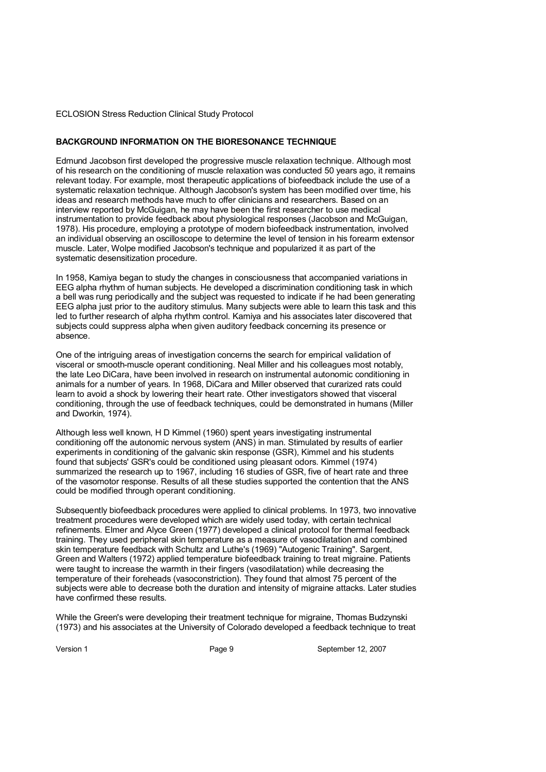## BACKGROUND INFORMATION ON THE BIORESONANCE TECHNIQUE

Edmund Jacobson first developed the progressive muscle relaxation technique. Although most of his research on the conditioning of muscle relaxation was conducted 50 years ago, it remains relevant today. For example, most therapeutic applications of biofeedback include the use of a systematic relaxation technique. Although Jacobson's system has been modified over time, his ideas and research methods have much to offer clinicians and researchers. Based on an interview reported by McGuigan, he may have been the first researcher to use medical instrumentation to provide feedback about physiological responses (Jacobson and McGuigan, 1978). His procedure, employing a prototype of modern biofeedback instrumentation, involved an individual observing an oscilloscope to determine the level of tension in his forearm extensor muscle. Later, Wolpe modified Jacobson's technique and popularized it as part of the systematic desensitization procedure.

In 1958, Kamiya began to study the changes in consciousness that accompanied variations in EEG alpha rhythm of human subjects. He developed a discrimination conditioning task in which a bell was rung periodically and the subject was requested to indicate if he had been generating EEG alpha just prior to the auditory stimulus. Many subjects were able to learn this task and this led to further research of alpha rhythm control. Kamiya and his associates later discovered that subjects could suppress alpha when given auditory feedback concerning its presence or absence.

One of the intriguing areas of investigation concerns the search for empirical validation of visceral or smooth-muscle operant conditioning. Neal Miller and his colleagues most notably, the late Leo DiCara, have been involved in research on instrumental autonomic conditioning in animals for a number of years. In 1968, DiCara and Miller observed that curarized rats could learn to avoid a shock by lowering their heart rate. Other investigators showed that visceral conditioning, through the use of feedback techniques, could be demonstrated in humans (Miller and Dworkin, 1974).

Although less well known, H D Kimmel (1960) spent years investigating instrumental conditioning off the autonomic nervous system (ANS) in man. Stimulated by results of earlier experiments in conditioning of the galvanic skin response (GSR), Kimmel and his students found that subjects' GSR's could be conditioned using pleasant odors. Kimmel (1974) summarized the research up to 1967, including 16 studies of GSR, five of heart rate and three of the vasomotor response. Results of all these studies supported the contention that the ANS could be modified through operant conditioning.

Subsequently biofeedback procedures were applied to clinical problems. In 1973, two innovative treatment procedures were developed which are widely used today, with certain technical refinements. Elmer and Alyce Green (1977) developed a clinical protocol for thermal feedback training. They used peripheral skin temperature as a measure of vasodilatation and combined skin temperature feedback with Schultz and Luthe's (1969) "Autogenic Training". Sargent, Green and Walters (1972) applied temperature biofeedback training to treat migraine. Patients were taught to increase the warmth in their fingers (vasodilatation) while decreasing the temperature of their foreheads (vasoconstriction). They found that almost 75 percent of the subjects were able to decrease both the duration and intensity of migraine attacks. Later studies have confirmed these results.

While the Green's were developing their treatment technique for migraine, Thomas Budzynski (1973) and his associates at the University of Colorado developed a feedback technique to treat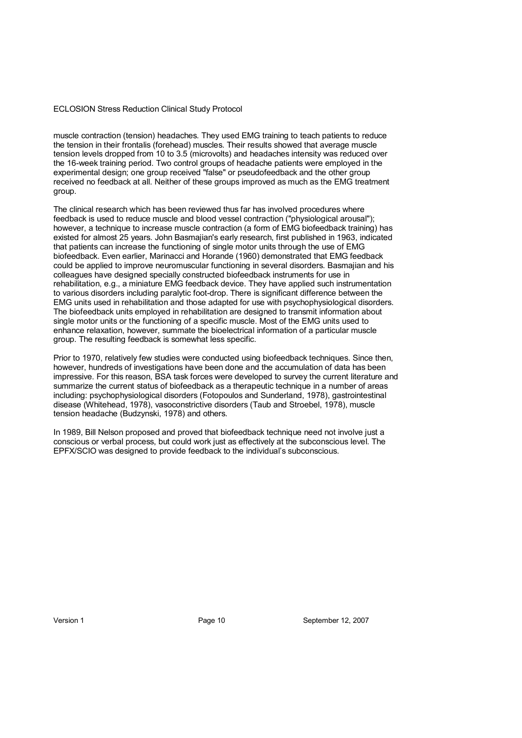muscle contraction (tension) headaches. They used EMG training to teach patients to reduce the tension in their frontalis (forehead) muscles. Their results showed that average muscle tension levels dropped from 10 to 3.5 (microvolts) and headaches intensity was reduced over the 16-week training period. Two control groups of headache patients were employed in the experimental design; one group received "false" or pseudofeedback and the other group received no feedback at all. Neither of these groups improved as much as the EMG treatment group.

The clinical research which has been reviewed thus far has involved procedures where feedback is used to reduce muscle and blood vessel contraction ("physiological arousal"); however, a technique to increase muscle contraction (a form of EMG biofeedback training) has existed for almost 25 years. John Basmajian's early research, first published in 1963, indicated that patients can increase the functioning of single motor units through the use of EMG biofeedback. Even earlier, Marinacci and Horande (1960) demonstrated that EMG feedback could be applied to improve neuromuscular functioning in several disorders. Basmajian and his colleagues have designed specially constructed biofeedback instruments for use in rehabilitation, e.g., a miniature EMG feedback device. They have applied such instrumentation to various disorders including paralytic foot-drop. There is significant difference between the EMG units used in rehabilitation and those adapted for use with psychophysiological disorders. The biofeedback units employed in rehabilitation are designed to transmit information about single motor units or the functioning of a specific muscle. Most of the EMG units used to enhance relaxation, however, summate the bioelectrical information of a particular muscle group. The resulting feedback is somewhat less specific.

Prior to 1970, relatively few studies were conducted using biofeedback techniques. Since then, however, hundreds of investigations have been done and the accumulation of data has been impressive. For this reason, BSA task forces were developed to survey the current literature and summarize the current status of biofeedback as a therapeutic technique in a number of areas including: psychophysiological disorders (Fotopoulos and Sunderland, 1978), gastrointestinal disease (Whitehead, 1978), vasoconstrictive disorders (Taub and Stroebel, 1978), muscle tension headache (Budzynski, 1978) and others.

In 1989, Bill Nelson proposed and proved that biofeedback technique need not involve just a conscious or verbal process, but could work just as effectively at the subconscious level. The EPFX/SCIO was designed to provide feedback to the individual's subconscious.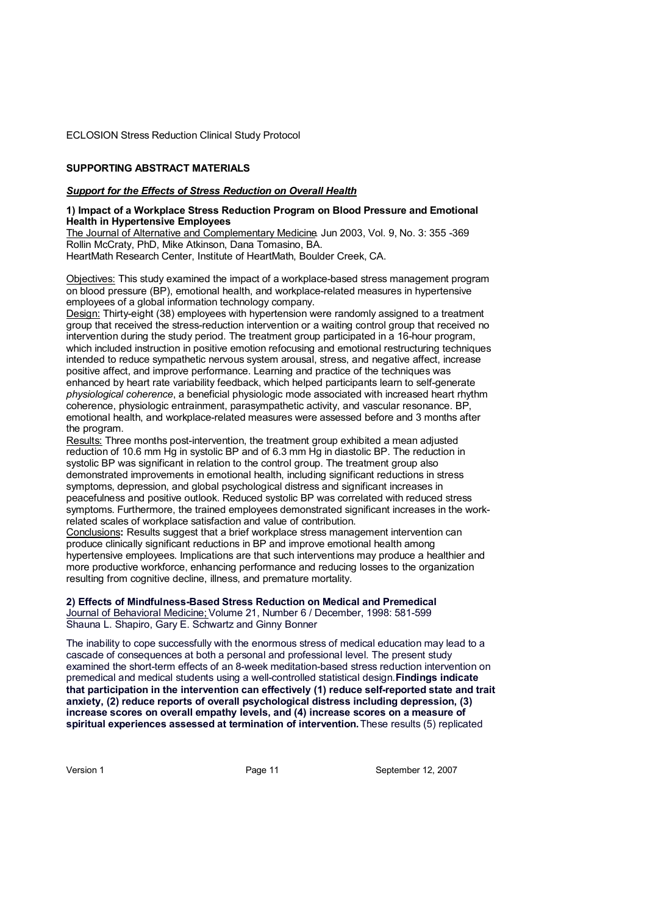ECLOSION Stress Reduction Clinical Study Protocol

## SUPPORTING ABSTRACT MATERIALS

### ***Support for the Effects of Stress Reduction on Overall Health***

**1) Impact of a Workplace Stress Reduction Program on Blood Pressure and Emotional Health in Hypertensive Employees**

The Journal of Alternative and Complementary Medicine. Jun 2003, Vol. 9, No. 3: 355 -369
Rollin McCraty, PhD, Mike Atkinson, Dana Tomasino, BA.
HeartMath Research Center, Institute of HeartMath, Boulder Creek, CA.

Objectives: This study examined the impact of a workplace-based stress management program on blood pressure (BP), emotional health, and workplace-related measures in hypertensive employees of a global information technology company.
Design: Thirty-eight (38) employees with hypertension were randomly assigned to a treatment group that received the stress-reduction intervention or a waiting control group that received no intervention during the study period. The treatment group participated in a 16-hour program, which included instruction in positive emotion refocusing and emotional restructuring techniques intended to reduce sympathetic nervous system arousal, stress, and negative affect, increase positive affect, and improve performance. Learning and practice of the techniques was enhanced by heart rate variability feedback, which helped participants learn to self-generate *physiological coherence*, a beneficial physiologic mode associated with increased heart rhythm coherence, physiologic entrainment, parasympathetic activity, and vascular resonance. BP, emotional health, and workplace-related measures were assessed before and 3 months after the program.
Results: Three months post-intervention, the treatment group exhibited a mean adjusted reduction of 10.6 mm Hg in systolic BP and of 6.3 mm Hg in diastolic BP. The reduction in systolic BP was significant in relation to the control group. The treatment group also demonstrated improvements in emotional health, including significant reductions in stress symptoms, depression, and global psychological distress and significant increases in peacefulness and positive outlook. Reduced systolic BP was correlated with reduced stress symptoms. Furthermore, the trained employees demonstrated significant increases in the work-related scales of workplace satisfaction and value of contribution.
Conclusions**:** Results suggest that a brief workplace stress management intervention can produce clinically significant reductions in BP and improve emotional health among hypertensive employees. Implications are that such interventions may produce a healthier and more productive workforce, enhancing performance and reducing losses to the organization resulting from cognitive decline, illness, and premature mortality.

**2) Effects of Mindfulness-Based Stress Reduction on Medical and Premedical**

Journal of Behavioral Medicine; Volume 21, Number 6 / December, 1998: 581-599
Shauna L. Shapiro, Gary E. Schwartz and Ginny Bonner

The inability to cope successfully with the enormous stress of medical education may lead to a cascade of consequences at both a personal and professional level. The present study examined the short-term effects of an 8-week meditation-based stress reduction intervention on premedical and medical students using a well-controlled statistical design. **Findings indicate that participation in the intervention can effectively (1) reduce self-reported state and trait anxiety, (2) reduce reports of overall psychological distress including depression, (3) increase scores on overall empathy levels, and (4) increase scores on a measure of spiritual experiences assessed at termination of intervention.** These results (5) replicated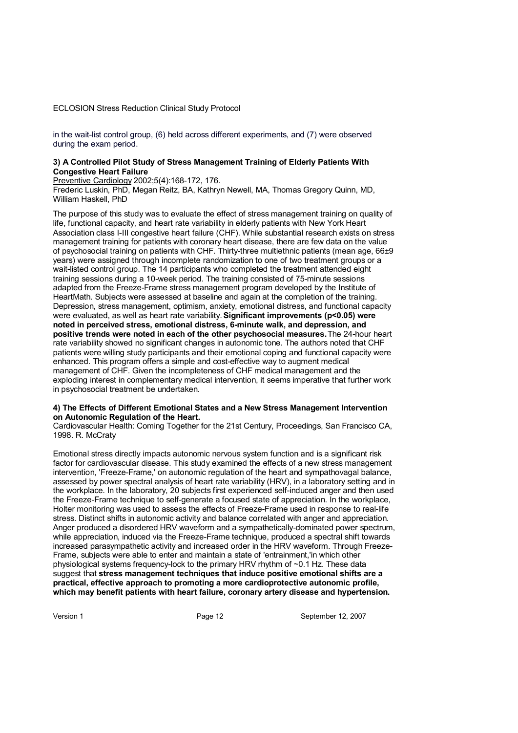in the wait-list control group, (6) held across different experiments, and (7) were observed during the exam period.

**3) A Controlled Pilot Study of Stress Management Training of Elderly Patients With Congestive Heart Failure**

Preventive Cardiology 2002;5(4):168-172, 176.
Frederic Luskin, PhD, Megan Reitz, BA, Kathryn Newell, MA, Thomas Gregory Quinn, MD, William Haskell, PhD

The purpose of this study was to evaluate the effect of stress management training on quality of life, functional capacity, and heart rate variability in elderly patients with New York Heart Association class I-III congestive heart failure (CHF). While substantial research exists on stress management training for patients with coronary heart disease, there are few data on the value of psychosocial training on patients with CHF. Thirty-three multiethnic patients (mean age, 66±9 years) were assigned through incomplete randomization to one of two treatment groups or a wait-listed control group. The 14 participants who completed the treatment attended eight training sessions during a 10-week period. The training consisted of 75-minute sessions adapted from the Freeze-Frame stress management program developed by the Institute of HeartMath. Subjects were assessed at baseline and again at the completion of the training. Depression, stress management, optimism, anxiety, emotional distress, and functional capacity were evaluated, as well as heart rate variability. **Significant improvements ($p<0.05$) were noted in perceived stress, emotional distress, 6-minute walk, and depression, and positive trends were noted in each of the other psychosocial measures.** The 24-hour heart rate variability showed no significant changes in autonomic tone. The authors noted that CHF patients were willing study participants and their emotional coping and functional capacity were enhanced. This program offers a simple and cost-effective way to augment medical management of CHF. Given the incompleteness of CHF medical management and the exploding interest in complementary medical intervention, it seems imperative that further work in psychosocial treatment be undertaken.

**4) The Effects of Different Emotional States and a New Stress Management Intervention on Autonomic Regulation of the Heart.**

Cardiovascular Health: Coming Together for the 21st Century, Proceedings, San Francisco CA, 1998. R. McCraty

Emotional stress directly impacts autonomic nervous system function and is a significant risk factor for cardiovascular disease. This study examined the effects of a new stress management intervention, 'Freeze-Frame,' on autonomic regulation of the heart and sympathovagal balance, assessed by power spectral analysis of heart rate variability (HRV), in a laboratory setting and in the workplace. In the laboratory, 20 subjects first experienced self-induced anger and then used the Freeze-Frame technique to self-generate a focused state of appreciation. In the workplace, Holter monitoring was used to assess the effects of Freeze-Frame used in response to real-life stress. Distinct shifts in autonomic activity and balance correlated with anger and appreciation. Anger produced a disordered HRV waveform and a sympathetically-dominated power spectrum, while appreciation, induced via the Freeze-Frame technique, produced a spectral shift towards increased parasympathetic activity and increased order in the HRV waveform. Through Freeze-Frame, subjects were able to enter and maintain a state of 'entrainment,'in which other physiological systems frequency-lock to the primary HRV rhythm of ~0.1 Hz. These data suggest that **stress management techniques that induce positive emotional shifts are a practical, effective approach to promoting a more cardioprotective autonomic profile, which may benefit patients with heart failure, coronary artery disease and hypertension.**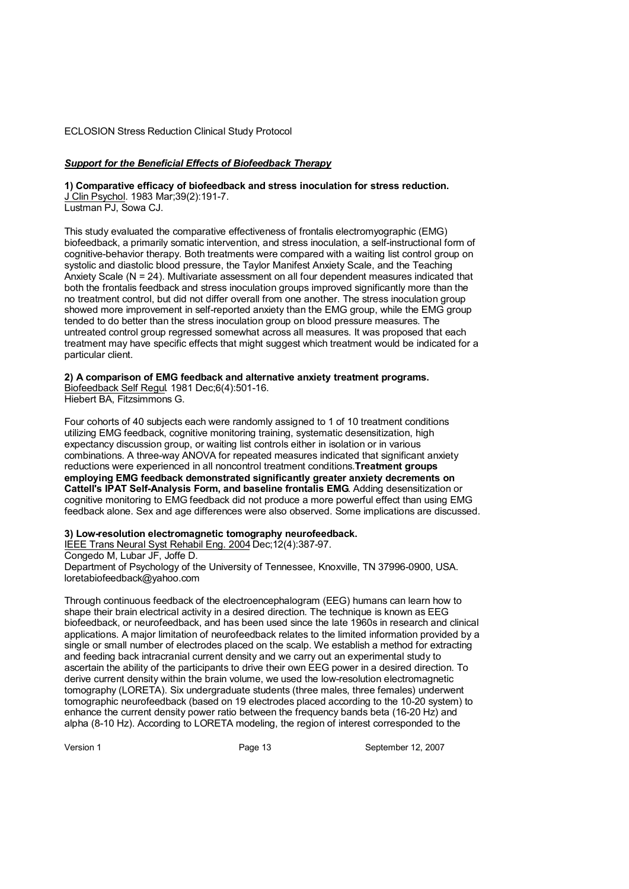***Support for the Beneficial Effects of Biofeedback Therapy***

**1) Comparative efficacy of biofeedback and stress inoculation for stress reduction.**
J Clin Psychol. 1983 Mar;39(2):191-7.
Lustman PJ, Sowa CJ.

This study evaluated the comparative effectiveness of frontalis electromyographic (EMG) biofeedback, a primarily somatic intervention, and stress inoculation, a self-instructional form of cognitive-behavior therapy. Both treatments were compared with a waiting list control group on systolic and diastolic blood pressure, the Taylor Manifest Anxiety Scale, and the Teaching Anxiety Scale (N = 24). Multivariate assessment on all four dependent measures indicated that both the frontalis feedback and stress inoculation groups improved significantly more than the no treatment control, but did not differ overall from one another. The stress inoculation group showed more improvement in self-reported anxiety than the EMG group, while the EMG group tended to do better than the stress inoculation group on blood pressure measures. The untreated control group regressed somewhat across all measures. It was proposed that each treatment may have specific effects that might suggest which treatment would be indicated for a particular client.

**2) A comparison of EMG feedback and alternative anxiety treatment programs.**
Biofeedback Self Regul. 1981 Dec;6(4):501-16.
Hiebert BA, Fitzsimmons G.

Four cohorts of 40 subjects each were randomly assigned to 1 of 10 treatment conditions utilizing EMG feedback, cognitive monitoring training, systematic desensitization, high expectancy discussion group, or waiting list controls either in isolation or in various combinations. A three-way ANOVA for repeated measures indicated that significant anxiety reductions were experienced in all noncontrol treatment conditions. **Treatment groups employing EMG feedback demonstrated significantly greater anxiety decrements on Cattell's IPAT Self-Analysis Form, and baseline frontalis EMG**. Adding desensitization or cognitive monitoring to EMG feedback did not produce a more powerful effect than using EMG feedback alone. Sex and age differences were also observed. Some implications are discussed.

**3) Low-resolution electromagnetic tomography neurofeedback.**
IEEE Trans Neural Syst Rehabil Eng. 2004 Dec;12(4):387-97.
Congedo M, Lubar JF, Joffe D.
Department of Psychology of the University of Tennessee, Knoxville, TN 37996-0900, USA.
loretabiofeedback@yahoo.com

Through continuous feedback of the electroencephalogram (EEG) humans can learn how to shape their brain electrical activity in a desired direction. The technique is known as EEG biofeedback, or neurofeedback, and has been used since the late 1960s in research and clinical applications. A major limitation of neurofeedback relates to the limited information provided by a single or small number of electrodes placed on the scalp. We establish a method for extracting and feeding back intracranial current density and we carry out an experimental study to ascertain the ability of the participants to drive their own EEG power in a desired direction. To derive current density within the brain volume, we used the low-resolution electromagnetic tomography (LORETA). Six undergraduate students (three males, three females) underwent tomographic neurofeedback (based on 19 electrodes placed according to the 10-20 system) to enhance the current density power ratio between the frequency bands beta (16-20 Hz) and alpha (8-10 Hz). According to LORETA modeling, the region of interest corresponded to the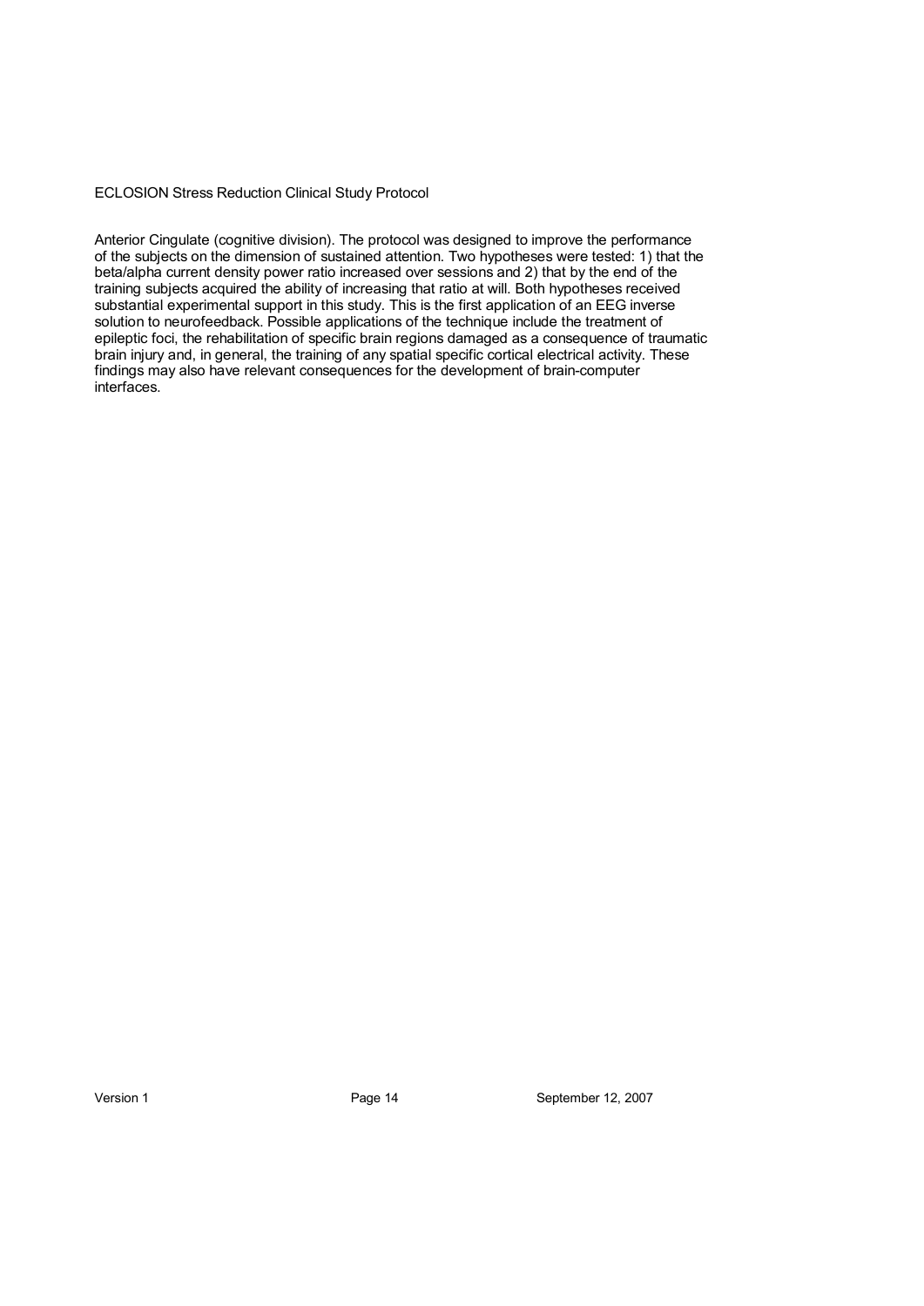Anterior Cingulate (cognitive division). The protocol was designed to improve the performance of the subjects on the dimension of sustained attention. Two hypotheses were tested: 1) that the beta/alpha current density power ratio increased over sessions and 2) that by the end of the training subjects acquired the ability of increasing that ratio at will. Both hypotheses received substantial experimental support in this study. This is the first application of an EEG inverse solution to neurofeedback. Possible applications of the technique include the treatment of epileptic foci, the rehabilitation of specific brain regions damaged as a consequence of traumatic brain injury and, in general, the training of any spatial specific cortical electrical activity. These findings may also have relevant consequences for the development of brain-computer interfaces.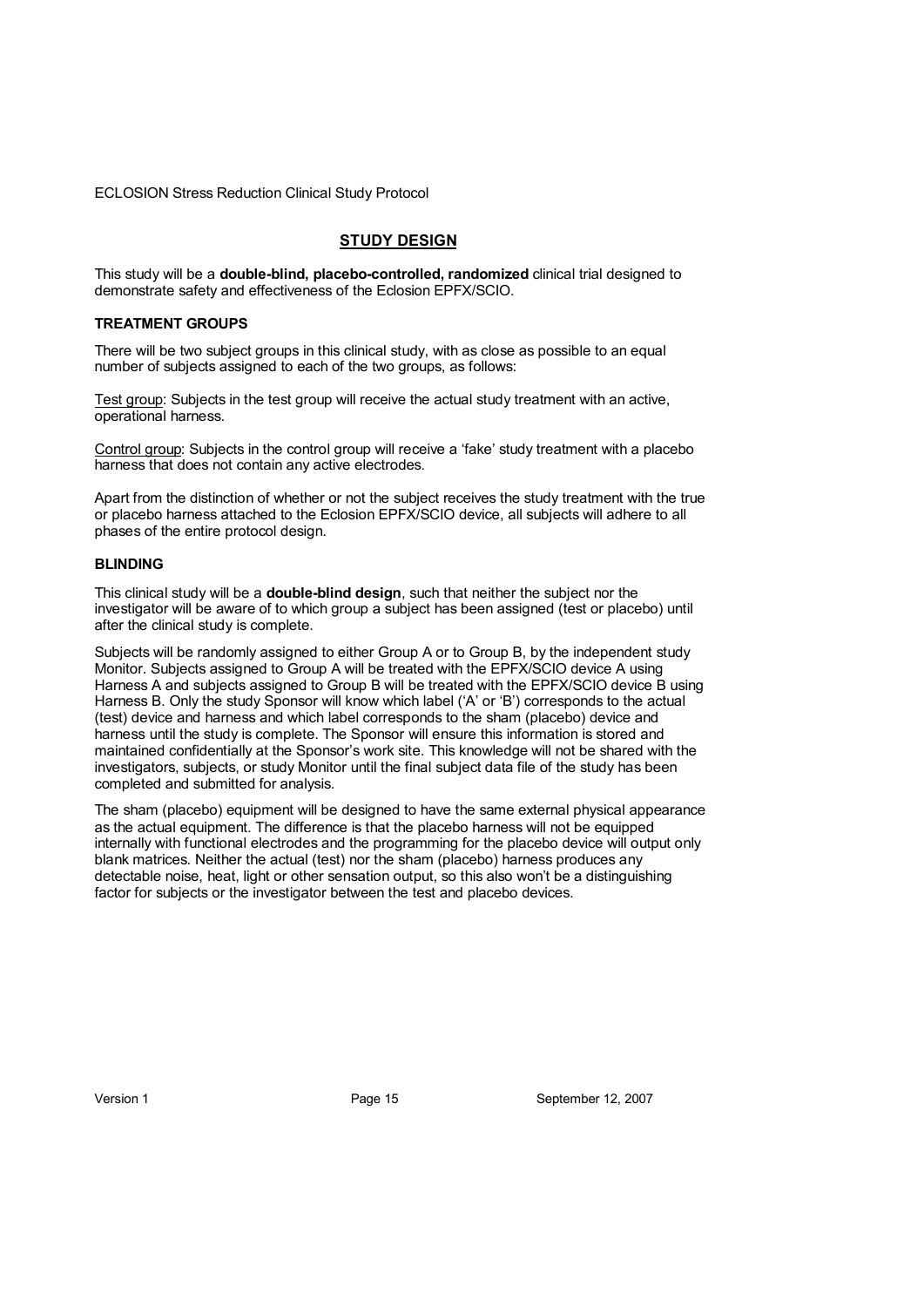## STUDY DESIGN

This study will be a **double-blind, placebo-controlled, randomized** clinical trial designed to demonstrate safety and effectiveness of the Eclosion EPFX/SCIO.

### TREATMENT GROUPS

There will be two subject groups in this clinical study, with as close as possible to an equal number of subjects assigned to each of the two groups, as follows:

Test group: Subjects in the test group will receive the actual study treatment with an active, operational harness.

Control group: Subjects in the control group will receive a 'fake' study treatment with a placebo harness that does not contain any active electrodes.

Apart from the distinction of whether or not the subject receives the study treatment with the true or placebo harness attached to the Eclosion EPFX/SCIO device, all subjects will adhere to all phases of the entire protocol design.

### BLINDING

This clinical study will be a **double-blind design**, such that neither the subject nor the investigator will be aware of to which group a subject has been assigned (test or placebo) until after the clinical study is complete.

Subjects will be randomly assigned to either Group A or to Group B, by the independent study Monitor. Subjects assigned to Group A will be treated with the EPFX/SCIO device A using Harness A and subjects assigned to Group B will be treated with the EPFX/SCIO device B using Harness B. Only the study Sponsor will know which label ('A' or 'B') corresponds to the actual (test) device and harness and which label corresponds to the sham (placebo) device and harness until the study is complete. The Sponsor will ensure this information is stored and maintained confidentially at the Sponsor's work site. This knowledge will not be shared with the investigators, subjects, or study Monitor until the final subject data file of the study has been completed and submitted for analysis.

The sham (placebo) equipment will be designed to have the same external physical appearance as the actual equipment. The difference is that the placebo harness will not be equipped internally with functional electrodes and the programming for the placebo device will output only blank matrices. Neither the actual (test) nor the sham (placebo) harness produces any detectable noise, heat, light or other sensation output, so this also won't be a distinguishing factor for subjects or the investigator between the test and placebo devices.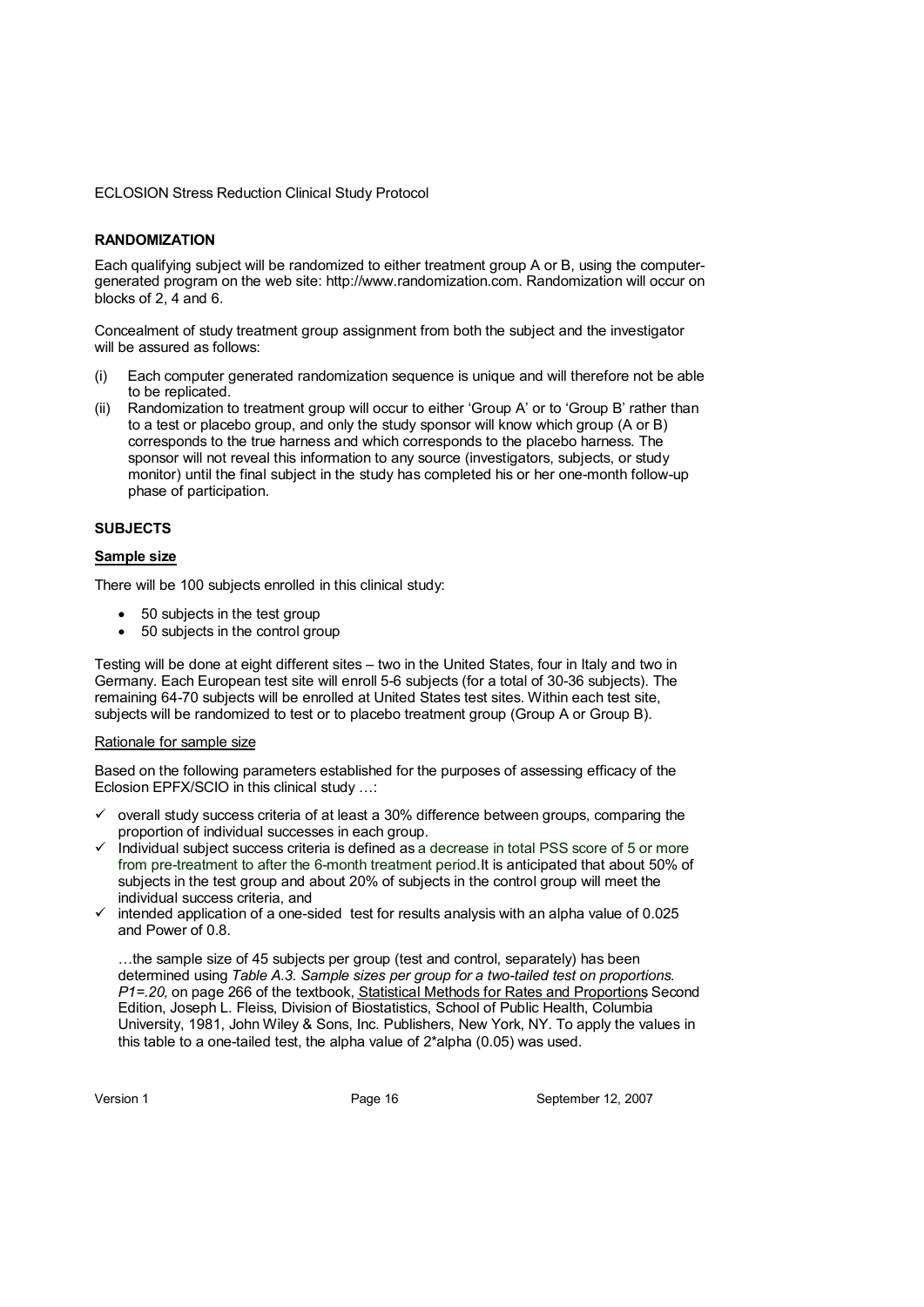## RANDOMIZATION

Each qualifying subject will be randomized to either treatment group A or B, using the computer-generated program on the web site: http://www.randomization.com. Randomization will occur on blocks of 2, 4 and 6.

Concealment of study treatment group assignment from both the subject and the investigator will be assured as follows:

(i) Each computer generated randomization sequence is unique and will therefore not be able to be replicated.

(ii) Randomization to treatment group will occur to either 'Group A' or to 'Group B' rather than to a test or placebo group, and only the study sponsor will know which group (A or B) corresponds to the true harness and which corresponds to the placebo harness. The sponsor will not reveal this information to any source (investigators, subjects, or study monitor) until the final subject in the study has completed his or her one-month follow-up phase of participation.

## SUBJECTS

### Sample size

There will be 100 subjects enrolled in this clinical study:

- 50 subjects in the test group
- 50 subjects in the control group

Testing will be done at eight different sites – two in the United States, four in Italy and two in Germany. Each European test site will enroll 5-6 subjects (for a total of 30-36 subjects). The remaining 64-70 subjects will be enrolled at United States test sites. Within each test site, subjects will be randomized to test or to placebo treatment group (Group A or Group B).

Rationale for sample size

Based on the following parameters established for the purposes of assessing efficacy of the Eclosion EPFX/SCIO in this clinical study …:

- ✓ overall study success criteria of at least a 30% difference between groups, comparing the proportion of individual successes in each group.
- ✓ Individual subject success criteria is defined as a decrease in total PSS score of 5 or more from pre-treatment to after the 6-month treatment period. It is anticipated that about 50% of subjects in the test group and about 20% of subjects in the control group will meet the individual success criteria, and
- ✓ intended application of a one-sided test for results analysis with an alpha value of 0.025 and Power of 0.8.

…the sample size of 45 subjects per group (test and control, separately) has been determined using *Table A.3. Sample sizes per group for a two-tailed test on proportions. P1=.20,* on page 266 of the textbook, Statistical Methods for Rates and Proportions, Second Edition, Joseph L. Fleiss, Division of Biostatistics, School of Public Health, Columbia University, 1981, John Wiley & Sons, Inc. Publishers, New York, NY. To apply the values in this table to a one-tailed test, the alpha value of 2*alpha (0.05) was used.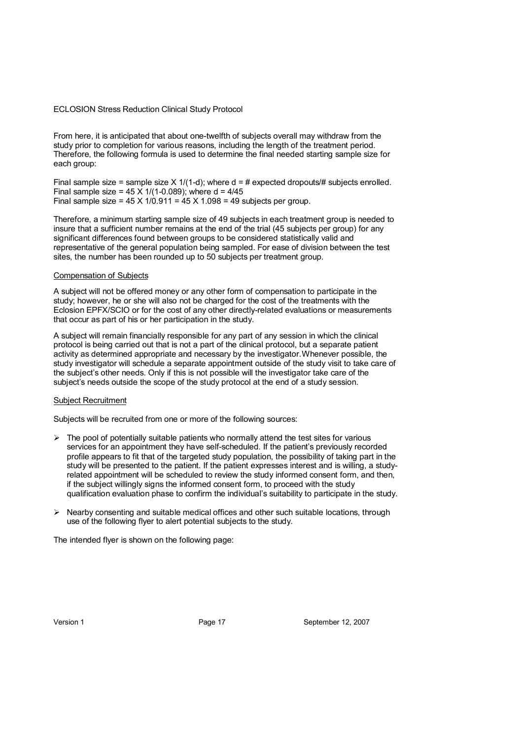From here, it is anticipated that about one-twelfth of subjects overall may withdraw from the study prior to completion for various reasons, including the length of the treatment period. Therefore, the following formula is used to determine the final needed starting sample size for each group:

Final sample size = sample size X 1/(1-d); where d = # expected dropouts/# subjects enrolled.
Final sample size = 45 X 1/(1-0.089); where d = 4/45
Final sample size = 45 X 1/0.911 = 45 X 1.098 = 49 subjects per group.

Therefore, a minimum starting sample size of 49 subjects in each treatment group is needed to insure that a sufficient number remains at the end of the trial (45 subjects per group) for any significant differences found between groups to be considered statistically valid and representative of the general population being sampled. For ease of division between the test sites, the number has been rounded up to 50 subjects per treatment group.

<u>Compensation of Subjects</u>

A subject will not be offered money or any other form of compensation to participate in the study; however, he or she will also not be charged for the cost of the treatments with the Eclosion EPFX/SCIO or for the cost of any other directly-related evaluations or measurements that occur as part of his or her participation in the study.

A subject will remain financially responsible for any part of any session in which the clinical protocol is being carried out that is not a part of the clinical protocol, but a separate patient activity as determined appropriate and necessary by the investigator.Whenever possible, the study investigator will schedule a separate appointment outside of the study visit to take care of the subject's other needs. Only if this is not possible will the investigator take care of the subject's needs outside the scope of the study protocol at the end of a study session.

<u>Subject Recruitment</u>

Subjects will be recruited from one or more of the following sources:

- The pool of potentially suitable patients who normally attend the test sites for various services for an appointment they have self-scheduled. If the patient's previously recorded profile appears to fit that of the targeted study population, the possibility of taking part in the study will be presented to the patient. If the patient expresses interest and is willing, a study-related appointment will be scheduled to review the study informed consent form, and then, if the subject willingly signs the informed consent form, to proceed with the study qualification evaluation phase to confirm the individual's suitability to participate in the study.

- Nearby consenting and suitable medical offices and other such suitable locations, through use of the following flyer to alert potential subjects to the study.

The intended flyer is shown on the following page: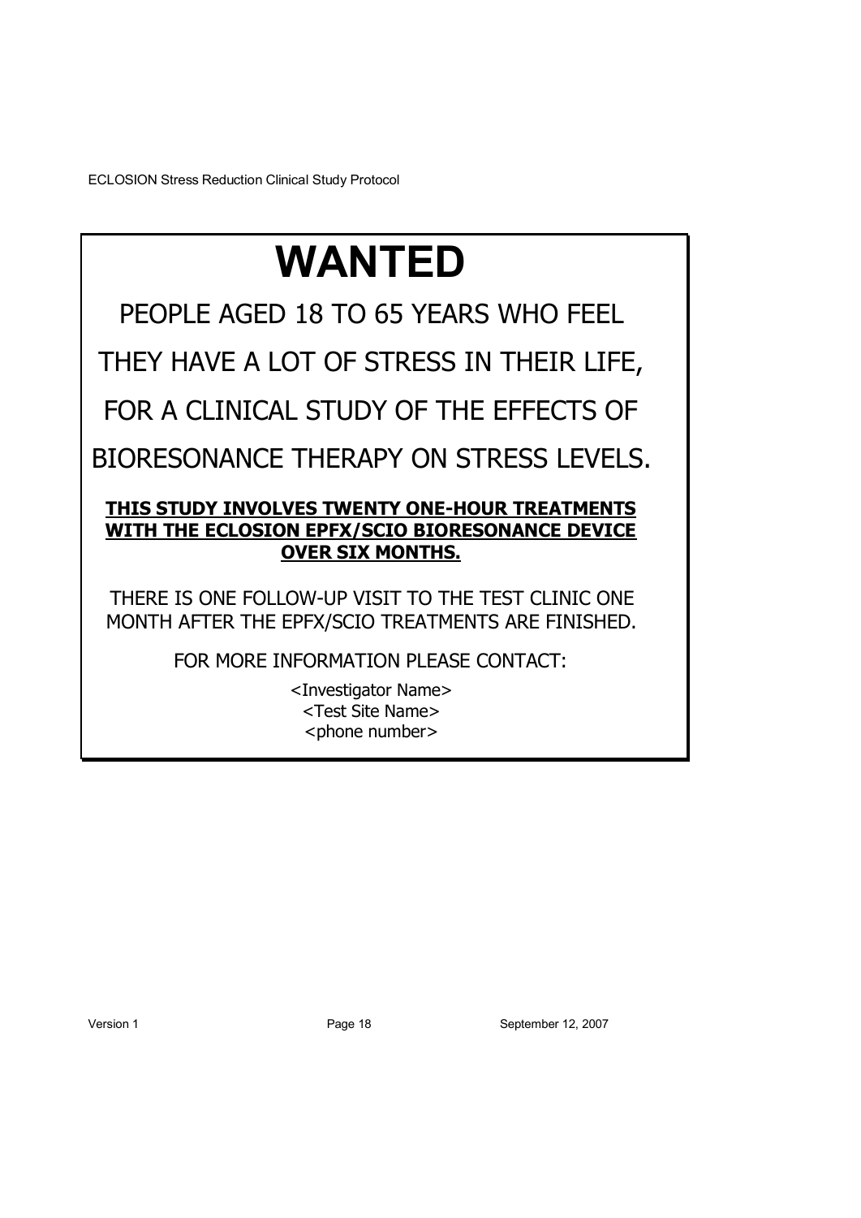# WANTED

PEOPLE AGED 18 TO 65 YEARS WHO FEEL THEY HAVE A LOT OF STRESS IN THEIR LIFE, FOR A CLINICAL STUDY OF THE EFFECTS OF BIORESONANCE THERAPY ON STRESS LEVELS.

**THIS STUDY INVOLVES TWENTY ONE-HOUR TREATMENTS WITH THE ECLOSION EPFX/SCIO BIORESONANCE DEVICE OVER SIX MONTHS.**

THERE IS ONE FOLLOW-UP VISIT TO THE TEST CLINIC ONE MONTH AFTER THE EPFX/SCIO TREATMENTS ARE FINISHED.

FOR MORE INFORMATION PLEASE CONTACT:

<Investigator Name>
<Test Site Name>
<phone number>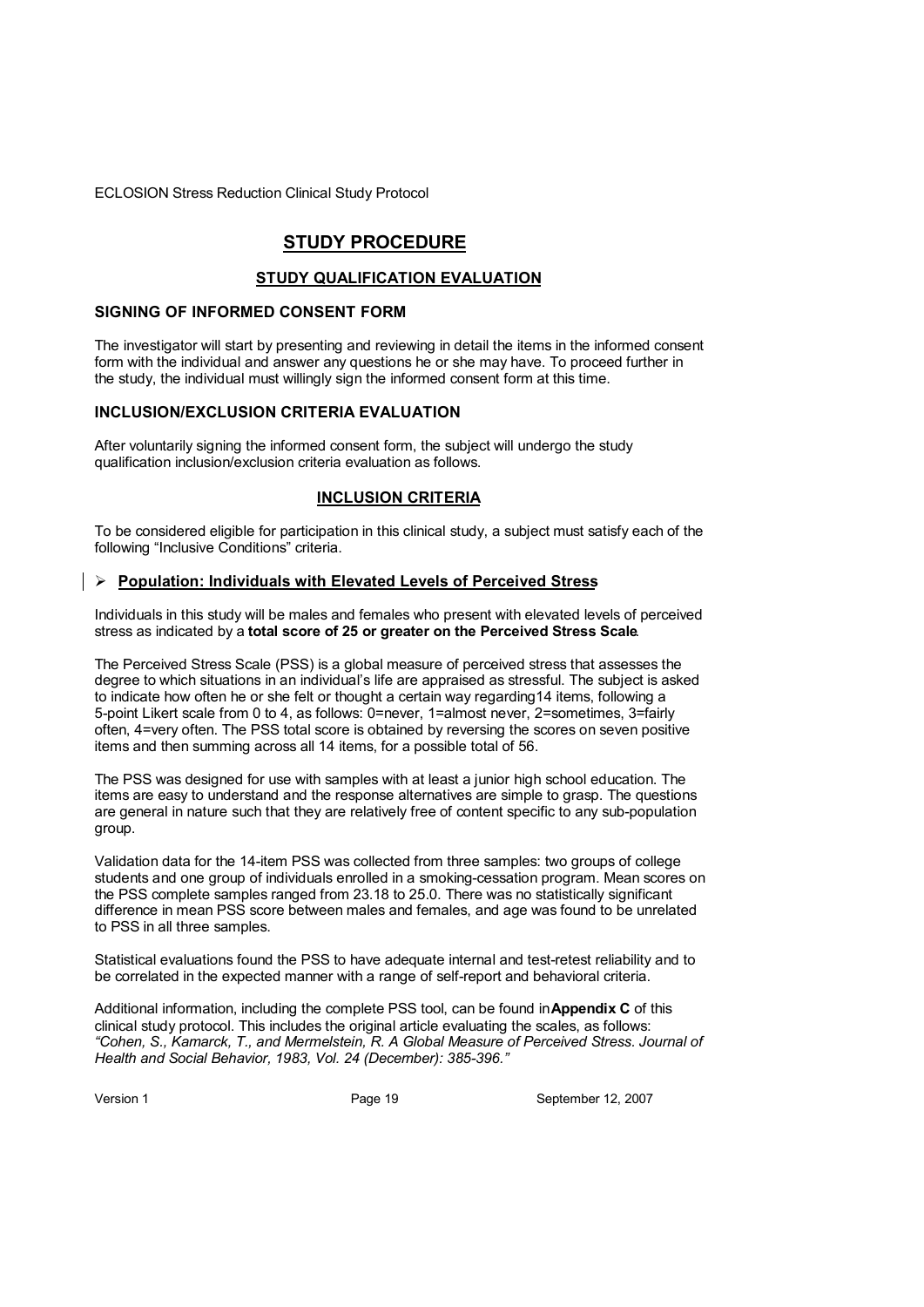# STUDY PROCEDURE

## STUDY QUALIFICATION EVALUATION

### SIGNING OF INFORMED CONSENT FORM

The investigator will start by presenting and reviewing in detail the items in the informed consent form with the individual and answer any questions he or she may have. To proceed further in the study, the individual must willingly sign the informed consent form at this time.

### INCLUSION/EXCLUSION CRITERIA EVALUATION

After voluntarily signing the informed consent form, the subject will undergo the study qualification inclusion/exclusion criteria evaluation as follows.

## INCLUSION CRITERIA

To be considered eligible for participation in this clinical study, a subject must satisfy each of the following "Inclusive Conditions" criteria.

- **Population: Individuals with Elevated Levels of Perceived Stress**

Individuals in this study will be males and females who present with elevated levels of perceived stress as indicated by a **total score of 25 or greater on the Perceived Stress Scale**.

The Perceived Stress Scale (PSS) is a global measure of perceived stress that assesses the degree to which situations in an individual's life are appraised as stressful. The subject is asked to indicate how often he or she felt or thought a certain way regarding14 items, following a 5-point Likert scale from 0 to 4, as follows: 0=never, 1=almost never, 2=sometimes, 3=fairly often, 4=very often. The PSS total score is obtained by reversing the scores on seven positive items and then summing across all 14 items, for a possible total of 56.

The PSS was designed for use with samples with at least a junior high school education. The items are easy to understand and the response alternatives are simple to grasp. The questions are general in nature such that they are relatively free of content specific to any sub-population group.

Validation data for the 14-item PSS was collected from three samples: two groups of college students and one group of individuals enrolled in a smoking-cessation program. Mean scores on the PSS complete samples ranged from 23.18 to 25.0. There was no statistically significant difference in mean PSS score between males and females, and age was found to be unrelated to PSS in all three samples.

Statistical evaluations found the PSS to have adequate internal and test-retest reliability and to be correlated in the expected manner with a range of self-report and behavioral criteria.

Additional information, including the complete PSS tool, can be found in **Appendix C** of this clinical study protocol. This includes the original article evaluating the scales, as follows: *"Cohen, S., Kamarck, T., and Mermelstein, R. A Global Measure of Perceived Stress. Journal of Health and Social Behavior, 1983, Vol. 24 (December): 385-396."*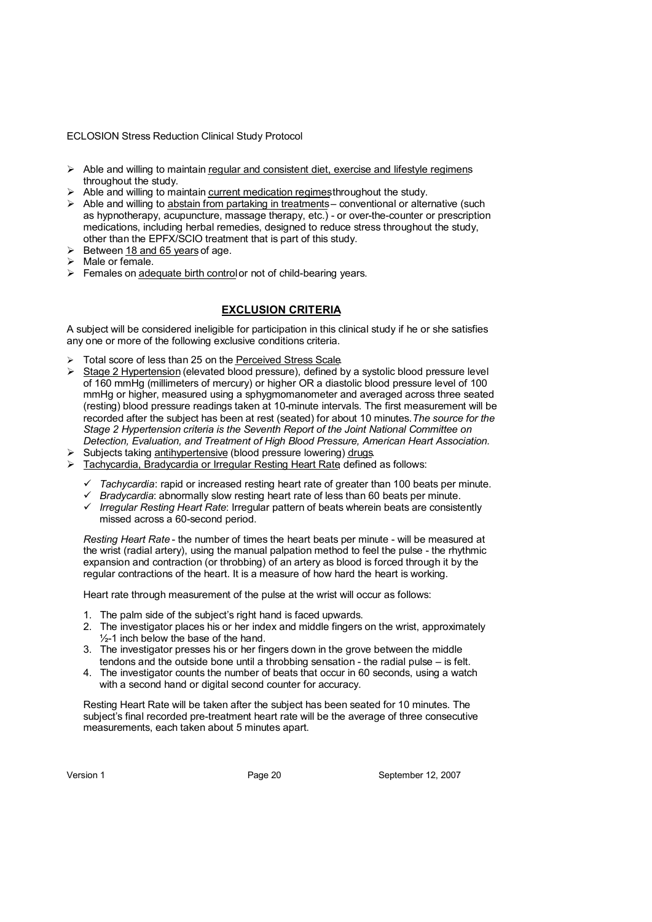- Able and willing to maintain regular and consistent diet, exercise and lifestyle regimens throughout the study.
- Able and willing to maintain current medication regimes throughout the study.
- Able and willing to abstain from partaking in treatments – conventional or alternative (such as hypnotherapy, acupuncture, massage therapy, etc.) - or over-the-counter or prescription medications, including herbal remedies, designed to reduce stress throughout the study, other than the EPFX/SCIO treatment that is part of this study.
- Between 18 and 65 years of age.
- Male or female.
- Females on adequate birth control or not of child-bearing years.

## EXCLUSION CRITERIA

A subject will be considered ineligible for participation in this clinical study if he or she satisfies any one or more of the following exclusive conditions criteria.

- Total score of less than 25 on the Perceived Stress Scale.
- Stage 2 Hypertension (elevated blood pressure), defined by a systolic blood pressure level of 160 mmHg (millimeters of mercury) or higher OR a diastolic blood pressure level of 100 mmHg or higher, measured using a sphygmomanometer and averaged across three seated (resting) blood pressure readings taken at 10-minute intervals. The first measurement will be recorded after the subject has been at rest (seated) for about 10 minutes. *The source for the Stage 2 Hypertension criteria is the Seventh Report of the Joint National Committee on Detection, Evaluation, and Treatment of High Blood Pressure, American Heart Association.*
- Subjects taking antihypertensive (blood pressure lowering) drugs.
- Tachycardia, Bradycardia or Irregular Resting Heart Rate, defined as follows:
  - ✓ *Tachycardia*: rapid or increased resting heart rate of greater than 100 beats per minute.
  - ✓ *Bradycardia*: abnormally slow resting heart rate of less than 60 beats per minute.
  - ✓ *Irregular Resting Heart Rate*: Irregular pattern of beats wherein beats are consistently missed across a 60-second period.

  *Resting Heart Rate* - the number of times the heart beats per minute - will be measured at the wrist (radial artery), using the manual palpation method to feel the pulse - the rhythmic expansion and contraction (or throbbing) of an artery as blood is forced through it by the regular contractions of the heart. It is a measure of how hard the heart is working.

  Heart rate through measurement of the pulse at the wrist will occur as follows:

  1. The palm side of the subject's right hand is faced upwards.
  2. The investigator places his or her index and middle fingers on the wrist, approximately ½-1 inch below the base of the hand.
  3. The investigator presses his or her fingers down in the grove between the middle tendons and the outside bone until a throbbing sensation - the radial pulse – is felt.
  4. The investigator counts the number of beats that occur in 60 seconds, using a watch with a second hand or digital second counter for accuracy.

  Resting Heart Rate will be taken after the subject has been seated for 10 minutes. The subject's final recorded pre-treatment heart rate will be the average of three consecutive measurements, each taken about 5 minutes apart.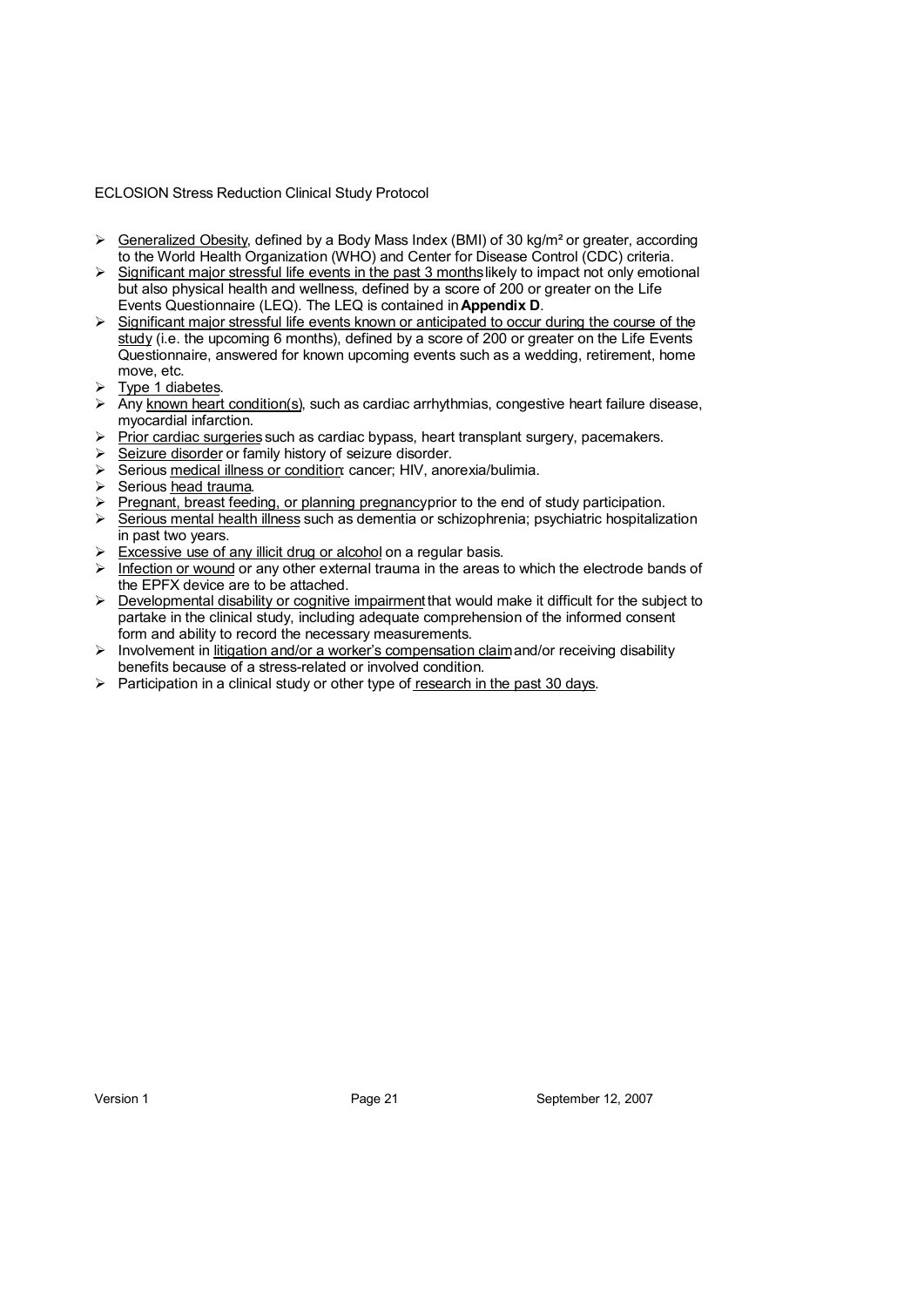- Generalized Obesity, defined by a Body Mass Index (BMI) of 30 kg/m² or greater, according to the World Health Organization (WHO) and Center for Disease Control (CDC) criteria.
- Significant major stressful life events in the past 3 months likely to impact not only emotional but also physical health and wellness, defined by a score of 200 or greater on the Life Events Questionnaire (LEQ). The LEQ is contained in **Appendix D**.
- Significant major stressful life events known or anticipated to occur during the course of the study (i.e. the upcoming 6 months), defined by a score of 200 or greater on the Life Events Questionnaire, answered for known upcoming events such as a wedding, retirement, home move, etc.
- Type 1 diabetes.
- Any known heart condition(s), such as cardiac arrhythmias, congestive heart failure disease, myocardial infarction.
- Prior cardiac surgeries such as cardiac bypass, heart transplant surgery, pacemakers.
- Seizure disorder or family history of seizure disorder.
- Serious medical illness or condition: cancer; HIV, anorexia/bulimia.
- Serious head trauma.
- Pregnant, breast feeding, or planning pregnancy prior to the end of study participation.
- Serious mental health illness such as dementia or schizophrenia; psychiatric hospitalization in past two years.
- Excessive use of any illicit drug or alcohol on a regular basis.
- Infection or wound or any other external trauma in the areas to which the electrode bands of the EPFX device are to be attached.
- Developmental disability or cognitive impairment that would make it difficult for the subject to partake in the clinical study, including adequate comprehension of the informed consent form and ability to record the necessary measurements.
- Involvement in litigation and/or a worker's compensation claim and/or receiving disability benefits because of a stress-related or involved condition.
- Participation in a clinical study or other type of research in the past 30 days.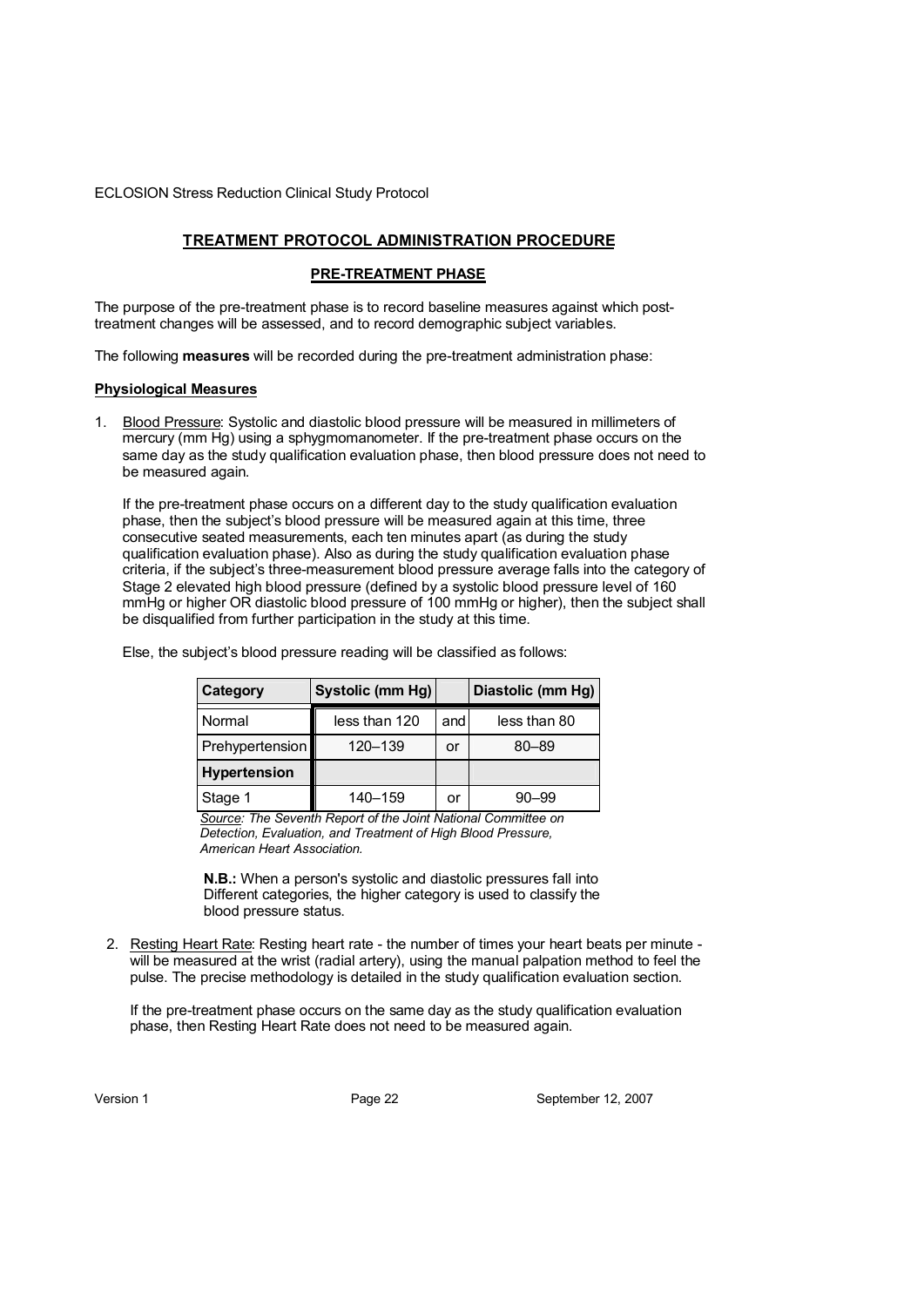## TREATMENT PROTOCOL ADMINISTRATION PROCEDURE

### PRE-TREATMENT PHASE

The purpose of the pre-treatment phase is to record baseline measures against which post-treatment changes will be assessed, and to record demographic subject variables.

The following **measures** will be recorded during the pre-treatment administration phase:

**Physiological Measures**

1. Blood Pressure: Systolic and diastolic blood pressure will be measured in millimeters of mercury (mm Hg) using a sphygmomanometer. If the pre-treatment phase occurs on the same day as the study qualification evaluation phase, then blood pressure does not need to be measured again.

   If the pre-treatment phase occurs on a different day to the study qualification evaluation phase, then the subject's blood pressure will be measured again at this time, three consecutive seated measurements, each ten minutes apart (as during the study qualification evaluation phase). Also as during the study qualification evaluation phase criteria, if the subject's three-measurement blood pressure average falls into the category of Stage 2 elevated high blood pressure (defined by a systolic blood pressure level of 160 mmHg or higher OR diastolic blood pressure of 100 mmHg or higher), then the subject shall be disqualified from further participation in the study at this time.

   Else, the subject's blood pressure reading will be classified as follows:

   | Category | Systolic (mm Hg) | | Diastolic (mm Hg) |
   |---|---|---|---|
   | Normal | less than 120 | and | less than 80 |
   | Prehypertension | 120–139 | or | 80–89 |
   | **Hypertension** | | | |
   | Stage 1 | 140–159 | or | 90–99 |

   *Source: The Seventh Report of the Joint National Committee on Detection, Evaluation, and Treatment of High Blood Pressure, American Heart Association.*

   **N.B.:** When a person's systolic and diastolic pressures fall into Different categories, the higher category is used to classify the blood pressure status.

2. Resting Heart Rate: Resting heart rate - the number of times your heart beats per minute - will be measured at the wrist (radial artery), using the manual palpation method to feel the pulse. The precise methodology is detailed in the study qualification evaluation section.

   If the pre-treatment phase occurs on the same day as the study qualification evaluation phase, then Resting Heart Rate does not need to be measured again.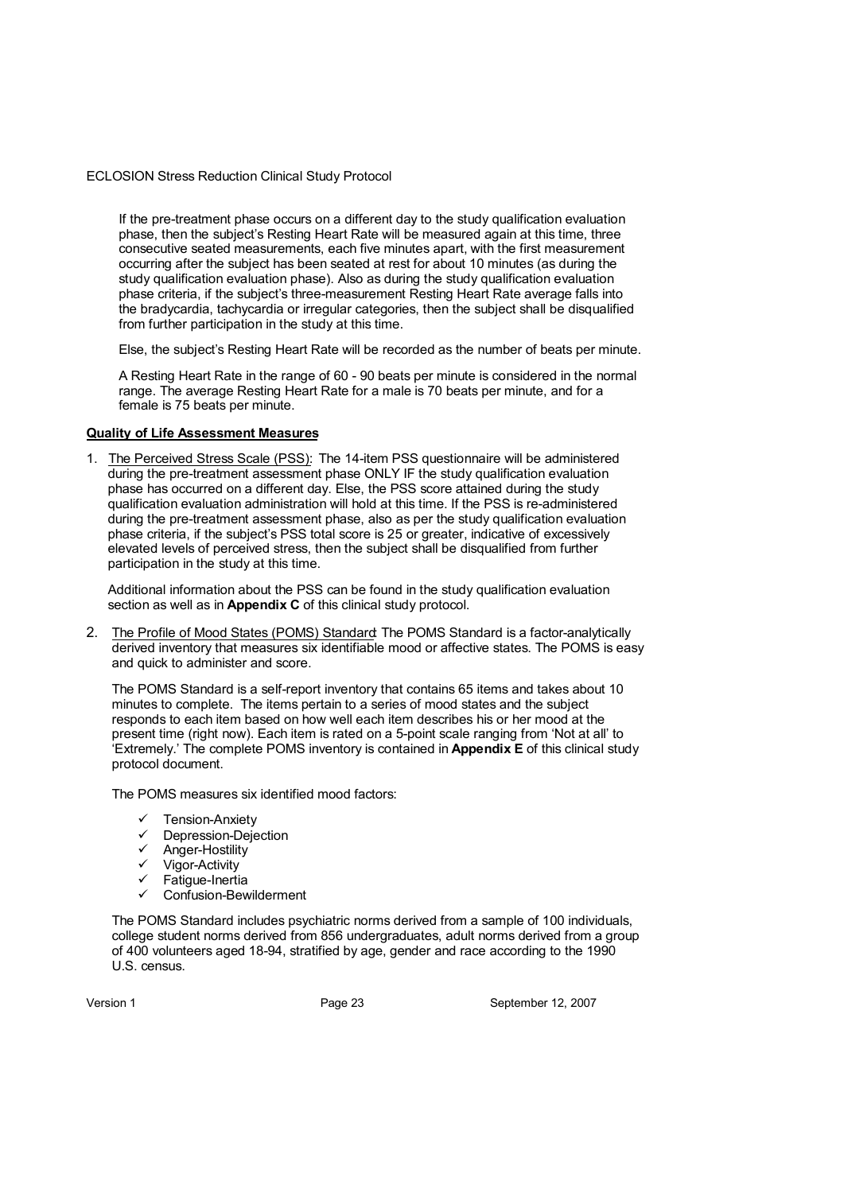If the pre-treatment phase occurs on a different day to the study qualification evaluation phase, then the subject's Resting Heart Rate will be measured again at this time, three consecutive seated measurements, each five minutes apart, with the first measurement occurring after the subject has been seated at rest for about 10 minutes (as during the study qualification evaluation phase). Also as during the study qualification evaluation phase criteria, if the subject's three-measurement Resting Heart Rate average falls into the bradycardia, tachycardia or irregular categories, then the subject shall be disqualified from further participation in the study at this time.

Else, the subject's Resting Heart Rate will be recorded as the number of beats per minute.

A Resting Heart Rate in the range of 60 - 90 beats per minute is considered in the normal range. The average Resting Heart Rate for a male is 70 beats per minute, and for a female is 75 beats per minute.

**Quality of Life Assessment Measures**

1. The Perceived Stress Scale (PSS): The 14-item PSS questionnaire will be administered during the pre-treatment assessment phase ONLY IF the study qualification evaluation phase has occurred on a different day. Else, the PSS score attained during the study qualification evaluation administration will hold at this time. If the PSS is re-administered during the pre-treatment assessment phase, also as per the study qualification evaluation phase criteria, if the subject's PSS total score is 25 or greater, indicative of excessively elevated levels of perceived stress, then the subject shall be disqualified from further participation in the study at this time.

   Additional information about the PSS can be found in the study qualification evaluation section as well as in **Appendix C** of this clinical study protocol.

2. The Profile of Mood States (POMS) Standard: The POMS Standard is a factor-analytically derived inventory that measures six identifiable mood or affective states. The POMS is easy and quick to administer and score.

   The POMS Standard is a self-report inventory that contains 65 items and takes about 10 minutes to complete. The items pertain to a series of mood states and the subject responds to each item based on how well each item describes his or her mood at the present time (right now). Each item is rated on a 5-point scale ranging from 'Not at all' to 'Extremely.' The complete POMS inventory is contained in **Appendix E** of this clinical study protocol document.

   The POMS measures six identified mood factors:

   - ✓ Tension-Anxiety
   - ✓ Depression-Dejection
   - ✓ Anger-Hostility
   - ✓ Vigor-Activity
   - ✓ Fatigue-Inertia
   - ✓ Confusion-Bewilderment

   The POMS Standard includes psychiatric norms derived from a sample of 100 individuals, college student norms derived from 856 undergraduates, adult norms derived from a group of 400 volunteers aged 18-94, stratified by age, gender and race according to the 1990 U.S. census.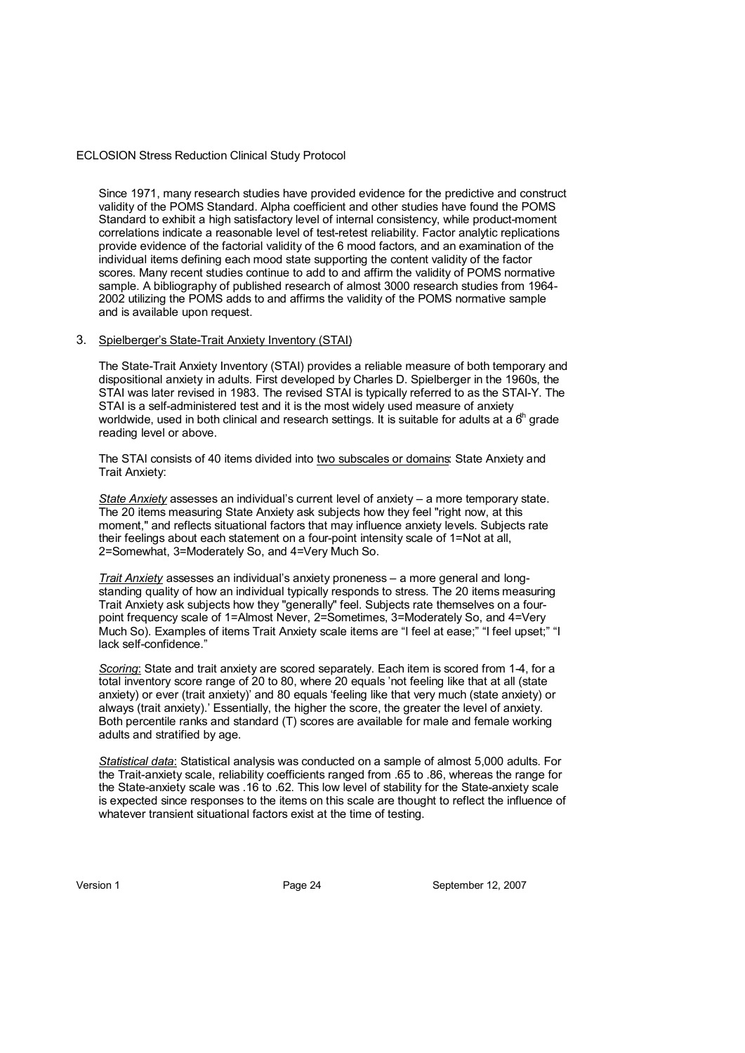Since 1971, many research studies have provided evidence for the predictive and construct validity of the POMS Standard. Alpha coefficient and other studies have found the POMS Standard to exhibit a high satisfactory level of internal consistency, while product-moment correlations indicate a reasonable level of test-retest reliability. Factor analytic replications provide evidence of the factorial validity of the 6 mood factors, and an examination of the individual items defining each mood state supporting the content validity of the factor scores. Many recent studies continue to add to and affirm the validity of POMS normative sample. A bibliography of published research of almost 3000 research studies from 1964-2002 utilizing the POMS adds to and affirms the validity of the POMS normative sample and is available upon request.

3. Spielberger's State-Trait Anxiety Inventory (STAI)

The State-Trait Anxiety Inventory (STAI) provides a reliable measure of both temporary and dispositional anxiety in adults. First developed by Charles D. Spielberger in the 1960s, the STAI was later revised in 1983. The revised STAI is typically referred to as the STAI-Y. The STAI is a self-administered test and it is the most widely used measure of anxiety worldwide, used in both clinical and research settings. It is suitable for adults at a 6th grade reading level or above.

The STAI consists of 40 items divided into two subscales or domains: State Anxiety and Trait Anxiety:

*State Anxiety* assesses an individual's current level of anxiety – a more temporary state. The 20 items measuring State Anxiety ask subjects how they feel "right now, at this moment," and reflects situational factors that may influence anxiety levels. Subjects rate their feelings about each statement on a four-point intensity scale of 1=Not at all, 2=Somewhat, 3=Moderately So, and 4=Very Much So.

*Trait Anxiety* assesses an individual's anxiety proneness – a more general and long-standing quality of how an individual typically responds to stress. The 20 items measuring Trait Anxiety ask subjects how they "generally" feel. Subjects rate themselves on a four-point frequency scale of 1=Almost Never, 2=Sometimes, 3=Moderately So, and 4=Very Much So). Examples of items Trait Anxiety scale items are "I feel at ease;" "I feel upset;" "I lack self-confidence."

*Scoring*: State and trait anxiety are scored separately. Each item is scored from 1-4, for a total inventory score range of 20 to 80, where 20 equals 'not feeling like that at all (state anxiety) or ever (trait anxiety)' and 80 equals 'feeling like that very much (state anxiety) or always (trait anxiety).' Essentially, the higher the score, the greater the level of anxiety. Both percentile ranks and standard (T) scores are available for male and female working adults and stratified by age.

*Statistical data*: Statistical analysis was conducted on a sample of almost 5,000 adults. For the Trait-anxiety scale, reliability coefficients ranged from .65 to .86, whereas the range for the State-anxiety scale was .16 to .62. This low level of stability for the State-anxiety scale is expected since responses to the items on this scale are thought to reflect the influence of whatever transient situational factors exist at the time of testing.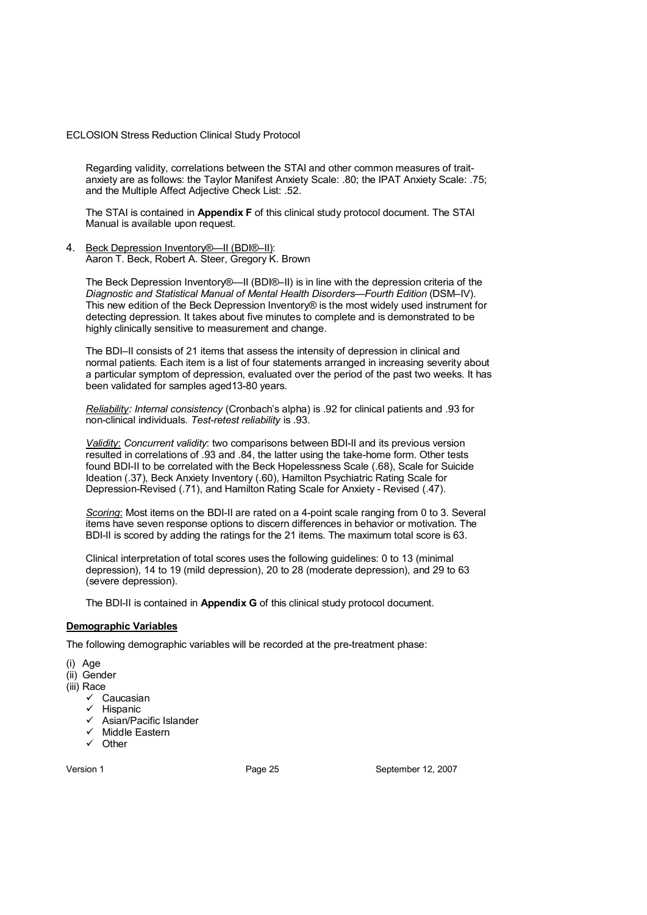Regarding validity, correlations between the STAI and other common measures of trait-anxiety are as follows: the Taylor Manifest Anxiety Scale: .80; the IPAT Anxiety Scale: .75; and the Multiple Affect Adjective Check List: .52.

The STAI is contained in **Appendix F** of this clinical study protocol document. The STAI Manual is available upon request.

4. Beck Depression Inventory®—II (BDI®–II):
   Aaron T. Beck, Robert A. Steer, Gregory K. Brown

   The Beck Depression Inventory®—II (BDI®–II) is in line with the depression criteria of the *Diagnostic and Statistical Manual of Mental Health Disorders—Fourth Edition* (DSM–IV). This new edition of the Beck Depression Inventory® is the most widely used instrument for detecting depression. It takes about five minutes to complete and is demonstrated to be highly clinically sensitive to measurement and change.

   The BDI–II consists of 21 items that assess the intensity of depression in clinical and normal patients. Each item is a list of four statements arranged in increasing severity about a particular symptom of depression, evaluated over the period of the past two weeks. It has been validated for samples aged13-80 years.

   *Reliability: Internal consistency* (Cronbach's alpha) is .92 for clinical patients and .93 for non-clinical individuals. *Test-retest reliability* is .93.

   *Validity*: *Concurrent validity*: two comparisons between BDI-II and its previous version resulted in correlations of .93 and .84, the latter using the take-home form. Other tests found BDI-II to be correlated with the Beck Hopelessness Scale (.68), Scale for Suicide Ideation (.37), Beck Anxiety Inventory (.60), Hamilton Psychiatric Rating Scale for Depression-Revised (.71), and Hamilton Rating Scale for Anxiety - Revised (.47).

   *Scoring*: Most items on the BDI-II are rated on a 4-point scale ranging from 0 to 3. Several items have seven response options to discern differences in behavior or motivation. The BDI-II is scored by adding the ratings for the 21 items. The maximum total score is 63.

   Clinical interpretation of total scores uses the following guidelines: 0 to 13 (minimal depression), 14 to 19 (mild depression), 20 to 28 (moderate depression), and 29 to 63 (severe depression).

   The BDI-II is contained in **Appendix G** of this clinical study protocol document.

**Demographic Variables**

The following demographic variables will be recorded at the pre-treatment phase:

(i) Age
(ii) Gender
(iii) Race
- ✓ Caucasian
- ✓ Hispanic
- ✓ Asian/Pacific Islander
- ✓ Middle Eastern
- ✓ Other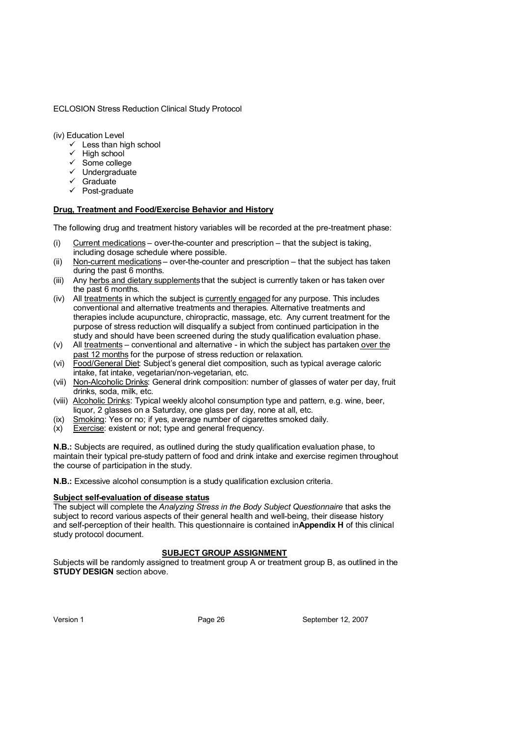(iv) Education Level

- ✓ Less than high school
- ✓ High school
- ✓ Some college
- ✓ Undergraduate
- ✓ Graduate
- ✓ Post-graduate

**Drug, Treatment and Food/Exercise Behavior and History**

The following drug and treatment history variables will be recorded at the pre-treatment phase:

(i) Current medications – over-the-counter and prescription – that the subject is taking, including dosage schedule where possible.
(ii) Non-current medications – over-the-counter and prescription – that the subject has taken during the past 6 months.
(iii) Any herbs and dietary supplements that the subject is currently taken or has taken over the past 6 months.
(iv) All treatments in which the subject is currently engaged for any purpose. This includes conventional and alternative treatments and therapies. Alternative treatments and therapies include acupuncture, chiropractic, massage, etc. Any current treatment for the purpose of stress reduction will disqualify a subject from continued participation in the study and should have been screened during the study qualification evaluation phase.
(v) All treatments – conventional and alternative - in which the subject has partaken over the past 12 months for the purpose of stress reduction or relaxation.
(vi) Food/General Diet: Subject's general diet composition, such as typical average caloric intake, fat intake, vegetarian/non-vegetarian, etc.
(vii) Non-Alcoholic Drinks: General drink composition: number of glasses of water per day, fruit drinks, soda, milk, etc.
(viii) Alcoholic Drinks: Typical weekly alcohol consumption type and pattern, e.g. wine, beer, liquor, 2 glasses on a Saturday, one glass per day, none at all, etc.
(ix) Smoking: Yes or no; if yes, average number of cigarettes smoked daily.
(x) Exercise: existent or not; type and general frequency.

**N.B.:** Subjects are required, as outlined during the study qualification evaluation phase, to maintain their typical pre-study pattern of food and drink intake and exercise regimen throughout the course of participation in the study.

**N.B.:** Excessive alcohol consumption is a study qualification exclusion criteria.

**Subject self-evaluation of disease status**

The subject will complete the *Analyzing Stress in the Body Subject Questionnaire* that asks the subject to record various aspects of their general health and well-being, their disease history and self-perception of their health. This questionnaire is contained in **Appendix H** of this clinical study protocol document.

## SUBJECT GROUP ASSIGNMENT

Subjects will be randomly assigned to treatment group A or treatment group B, as outlined in the **STUDY DESIGN** section above.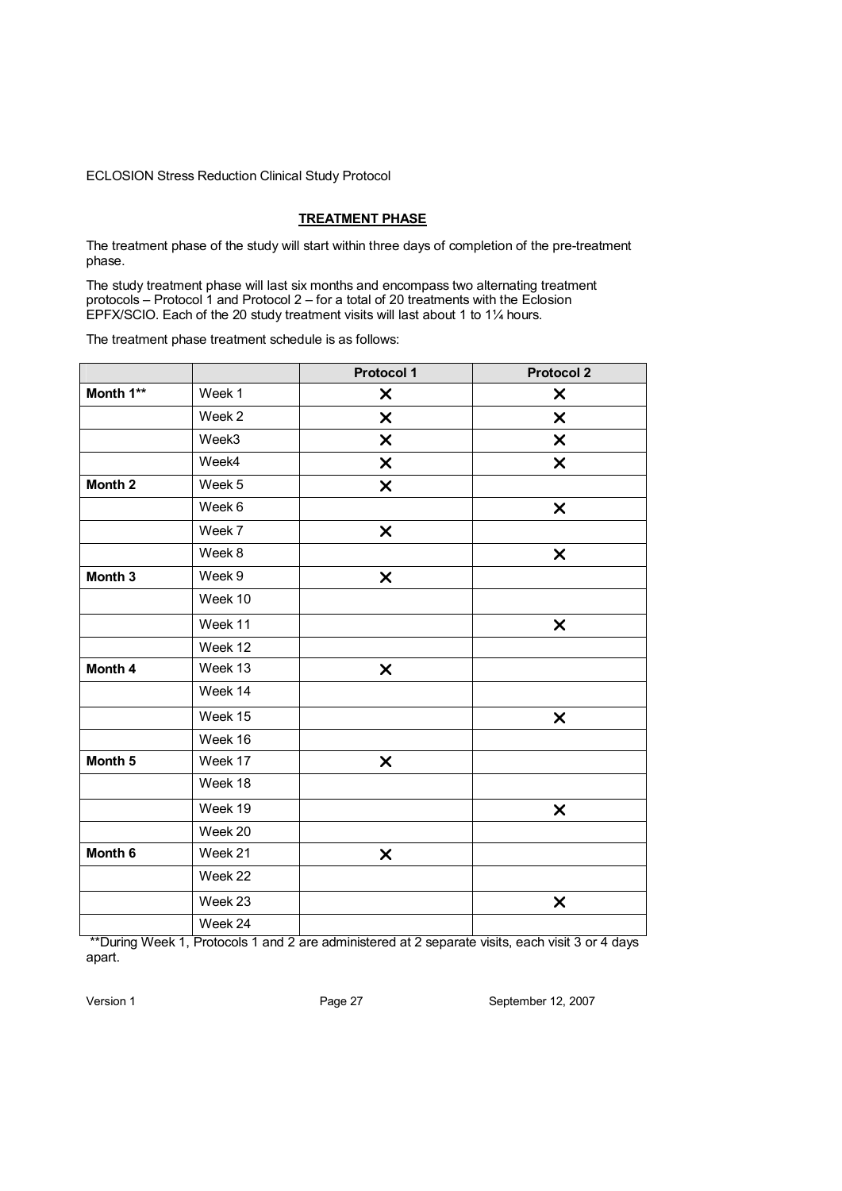## TREATMENT PHASE

The treatment phase of the study will start within three days of completion of the pre-treatment phase.

The study treatment phase will last six months and encompass two alternating treatment protocols – Protocol 1 and Protocol 2 – for a total of 20 treatments with the Eclosion EPFX/SCIO. Each of the 20 study treatment visits will last about 1 to 1¼ hours.

The treatment phase treatment schedule is as follows:

| | | Protocol 1 | Protocol 2 |
|---|---|---|---|
| **Month 1**** | Week 1 | ✕ | ✕ |
| | Week 2 | ✕ | ✕ |
| | Week3 | ✕ | ✕ |
| | Week4 | ✕ | ✕ |
| **Month 2** | Week 5 | ✕ | |
| | Week 6 | | ✕ |
| | Week 7 | ✕ | |
| | Week 8 | | ✕ |
| **Month 3** | Week 9 | ✕ | |
| | Week 10 | | |
| | Week 11 | | ✕ |
| | Week 12 | | |
| **Month 4** | Week 13 | ✕ | |
| | Week 14 | | |
| | Week 15 | | ✕ |
| | Week 16 | | |
| **Month 5** | Week 17 | ✕ | |
| | Week 18 | | |
| | Week 19 | | ✕ |
| | Week 20 | | |
| **Month 6** | Week 21 | ✕ | |
| | Week 22 | | |
| | Week 23 | | ✕ |
| | Week 24 | | |

**During Week 1, Protocols 1 and 2 are administered at 2 separate visits, each visit 3 or 4 days apart.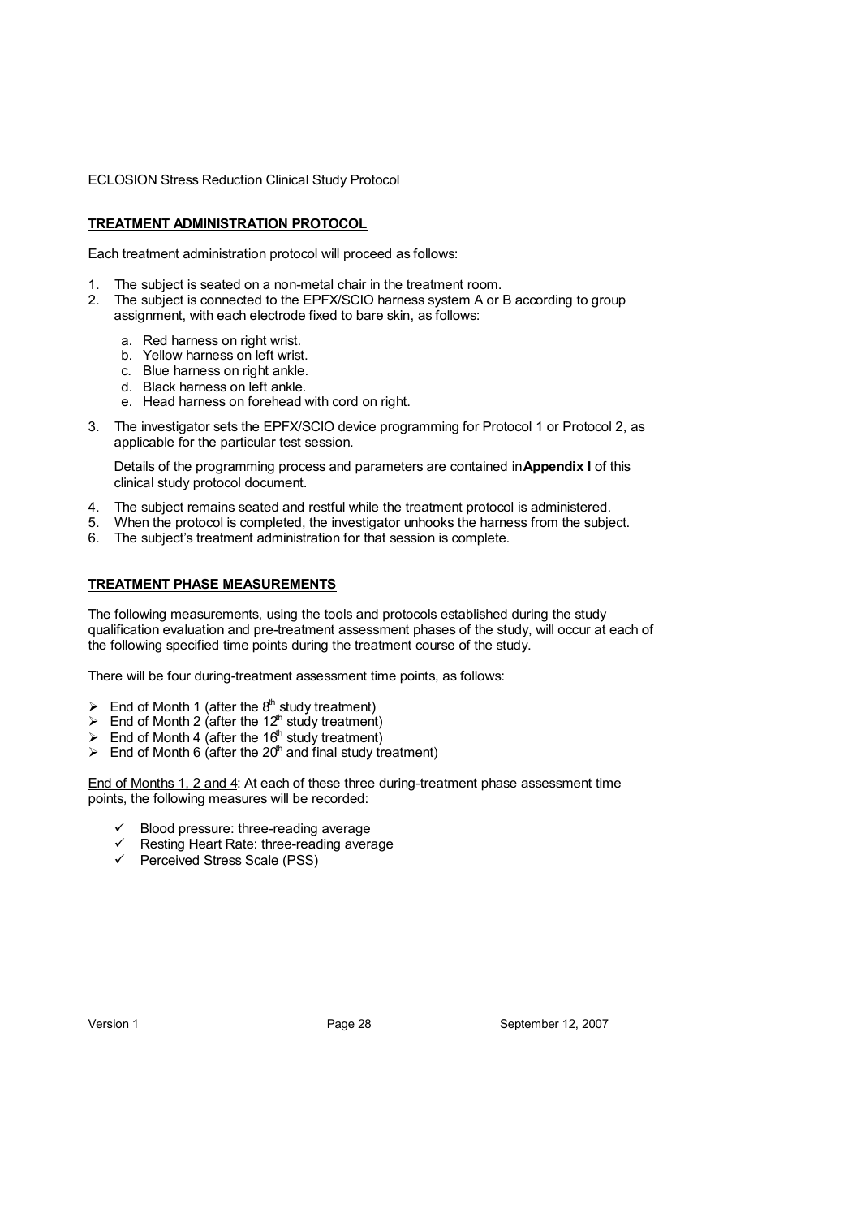## TREATMENT ADMINISTRATION PROTOCOL

Each treatment administration protocol will proceed as follows:

1. The subject is seated on a non-metal chair in the treatment room.
2. The subject is connected to the EPFX/SCIO harness system A or B according to group assignment, with each electrode fixed to bare skin, as follows:
   a. Red harness on right wrist.
   b. Yellow harness on left wrist.
   c. Blue harness on right ankle.
   d. Black harness on left ankle.
   e. Head harness on forehead with cord on right.
3. The investigator sets the EPFX/SCIO device programming for Protocol 1 or Protocol 2, as applicable for the particular test session.

   Details of the programming process and parameters are contained in **Appendix I** of this clinical study protocol document.
4. The subject remains seated and restful while the treatment protocol is administered.
5. When the protocol is completed, the investigator unhooks the harness from the subject.
6. The subject's treatment administration for that session is complete.

## TREATMENT PHASE MEASUREMENTS

The following measurements, using the tools and protocols established during the study qualification evaluation and pre-treatment assessment phases of the study, will occur at each of the following specified time points during the treatment course of the study.

There will be four during-treatment assessment time points, as follows:

- End of Month 1 (after the 8th study treatment)
- End of Month 2 (after the 12th study treatment)
- End of Month 4 (after the 16th study treatment)
- End of Month 6 (after the 20th and final study treatment)

<u>End of Months 1, 2 and 4</u>: At each of these three during-treatment phase assessment time points, the following measures will be recorded:

- ✓ Blood pressure: three-reading average
- ✓ Resting Heart Rate: three-reading average
- ✓ Perceived Stress Scale (PSS)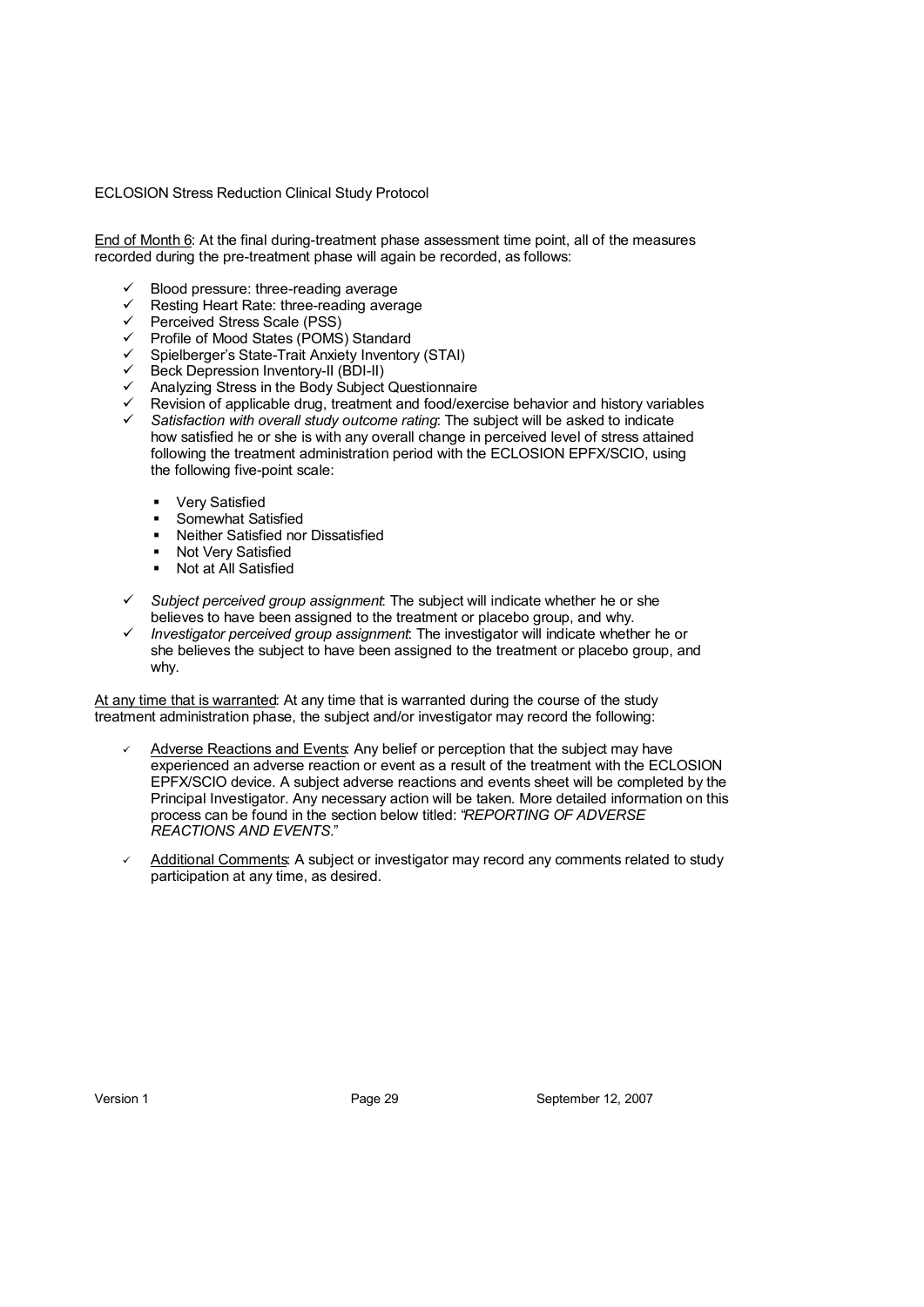End of Month 6: At the final during-treatment phase assessment time point, all of the measures recorded during the pre-treatment phase will again be recorded, as follows:

- ✓ Blood pressure: three-reading average
- ✓ Resting Heart Rate: three-reading average
- ✓ Perceived Stress Scale (PSS)
- ✓ Profile of Mood States (POMS) Standard
- ✓ Spielberger's State-Trait Anxiety Inventory (STAI)
- ✓ Beck Depression Inventory-II (BDI-II)
- ✓ Analyzing Stress in the Body Subject Questionnaire
- ✓ Revision of applicable drug, treatment and food/exercise behavior and history variables
- ✓ *Satisfaction with overall study outcome rating*: The subject will be asked to indicate how satisfied he or she is with any overall change in perceived level of stress attained following the treatment administration period with the ECLOSION EPFX/SCIO, using the following five-point scale:
  - Very Satisfied
  - Somewhat Satisfied
  - Neither Satisfied nor Dissatisfied
  - Not Very Satisfied
  - Not at All Satisfied
- ✓ *Subject perceived group assignment*: The subject will indicate whether he or she believes to have been assigned to the treatment or placebo group, and why.
- ✓ *Investigator perceived group assignment*: The investigator will indicate whether he or she believes the subject to have been assigned to the treatment or placebo group, and why.

At any time that is warranted: At any time that is warranted during the course of the study treatment administration phase, the subject and/or investigator may record the following:

- ✓ Adverse Reactions and Events: Any belief or perception that the subject may have experienced an adverse reaction or event as a result of the treatment with the ECLOSION EPFX/SCIO device. A subject adverse reactions and events sheet will be completed by the Principal Investigator. Any necessary action will be taken. More detailed information on this process can be found in the section below titled: *"REPORTING OF ADVERSE REACTIONS AND EVENTS*."
- ✓ Additional Comments: A subject or investigator may record any comments related to study participation at any time, as desired.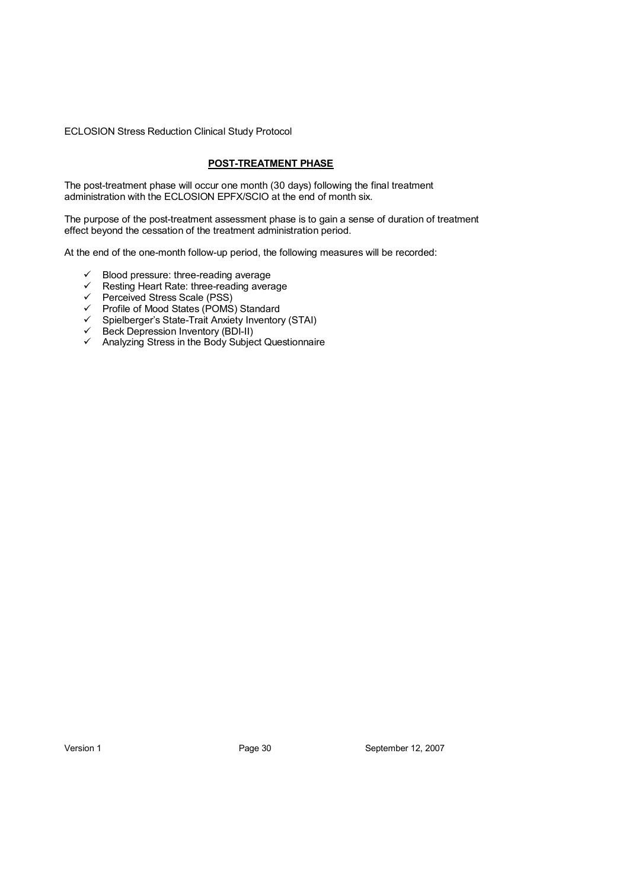## POST-TREATMENT PHASE

The post-treatment phase will occur one month (30 days) following the final treatment administration with the ECLOSION EPFX/SCIO at the end of month six.

The purpose of the post-treatment assessment phase is to gain a sense of duration of treatment effect beyond the cessation of the treatment administration period.

At the end of the one-month follow-up period, the following measures will be recorded:

- ✓ Blood pressure: three-reading average
- ✓ Resting Heart Rate: three-reading average
- ✓ Perceived Stress Scale (PSS)
- ✓ Profile of Mood States (POMS) Standard
- ✓ Spielberger's State-Trait Anxiety Inventory (STAI)
- ✓ Beck Depression Inventory (BDI-II)
- ✓ Analyzing Stress in the Body Subject Questionnaire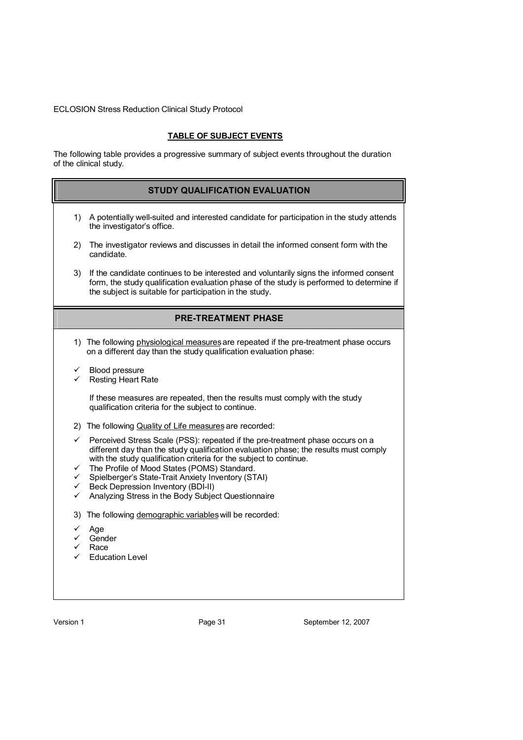## TABLE OF SUBJECT EVENTS

The following table provides a progressive summary of subject events throughout the duration of the clinical study.

### STUDY QUALIFICATION EVALUATION

1) A potentially well-suited and interested candidate for participation in the study attends the investigator's office.

2) The investigator reviews and discusses in detail the informed consent form with the candidate.

3) If the candidate continues to be interested and voluntarily signs the informed consent form, the study qualification evaluation phase of the study is performed to determine if the subject is suitable for participation in the study.

### PRE-TREATMENT PHASE

1) The following physiological measures are repeated if the pre-treatment phase occurs on a different day than the study qualification evaluation phase:

- ✓ Blood pressure
- ✓ Resting Heart Rate

If these measures are repeated, then the results must comply with the study qualification criteria for the subject to continue.

2) The following Quality of Life measures are recorded:

- ✓ Perceived Stress Scale (PSS): repeated if the pre-treatment phase occurs on a different day than the study qualification evaluation phase; the results must comply with the study qualification criteria for the subject to continue.
- ✓ The Profile of Mood States (POMS) Standard.
- ✓ Spielberger's State-Trait Anxiety Inventory (STAI)
- ✓ Beck Depression Inventory (BDI-II)
- ✓ Analyzing Stress in the Body Subject Questionnaire

3) The following demographic variables will be recorded:

- ✓ Age
- ✓ Gender
- ✓ Race
- ✓ Education Level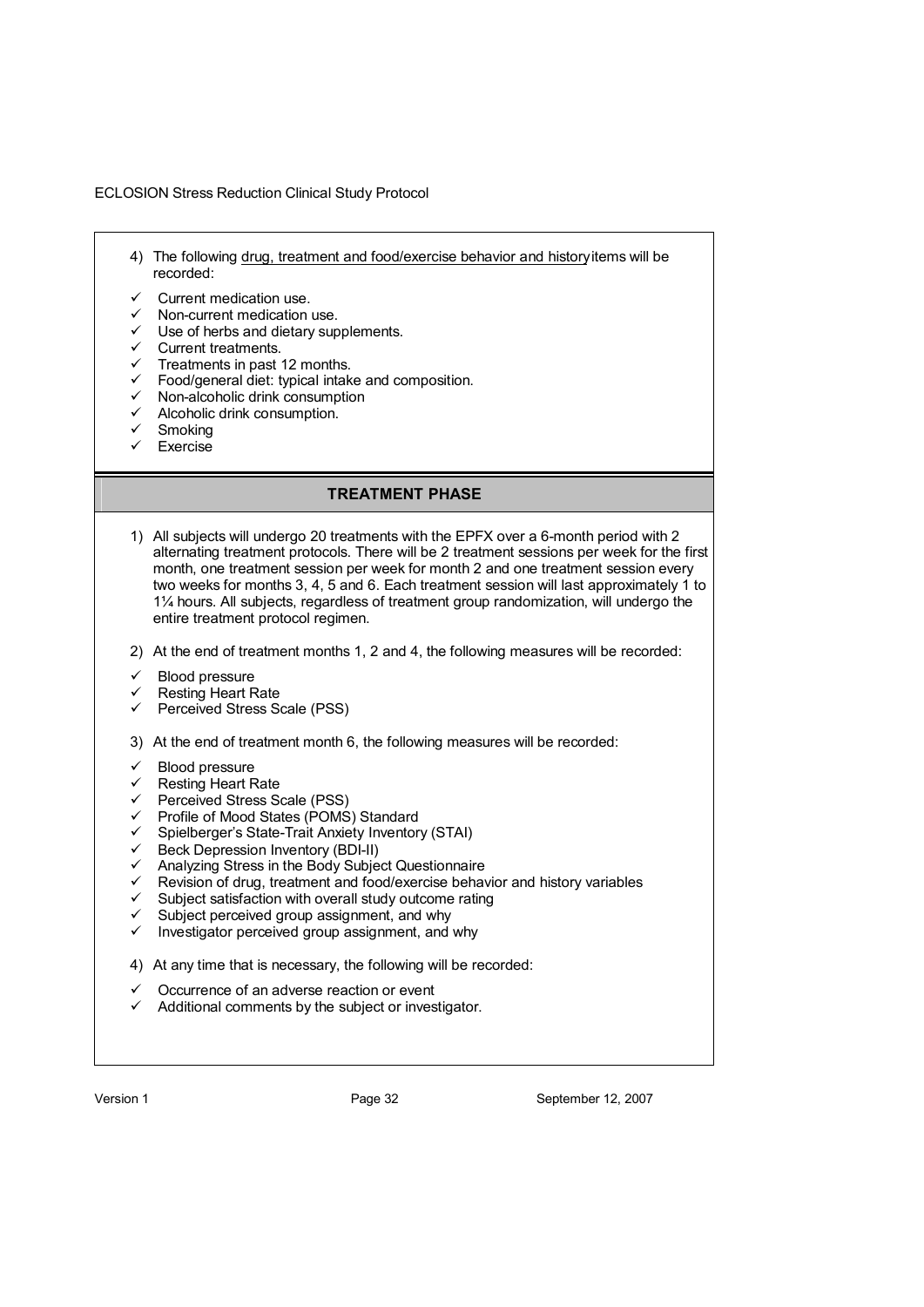4) The following drug, treatment and food/exercise behavior and history items will be recorded:

- ✓ Current medication use.
- ✓ Non-current medication use.
- ✓ Use of herbs and dietary supplements.
- ✓ Current treatments.
- ✓ Treatments in past 12 months.
- ✓ Food/general diet: typical intake and composition.
- ✓ Non-alcoholic drink consumption
- ✓ Alcoholic drink consumption.
- ✓ Smoking
- ✓ Exercise

## TREATMENT PHASE

1) All subjects will undergo 20 treatments with the EPFX over a 6-month period with 2 alternating treatment protocols. There will be 2 treatment sessions per week for the first month, one treatment session per week for month 2 and one treatment session every two weeks for months 3, 4, 5 and 6. Each treatment session will last approximately 1 to 1¼ hours. All subjects, regardless of treatment group randomization, will undergo the entire treatment protocol regimen.

2) At the end of treatment months 1, 2 and 4, the following measures will be recorded:

- ✓ Blood pressure
- ✓ Resting Heart Rate
- ✓ Perceived Stress Scale (PSS)

3) At the end of treatment month 6, the following measures will be recorded:

- ✓ Blood pressure
- ✓ Resting Heart Rate
- ✓ Perceived Stress Scale (PSS)
- ✓ Profile of Mood States (POMS) Standard
- ✓ Spielberger's State-Trait Anxiety Inventory (STAI)
- ✓ Beck Depression Inventory (BDI-II)
- ✓ Analyzing Stress in the Body Subject Questionnaire
- ✓ Revision of drug, treatment and food/exercise behavior and history variables
- ✓ Subject satisfaction with overall study outcome rating
- ✓ Subject perceived group assignment, and why
- ✓ Investigator perceived group assignment, and why

4) At any time that is necessary, the following will be recorded:

- ✓ Occurrence of an adverse reaction or event
- ✓ Additional comments by the subject or investigator.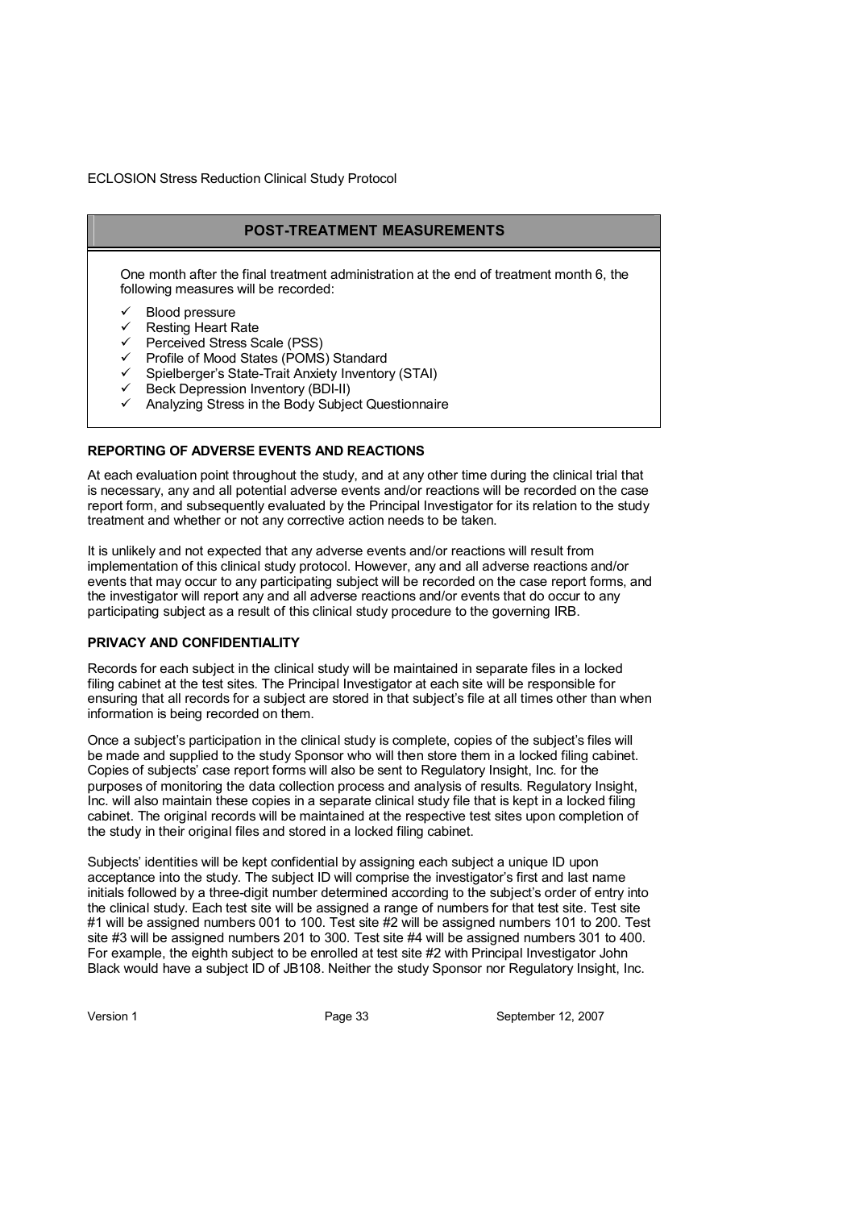## POST-TREATMENT MEASUREMENTS

One month after the final treatment administration at the end of treatment month 6, the following measures will be recorded:

- ✓ Blood pressure
- ✓ Resting Heart Rate
- ✓ Perceived Stress Scale (PSS)
- ✓ Profile of Mood States (POMS) Standard
- ✓ Spielberger's State-Trait Anxiety Inventory (STAI)
- ✓ Beck Depression Inventory (BDI-II)
- ✓ Analyzing Stress in the Body Subject Questionnaire

### REPORTING OF ADVERSE EVENTS AND REACTIONS

At each evaluation point throughout the study, and at any other time during the clinical trial that is necessary, any and all potential adverse events and/or reactions will be recorded on the case report form, and subsequently evaluated by the Principal Investigator for its relation to the study treatment and whether or not any corrective action needs to be taken.

It is unlikely and not expected that any adverse events and/or reactions will result from implementation of this clinical study protocol. However, any and all adverse reactions and/or events that may occur to any participating subject will be recorded on the case report forms, and the investigator will report any and all adverse reactions and/or events that do occur to any participating subject as a result of this clinical study procedure to the governing IRB.

### PRIVACY AND CONFIDENTIALITY

Records for each subject in the clinical study will be maintained in separate files in a locked filing cabinet at the test sites. The Principal Investigator at each site will be responsible for ensuring that all records for a subject are stored in that subject's file at all times other than when information is being recorded on them.

Once a subject's participation in the clinical study is complete, copies of the subject's files will be made and supplied to the study Sponsor who will then store them in a locked filing cabinet. Copies of subjects' case report forms will also be sent to Regulatory Insight, Inc. for the purposes of monitoring the data collection process and analysis of results. Regulatory Insight, Inc. will also maintain these copies in a separate clinical study file that is kept in a locked filing cabinet. The original records will be maintained at the respective test sites upon completion of the study in their original files and stored in a locked filing cabinet.

Subjects' identities will be kept confidential by assigning each subject a unique ID upon acceptance into the study. The subject ID will comprise the investigator's first and last name initials followed by a three-digit number determined according to the subject's order of entry into the clinical study. Each test site will be assigned a range of numbers for that test site. Test site #1 will be assigned numbers 001 to 100. Test site #2 will be assigned numbers 101 to 200. Test site #3 will be assigned numbers 201 to 300. Test site #4 will be assigned numbers 301 to 400. For example, the eighth subject to be enrolled at test site #2 with Principal Investigator John Black would have a subject ID of JB108. Neither the study Sponsor nor Regulatory Insight, Inc.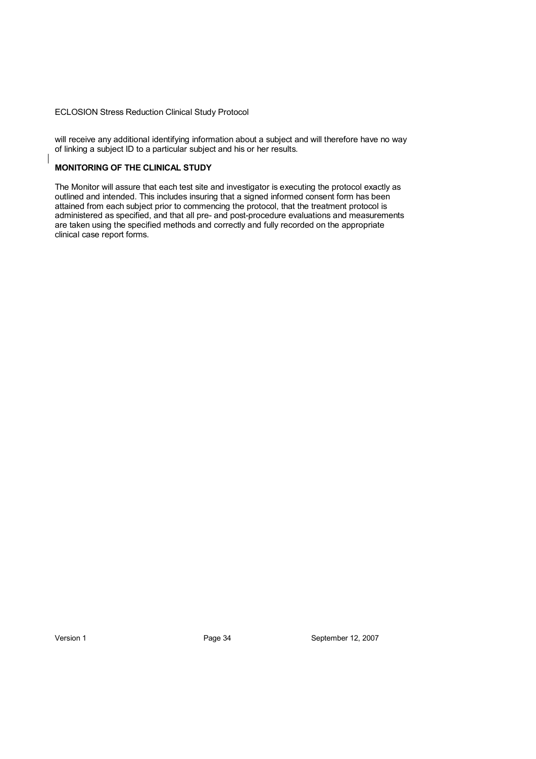will receive any additional identifying information about a subject and will therefore have no way of linking a subject ID to a particular subject and his or her results.

**MONITORING OF THE CLINICAL STUDY**

The Monitor will assure that each test site and investigator is executing the protocol exactly as outlined and intended. This includes insuring that a signed informed consent form has been attained from each subject prior to commencing the protocol, that the treatment protocol is administered as specified, and that all pre- and post-procedure evaluations and measurements are taken using the specified methods and correctly and fully recorded on the appropriate clinical case report forms.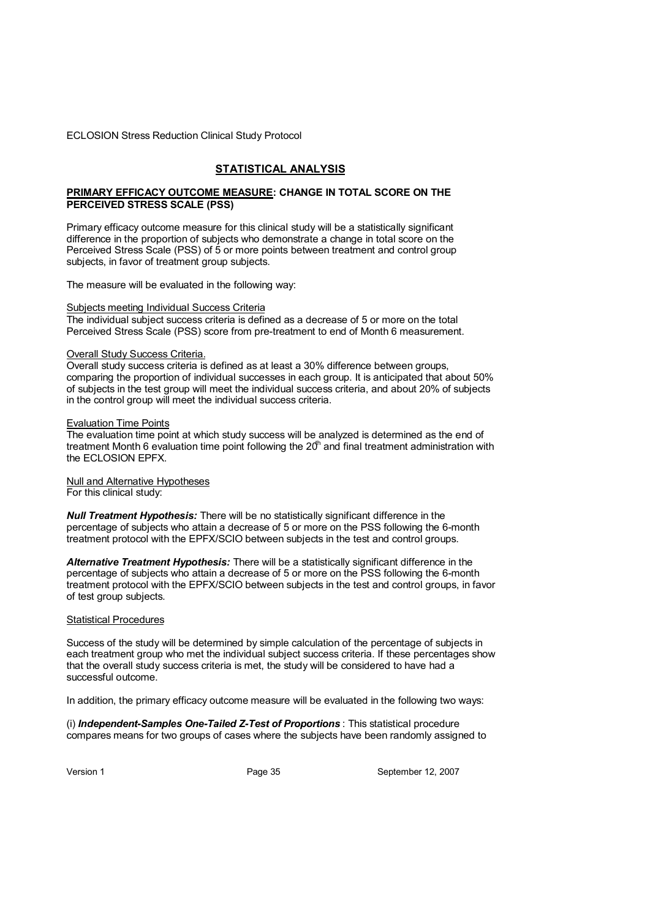ECLOSION Stress Reduction Clinical Study Protocol

## STATISTICAL ANALYSIS

### PRIMARY EFFICACY OUTCOME MEASURE: CHANGE IN TOTAL SCORE ON THE PERCEIVED STRESS SCALE (PSS)

Primary efficacy outcome measure for this clinical study will be a statistically significant difference in the proportion of subjects who demonstrate a change in total score on the Perceived Stress Scale (PSS) of 5 or more points between treatment and control group subjects, in favor of treatment group subjects.

The measure will be evaluated in the following way:

Subjects meeting Individual Success Criteria

The individual subject success criteria is defined as a decrease of 5 or more on the total Perceived Stress Scale (PSS) score from pre-treatment to end of Month 6 measurement.

Overall Study Success Criteria.

Overall study success criteria is defined as at least a 30% difference between groups, comparing the proportion of individual successes in each group. It is anticipated that about 50% of subjects in the test group will meet the individual success criteria, and about 20% of subjects in the control group will meet the individual success criteria.

Evaluation Time Points

The evaluation time point at which study success will be analyzed is determined as the end of treatment Month 6 evaluation time point following the 20th and final treatment administration with the ECLOSION EPFX.

Null and Alternative Hypotheses

For this clinical study:

***Null Treatment Hypothesis:*** There will be no statistically significant difference in the percentage of subjects who attain a decrease of 5 or more on the PSS following the 6-month treatment protocol with the EPFX/SCIO between subjects in the test and control groups.

***Alternative Treatment Hypothesis:*** There will be a statistically significant difference in the percentage of subjects who attain a decrease of 5 or more on the PSS following the 6-month treatment protocol with the EPFX/SCIO between subjects in the test and control groups, in favor of test group subjects.

Statistical Procedures

Success of the study will be determined by simple calculation of the percentage of subjects in each treatment group who met the individual subject success criteria. If these percentages show that the overall study success criteria is met, the study will be considered to have had a successful outcome.

In addition, the primary efficacy outcome measure will be evaluated in the following two ways:

(i) ***Independent-Samples One-Tailed Z-Test of Proportions*** : This statistical procedure compares means for two groups of cases where the subjects have been randomly assigned to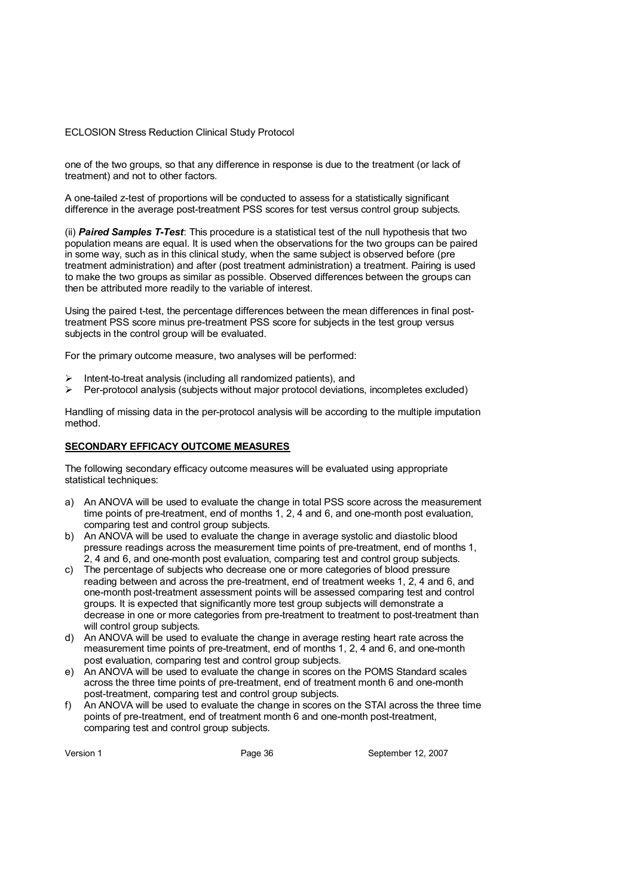one of the two groups, so that any difference in response is due to the treatment (or lack of treatment) and not to other factors.

A one-tailed z-test of proportions will be conducted to assess for a statistically significant difference in the average post-treatment PSS scores for test versus control group subjects.

(ii) ***Paired Samples T-Test***: This procedure is a statistical test of the null hypothesis that two population means are equal. It is used when the observations for the two groups can be paired in some way, such as in this clinical study, when the same subject is observed before (pre treatment administration) and after (post treatment administration) a treatment. Pairing is used to make the two groups as similar as possible. Observed differences between the groups can then be attributed more readily to the variable of interest.

Using the paired t-test, the percentage differences between the mean differences in final post-treatment PSS score minus pre-treatment PSS score for subjects in the test group versus subjects in the control group will be evaluated.

For the primary outcome measure, two analyses will be performed:

- Intent-to-treat analysis (including all randomized patients), and
- Per-protocol analysis (subjects without major protocol deviations, incompletes excluded)

Handling of missing data in the per-protocol analysis will be according to the multiple imputation method.

**SECONDARY EFFICACY OUTCOME MEASURES**

The following secondary efficacy outcome measures will be evaluated using appropriate statistical techniques:

a) An ANOVA will be used to evaluate the change in total PSS score across the measurement time points of pre-treatment, end of months 1, 2, 4 and 6, and one-month post evaluation, comparing test and control group subjects.
b) An ANOVA will be used to evaluate the change in average systolic and diastolic blood pressure readings across the measurement time points of pre-treatment, end of months 1, 2, 4 and 6, and one-month post evaluation, comparing test and control group subjects.
c) The percentage of subjects who decrease one or more categories of blood pressure reading between and across the pre-treatment, end of treatment weeks 1, 2, 4 and 6, and one-month post-treatment assessment points will be assessed comparing test and control groups. It is expected that significantly more test group subjects will demonstrate a decrease in one or more categories from pre-treatment to treatment to post-treatment than will control group subjects.
d) An ANOVA will be used to evaluate the change in average resting heart rate across the measurement time points of pre-treatment, end of months 1, 2, 4 and 6, and one-month post evaluation, comparing test and control group subjects.
e) An ANOVA will be used to evaluate the change in scores on the POMS Standard scales across the three time points of pre-treatment, end of treatment month 6 and one-month post-treatment, comparing test and control group subjects.
f) An ANOVA will be used to evaluate the change in scores on the STAI across the three time points of pre-treatment, end of treatment month 6 and one-month post-treatment, comparing test and control group subjects.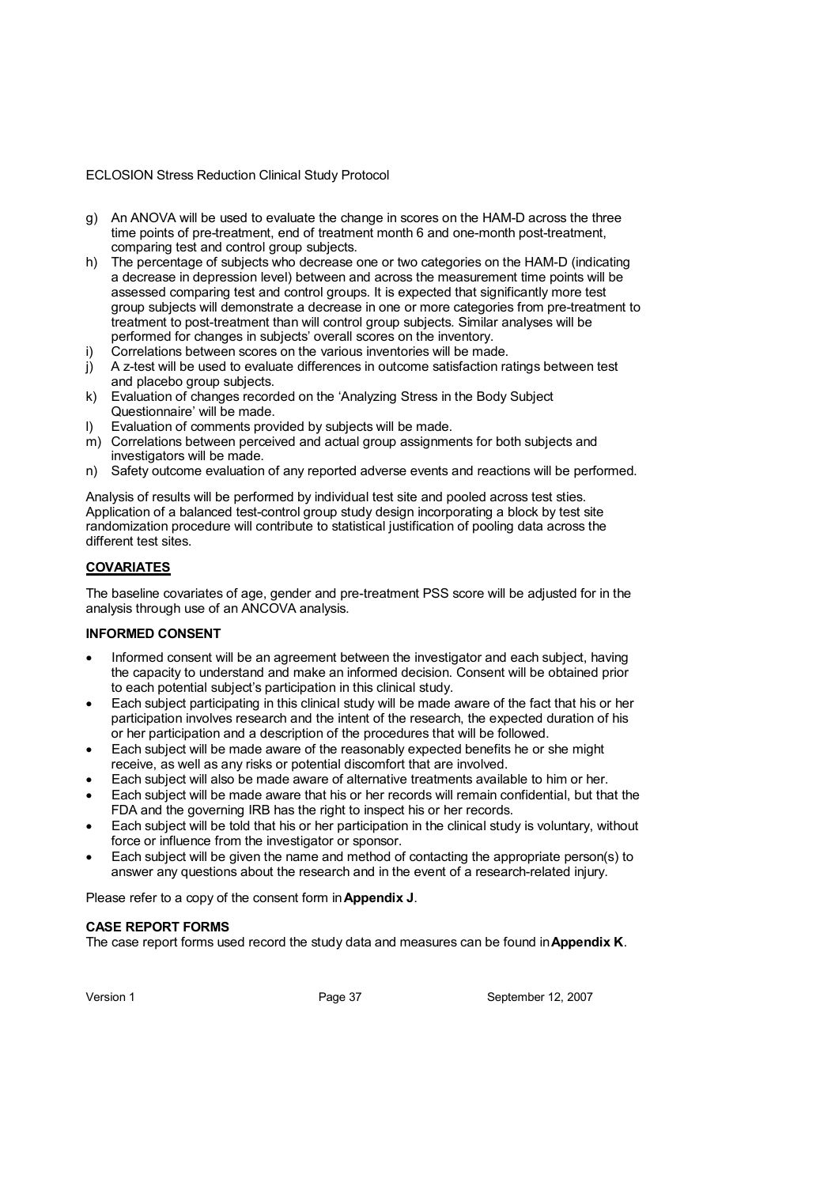g) An ANOVA will be used to evaluate the change in scores on the HAM-D across the three time points of pre-treatment, end of treatment month 6 and one-month post-treatment, comparing test and control group subjects.
h) The percentage of subjects who decrease one or two categories on the HAM-D (indicating a decrease in depression level) between and across the measurement time points will be assessed comparing test and control groups. It is expected that significantly more test group subjects will demonstrate a decrease in one or more categories from pre-treatment to treatment to post-treatment than will control group subjects. Similar analyses will be performed for changes in subjects' overall scores on the inventory.
i) Correlations between scores on the various inventories will be made.
j) A z-test will be used to evaluate differences in outcome satisfaction ratings between test and placebo group subjects.
k) Evaluation of changes recorded on the 'Analyzing Stress in the Body Subject Questionnaire' will be made.
l) Evaluation of comments provided by subjects will be made.
m) Correlations between perceived and actual group assignments for both subjects and investigators will be made.
n) Safety outcome evaluation of any reported adverse events and reactions will be performed.

Analysis of results will be performed by individual test site and pooled across test sties. Application of a balanced test-control group study design incorporating a block by test site randomization procedure will contribute to statistical justification of pooling data across the different test sites.

## COVARIATES

The baseline covariates of age, gender and pre-treatment PSS score will be adjusted for in the analysis through use of an ANCOVA analysis.

## INFORMED CONSENT

- Informed consent will be an agreement between the investigator and each subject, having the capacity to understand and make an informed decision. Consent will be obtained prior to each potential subject's participation in this clinical study.
- Each subject participating in this clinical study will be made aware of the fact that his or her participation involves research and the intent of the research, the expected duration of his or her participation and a description of the procedures that will be followed.
- Each subject will be made aware of the reasonably expected benefits he or she might receive, as well as any risks or potential discomfort that are involved.
- Each subject will also be made aware of alternative treatments available to him or her.
- Each subject will be made aware that his or her records will remain confidential, but that the FDA and the governing IRB has the right to inspect his or her records.
- Each subject will be told that his or her participation in the clinical study is voluntary, without force or influence from the investigator or sponsor.
- Each subject will be given the name and method of contacting the appropriate person(s) to answer any questions about the research and in the event of a research-related injury.

Please refer to a copy of the consent form in **Appendix J**.

## CASE REPORT FORMS

The case report forms used record the study data and measures can be found in **Appendix K**.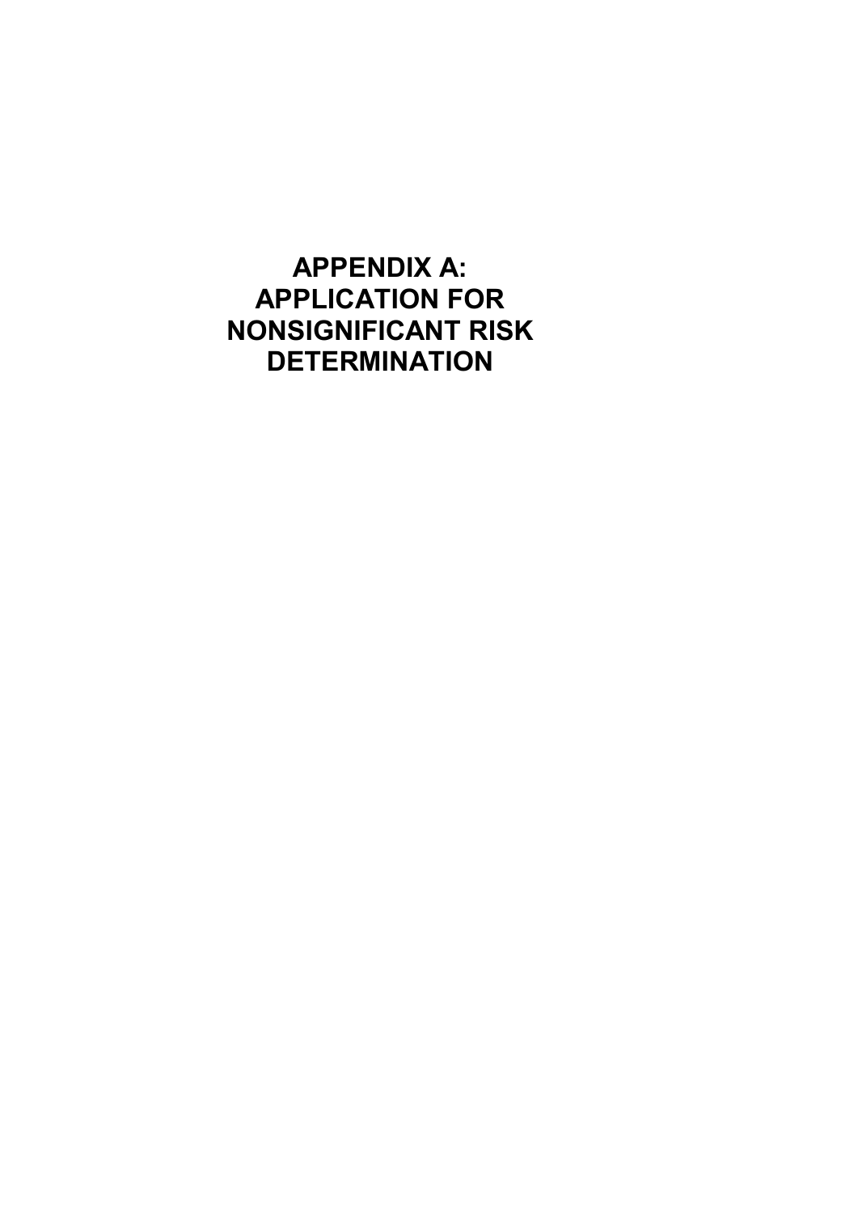# APPENDIX A: APPLICATION FOR NONSIGNIFICANT RISK DETERMINATION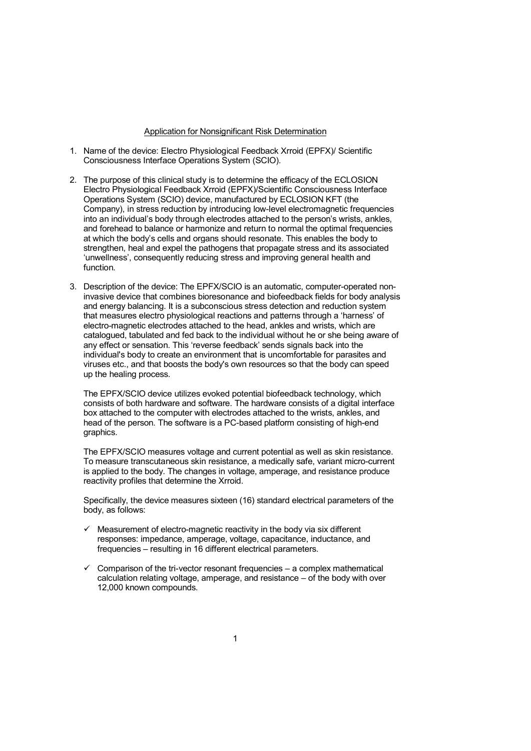Application for Nonsignificant Risk Determination

1. Name of the device: Electro Physiological Feedback Xrroid (EPFX)/ Scientific Consciousness Interface Operations System (SCIO).

2. The purpose of this clinical study is to determine the efficacy of the ECLOSION Electro Physiological Feedback Xrroid (EPFX)/Scientific Consciousness Interface Operations System (SCIO) device, manufactured by ECLOSION KFT (the Company), in stress reduction by introducing low-level electromagnetic frequencies into an individual's body through electrodes attached to the person's wrists, ankles, and forehead to balance or harmonize and return to normal the optimal frequencies at which the body's cells and organs should resonate. This enables the body to strengthen, heal and expel the pathogens that propagate stress and its associated 'unwellness', consequently reducing stress and improving general health and function.

3. Description of the device: The EPFX/SCIO is an automatic, computer-operated non-invasive device that combines bioresonance and biofeedback fields for body analysis and energy balancing. It is a subconscious stress detection and reduction system that measures electro physiological reactions and patterns through a 'harness' of electro-magnetic electrodes attached to the head, ankles and wrists, which are catalogued, tabulated and fed back to the individual without he or she being aware of any effect or sensation. This 'reverse feedback' sends signals back into the individual's body to create an environment that is uncomfortable for parasites and viruses etc., and that boosts the body's own resources so that the body can speed up the healing process.

   The EPFX/SCIO device utilizes evoked potential biofeedback technology, which consists of both hardware and software. The hardware consists of a digital interface box attached to the computer with electrodes attached to the wrists, ankles, and head of the person. The software is a PC-based platform consisting of high-end graphics.

   The EPFX/SCIO measures voltage and current potential as well as skin resistance. To measure transcutaneous skin resistance, a medically safe, variant micro-current is applied to the body. The changes in voltage, amperage, and resistance produce reactivity profiles that determine the Xrroid.

   Specifically, the device measures sixteen (16) standard electrical parameters of the body, as follows:

   - ✓ Measurement of electro-magnetic reactivity in the body via six different responses: impedance, amperage, voltage, capacitance, inductance, and frequencies – resulting in 16 different electrical parameters.

   - ✓ Comparison of the tri-vector resonant frequencies – a complex mathematical calculation relating voltage, amperage, and resistance – of the body with over 12,000 known compounds.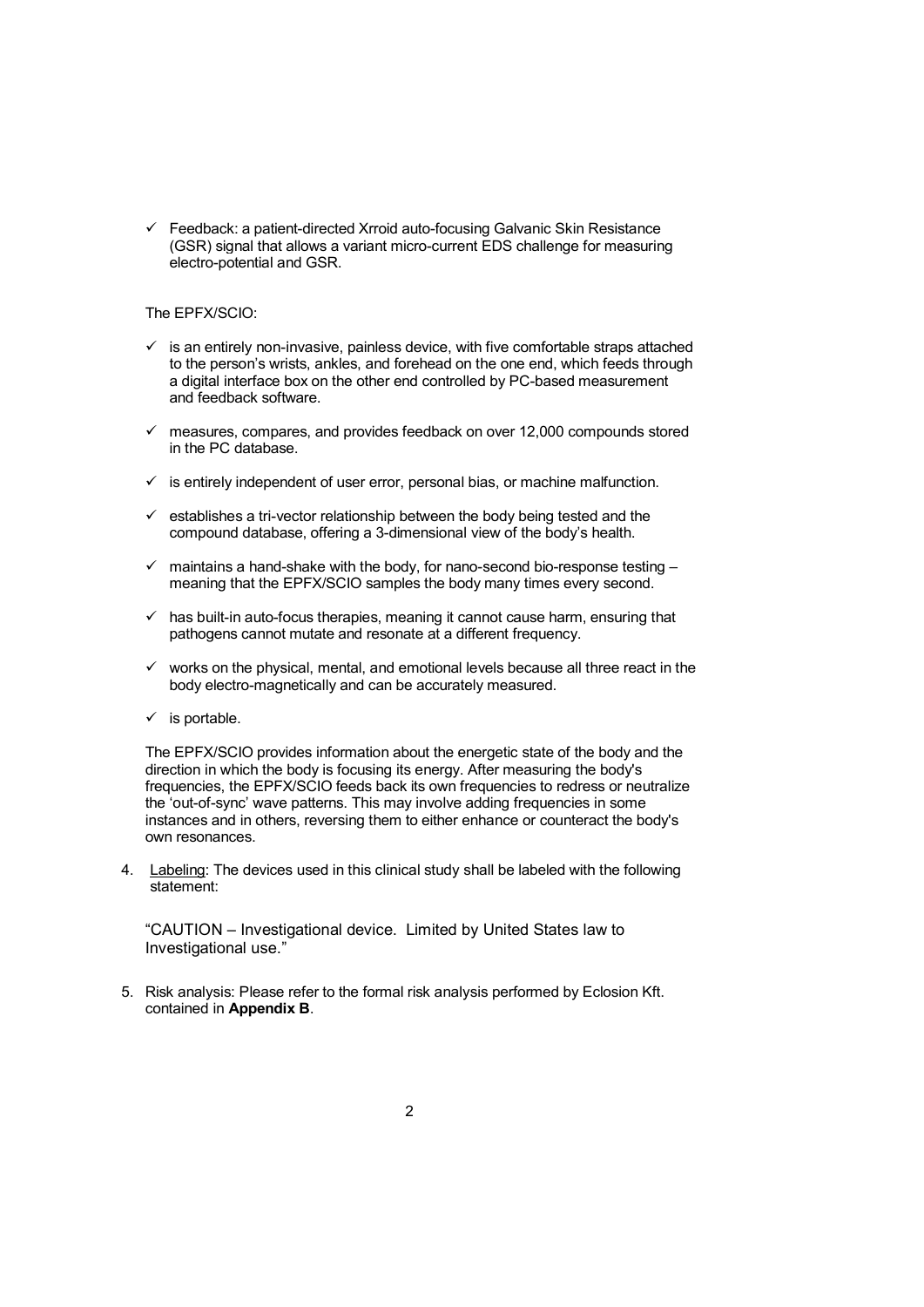- ✓ Feedback: a patient-directed Xrroid auto-focusing Galvanic Skin Resistance (GSR) signal that allows a variant micro-current EDS challenge for measuring electro-potential and GSR.

The EPFX/SCIO:

- ✓ is an entirely non-invasive, painless device, with five comfortable straps attached to the person's wrists, ankles, and forehead on the one end, which feeds through a digital interface box on the other end controlled by PC-based measurement and feedback software.
- ✓ measures, compares, and provides feedback on over 12,000 compounds stored in the PC database.
- ✓ is entirely independent of user error, personal bias, or machine malfunction.
- ✓ establishes a tri-vector relationship between the body being tested and the compound database, offering a 3-dimensional view of the body's health.
- ✓ maintains a hand-shake with the body, for nano-second bio-response testing – meaning that the EPFX/SCIO samples the body many times every second.
- ✓ has built-in auto-focus therapies, meaning it cannot cause harm, ensuring that pathogens cannot mutate and resonate at a different frequency.
- ✓ works on the physical, mental, and emotional levels because all three react in the body electro-magnetically and can be accurately measured.
- ✓ is portable.

The EPFX/SCIO provides information about the energetic state of the body and the direction in which the body is focusing its energy. After measuring the body's frequencies, the EPFX/SCIO feeds back its own frequencies to redress or neutralize the 'out-of-sync' wave patterns. This may involve adding frequencies in some instances and in others, reversing them to either enhance or counteract the body's own resonances.

4. Labeling: The devices used in this clinical study shall be labeled with the following statement:

   "CAUTION – Investigational device. Limited by United States law to Investigational use."

5. Risk analysis: Please refer to the formal risk analysis performed by Eclosion Kft. contained in **Appendix B**.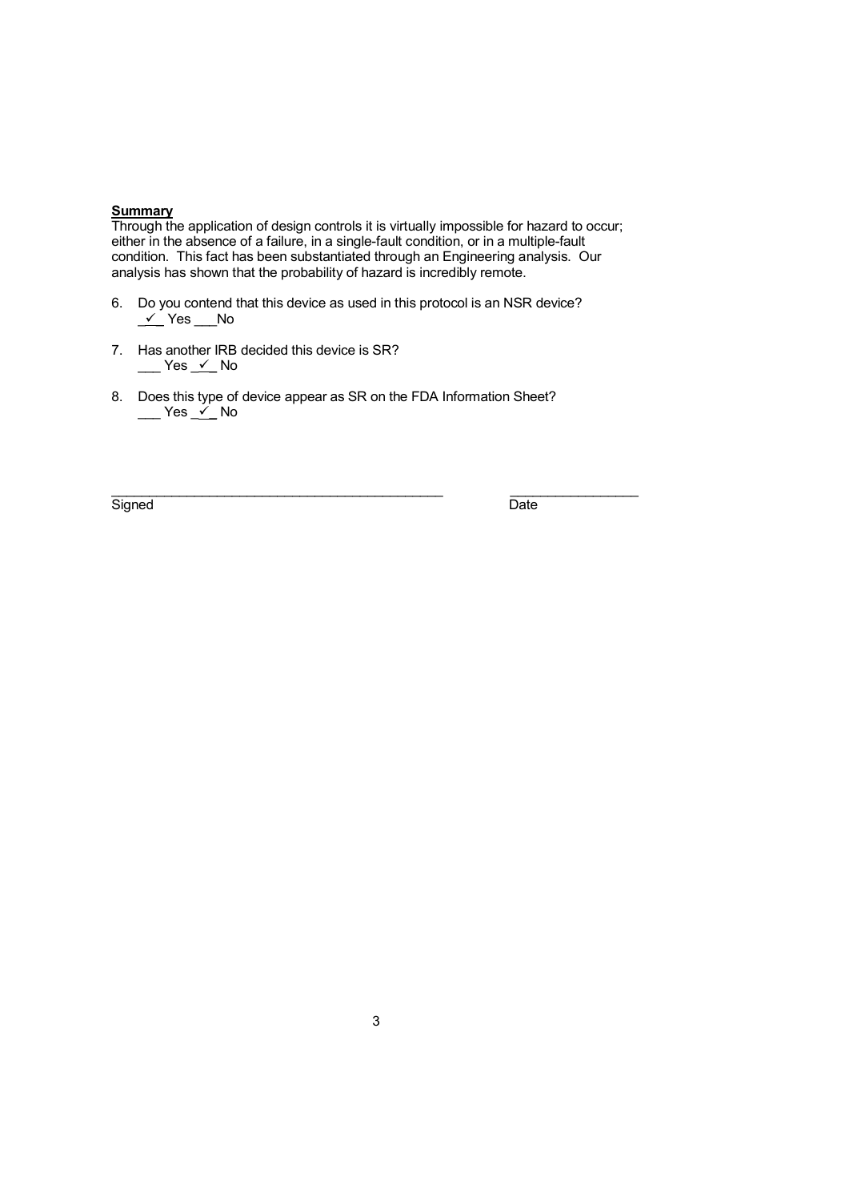**Summary**

Through the application of design controls it is virtually impossible for hazard to occur; either in the absence of a failure, in a single-fault condition, or in a multiple-fault condition. This fact has been substantiated through an Engineering analysis. Our analysis has shown that the probability of hazard is incredibly remote.

6. Do you contend that this device as used in this protocol is an NSR device?
   _✓_ Yes ___No

7. Has another IRB decided this device is SR?
   ___ Yes _✓_ No

8. Does this type of device appear as SR on the FDA Information Sheet?
   ___ Yes _✓_ No

_____________________________________________ _________________

Signed Date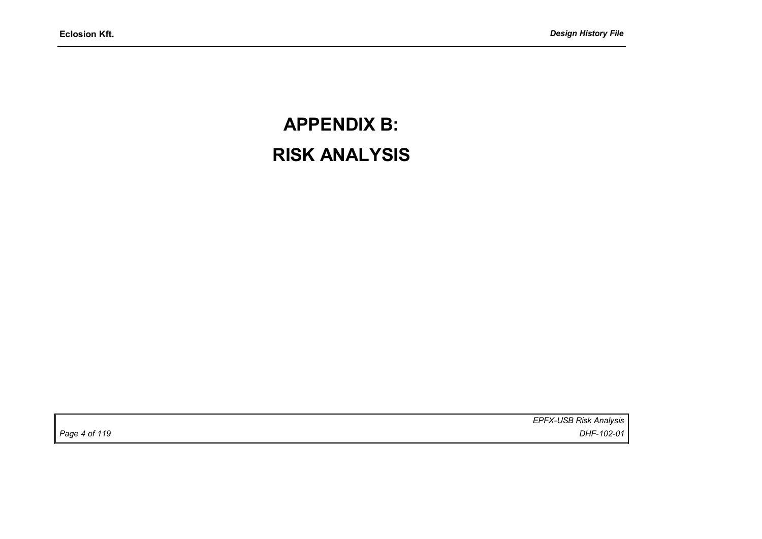# APPENDIX B:

# RISK ANALYSIS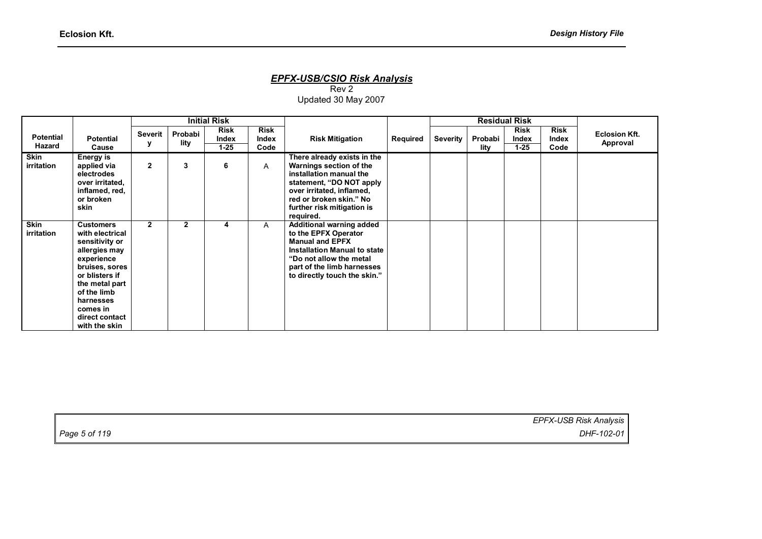## *EPFX-USB/CSIO Risk Analysis*

Rev 2
Updated 30 May 2007

| Potential Hazard | Potential Cause | Initial Risk | | | | Risk Mitigation | Required | Residual Risk | | | | Eclosion Kft. Approval |
|---|---|---|---|---|---|---|---|---|---|---|---|---|
| | | Severity | Probability | Risk Index 1-25 | Risk Index Code | | | Severity | Probability | Risk Index 1-25 | Risk Index Code | |
| **Skin irritation** | **Energy is applied via electrodes over irritated, inflamed, red, or broken skin** | **2** | **3** | **6** | A | **There already exists in the Warnings section of the installation manual the statement, "DO NOT apply over irritated, inflamed, red or broken skin." No further risk mitigation is required.** | | | | | | |
| **Skin irritation** | **Customers with electrical sensitivity or allergies may experience bruises, sores or blisters if the metal part of the limb harnesses comes in direct contact with the skin** | **2** | **2** | **4** | A | **Additional warning added to the EPFX Operator Manual and EPFX Installation Manual to state "Do not allow the metal part of the limb harnesses to directly touch the skin."** | | | | | | |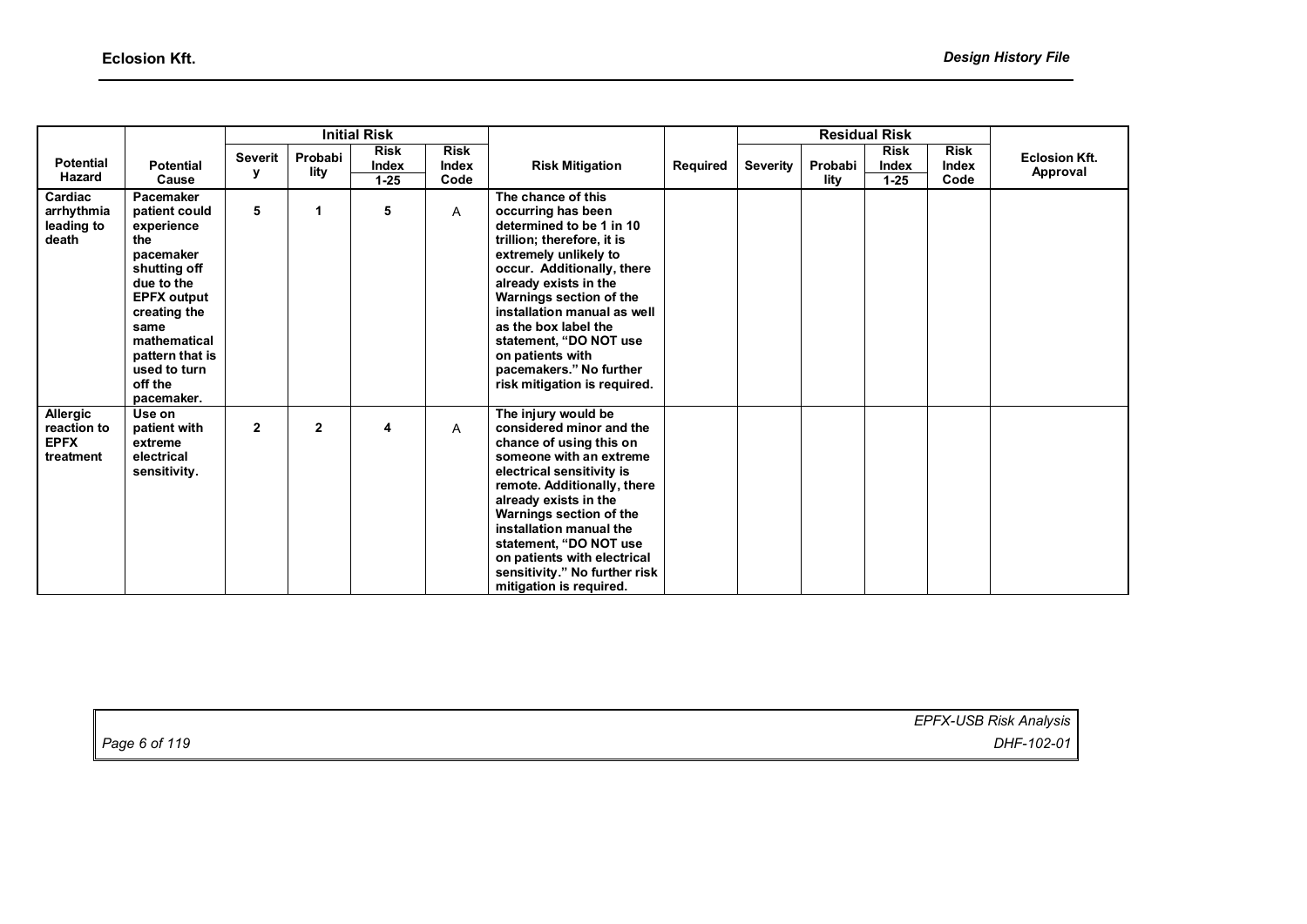| Potential Hazard | Potential Cause | Initial Risk | | | | Risk Mitigation | Required | Residual Risk | | | | Eclosion Kft. Approval |
|---|---|---|---|---|---|---|---|---|---|---|---|---|
| | | Severity | Probability | Risk Index 1-25 | Risk Index Code | | | Severity | Probability | Risk Index 1-25 | Risk Index Code | |
| **Cardiac arrhythmia leading to death** | **Pacemaker patient could experience the pacemaker shutting off due to the EPFX output creating the same mathematical pattern that is used to turn off the pacemaker.** | **5** | **1** | **5** | A | **The chance of this occurring has been determined to be 1 in 10 trillion; therefore, it is extremely unlikely to occur. Additionally, there already exists in the Warnings section of the installation manual as well as the box label the statement, "DO NOT use on patients with pacemakers." No further risk mitigation is required.** | | | | | | |
| **Allergic reaction to EPFX treatment** | **Use on patient with extreme electrical sensitivity.** | **2** | **2** | **4** | A | **The injury would be considered minor and the chance of using this on someone with an extreme electrical sensitivity is remote. Additionally, there already exists in the Warnings section of the installation manual the statement, "DO NOT use on patients with electrical sensitivity." No further risk mitigation is required.** | | | | | | |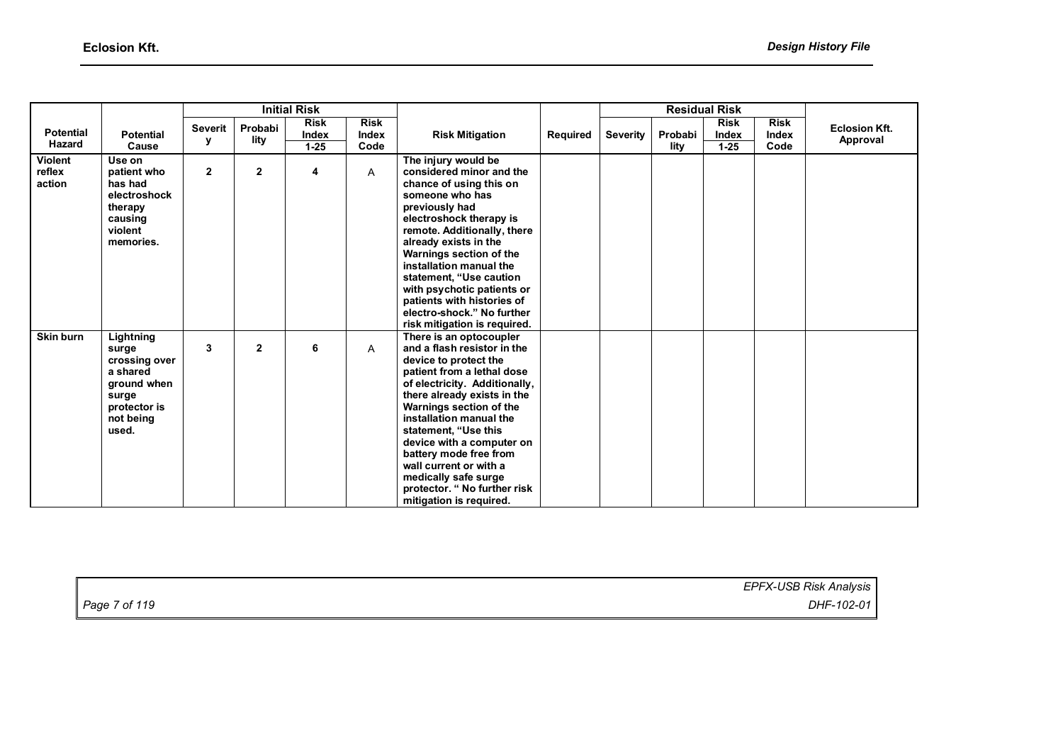| Potential Hazard | Potential Cause | Initial Risk | | | | Risk Mitigation | Required | Residual Risk | | | | Eclosion Kft. Approval |
|---|---|---|---|---|---|---|---|---|---|---|---|---|
| | | Severity | Probability | Risk Index 1-25 | Risk Index Code | | | Severity | Probability | Risk Index 1-25 | Risk Index Code | |
| Violent reflex action | Use on patient who has had electroshock therapy causing violent memories. | 2 | 2 | 4 | A | The injury would be considered minor and the chance of using this on someone who has previously had electroshock therapy is remote. Additionally, there already exists in the Warnings section of the installation manual the statement, "Use caution with psychotic patients or patients with histories of electro-shock." No further risk mitigation is required. | | | | | | |
| Skin burn | Lightning surge crossing over a shared ground when surge protector is not being used. | 3 | 2 | 6 | A | There is an optocoupler and a flash resistor in the device to protect the patient from a lethal dose of electricity. Additionally, there already exists in the Warnings section of the installation manual the statement, "Use this device with a computer on battery mode free from wall current or with a medically safe surge protector. " No further risk mitigation is required. | | | | | | |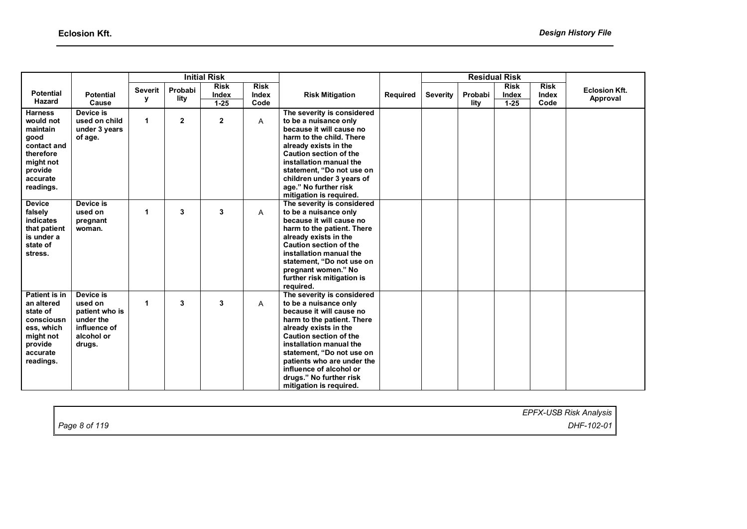| Potential Hazard | Potential Cause | Initial Risk | | | | Risk Mitigation | Required | Residual Risk | | | | Eclosion Kft. Approval |
|---|---|---|---|---|---|---|---|---|---|---|---|---|
| | | Severity | Probability | Risk Index 1-25 | Risk Index Code | | | Severity | Probability | Risk Index 1-25 | Risk Index Code | |
| Harness would not maintain good contact and therefore might not provide accurate readings. | Device is used on child under 3 years of age. | 1 | 2 | 2 | A | The severity is considered to be a nuisance only because it will cause no harm to the child. There already exists in the Caution section of the installation manual the statement, "Do not use on children under 3 years of age." No further risk mitigation is required. | | | | | | |
| Device falsely indicates that patient is under a state of stress. | Device is used on pregnant woman. | 1 | 3 | 3 | A | The severity is considered to be a nuisance only because it will cause no harm to the patient. There already exists in the Caution section of the installation manual the statement, "Do not use on pregnant women." No further risk mitigation is required. | | | | | | |
| Patient is in an altered state of consciousness, which might not provide accurate readings. | Device is used on patient who is under the influence of alcohol or drugs. | 1 | 3 | 3 | A | The severity is considered to be a nuisance only because it will cause no harm to the patient. There already exists in the Caution section of the installation manual the statement, "Do not use on patients who are under the influence of alcohol or drugs." No further risk mitigation is required. | | | | | | |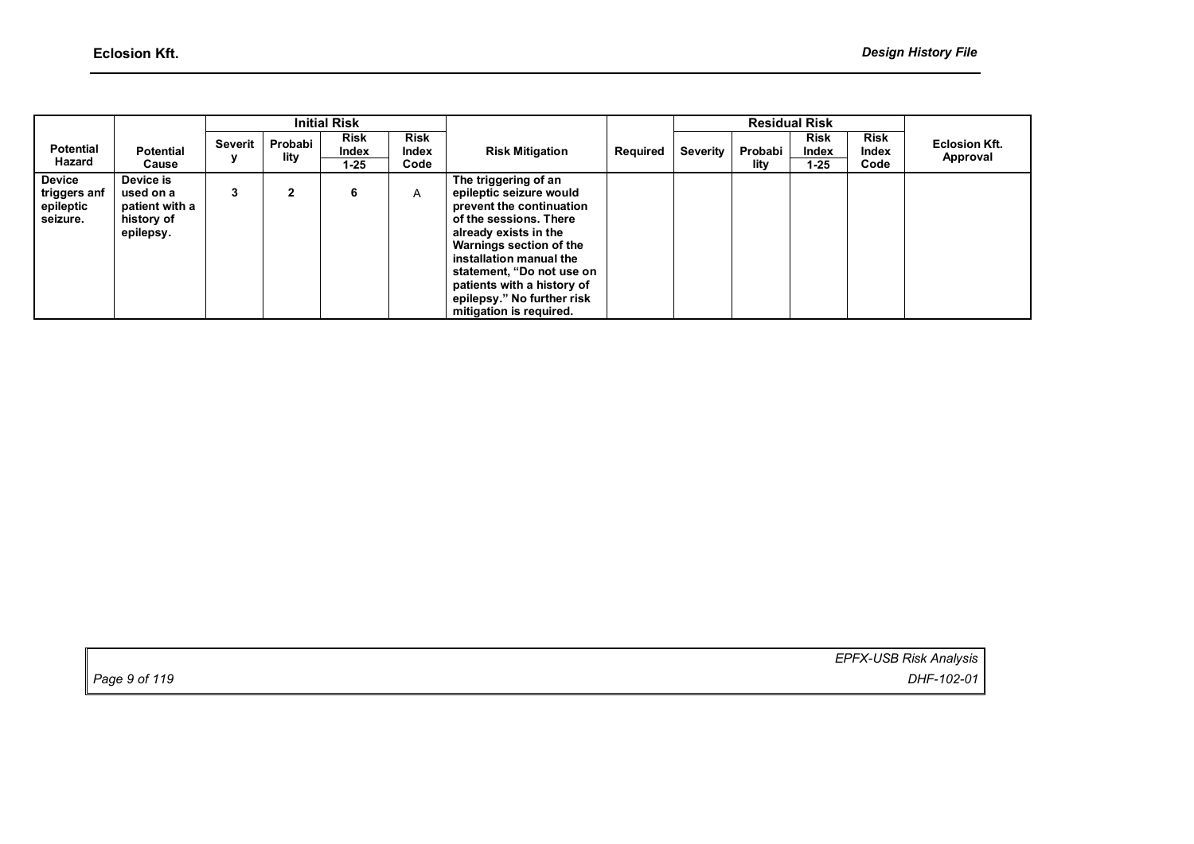| Potential Hazard | Potential Cause | Initial Risk | | | | Risk Mitigation | Required | Residual Risk | | | | Eclosion Kft. Approval |
|---|---|---|---|---|---|---|---|---|---|---|---|---|
| | | Severity | Probability | Risk Index 1-25 | Risk Index Code | | | Severity | Probability | Risk Index 1-25 | Risk Index Code | |
| **Device triggers anf epileptic seizure.** | **Device is used on a patient with a history of epilepsy.** | **3** | **2** | **6** | A | **The triggering of an epileptic seizure would prevent the continuation of the sessions. There already exists in the Warnings section of the installation manual the statement, "Do not use on patients with a history of epilepsy." No further risk mitigation is required.** | | | | | | |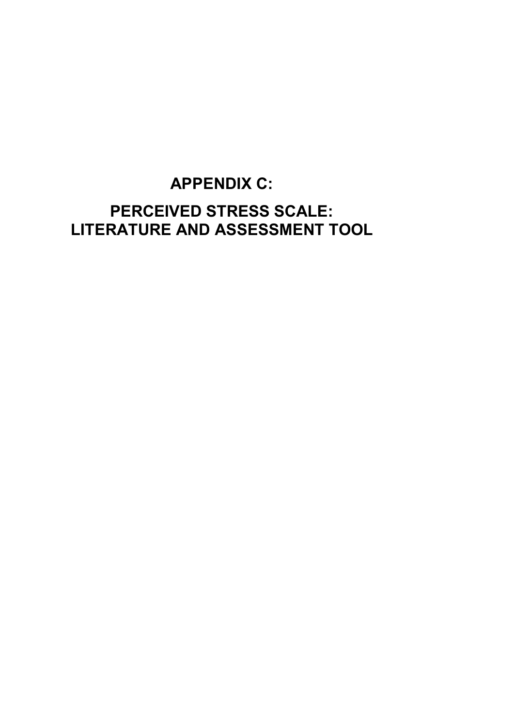# APPENDIX C:

# PERCEIVED STRESS SCALE: LITERATURE AND ASSESSMENT TOOL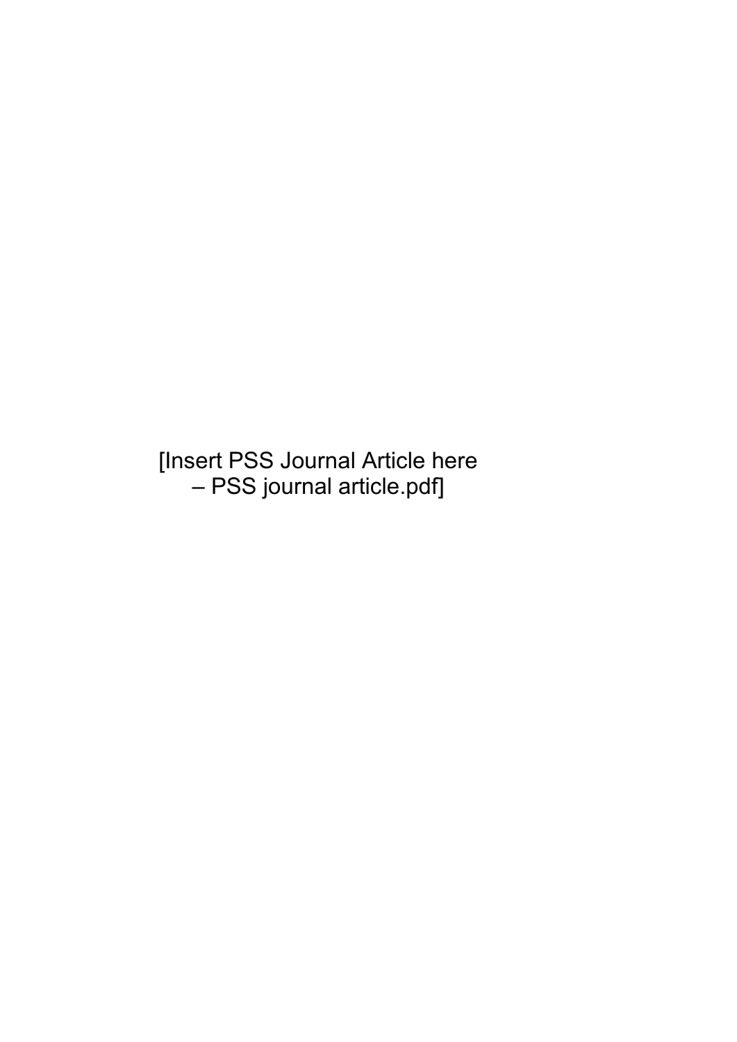[Insert PSS Journal Article here – PSS journal article.pdf]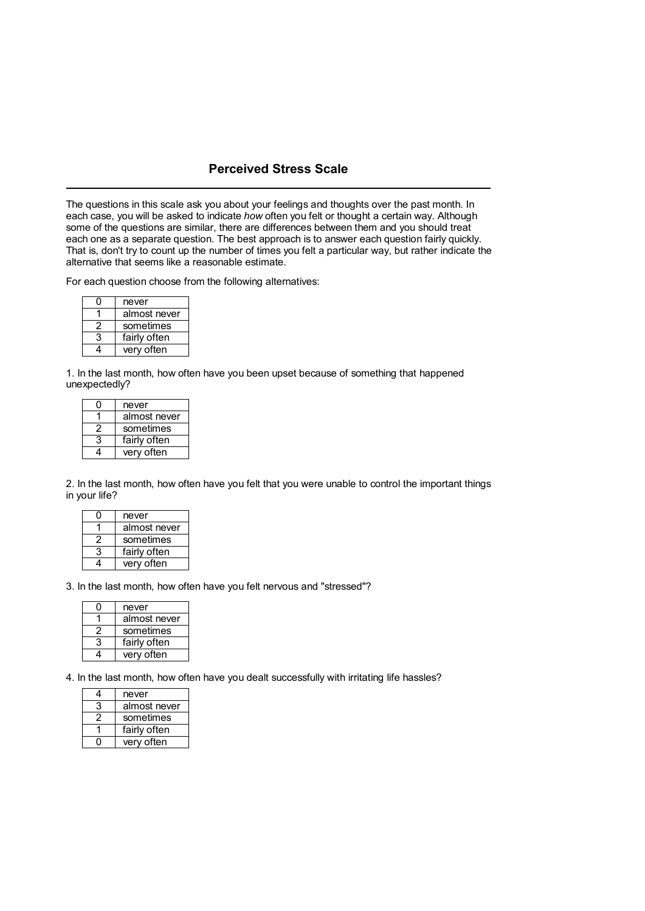## Perceived Stress Scale

---

The questions in this scale ask you about your feelings and thoughts over the past month. In each case, you will be asked to indicate *how* often you felt or thought a certain way. Although some of the questions are similar, there are differences between them and you should treat each one as a separate question. The best approach is to answer each question fairly quickly. That is, don't try to count up the number of times you felt a particular way, but rather indicate the alternative that seems like a reasonable estimate.

For each question choose from the following alternatives:

| | |
|---|---|
| 0 | never |
| 1 | almost never |
| 2 | sometimes |
| 3 | fairly often |
| 4 | very often |

1. In the last month, how often have you been upset because of something that happened unexpectedly?

| | |
|---|---|
| 0 | never |
| 1 | almost never |
| 2 | sometimes |
| 3 | fairly often |
| 4 | very often |

2. In the last month, how often have you felt that you were unable to control the important things in your life?

| | |
|---|---|
| 0 | never |
| 1 | almost never |
| 2 | sometimes |
| 3 | fairly often |
| 4 | very often |

3. In the last month, how often have you felt nervous and "stressed"?

| | |
|---|---|
| 0 | never |
| 1 | almost never |
| 2 | sometimes |
| 3 | fairly often |
| 4 | very often |

4. In the last month, how often have you dealt successfully with irritating life hassles?

| | |
|---|---|
| 4 | never |
| 3 | almost never |
| 2 | sometimes |
| 1 | fairly often |
| 0 | very often |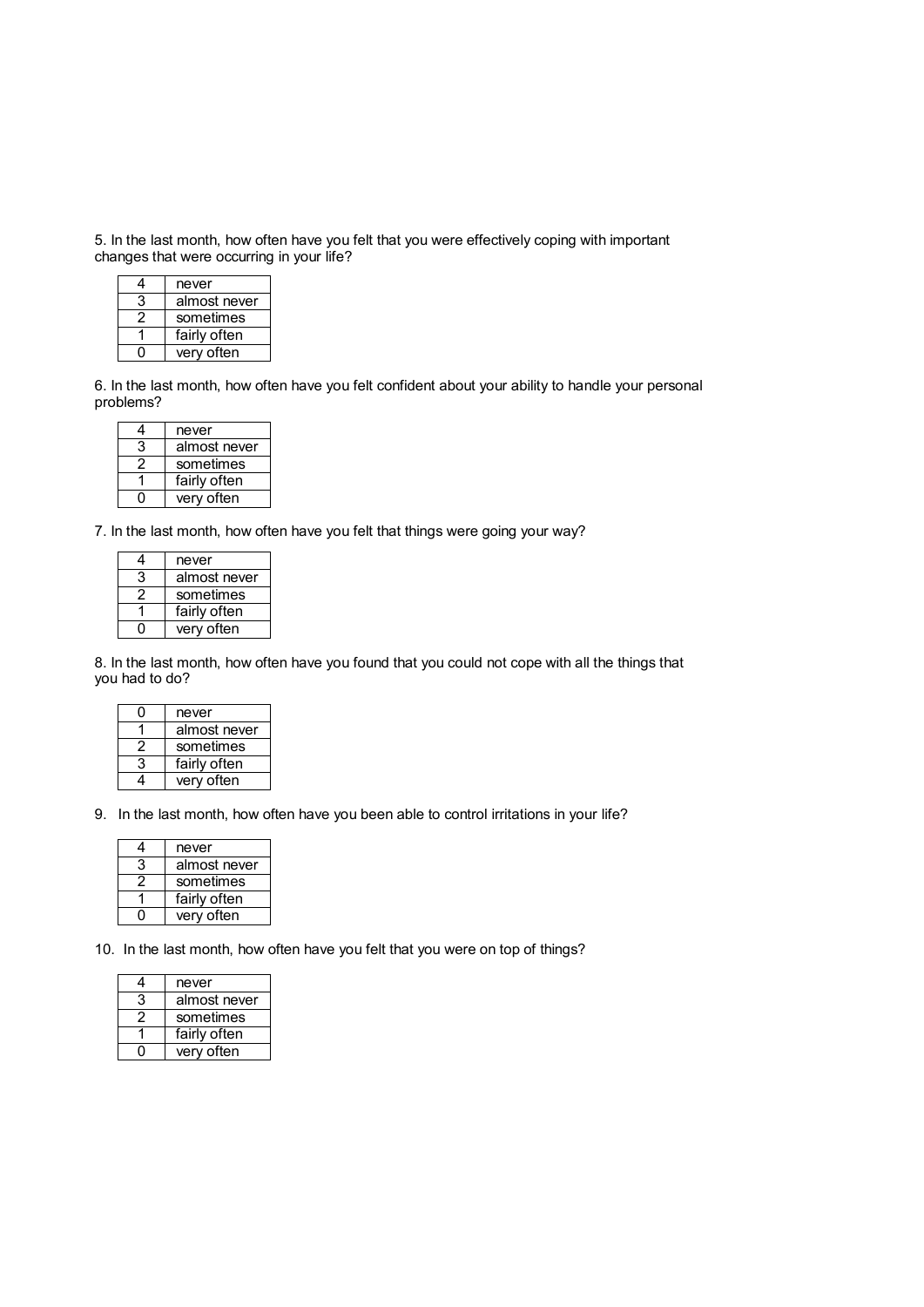5. In the last month, how often have you felt that you were effectively coping with important changes that were occurring in your life?

| | |
|---|---|
| 4 | never |
| 3 | almost never |
| 2 | sometimes |
| 1 | fairly often |
| 0 | very often |

6. In the last month, how often have you felt confident about your ability to handle your personal problems?

| | |
|---|---|
| 4 | never |
| 3 | almost never |
| 2 | sometimes |
| 1 | fairly often |
| 0 | very often |

7. In the last month, how often have you felt that things were going your way?

| | |
|---|---|
| 4 | never |
| 3 | almost never |
| 2 | sometimes |
| 1 | fairly often |
| 0 | very often |

8. In the last month, how often have you found that you could not cope with all the things that you had to do?

| | |
|---|---|
| 0 | never |
| 1 | almost never |
| 2 | sometimes |
| 3 | fairly often |
| 4 | very often |

9. In the last month, how often have you been able to control irritations in your life?

| | |
|---|---|
| 4 | never |
| 3 | almost never |
| 2 | sometimes |
| 1 | fairly often |
| 0 | very often |

10. In the last month, how often have you felt that you were on top of things?

| | |
|---|---|
| 4 | never |
| 3 | almost never |
| 2 | sometimes |
| 1 | fairly often |
| 0 | very often |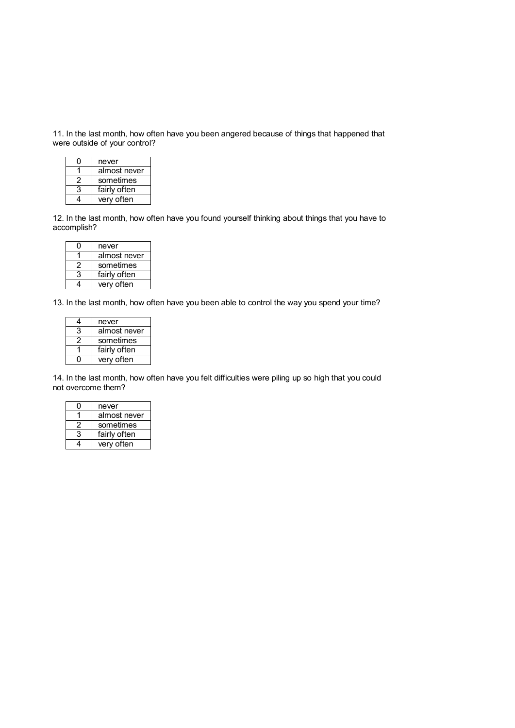11. In the last month, how often have you been angered because of things that happened that were outside of your control?

| 0 | never |
|---|---|
| 1 | almost never |
| 2 | sometimes |
| 3 | fairly often |
| 4 | very often |

12. In the last month, how often have you found yourself thinking about things that you have to accomplish?

| 0 | never |
|---|---|
| 1 | almost never |
| 2 | sometimes |
| 3 | fairly often |
| 4 | very often |

13. In the last month, how often have you been able to control the way you spend your time?

| 4 | never |
|---|---|
| 3 | almost never |
| 2 | sometimes |
| 1 | fairly often |
| 0 | very often |

14. In the last month, how often have you felt difficulties were piling up so high that you could not overcome them?

| 0 | never |
|---|---|
| 1 | almost never |
| 2 | sometimes |
| 3 | fairly often |
| 4 | very often |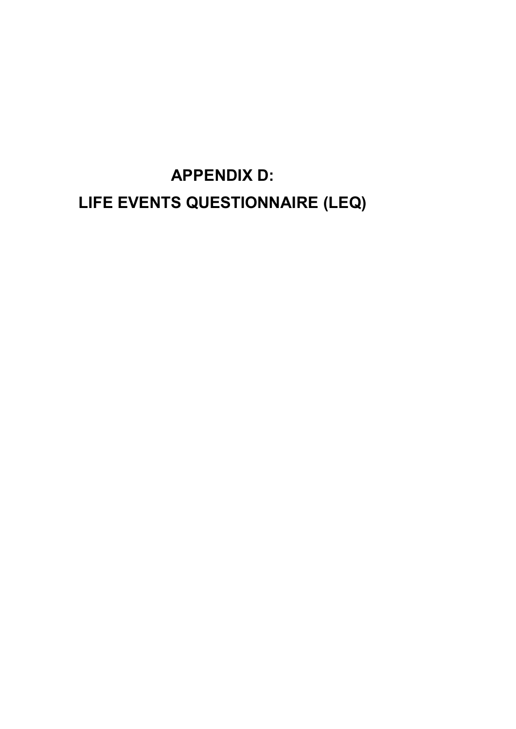# APPENDIX D:

# LIFE EVENTS QUESTIONNAIRE (LEQ)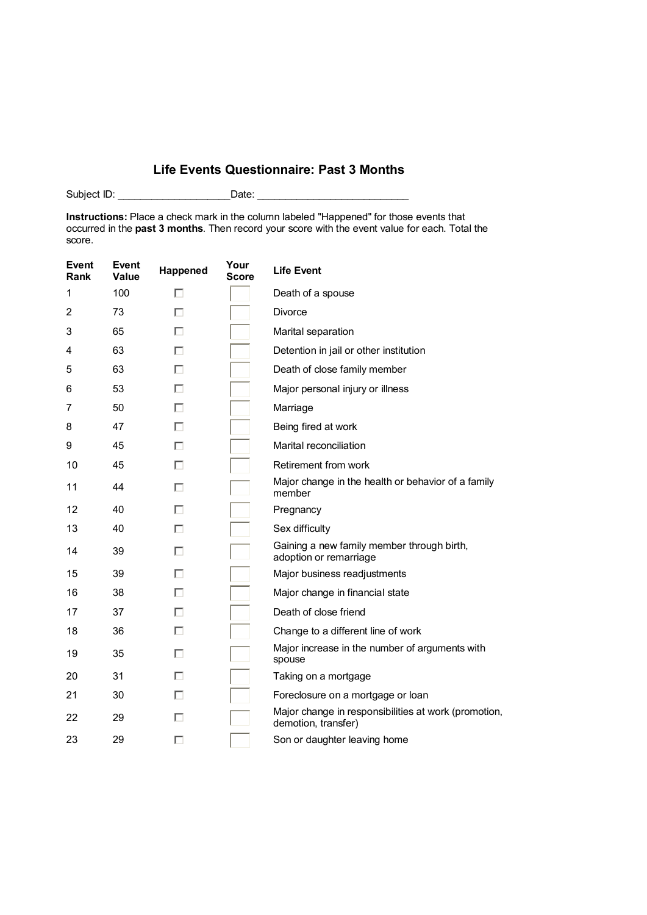## Life Events Questionnaire: Past 3 Months

Subject ID: ____________________ Date: ___________________________

**Instructions:** Place a check mark in the column labeled "Happened" for those events that occurred in the **past 3 months**. Then record your score with the event value for each. Total the score.

| Event Rank | Event Value | Happened | Your Score | Life Event |
|---|---|---|---|---|
| 1 | 100 | ☐ | | Death of a spouse |
| 2 | 73 | ☐ | | Divorce |
| 3 | 65 | ☐ | | Marital separation |
| 4 | 63 | ☐ | | Detention in jail or other institution |
| 5 | 63 | ☐ | | Death of close family member |
| 6 | 53 | ☐ | | Major personal injury or illness |
| 7 | 50 | ☐ | | Marriage |
| 8 | 47 | ☐ | | Being fired at work |
| 9 | 45 | ☐ | | Marital reconciliation |
| 10 | 45 | ☐ | | Retirement from work |
| 11 | 44 | ☐ | | Major change in the health or behavior of a family member |
| 12 | 40 | ☐ | | Pregnancy |
| 13 | 40 | ☐ | | Sex difficulty |
| 14 | 39 | ☐ | | Gaining a new family member through birth, adoption or remarriage |
| 15 | 39 | ☐ | | Major business readjustments |
| 16 | 38 | ☐ | | Major change in financial state |
| 17 | 37 | ☐ | | Death of close friend |
| 18 | 36 | ☐ | | Change to a different line of work |
| 19 | 35 | ☐ | | Major increase in the number of arguments with spouse |
| 20 | 31 | ☐ | | Taking on a mortgage |
| 21 | 30 | ☐ | | Foreclosure on a mortgage or loan |
| 22 | 29 | ☐ | | Major change in responsibilities at work (promotion, demotion, transfer) |
| 23 | 29 | ☐ | | Son or daughter leaving home |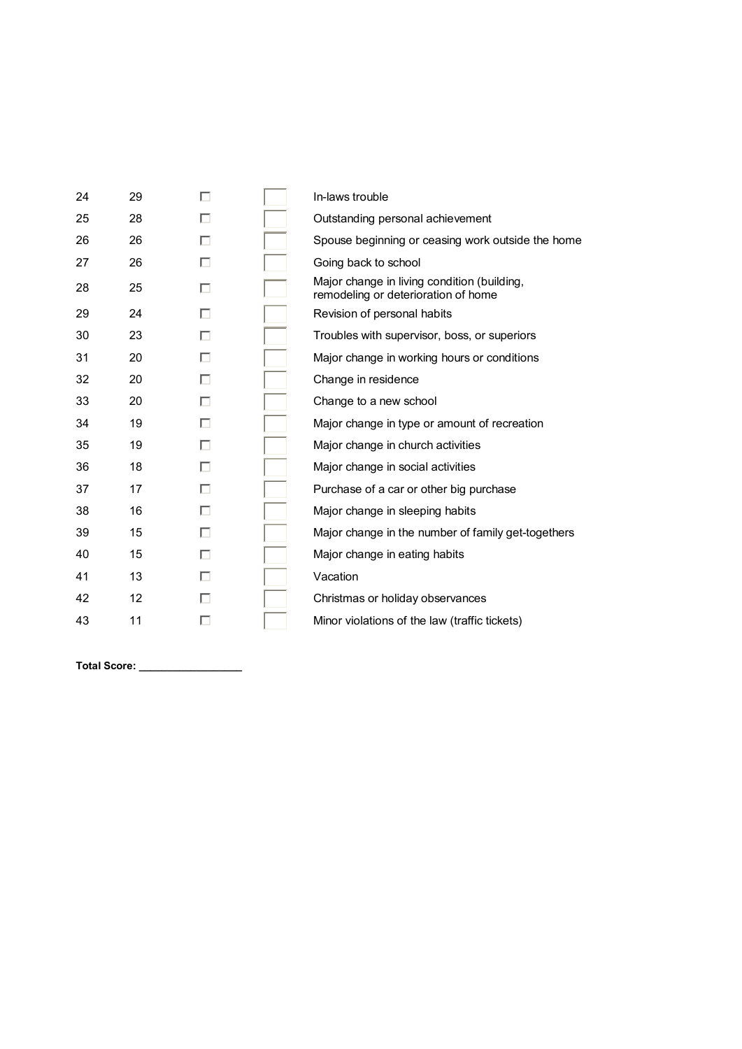| | | | | |
|---|---|---|---|---|
| 24 | 29 | ☐ | | In-laws trouble |
| 25 | 28 | ☐ | | Outstanding personal achievement |
| 26 | 26 | ☐ | | Spouse beginning or ceasing work outside the home |
| 27 | 26 | ☐ | | Going back to school |
| 28 | 25 | ☐ | | Major change in living condition (building, remodeling or deterioration of home |
| 29 | 24 | ☐ | | Revision of personal habits |
| 30 | 23 | ☐ | | Troubles with supervisor, boss, or superiors |
| 31 | 20 | ☐ | | Major change in working hours or conditions |
| 32 | 20 | ☐ | | Change in residence |
| 33 | 20 | ☐ | | Change to a new school |
| 34 | 19 | ☐ | | Major change in type or amount of recreation |
| 35 | 19 | ☐ | | Major change in church activities |
| 36 | 18 | ☐ | | Major change in social activities |
| 37 | 17 | ☐ | | Purchase of a car or other big purchase |
| 38 | 16 | ☐ | | Major change in sleeping habits |
| 39 | 15 | ☐ | | Major change in the number of family get-togethers |
| 40 | 15 | ☐ | | Major change in eating habits |
| 41 | 13 | ☐ | | Vacation |
| 42 | 12 | ☐ | | Christmas or holiday observances |
| 43 | 11 | ☐ | | Minor violations of the law (traffic tickets) |

**Total Score: _________________**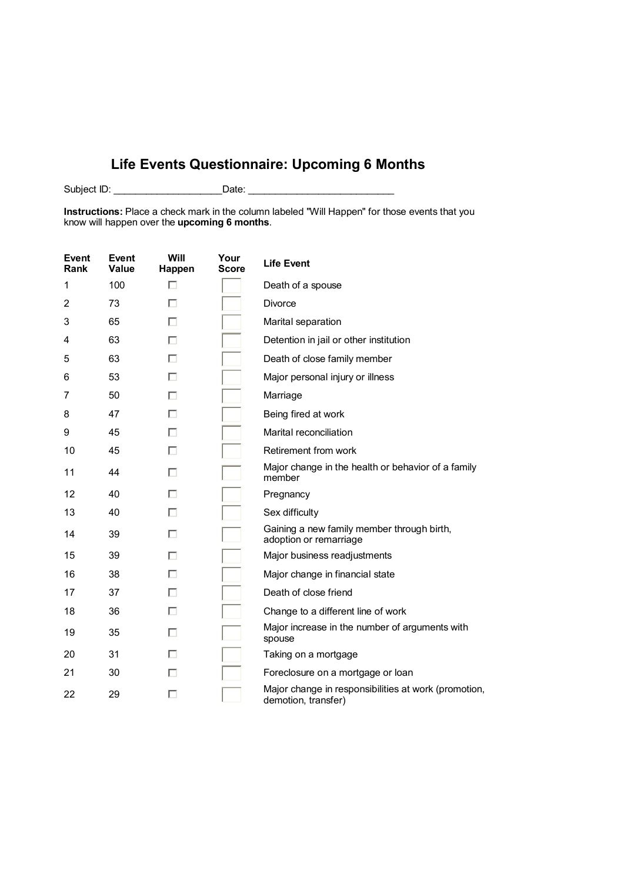# Life Events Questionnaire: Upcoming 6 Months

Subject ID: ____________________Date: ___________________________

**Instructions:** Place a check mark in the column labeled "Will Happen" for those events that you know will happen over the **upcoming 6 months**.

| Event Rank | Event Value | Will Happen | Your Score | Life Event |
|---|---|---|---|---|
| 1 | 100 | ☐ | | Death of a spouse |
| 2 | 73 | ☐ | | Divorce |
| 3 | 65 | ☐ | | Marital separation |
| 4 | 63 | ☐ | | Detention in jail or other institution |
| 5 | 63 | ☐ | | Death of close family member |
| 6 | 53 | ☐ | | Major personal injury or illness |
| 7 | 50 | ☐ | | Marriage |
| 8 | 47 | ☐ | | Being fired at work |
| 9 | 45 | ☐ | | Marital reconciliation |
| 10 | 45 | ☐ | | Retirement from work |
| 11 | 44 | ☐ | | Major change in the health or behavior of a family member |
| 12 | 40 | ☐ | | Pregnancy |
| 13 | 40 | ☐ | | Sex difficulty |
| 14 | 39 | ☐ | | Gaining a new family member through birth, adoption or remarriage |
| 15 | 39 | ☐ | | Major business readjustments |
| 16 | 38 | ☐ | | Major change in financial state |
| 17 | 37 | ☐ | | Death of close friend |
| 18 | 36 | ☐ | | Change to a different line of work |
| 19 | 35 | ☐ | | Major increase in the number of arguments with spouse |
| 20 | 31 | ☐ | | Taking on a mortgage |
| 21 | 30 | ☐ | | Foreclosure on a mortgage or loan |
| 22 | 29 | ☐ | | Major change in responsibilities at work (promotion, demotion, transfer) |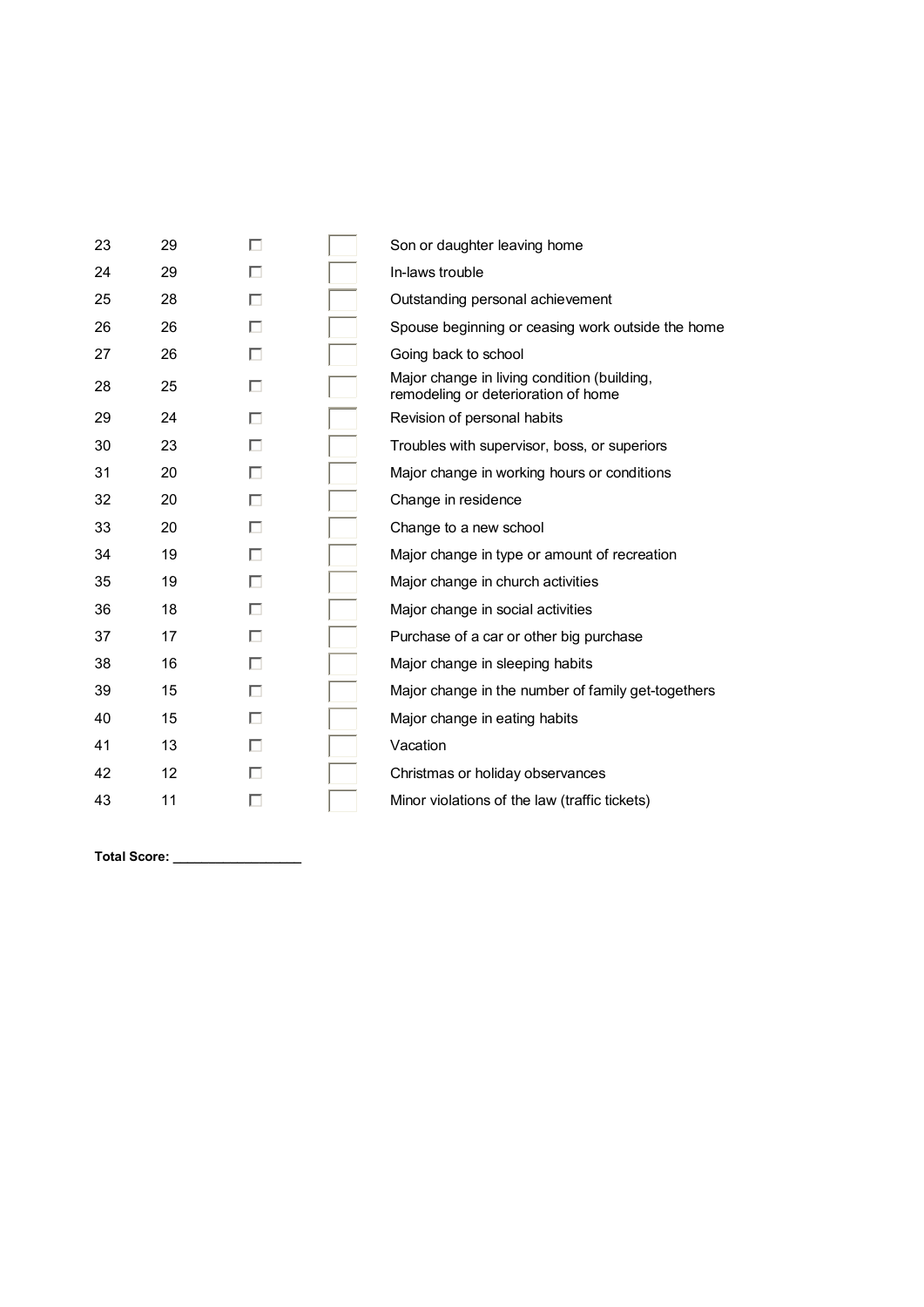| | | | | |
|---|---|---|---|---|
| 23 | 29 | ☐ | | Son or daughter leaving home |
| 24 | 29 | ☐ | | In-laws trouble |
| 25 | 28 | ☐ | | Outstanding personal achievement |
| 26 | 26 | ☐ | | Spouse beginning or ceasing work outside the home |
| 27 | 26 | ☐ | | Going back to school |
| 28 | 25 | ☐ | | Major change in living condition (building, remodeling or deterioration of home |
| 29 | 24 | ☐ | | Revision of personal habits |
| 30 | 23 | ☐ | | Troubles with supervisor, boss, or superiors |
| 31 | 20 | ☐ | | Major change in working hours or conditions |
| 32 | 20 | ☐ | | Change in residence |
| 33 | 20 | ☐ | | Change to a new school |
| 34 | 19 | ☐ | | Major change in type or amount of recreation |
| 35 | 19 | ☐ | | Major change in church activities |
| 36 | 18 | ☐ | | Major change in social activities |
| 37 | 17 | ☐ | | Purchase of a car or other big purchase |
| 38 | 16 | ☐ | | Major change in sleeping habits |
| 39 | 15 | ☐ | | Major change in the number of family get-togethers |
| 40 | 15 | ☐ | | Major change in eating habits |
| 41 | 13 | ☐ | | Vacation |
| 42 | 12 | ☐ | | Christmas or holiday observances |
| 43 | 11 | ☐ | | Minor violations of the law (traffic tickets) |

**Total Score: _________________**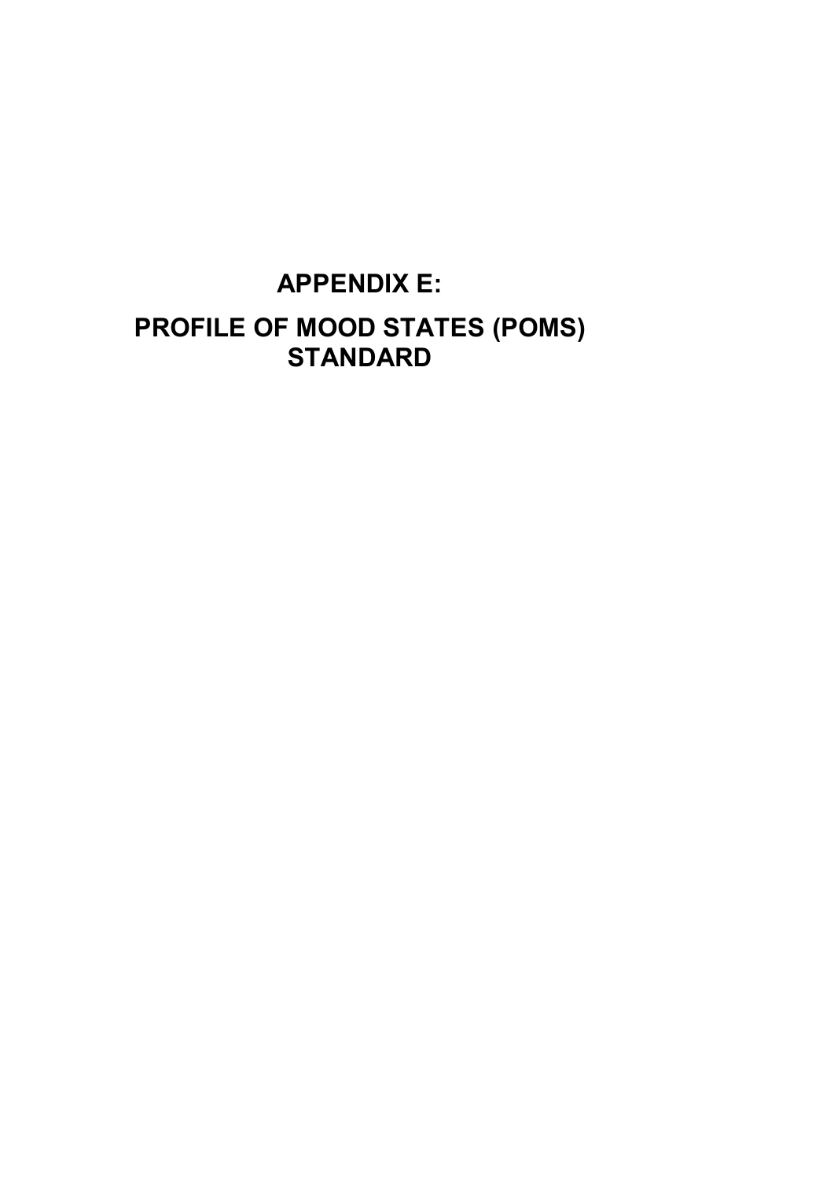# APPENDIX E:

# PROFILE OF MOOD STATES (POMS) STANDARD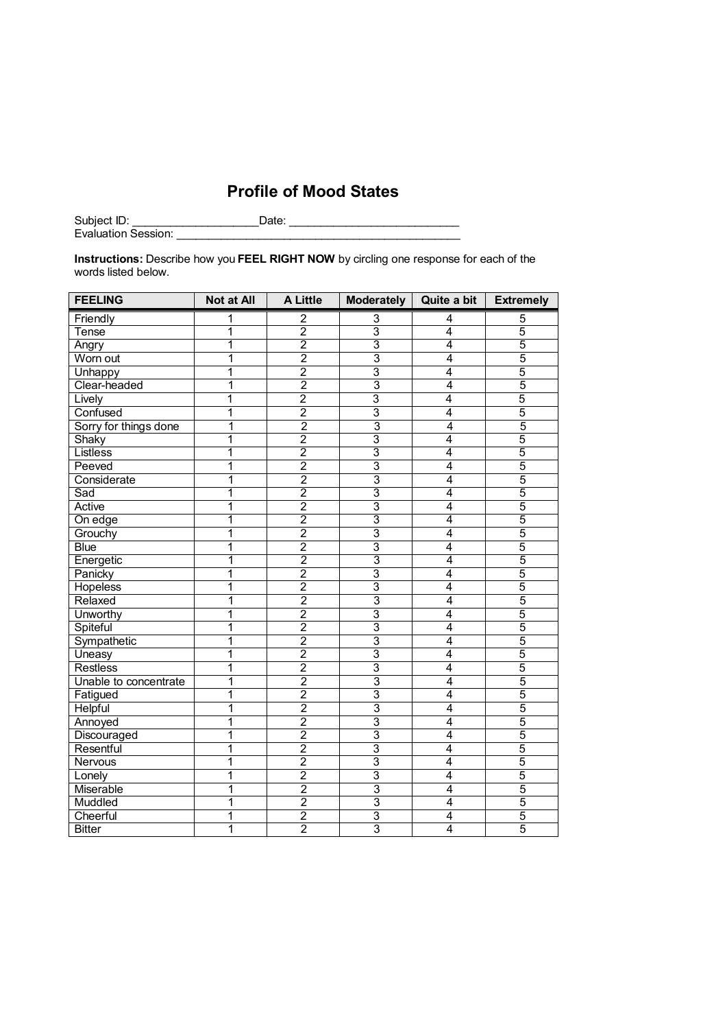# Profile of Mood States

Subject ID: ___________________Date: __________________________
Evaluation Session: _____________________________________________

**Instructions:** Describe how you **FEEL RIGHT NOW** by circling one response for each of the words listed below.

| FEELING | Not at All | A Little | Moderately | Quite a bit | Extremely |
|---|---|---|---|---|---|
| Friendly | 1 | 2 | 3 | 4 | 5 |
| Tense | 1 | 2 | 3 | 4 | 5 |
| Angry | 1 | 2 | 3 | 4 | 5 |
| Worn out | 1 | 2 | 3 | 4 | 5 |
| Unhappy | 1 | 2 | 3 | 4 | 5 |
| Clear-headed | 1 | 2 | 3 | 4 | 5 |
| Lively | 1 | 2 | 3 | 4 | 5 |
| Confused | 1 | 2 | 3 | 4 | 5 |
| Sorry for things done | 1 | 2 | 3 | 4 | 5 |
| Shaky | 1 | 2 | 3 | 4 | 5 |
| Listless | 1 | 2 | 3 | 4 | 5 |
| Peeved | 1 | 2 | 3 | 4 | 5 |
| Considerate | 1 | 2 | 3 | 4 | 5 |
| Sad | 1 | 2 | 3 | 4 | 5 |
| Active | 1 | 2 | 3 | 4 | 5 |
| On edge | 1 | 2 | 3 | 4 | 5 |
| Grouchy | 1 | 2 | 3 | 4 | 5 |
| Blue | 1 | 2 | 3 | 4 | 5 |
| Energetic | 1 | 2 | 3 | 4 | 5 |
| Panicky | 1 | 2 | 3 | 4 | 5 |
| Hopeless | 1 | 2 | 3 | 4 | 5 |
| Relaxed | 1 | 2 | 3 | 4 | 5 |
| Unworthy | 1 | 2 | 3 | 4 | 5 |
| Spiteful | 1 | 2 | 3 | 4 | 5 |
| Sympathetic | 1 | 2 | 3 | 4 | 5 |
| Uneasy | 1 | 2 | 3 | 4 | 5 |
| Restless | 1 | 2 | 3 | 4 | 5 |
| Unable to concentrate | 1 | 2 | 3 | 4 | 5 |
| Fatigued | 1 | 2 | 3 | 4 | 5 |
| Helpful | 1 | 2 | 3 | 4 | 5 |
| Annoyed | 1 | 2 | 3 | 4 | 5 |
| Discouraged | 1 | 2 | 3 | 4 | 5 |
| Resentful | 1 | 2 | 3 | 4 | 5 |
| Nervous | 1 | 2 | 3 | 4 | 5 |
| Lonely | 1 | 2 | 3 | 4 | 5 |
| Miserable | 1 | 2 | 3 | 4 | 5 |
| Muddled | 1 | 2 | 3 | 4 | 5 |
| Cheerful | 1 | 2 | 3 | 4 | 5 |
| Bitter | 1 | 2 | 3 | 4 | 5 |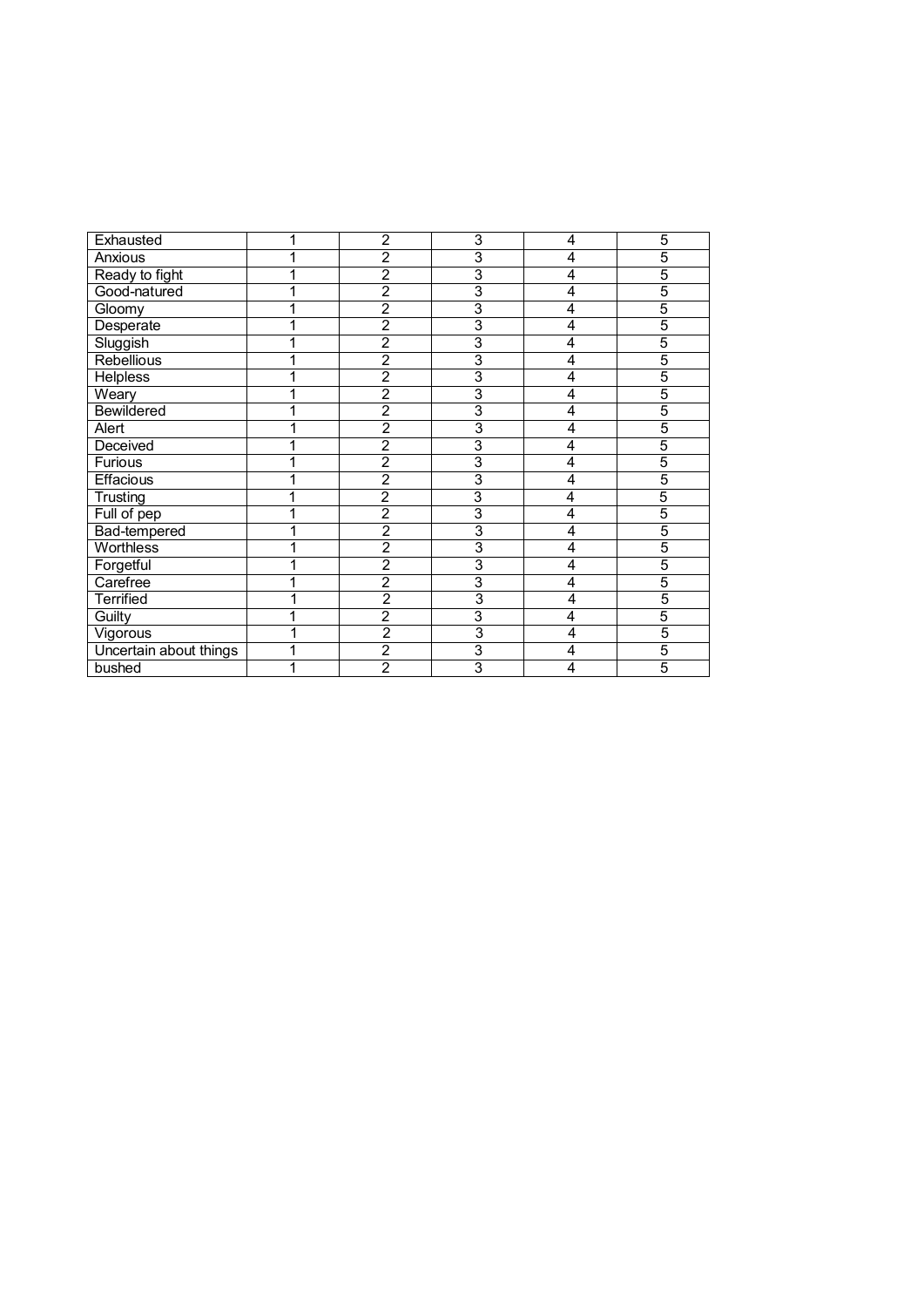| | | | | | |
|---|---|---|---|---|---|
| Exhausted | 1 | 2 | 3 | 4 | 5 |
| Anxious | 1 | 2 | 3 | 4 | 5 |
| Ready to fight | 1 | 2 | 3 | 4 | 5 |
| Good-natured | 1 | 2 | 3 | 4 | 5 |
| Gloomy | 1 | 2 | 3 | 4 | 5 |
| Desperate | 1 | 2 | 3 | 4 | 5 |
| Sluggish | 1 | 2 | 3 | 4 | 5 |
| Rebellious | 1 | 2 | 3 | 4 | 5 |
| Helpless | 1 | 2 | 3 | 4 | 5 |
| Weary | 1 | 2 | 3 | 4 | 5 |
| Bewildered | 1 | 2 | 3 | 4 | 5 |
| Alert | 1 | 2 | 3 | 4 | 5 |
| Deceived | 1 | 2 | 3 | 4 | 5 |
| Furious | 1 | 2 | 3 | 4 | 5 |
| Effacious | 1 | 2 | 3 | 4 | 5 |
| Trusting | 1 | 2 | 3 | 4 | 5 |
| Full of pep | 1 | 2 | 3 | 4 | 5 |
| Bad-tempered | 1 | 2 | 3 | 4 | 5 |
| Worthless | 1 | 2 | 3 | 4 | 5 |
| Forgetful | 1 | 2 | 3 | 4 | 5 |
| Carefree | 1 | 2 | 3 | 4 | 5 |
| Terrified | 1 | 2 | 3 | 4 | 5 |
| Guilty | 1 | 2 | 3 | 4 | 5 |
| Vigorous | 1 | 2 | 3 | 4 | 5 |
| Uncertain about things | 1 | 2 | 3 | 4 | 5 |
| bushed | 1 | 2 | 3 | 4 | 5 |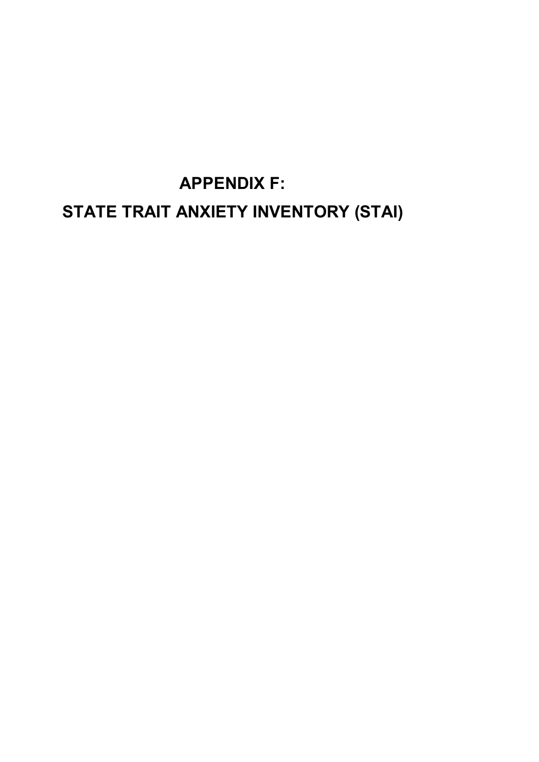# APPENDIX F:
# STATE TRAIT ANXIETY INVENTORY (STAI)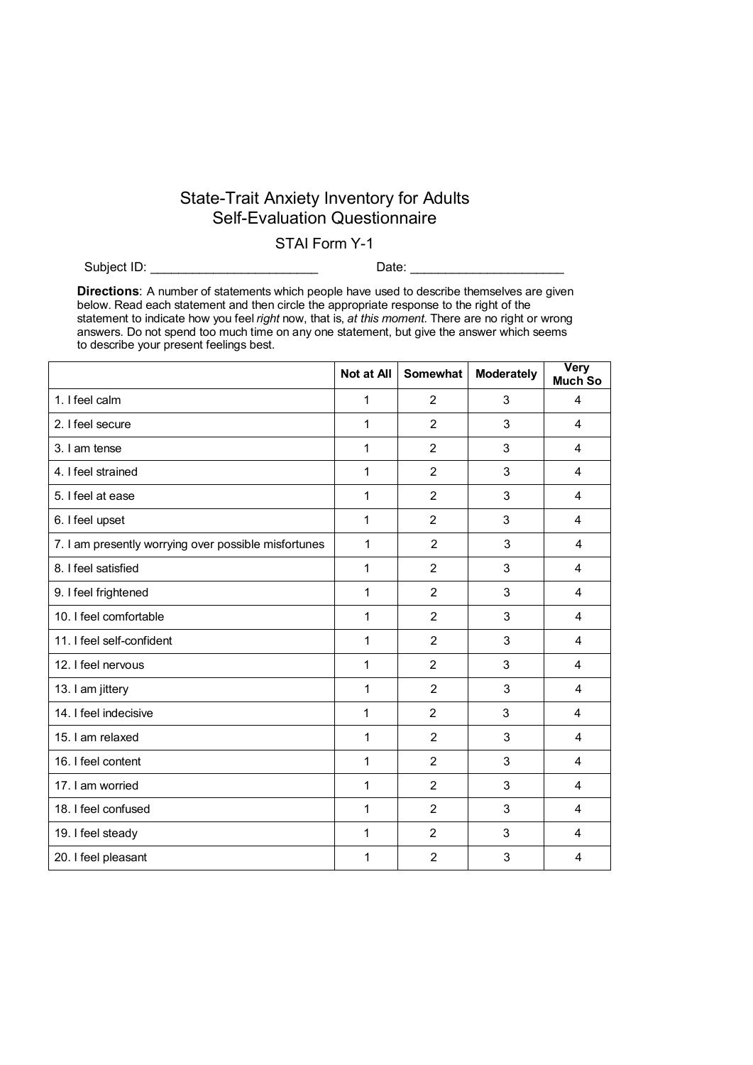# State-Trait Anxiety Inventory for Adults
# Self-Evaluation Questionnaire

## STAI Form Y-1

Subject ID: ________________________ Date: ______________________

**Directions**: A number of statements which people have used to describe themselves are given below. Read each statement and then circle the appropriate response to the right of the statement to indicate how you feel *right* now, that is, *at this moment*. There are no right or wrong answers. Do not spend too much time on any one statement, but give the answer which seems to describe your present feelings best.

| | Not at All | Somewhat | Moderately | Very Much So |
|---|---|---|---|---|
| 1. I feel calm | 1 | 2 | 3 | 4 |
| 2. I feel secure | 1 | 2 | 3 | 4 |
| 3. I am tense | 1 | 2 | 3 | 4 |
| 4. I feel strained | 1 | 2 | 3 | 4 |
| 5. I feel at ease | 1 | 2 | 3 | 4 |
| 6. I feel upset | 1 | 2 | 3 | 4 |
| 7. I am presently worrying over possible misfortunes | 1 | 2 | 3 | 4 |
| 8. I feel satisfied | 1 | 2 | 3 | 4 |
| 9. I feel frightened | 1 | 2 | 3 | 4 |
| 10. I feel comfortable | 1 | 2 | 3 | 4 |
| 11. I feel self-confident | 1 | 2 | 3 | 4 |
| 12. I feel nervous | 1 | 2 | 3 | 4 |
| 13. I am jittery | 1 | 2 | 3 | 4 |
| 14. I feel indecisive | 1 | 2 | 3 | 4 |
| 15. I am relaxed | 1 | 2 | 3 | 4 |
| 16. I feel content | 1 | 2 | 3 | 4 |
| 17. I am worried | 1 | 2 | 3 | 4 |
| 18. I feel confused | 1 | 2 | 3 | 4 |
| 19. I feel steady | 1 | 2 | 3 | 4 |
| 20. I feel pleasant | 1 | 2 | 3 | 4 |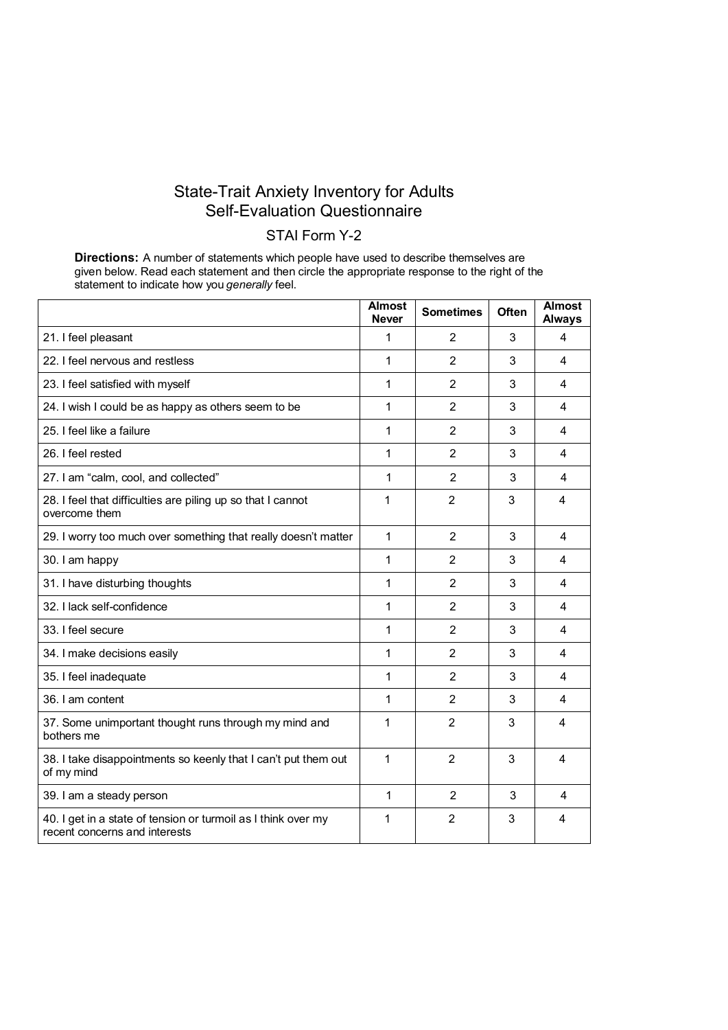# State-Trait Anxiety Inventory for Adults
# Self-Evaluation Questionnaire

## STAI Form Y-2

**Directions:** A number of statements which people have used to describe themselves are given below. Read each statement and then circle the appropriate response to the right of the statement to indicate how you *generally* feel.

| | Almost Never | Sometimes | Often | Almost Always |
|---|---|---|---|---|
| 21. I feel pleasant | 1 | 2 | 3 | 4 |
| 22. I feel nervous and restless | 1 | 2 | 3 | 4 |
| 23. I feel satisfied with myself | 1 | 2 | 3 | 4 |
| 24. I wish I could be as happy as others seem to be | 1 | 2 | 3 | 4 |
| 25. I feel like a failure | 1 | 2 | 3 | 4 |
| 26. I feel rested | 1 | 2 | 3 | 4 |
| 27. I am "calm, cool, and collected" | 1 | 2 | 3 | 4 |
| 28. I feel that difficulties are piling up so that I cannot overcome them | 1 | 2 | 3 | 4 |
| 29. I worry too much over something that really doesn't matter | 1 | 2 | 3 | 4 |
| 30. I am happy | 1 | 2 | 3 | 4 |
| 31. I have disturbing thoughts | 1 | 2 | 3 | 4 |
| 32. I lack self-confidence | 1 | 2 | 3 | 4 |
| 33. I feel secure | 1 | 2 | 3 | 4 |
| 34. I make decisions easily | 1 | 2 | 3 | 4 |
| 35. I feel inadequate | 1 | 2 | 3 | 4 |
| 36. I am content | 1 | 2 | 3 | 4 |
| 37. Some unimportant thought runs through my mind and bothers me | 1 | 2 | 3 | 4 |
| 38. I take disappointments so keenly that I can't put them out of my mind | 1 | 2 | 3 | 4 |
| 39. I am a steady person | 1 | 2 | 3 | 4 |
| 40. I get in a state of tension or turmoil as I think over my recent concerns and interests | 1 | 2 | 3 | 4 |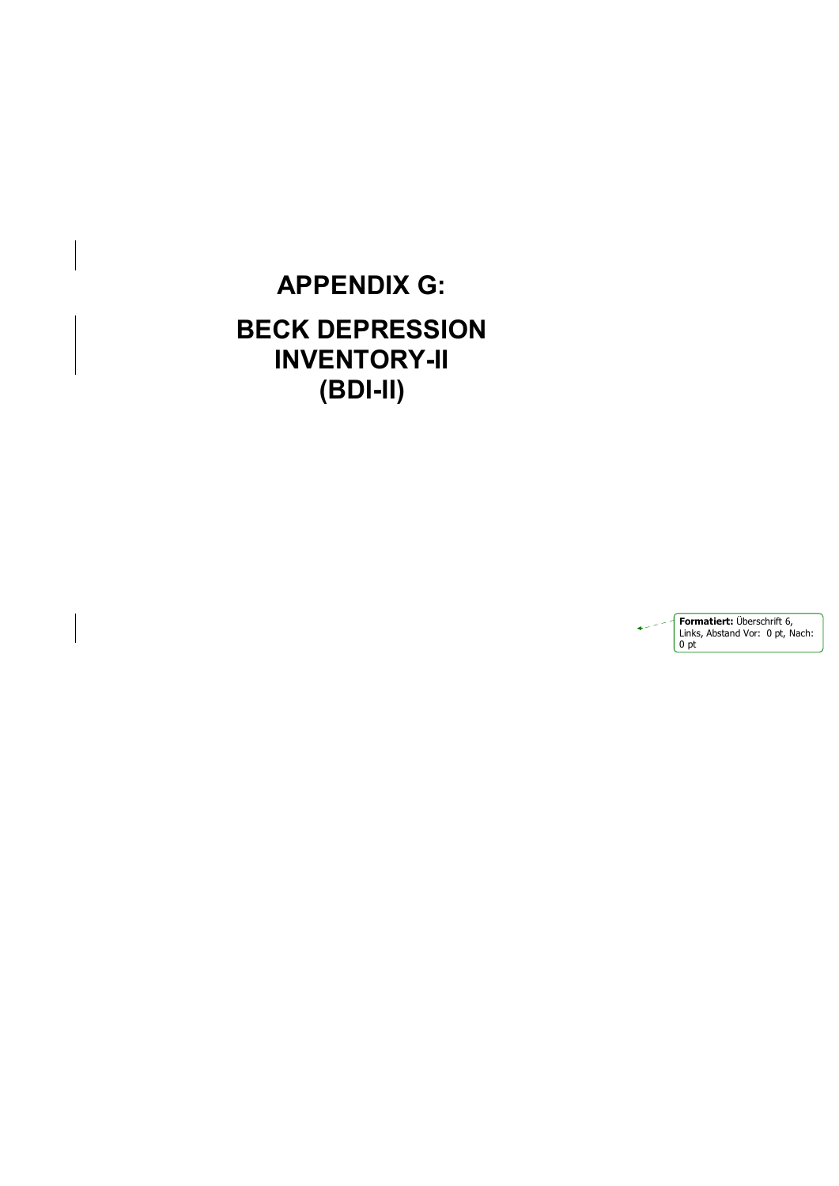# APPENDIX G:

# BECK DEPRESSION INVENTORY-II (BDI-II)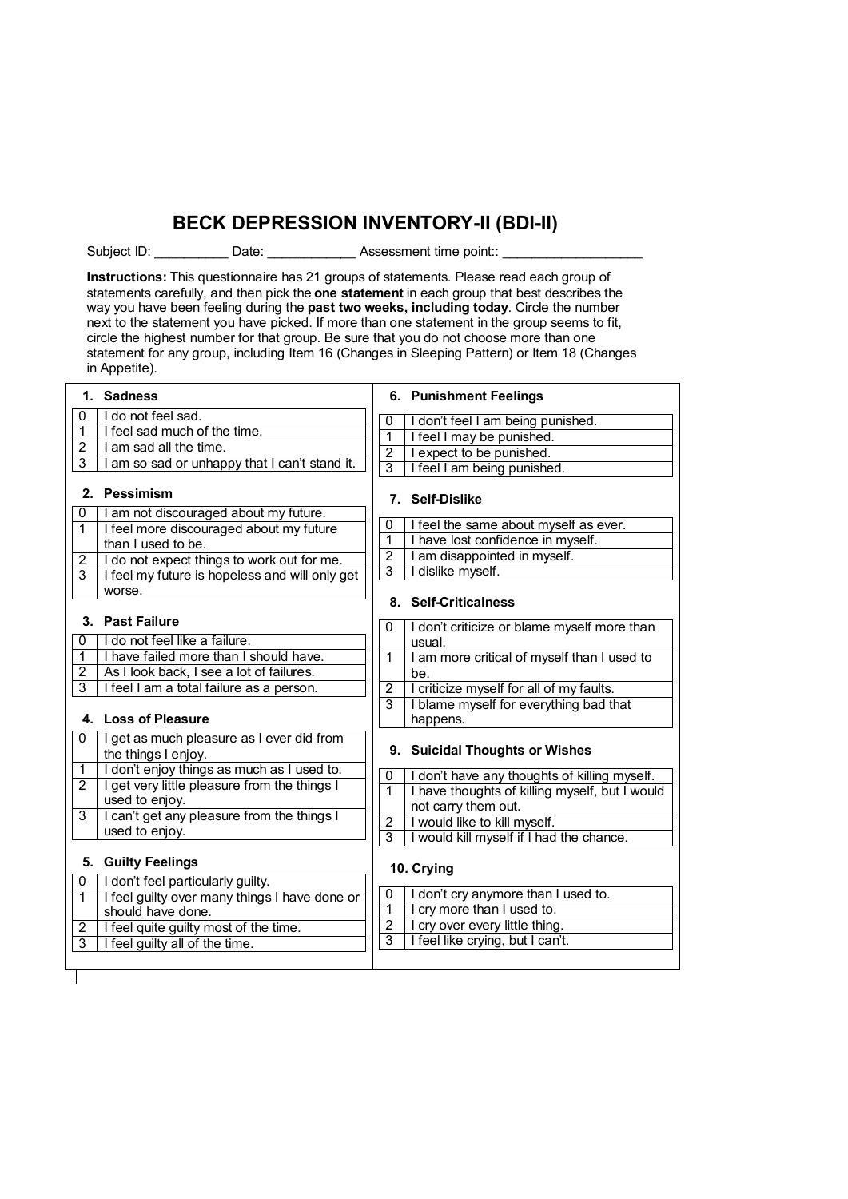# BECK DEPRESSION INVENTORY-II (BDI-II)

Subject ID: __________ Date: ____________ Assessment time point:: ___________________

**Instructions:** This questionnaire has 21 groups of statements. Please read each group of statements carefully, and then pick the **one statement** in each group that best describes the way you have been feeling during the **past two weeks, including today**. Circle the number next to the statement you have picked. If more than one statement in the group seems to fit, circle the highest number for that group. Be sure that you do not choose more than one statement for any group, including Item 16 (Changes in Sleeping Pattern) or Item 18 (Changes in Appetite).

**1. Sadness**

| | |
|---|---|
| 0 | I do not feel sad. |
| 1 | I feel sad much of the time. |
| 2 | I am sad all the time. |
| 3 | I am so sad or unhappy that I can't stand it. |

**2. Pessimism**

| | |
|---|---|
| 0 | I am not discouraged about my future. |
| 1 | I feel more discouraged about my future than I used to be. |
| 2 | I do not expect things to work out for me. |
| 3 | I feel my future is hopeless and will only get worse. |

**3. Past Failure**

| | |
|---|---|
| 0 | I do not feel like a failure. |
| 1 | I have failed more than I should have. |
| 2 | As I look back, I see a lot of failures. |
| 3 | I feel I am a total failure as a person. |

**4. Loss of Pleasure**

| | |
|---|---|
| 0 | I get as much pleasure as I ever did from the things I enjoy. |
| 1 | I don't enjoy things as much as I used to. |
| 2 | I get very little pleasure from the things I used to enjoy. |
| 3 | I can't get any pleasure from the things I used to enjoy. |

**5. Guilty Feelings**

| | |
|---|---|
| 0 | I don't feel particularly guilty. |
| 1 | I feel guilty over many things I have done or should have done. |
| 2 | I feel quite guilty most of the time. |
| 3 | I feel guilty all of the time. |

**6. Punishment Feelings**

| | |
|---|---|
| 0 | I don't feel I am being punished. |
| 1 | I feel I may be punished. |
| 2 | I expect to be punished. |
| 3 | I feel I am being punished. |

**7. Self-Dislike**

| | |
|---|---|
| 0 | I feel the same about myself as ever. |
| 1 | I have lost confidence in myself. |
| 2 | I am disappointed in myself. |
| 3 | I dislike myself. |

**8. Self-Criticalness**

| | |
|---|---|
| 0 | I don't criticize or blame myself more than usual. |
| 1 | I am more critical of myself than I used to be. |
| 2 | I criticize myself for all of my faults. |
| 3 | I blame myself for everything bad that happens. |

**9. Suicidal Thoughts or Wishes**

| | |
|---|---|
| 0 | I don't have any thoughts of killing myself. |
| 1 | I have thoughts of killing myself, but I would not carry them out. |
| 2 | I would like to kill myself. |
| 3 | I would kill myself if I had the chance. |

**10. Crying**

| | |
|---|---|
| 0 | I don't cry anymore than I used to. |
| 1 | I cry more than I used to. |
| 2 | I cry over every little thing. |
| 3 | I feel like crying, but I can't. |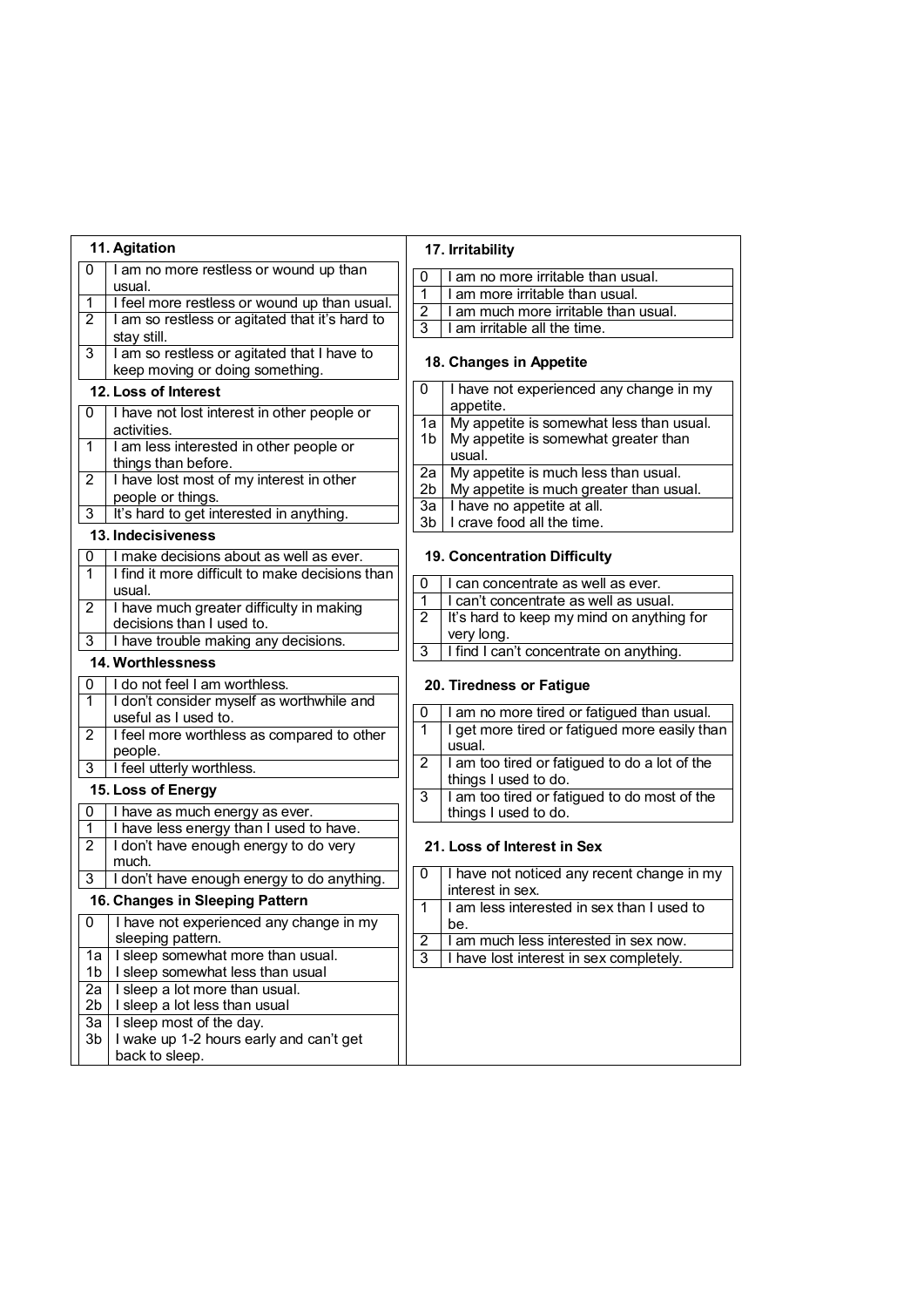**11. Agitation**

| | |
|---|---|
| 0 | I am no more restless or wound up than usual. |
| 1 | I feel more restless or wound up than usual. |
| 2 | I am so restless or agitated that it's hard to stay still. |
| 3 | I am so restless or agitated that I have to keep moving or doing something. |

**12. Loss of Interest**

| | |
|---|---|
| 0 | I have not lost interest in other people or activities. |
| 1 | I am less interested in other people or things than before. |
| 2 | I have lost most of my interest in other people or things. |
| 3 | It's hard to get interested in anything. |

**13. Indecisiveness**

| | |
|---|---|
| 0 | I make decisions about as well as ever. |
| 1 | I find it more difficult to make decisions than usual. |
| 2 | I have much greater difficulty in making decisions than I used to. |
| 3 | I have trouble making any decisions. |

**14. Worthlessness**

| | |
|---|---|
| 0 | I do not feel I am worthless. |
| 1 | I don't consider myself as worthwhile and useful as I used to. |
| 2 | I feel more worthless as compared to other people. |
| 3 | I feel utterly worthless. |

**15. Loss of Energy**

| | |
|---|---|
| 0 | I have as much energy as ever. |
| 1 | I have less energy than I used to have. |
| 2 | I don't have enough energy to do very much. |
| 3 | I don't have enough energy to do anything. |

**16. Changes in Sleeping Pattern**

| | |
|---|---|
| 0 | I have not experienced any change in my sleeping pattern. |
| 1a | I sleep somewhat more than usual. |
| 1b | I sleep somewhat less than usual |
| 2a | I sleep a lot more than usual. |
| 2b | I sleep a lot less than usual |
| 3a | I sleep most of the day. |
| 3b | I wake up 1-2 hours early and can't get back to sleep. |

**17. Irritability**

| | |
|---|---|
| 0 | I am no more irritable than usual. |
| 1 | I am more irritable than usual. |
| 2 | I am much more irritable than usual. |
| 3 | I am irritable all the time. |

**18. Changes in Appetite**

| | |
|---|---|
| 0 | I have not experienced any change in my appetite. |
| 1a | My appetite is somewhat less than usual. |
| 1b | My appetite is somewhat greater than usual. |
| 2a | My appetite is much less than usual. |
| 2b | My appetite is much greater than usual. |
| 3a | I have no appetite at all. |
| 3b | I crave food all the time. |

**19. Concentration Difficulty**

| | |
|---|---|
| 0 | I can concentrate as well as ever. |
| 1 | I can't concentrate as well as usual. |
| 2 | It's hard to keep my mind on anything for very long. |
| 3 | I find I can't concentrate on anything. |

**20. Tiredness or Fatigue**

| | |
|---|---|
| 0 | I am no more tired or fatigued than usual. |
| 1 | I get more tired or fatigued more easily than usual. |
| 2 | I am too tired or fatigued to do a lot of the things I used to do. |
| 3 | I am too tired or fatigued to do most of the things I used to do. |

**21. Loss of Interest in Sex**

| | |
|---|---|
| 0 | I have not noticed any recent change in my interest in sex. |
| 1 | I am less interested in sex than I used to be. |
| 2 | I am much less interested in sex now. |
| 3 | I have lost interest in sex completely. |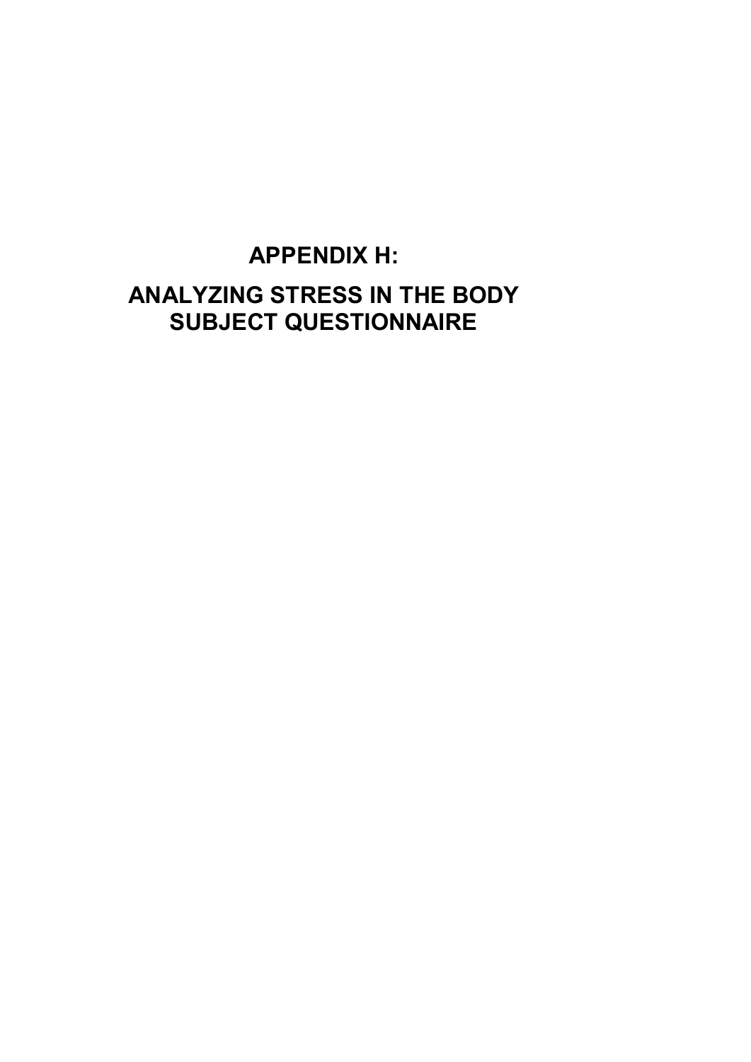# APPENDIX H:

# ANALYZING STRESS IN THE BODY SUBJECT QUESTIONNAIRE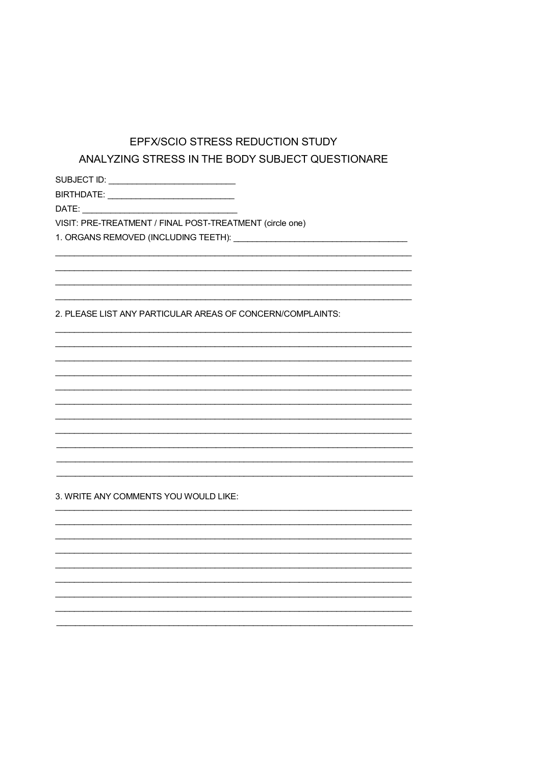# EPFX/SCIO STRESS REDUCTION STUDY

## ANALYZING STRESS IN THE BODY SUBJECT QUESTIONARE

SUBJECT ID: ___________________________

BIRTHDATE: ___________________________

DATE: _________________________________

VISIT: PRE-TREATMENT / FINAL POST-TREATMENT (circle one)

1. ORGANS REMOVED (INCLUDING TEETH): _____________________________________

_____________________________________________________________________________

_____________________________________________________________________________

_____________________________________________________________________________

_____________________________________________________________________________

2. PLEASE LIST ANY PARTICULAR AREAS OF CONCERN/COMPLAINTS:

_____________________________________________________________________________

_____________________________________________________________________________

_____________________________________________________________________________

_____________________________________________________________________________

_____________________________________________________________________________

_____________________________________________________________________________

_____________________________________________________________________________

_____________________________________________________________________________

_____________________________________________________________________________

_____________________________________________________________________________

_____________________________________________________________________________

3. WRITE ANY COMMENTS YOU WOULD LIKE:

_____________________________________________________________________________

_____________________________________________________________________________

_____________________________________________________________________________

_____________________________________________________________________________

_____________________________________________________________________________

_____________________________________________________________________________

_____________________________________________________________________________

_____________________________________________________________________________

_____________________________________________________________________________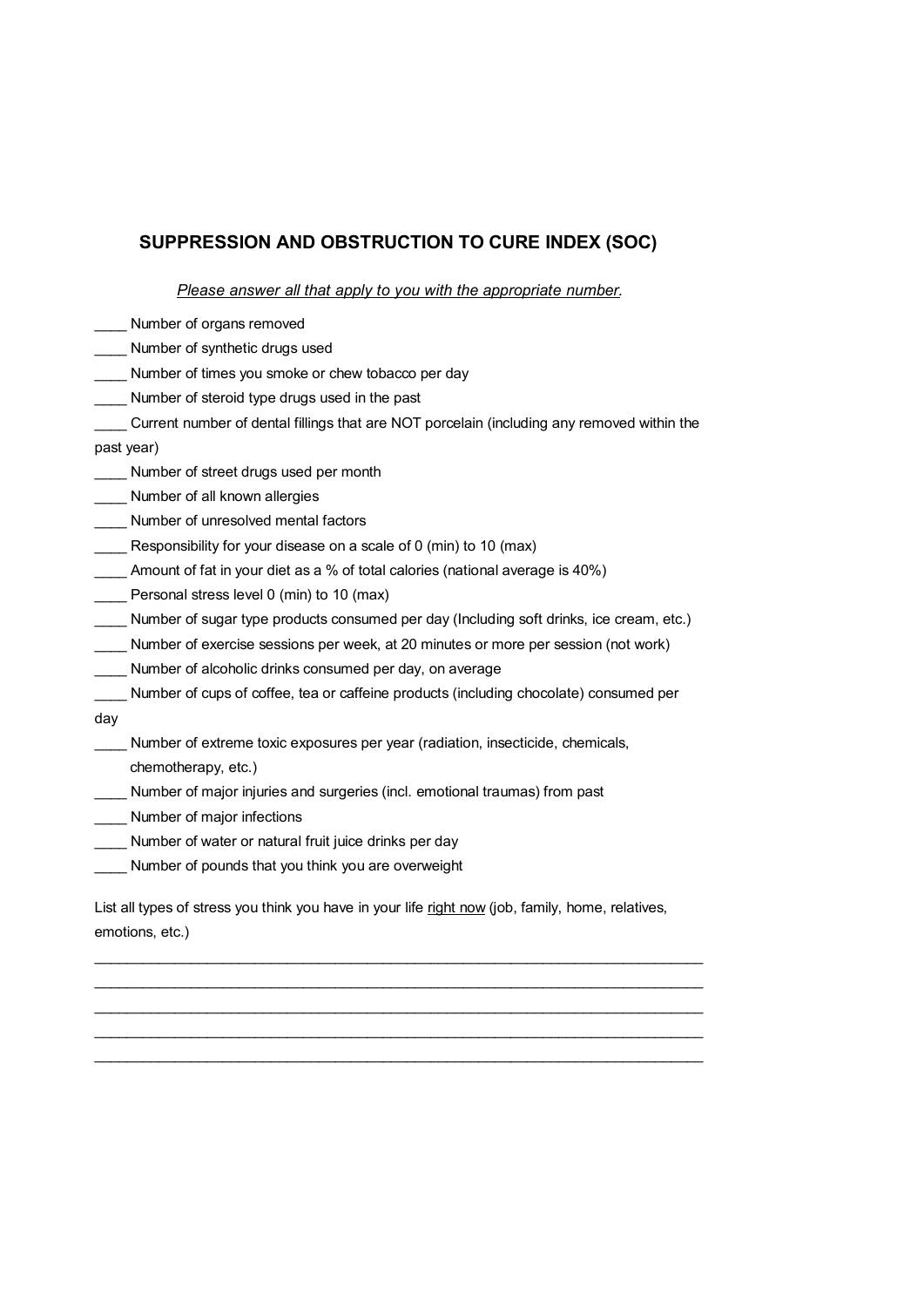## SUPPRESSION AND OBSTRUCTION TO CURE INDEX (SOC)

*Please answer all that apply to you with the appropriate number.*

____ Number of organs removed
____ Number of synthetic drugs used
____ Number of times you smoke or chew tobacco per day
____ Number of steroid type drugs used in the past
____ Current number of dental fillings that are NOT porcelain (including any removed within the past year)
____ Number of street drugs used per month
____ Number of all known allergies
____ Number of unresolved mental factors
____ Responsibility for your disease on a scale of 0 (min) to 10 (max)
____ Amount of fat in your diet as a % of total calories (national average is 40%)
____ Personal stress level 0 (min) to 10 (max)
____ Number of sugar type products consumed per day (Including soft drinks, ice cream, etc.)
____ Number of exercise sessions per week, at 20 minutes or more per session (not work)
____ Number of alcoholic drinks consumed per day, on average
____ Number of cups of coffee, tea or caffeine products (including chocolate) consumed per day
____ Number of extreme toxic exposures per year (radiation, insecticide, chemicals, chemotherapy, etc.)
____ Number of major injuries and surgeries (incl. emotional traumas) from past
____ Number of major infections
____ Number of water or natural fruit juice drinks per day
____ Number of pounds that you think you are overweight

List all types of stress you think you have in your life right now (job, family, home, relatives, emotions, etc.)

_____________________________________________________________________________
_____________________________________________________________________________
_____________________________________________________________________________
_____________________________________________________________________________
_____________________________________________________________________________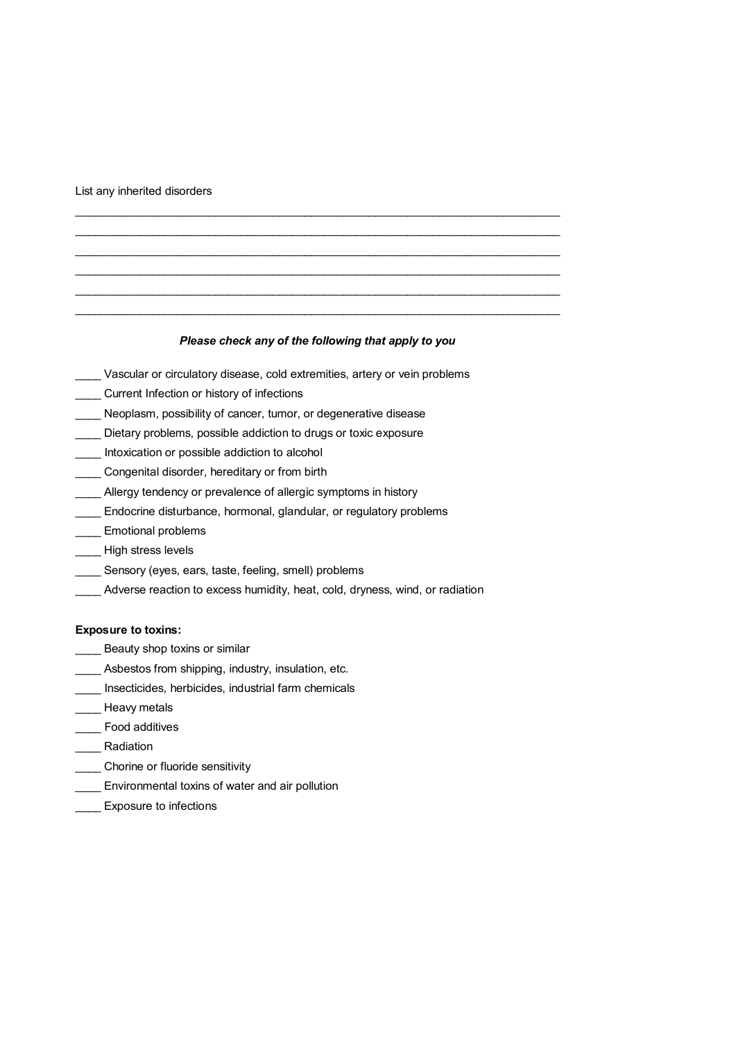List any inherited disorders

\_\_\_\_\_\_\_\_\_\_\_\_\_\_\_\_\_\_\_\_\_\_\_\_\_\_\_\_\_\_\_\_\_\_\_\_\_\_\_\_\_\_\_\_\_\_\_\_\_\_\_\_\_\_\_\_\_\_\_\_\_\_\_\_\_\_\_\_\_\_\_\_\_\_\_\_

\_\_\_\_\_\_\_\_\_\_\_\_\_\_\_\_\_\_\_\_\_\_\_\_\_\_\_\_\_\_\_\_\_\_\_\_\_\_\_\_\_\_\_\_\_\_\_\_\_\_\_\_\_\_\_\_\_\_\_\_\_\_\_\_\_\_\_\_\_\_\_\_\_\_\_\_

\_\_\_\_\_\_\_\_\_\_\_\_\_\_\_\_\_\_\_\_\_\_\_\_\_\_\_\_\_\_\_\_\_\_\_\_\_\_\_\_\_\_\_\_\_\_\_\_\_\_\_\_\_\_\_\_\_\_\_\_\_\_\_\_\_\_\_\_\_\_\_\_\_\_\_\_

\_\_\_\_\_\_\_\_\_\_\_\_\_\_\_\_\_\_\_\_\_\_\_\_\_\_\_\_\_\_\_\_\_\_\_\_\_\_\_\_\_\_\_\_\_\_\_\_\_\_\_\_\_\_\_\_\_\_\_\_\_\_\_\_\_\_\_\_\_\_\_\_\_\_\_\_

\_\_\_\_\_\_\_\_\_\_\_\_\_\_\_\_\_\_\_\_\_\_\_\_\_\_\_\_\_\_\_\_\_\_\_\_\_\_\_\_\_\_\_\_\_\_\_\_\_\_\_\_\_\_\_\_\_\_\_\_\_\_\_\_\_\_\_\_\_\_\_\_\_\_\_\_

\_\_\_\_\_\_\_\_\_\_\_\_\_\_\_\_\_\_\_\_\_\_\_\_\_\_\_\_\_\_\_\_\_\_\_\_\_\_\_\_\_\_\_\_\_\_\_\_\_\_\_\_\_\_\_\_\_\_\_\_\_\_\_\_\_\_\_\_\_\_\_\_\_\_\_\_

***Please check any of the following that apply to you***

\_\_\_\_ Vascular or circulatory disease, cold extremities, artery or vein problems

\_\_\_\_ Current Infection or history of infections

\_\_\_\_ Neoplasm, possibility of cancer, tumor, or degenerative disease

\_\_\_\_ Dietary problems, possible addiction to drugs or toxic exposure

\_\_\_\_ Intoxication or possible addiction to alcohol

\_\_\_\_ Congenital disorder, hereditary or from birth

\_\_\_\_ Allergy tendency or prevalence of allergic symptoms in history

\_\_\_\_ Endocrine disturbance, hormonal, glandular, or regulatory problems

\_\_\_\_ Emotional problems

\_\_\_\_ High stress levels

\_\_\_\_ Sensory (eyes, ears, taste, feeling, smell) problems

\_\_\_\_ Adverse reaction to excess humidity, heat, cold, dryness, wind, or radiation

**Exposure to toxins:**

\_\_\_\_ Beauty shop toxins or similar

\_\_\_\_ Asbestos from shipping, industry, insulation, etc.

\_\_\_\_ Insecticides, herbicides, industrial farm chemicals

\_\_\_\_ Heavy metals

\_\_\_\_ Food additives

\_\_\_\_ Radiation

\_\_\_\_ Chorine or fluoride sensitivity

\_\_\_\_ Environmental toxins of water and air pollution

\_\_\_\_ Exposure to infections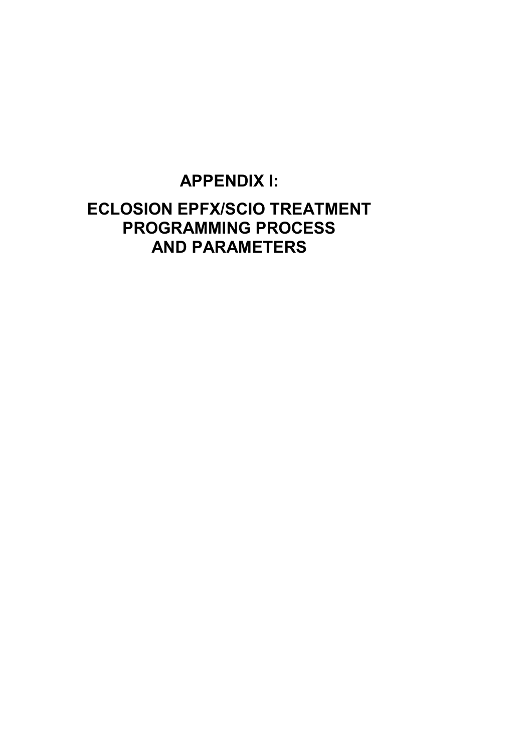# APPENDIX I:

# ECLOSION EPFX/SCIO TREATMENT PROGRAMMING PROCESS AND PARAMETERS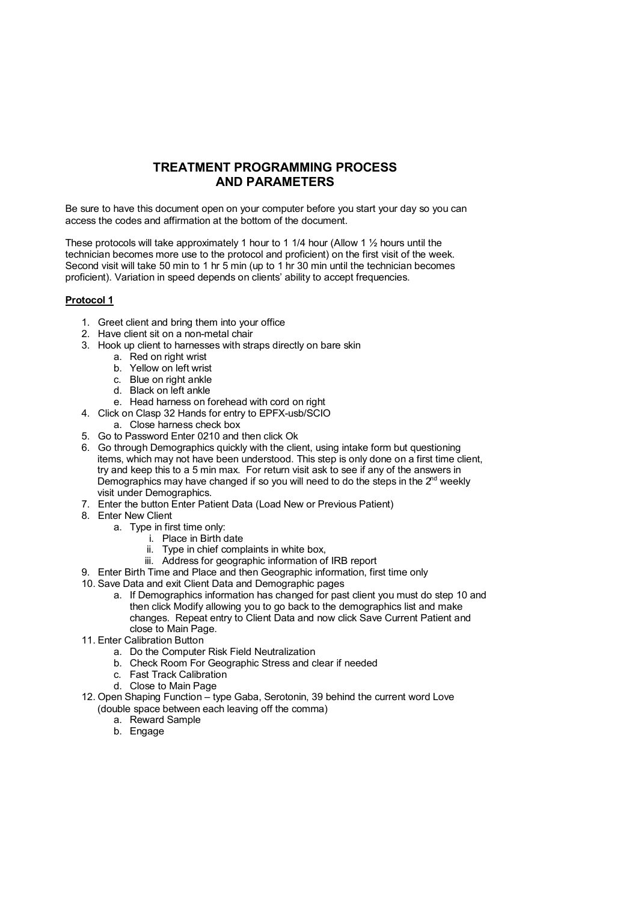# TREATMENT PROGRAMMING PROCESS AND PARAMETERS

Be sure to have this document open on your computer before you start your day so you can access the codes and affirmation at the bottom of the document.

These protocols will take approximately 1 hour to 1 1/4 hour (Allow 1 ½ hours until the technician becomes more use to the protocol and proficient) on the first visit of the week. Second visit will take 50 min to 1 hr 5 min (up to 1 hr 30 min until the technician becomes proficient). Variation in speed depends on clients' ability to accept frequencies.

**Protocol 1**

1. Greet client and bring them into your office
2. Have client sit on a non-metal chair
3. Hook up client to harnesses with straps directly on bare skin
   a. Red on right wrist
   b. Yellow on left wrist
   c. Blue on right ankle
   d. Black on left ankle
   e. Head harness on forehead with cord on right
4. Click on Clasp 32 Hands for entry to EPFX-usb/SCIO
   a. Close harness check box
5. Go to Password Enter 0210 and then click Ok
6. Go through Demographics quickly with the client, using intake form but questioning items, which may not have been understood. This step is only done on a first time client, try and keep this to a 5 min max. For return visit ask to see if any of the answers in Demographics may have changed if so you will need to do the steps in the 2nd weekly visit under Demographics.
7. Enter the button Enter Patient Data (Load New or Previous Patient)
8. Enter New Client
   a. Type in first time only:
      i. Place in Birth date
      ii. Type in chief complaints in white box,
      iii. Address for geographic information of IRB report
9. Enter Birth Time and Place and then Geographic information, first time only
10. Save Data and exit Client Data and Demographic pages
    a. If Demographics information has changed for past client you must do step 10 and then click Modify allowing you to go back to the demographics list and make changes. Repeat entry to Client Data and now click Save Current Patient and close to Main Page.
11. Enter Calibration Button
    a. Do the Computer Risk Field Neutralization
    b. Check Room For Geographic Stress and clear if needed
    c. Fast Track Calibration
    d. Close to Main Page
12. Open Shaping Function – type Gaba, Serotonin, 39 behind the current word Love (double space between each leaving off the comma)
    a. Reward Sample
    b. Engage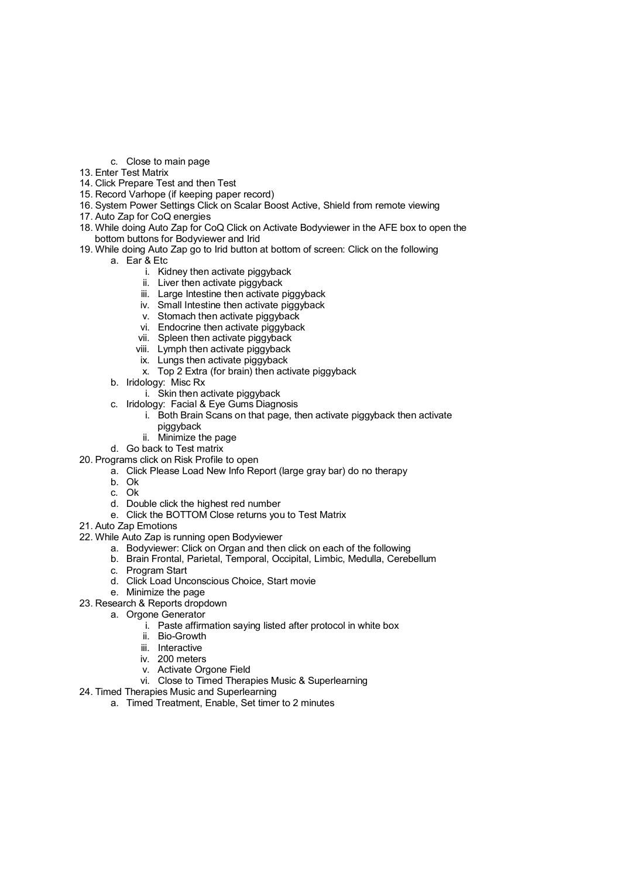c. Close to main page
13. Enter Test Matrix
14. Click Prepare Test and then Test
15. Record Varhope (if keeping paper record)
16. System Power Settings Click on Scalar Boost Active, Shield from remote viewing
17. Auto Zap for CoQ energies
18. While doing Auto Zap for CoQ Click on Activate Bodyviewer in the AFE box to open the bottom buttons for Bodyviewer and Irid
19. While doing Auto Zap go to Irid button at bottom of screen: Click on the following
    a. Ear & Etc
        i. Kidney then activate piggyback
        ii. Liver then activate piggyback
        iii. Large Intestine then activate piggyback
        iv. Small Intestine then activate piggyback
        v. Stomach then activate piggyback
        vi. Endocrine then activate piggyback
        vii. Spleen then activate piggyback
        viii. Lymph then activate piggyback
        ix. Lungs then activate piggyback
        x. Top 2 Extra (for brain) then activate piggyback
    b. Iridology: Misc Rx
        i. Skin then activate piggyback
    c. Iridology: Facial & Eye Gums Diagnosis
        i. Both Brain Scans on that page, then activate piggyback then activate piggyback
        ii. Minimize the page
    d. Go back to Test matrix
20. Programs click on Risk Profile to open
    a. Click Please Load New Info Report (large gray bar) do no therapy
    b. Ok
    c. Ok
    d. Double click the highest red number
    e. Click the BOTTOM Close returns you to Test Matrix
21. Auto Zap Emotions
22. While Auto Zap is running open Bodyviewer
    a. Bodyviewer: Click on Organ and then click on each of the following
    b. Brain Frontal, Parietal, Temporal, Occipital, Limbic, Medulla, Cerebellum
    c. Program Start
    d. Click Load Unconscious Choice, Start movie
    e. Minimize the page
23. Research & Reports dropdown
    a. Orgone Generator
        i. Paste affirmation saying listed after protocol in white box
        ii. Bio-Growth
        iii. Interactive
        iv. 200 meters
        v. Activate Orgone Field
        vi. Close to Timed Therapies Music & Superlearning
24. Timed Therapies Music and Superlearning
    a. Timed Treatment, Enable, Set timer to 2 minutes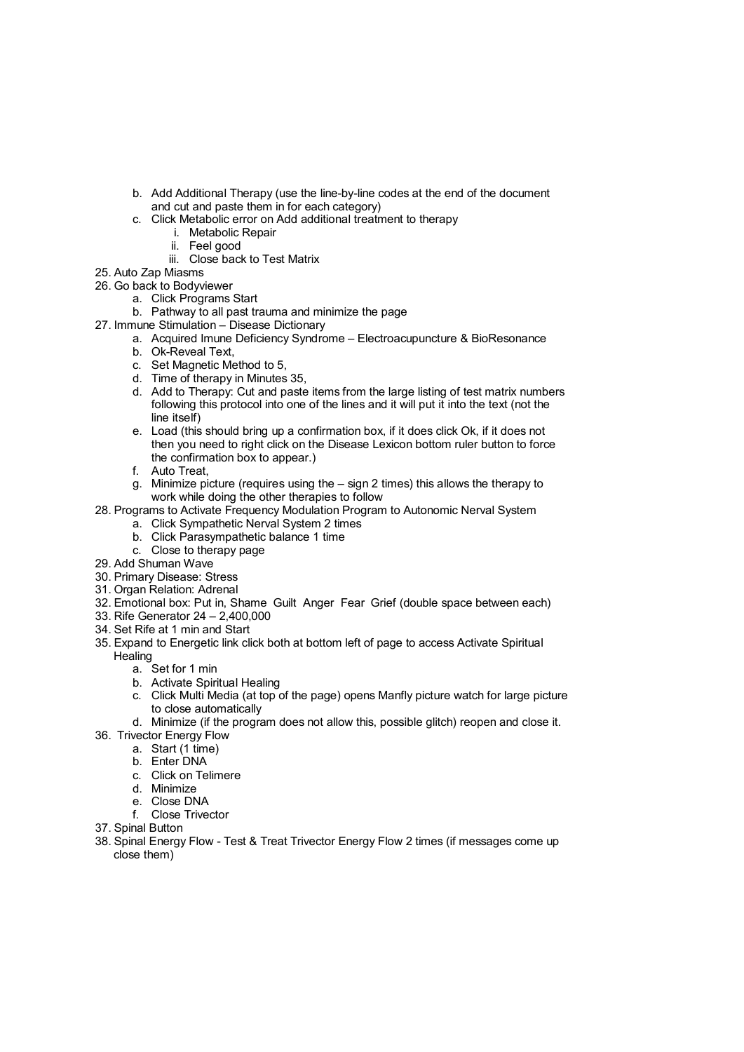b. Add Additional Therapy (use the line-by-line codes at the end of the document and cut and paste them in for each category)
   c. Click Metabolic error on Add additional treatment to therapy
      i. Metabolic Repair
      ii. Feel good
      iii. Close back to Test Matrix

25. Auto Zap Miasms
26. Go back to Bodyviewer
   a. Click Programs Start
   b. Pathway to all past trauma and minimize the page
27. Immune Stimulation – Disease Dictionary
   a. Acquired Imune Deficiency Syndrome – Electroacupuncture & BioResonance
   b. Ok-Reveal Text,
   c. Set Magnetic Method to 5,
   d. Time of therapy in Minutes 35,
   d. Add to Therapy: Cut and paste items from the large listing of test matrix numbers following this protocol into one of the lines and it will put it into the text (not the line itself)
   e. Load (this should bring up a confirmation box, if it does click Ok, if it does not then you need to right click on the Disease Lexicon bottom ruler button to force the confirmation box to appear.)
   f. Auto Treat,
   g. Minimize picture (requires using the – sign 2 times) this allows the therapy to work while doing the other therapies to follow
28. Programs to Activate Frequency Modulation Program to Autonomic Nerval System
   a. Click Sympathetic Nerval System 2 times
   b. Click Parasympathetic balance 1 time
   c. Close to therapy page
29. Add Shuman Wave
30. Primary Disease: Stress
31. Organ Relation: Adrenal
32. Emotional box: Put in, Shame  Guilt  Anger  Fear  Grief (double space between each)
33. Rife Generator 24 – 2,400,000
34. Set Rife at 1 min and Start
35. Expand to Energetic link click both at bottom left of page to access Activate Spiritual Healing
   a. Set for 1 min
   b. Activate Spiritual Healing
   c. Click Multi Media (at top of the page) opens Manfly picture watch for large picture to close automatically
   d. Minimize (if the program does not allow this, possible glitch) reopen and close it.
36. Trivector Energy Flow
   a. Start (1 time)
   b. Enter DNA
   c. Click on Telimere
   d. Minimize
   e. Close DNA
   f. Close Trivector
37. Spinal Button
38. Spinal Energy Flow - Test & Treat Trivector Energy Flow 2 times (if messages come up close them)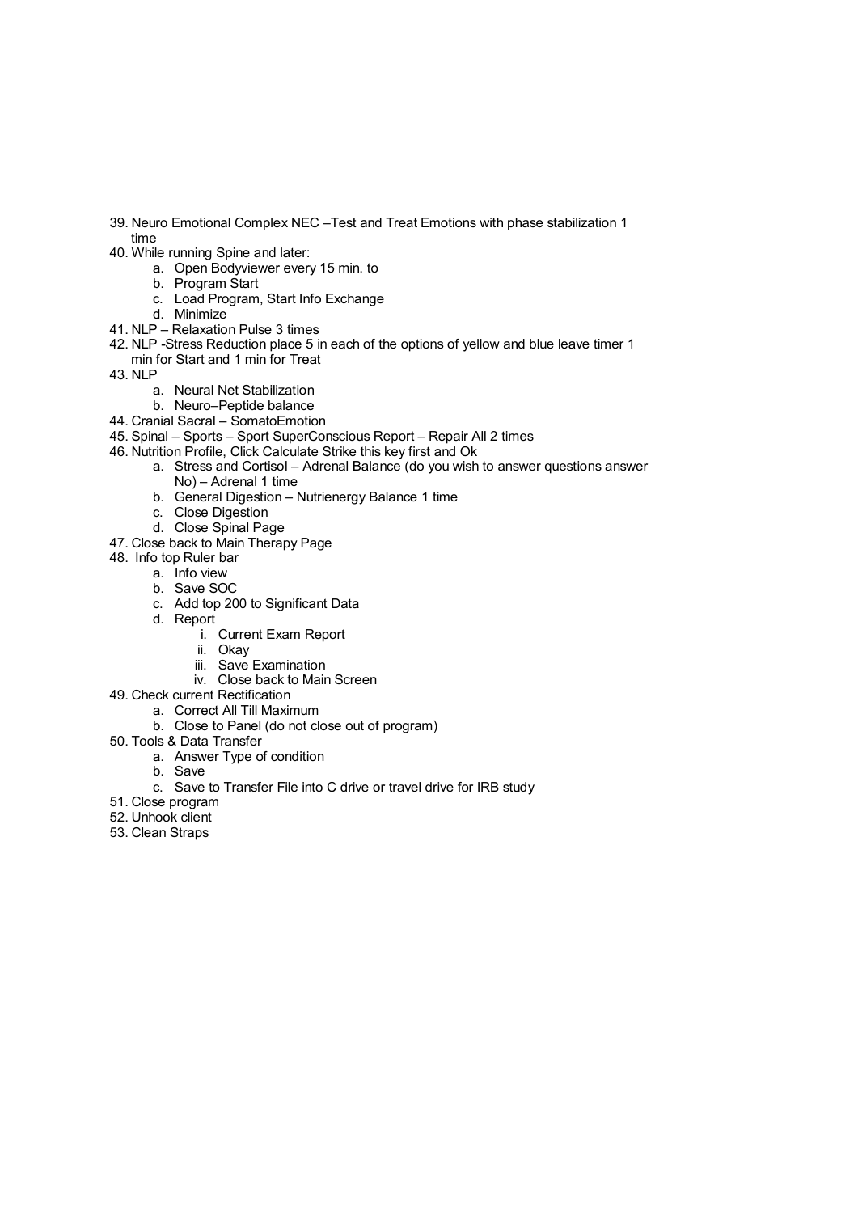39. Neuro Emotional Complex NEC –Test and Treat Emotions with phase stabilization 1 time
40. While running Spine and later:
    a. Open Bodyviewer every 15 min. to
    b. Program Start
    c. Load Program, Start Info Exchange
    d. Minimize
41. NLP – Relaxation Pulse 3 times
42. NLP -Stress Reduction place 5 in each of the options of yellow and blue leave timer 1 min for Start and 1 min for Treat
43. NLP
    a. Neural Net Stabilization
    b. Neuro–Peptide balance
44. Cranial Sacral – SomatoEmotion
45. Spinal – Sports – Sport SuperConscious Report – Repair All 2 times
46. Nutrition Profile, Click Calculate Strike this key first and Ok
    a. Stress and Cortisol – Adrenal Balance (do you wish to answer questions answer No) – Adrenal 1 time
    b. General Digestion – Nutrienergy Balance 1 time
    c. Close Digestion
    d. Close Spinal Page
47. Close back to Main Therapy Page
48. Info top Ruler bar
    a. Info view
    b. Save SOC
    c. Add top 200 to Significant Data
    d. Report
        i. Current Exam Report
        ii. Okay
        iii. Save Examination
        iv. Close back to Main Screen
49. Check current Rectification
    a. Correct All Till Maximum
    b. Close to Panel (do not close out of program)
50. Tools & Data Transfer
    a. Answer Type of condition
    b. Save
    c. Save to Transfer File into C drive or travel drive for IRB study
51. Close program
52. Unhook client
53. Clean Straps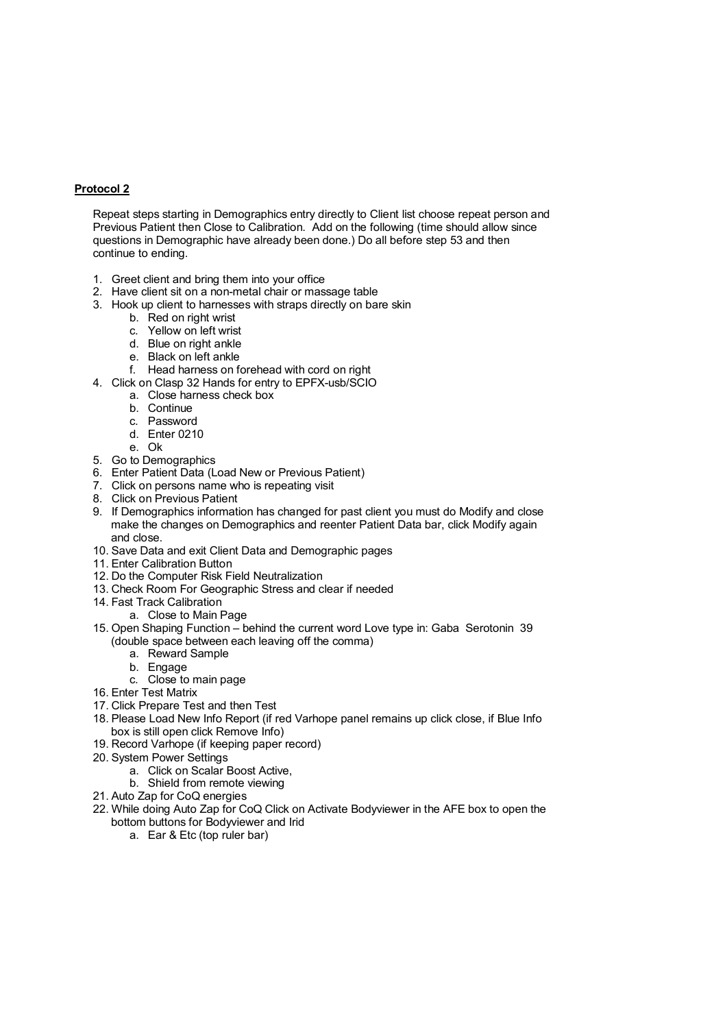**Protocol 2**

Repeat steps starting in Demographics entry directly to Client list choose repeat person and Previous Patient then Close to Calibration. Add on the following (time should allow since questions in Demographic have already been done.) Do all before step 53 and then continue to ending.

1. Greet client and bring them into your office
2. Have client sit on a non-metal chair or massage table
3. Hook up client to harnesses with straps directly on bare skin
    b. Red on right wrist
    c. Yellow on left wrist
    d. Blue on right ankle
    e. Black on left ankle
    f. Head harness on forehead with cord on right
4. Click on Clasp 32 Hands for entry to EPFX-usb/SCIO
    a. Close harness check box
    b. Continue
    c. Password
    d. Enter 0210
    e. Ok
5. Go to Demographics
6. Enter Patient Data (Load New or Previous Patient)
7. Click on persons name who is repeating visit
8. Click on Previous Patient
9. If Demographics information has changed for past client you must do Modify and close make the changes on Demographics and reenter Patient Data bar, click Modify again and close.
10. Save Data and exit Client Data and Demographic pages
11. Enter Calibration Button
12. Do the Computer Risk Field Neutralization
13. Check Room For Geographic Stress and clear if needed
14. Fast Track Calibration
    a. Close to Main Page
15. Open Shaping Function – behind the current word Love type in: Gaba  Serotonin  39 (double space between each leaving off the comma)
    a. Reward Sample
    b. Engage
    c. Close to main page
16. Enter Test Matrix
17. Click Prepare Test and then Test
18. Please Load New Info Report (if red Varhope panel remains up click close, if Blue Info box is still open click Remove Info)
19. Record Varhope (if keeping paper record)
20. System Power Settings
    a. Click on Scalar Boost Active,
    b. Shield from remote viewing
21. Auto Zap for CoQ energies
22. While doing Auto Zap for CoQ Click on Activate Bodyviewer in the AFE box to open the bottom buttons for Bodyviewer and Irid
    a. Ear & Etc (top ruler bar)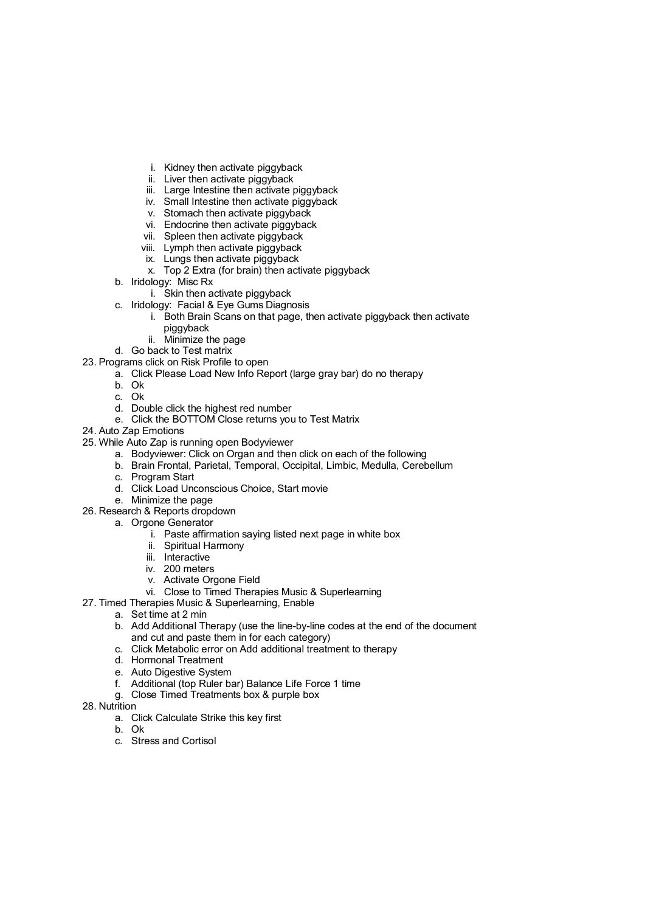i. Kidney then activate piggyback
      ii. Liver then activate piggyback
      iii. Large Intestine then activate piggyback
      iv. Small Intestine then activate piggyback
      v. Stomach then activate piggyback
      vi. Endocrine then activate piggyback
      vii. Spleen then activate piggyback
      viii. Lymph then activate piggyback
      ix. Lungs then activate piggyback
      x. Top 2 Extra (for brain) then activate piggyback
   b. Iridology: Misc Rx
      i. Skin then activate piggyback
   c. Iridology: Facial & Eye Gums Diagnosis
      i. Both Brain Scans on that page, then activate piggyback then activate piggyback
      ii. Minimize the page
   d. Go back to Test matrix

23. Programs click on Risk Profile to open
   a. Click Please Load New Info Report (large gray bar) do no therapy
   b. Ok
   c. Ok
   d. Double click the highest red number
   e. Click the BOTTOM Close returns you to Test Matrix
24. Auto Zap Emotions
25. While Auto Zap is running open Bodyviewer
   a. Bodyviewer: Click on Organ and then click on each of the following
   b. Brain Frontal, Parietal, Temporal, Occipital, Limbic, Medulla, Cerebellum
   c. Program Start
   d. Click Load Unconscious Choice, Start movie
   e. Minimize the page
26. Research & Reports dropdown
   a. Orgone Generator
      i. Paste affirmation saying listed next page in white box
      ii. Spiritual Harmony
      iii. Interactive
      iv. 200 meters
      v. Activate Orgone Field
      vi. Close to Timed Therapies Music & Superlearning
27. Timed Therapies Music & Superlearning, Enable
   a. Set time at 2 min
   b. Add Additional Therapy (use the line-by-line codes at the end of the document and cut and paste them in for each category)
   c. Click Metabolic error on Add additional treatment to therapy
   d. Hormonal Treatment
   e. Auto Digestive System
   f. Additional (top Ruler bar) Balance Life Force 1 time
   g. Close Timed Treatments box & purple box
28. Nutrition
   a. Click Calculate Strike this key first
   b. Ok
   c. Stress and Cortisol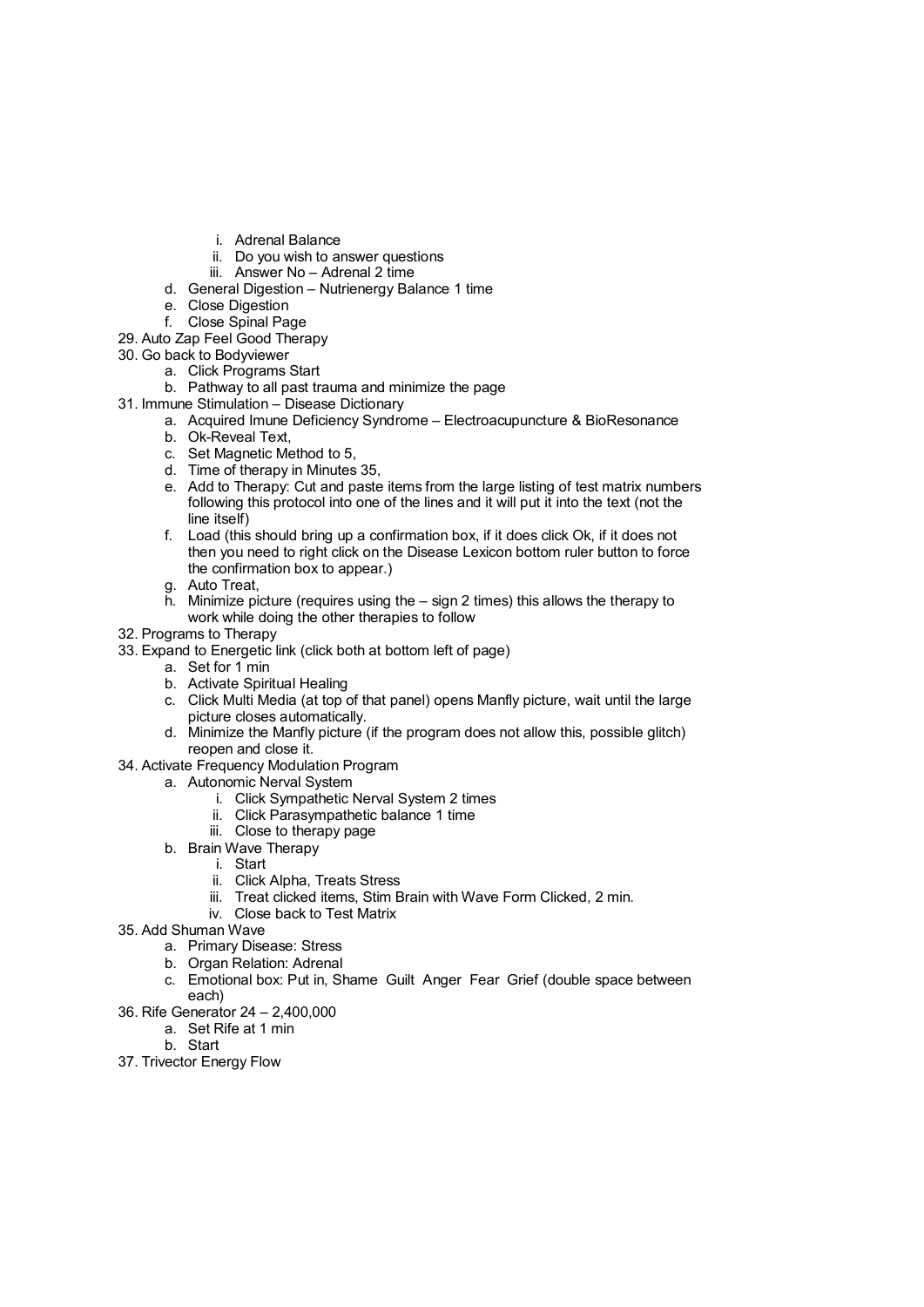i. Adrenal Balance
         ii. Do you wish to answer questions
         iii. Answer No – Adrenal 2 time
   d. General Digestion – Nutrienergy Balance 1 time
   e. Close Digestion
   f. Close Spinal Page
29. Auto Zap Feel Good Therapy
30. Go back to Bodyviewer
   a. Click Programs Start
   b. Pathway to all past trauma and minimize the page
31. Immune Stimulation – Disease Dictionary
   a. Acquired Imune Deficiency Syndrome – Electroacupuncture & BioResonance
   b. Ok-Reveal Text,
   c. Set Magnetic Method to 5,
   d. Time of therapy in Minutes 35,
   e. Add to Therapy: Cut and paste items from the large listing of test matrix numbers following this protocol into one of the lines and it will put it into the text (not the line itself)
   f. Load (this should bring up a confirmation box, if it does click Ok, if it does not then you need to right click on the Disease Lexicon bottom ruler button to force the confirmation box to appear.)
   g. Auto Treat,
   h. Minimize picture (requires using the – sign 2 times) this allows the therapy to work while doing the other therapies to follow
32. Programs to Therapy
33. Expand to Energetic link (click both at bottom left of page)
   a. Set for 1 min
   b. Activate Spiritual Healing
   c. Click Multi Media (at top of that panel) opens Manfly picture, wait until the large picture closes automatically.
   d. Minimize the Manfly picture (if the program does not allow this, possible glitch) reopen and close it.
34. Activate Frequency Modulation Program
   a. Autonomic Nerval System
      i. Click Sympathetic Nerval System 2 times
      ii. Click Parasympathetic balance 1 time
      iii. Close to therapy page
   b. Brain Wave Therapy
      i. Start
      ii. Click Alpha, Treats Stress
      iii. Treat clicked items, Stim Brain with Wave Form Clicked, 2 min.
      iv. Close back to Test Matrix
35. Add Shuman Wave
   a. Primary Disease: Stress
   b. Organ Relation: Adrenal
   c. Emotional box: Put in, Shame  Guilt  Anger  Fear  Grief (double space between each)
36. Rife Generator 24 – 2,400,000
   a. Set Rife at 1 min
   b. Start
37. Trivector Energy Flow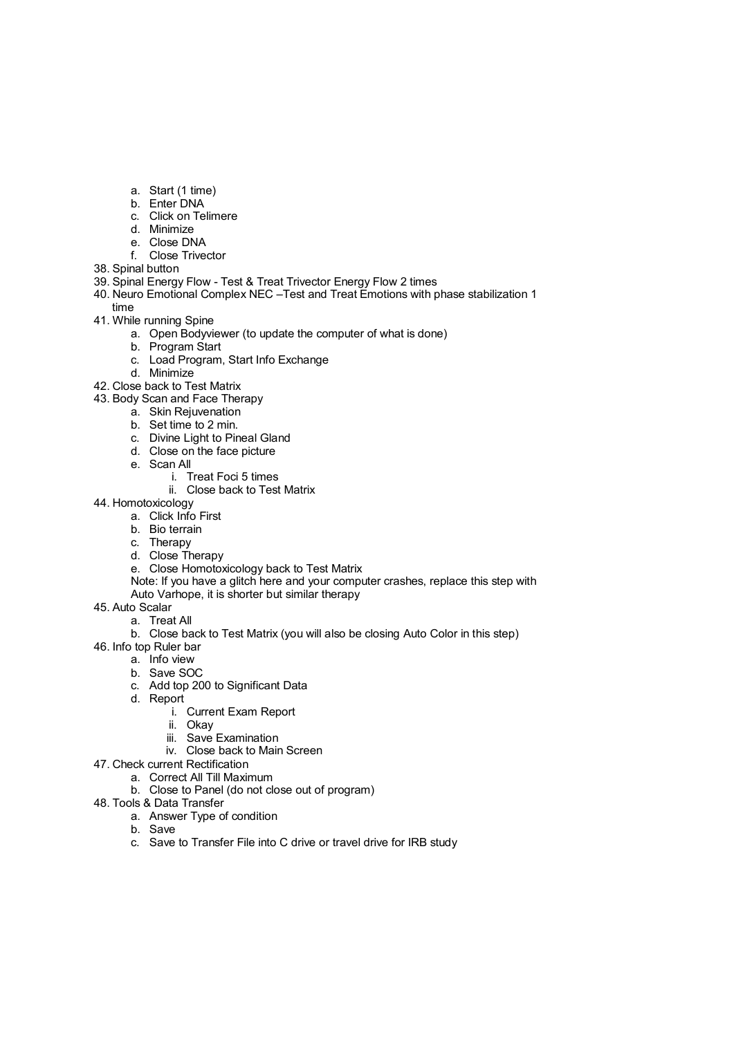a. Start (1 time)
    b. Enter DNA
    c. Click on Telimere
    d. Minimize
    e. Close DNA
    f. Close Trivector

38. Spinal button
39. Spinal Energy Flow - Test & Treat Trivector Energy Flow 2 times
40. Neuro Emotional Complex NEC –Test and Treat Emotions with phase stabilization 1 time
41. While running Spine
    a. Open Bodyviewer (to update the computer of what is done)
    b. Program Start
    c. Load Program, Start Info Exchange
    d. Minimize
42. Close back to Test Matrix
43. Body Scan and Face Therapy
    a. Skin Rejuvenation
    b. Set time to 2 min.
    c. Divine Light to Pineal Gland
    d. Close on the face picture
    e. Scan All
        i. Treat Foci 5 times
        ii. Close back to Test Matrix
44. Homotoxicology
    a. Click Info First
    b. Bio terrain
    c. Therapy
    d. Close Therapy
    e. Close Homotoxicology back to Test Matrix

    Note: If you have a glitch here and your computer crashes, replace this step with Auto Varhope, it is shorter but similar therapy
45. Auto Scalar
    a. Treat All
    b. Close back to Test Matrix (you will also be closing Auto Color in this step)
46. Info top Ruler bar
    a. Info view
    b. Save SOC
    c. Add top 200 to Significant Data
    d. Report
        i. Current Exam Report
        ii. Okay
        iii. Save Examination
        iv. Close back to Main Screen
47. Check current Rectification
    a. Correct All Till Maximum
    b. Close to Panel (do not close out of program)
48. Tools & Data Transfer
    a. Answer Type of condition
    b. Save
    c. Save to Transfer File into C drive or travel drive for IRB study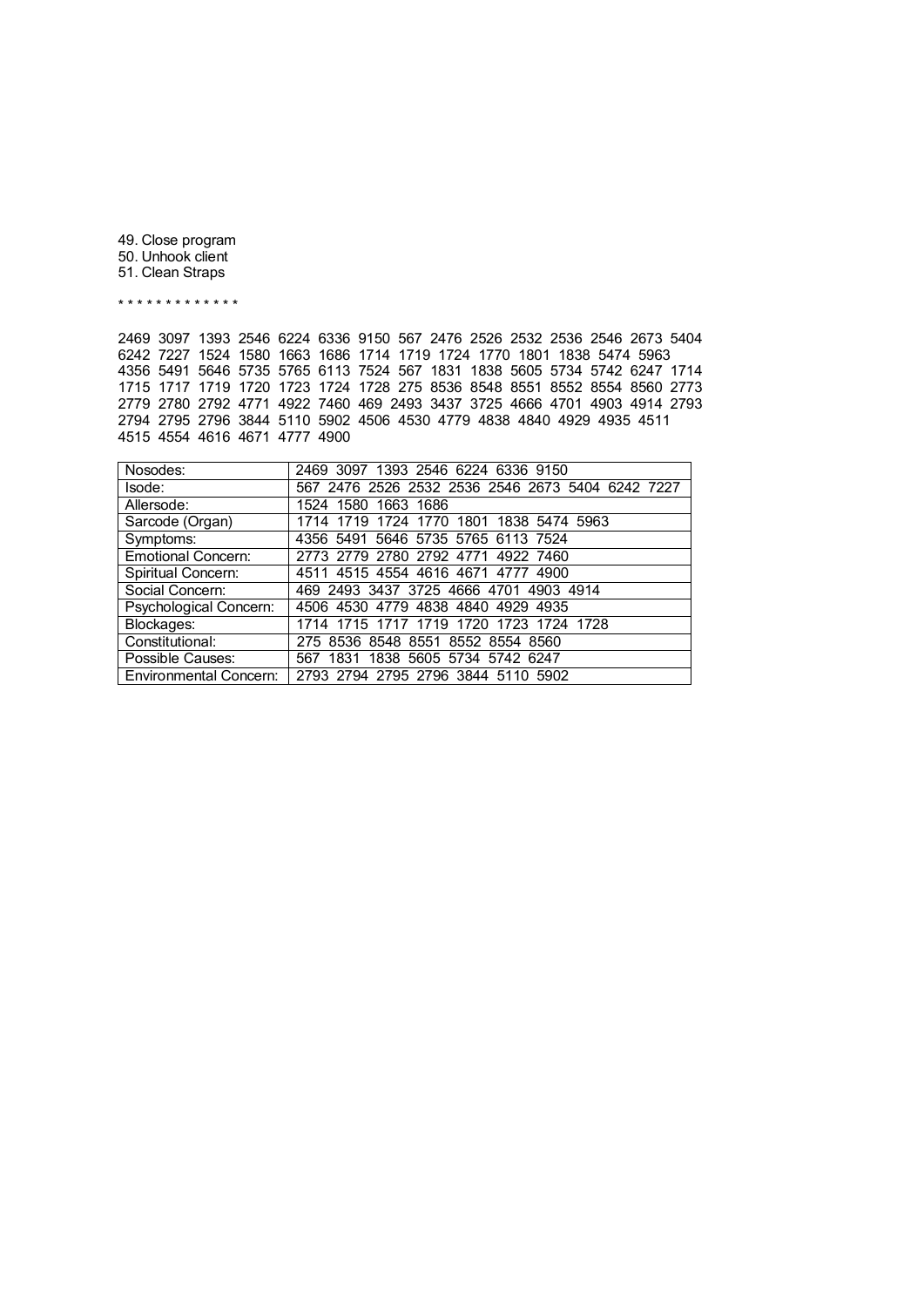49. Close program
50. Unhook client
51. Clean Straps

* * * * * * * * * * * * *

2469 3097 1393 2546 6224 6336 9150 567 2476 2526 2532 2536 2546 2673 5404 6242 7227 1524 1580 1663 1686 1714 1719 1724 1770 1801 1838 5474 5963 4356 5491 5646 5735 5765 6113 7524 567 1831 1838 5605 5734 5742 6247 1714 1715 1717 1719 1720 1723 1724 1728 275 8536 8548 8551 8552 8554 8560 2773 2779 2780 2792 4771 4922 7460 469 2493 3437 3725 4666 4701 4903 4914 2793 2794 2795 2796 3844 5110 5902 4506 4530 4779 4838 4840 4929 4935 4511 4515 4554 4616 4671 4777 4900

| | |
|---|---|
| Nosodes: | 2469 3097 1393 2546 6224 6336 9150 |
| Isode: | 567 2476 2526 2532 2536 2546 2673 5404 6242 7227 |
| Allersode: | 1524 1580 1663 1686 |
| Sarcode (Organ) | 1714 1719 1724 1770 1801 1838 5474 5963 |
| Symptoms: | 4356 5491 5646 5735 5765 6113 7524 |
| Emotional Concern: | 2773 2779 2780 2792 4771 4922 7460 |
| Spiritual Concern: | 4511 4515 4554 4616 4671 4777 4900 |
| Social Concern: | 469 2493 3437 3725 4666 4701 4903 4914 |
| Psychological Concern: | 4506 4530 4779 4838 4840 4929 4935 |
| Blockages: | 1714 1715 1717 1719 1720 1723 1724 1728 |
| Constitutional: | 275 8536 8548 8551 8552 8554 8560 |
| Possible Causes: | 567 1831 1838 5605 5734 5742 6247 |
| Environmental Concern: | 2793 2794 2795 2796 3844 5110 5902 |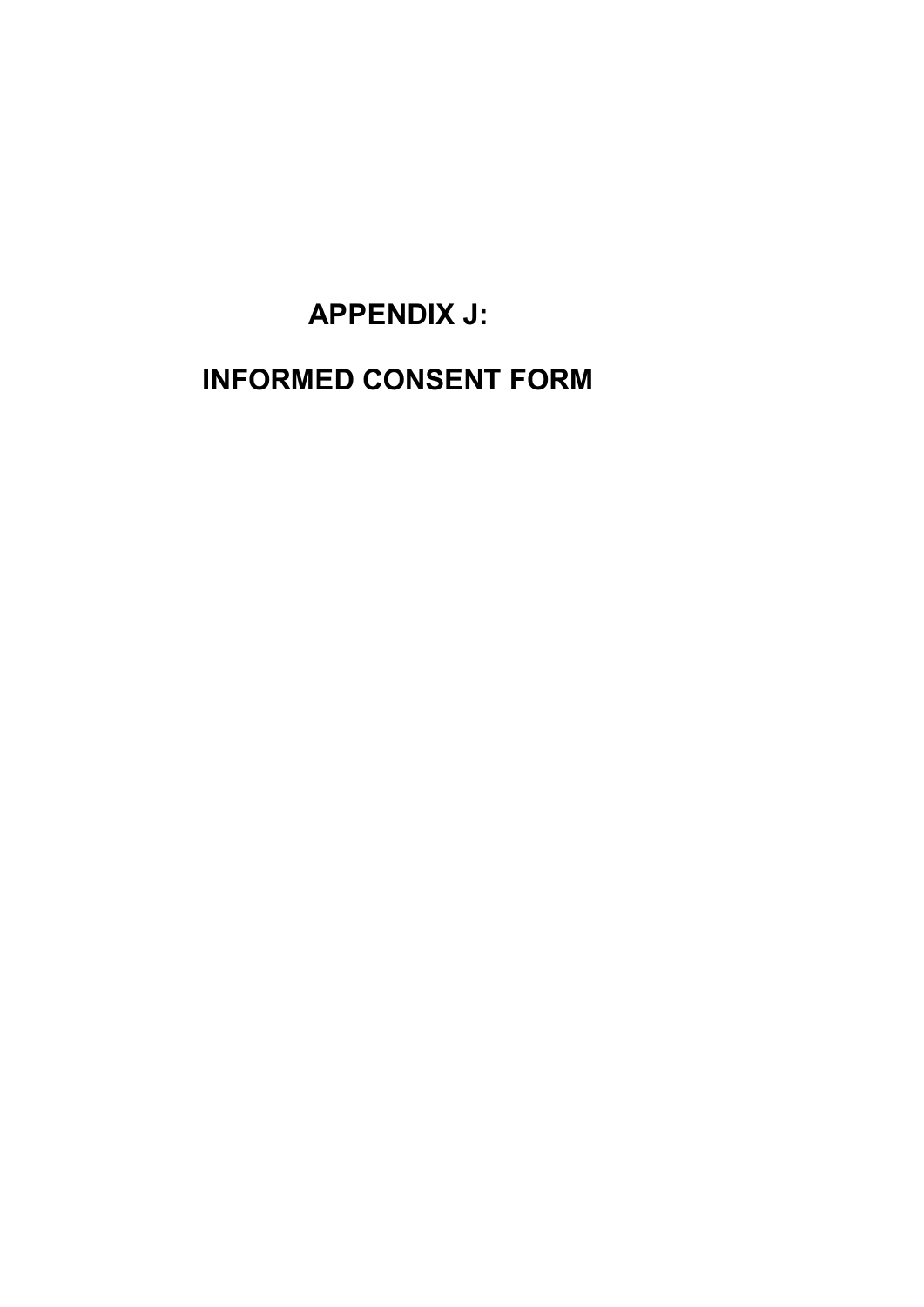# APPENDIX J:

# INFORMED CONSENT FORM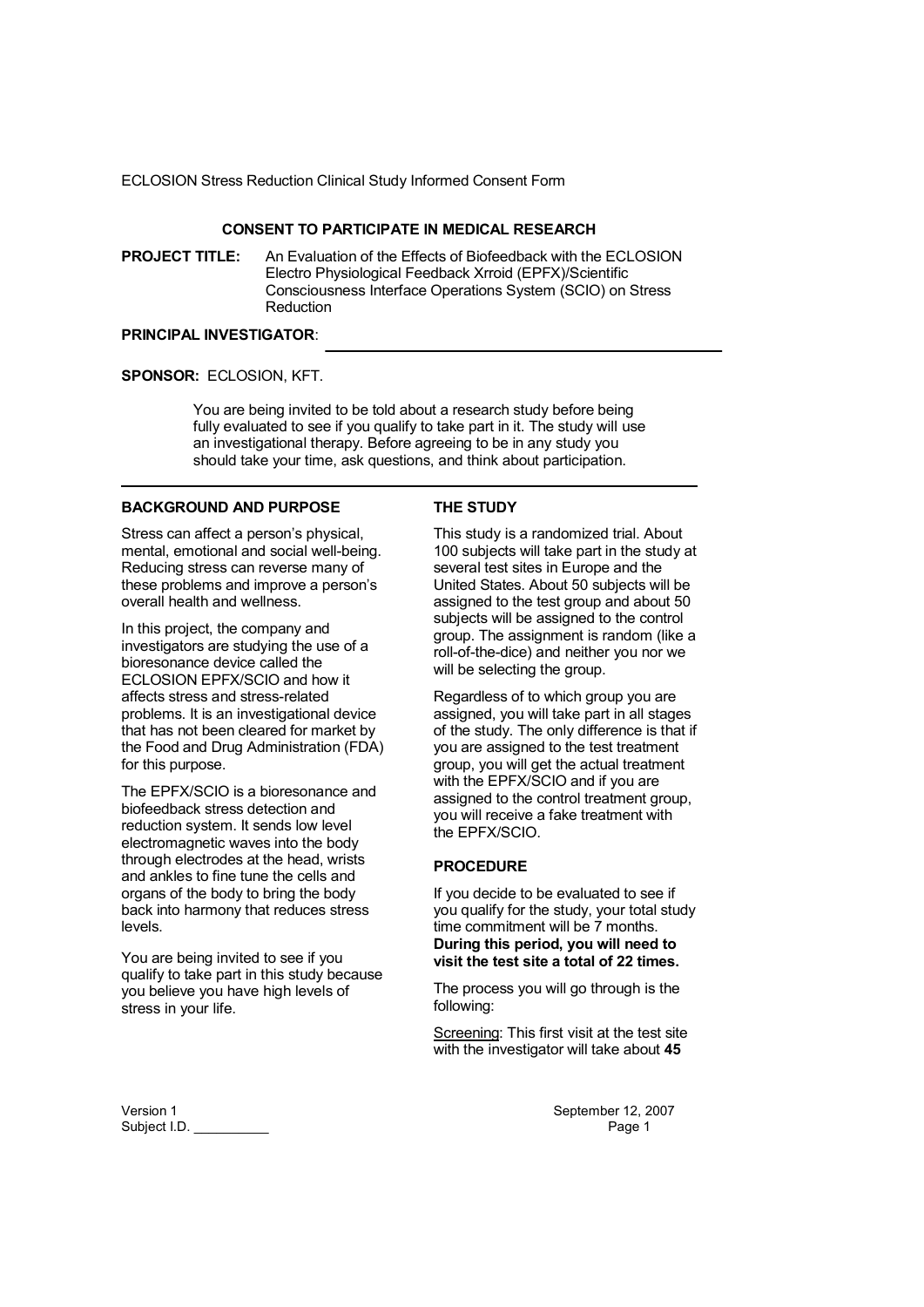ECLOSION Stress Reduction Clinical Study Informed Consent Form

## CONSENT TO PARTICIPATE IN MEDICAL RESEARCH

**PROJECT TITLE:** An Evaluation of the Effects of Biofeedback with the ECLOSION Electro Physiological Feedback Xrroid (EPFX)/Scientific Consciousness Interface Operations System (SCIO) on Stress Reduction

**PRINCIPAL INVESTIGATOR**: \_\_\_\_\_\_\_\_\_\_\_\_\_\_\_\_\_\_\_\_\_\_\_\_\_\_\_\_\_\_\_\_\_\_\_\_

**SPONSOR:** ECLOSION, KFT.

> You are being invited to be told about a research study before being fully evaluated to see if you qualify to take part in it. The study will use an investigational therapy. Before agreeing to be in any study you should take your time, ask questions, and think about participation.

---

### BACKGROUND AND PURPOSE

Stress can affect a person's physical, mental, emotional and social well-being. Reducing stress can reverse many of these problems and improve a person's overall health and wellness.

In this project, the company and investigators are studying the use of a bioresonance device called the ECLOSION EPFX/SCIO and how it affects stress and stress-related problems. It is an investigational device that has not been cleared for market by the Food and Drug Administration (FDA) for this purpose.

The EPFX/SCIO is a bioresonance and biofeedback stress detection and reduction system. It sends low level electromagnetic waves into the body through electrodes at the head, wrists and ankles to fine tune the cells and organs of the body to bring the body back into harmony that reduces stress levels.

You are being invited to see if you qualify to take part in this study because you believe you have high levels of stress in your life.

### THE STUDY

This study is a randomized trial. About 100 subjects will take part in the study at several test sites in Europe and the United States. About 50 subjects will be assigned to the test group and about 50 subjects will be assigned to the control group. The assignment is random (like a roll-of-the-dice) and neither you nor we will be selecting the group.

Regardless of to which group you are assigned, you will take part in all stages of the study. The only difference is that if you are assigned to the test treatment group, you will get the actual treatment with the EPFX/SCIO and if you are assigned to the control treatment group, you will receive a fake treatment with the EPFX/SCIO.

### PROCEDURE

If you decide to be evaluated to see if you qualify for the study, your total study time commitment will be 7 months. **During this period, you will need to visit the test site a total of 22 times.**

The process you will go through is the following:

<u>Screening</u>: This first visit at the test site with the investigator will take about **45**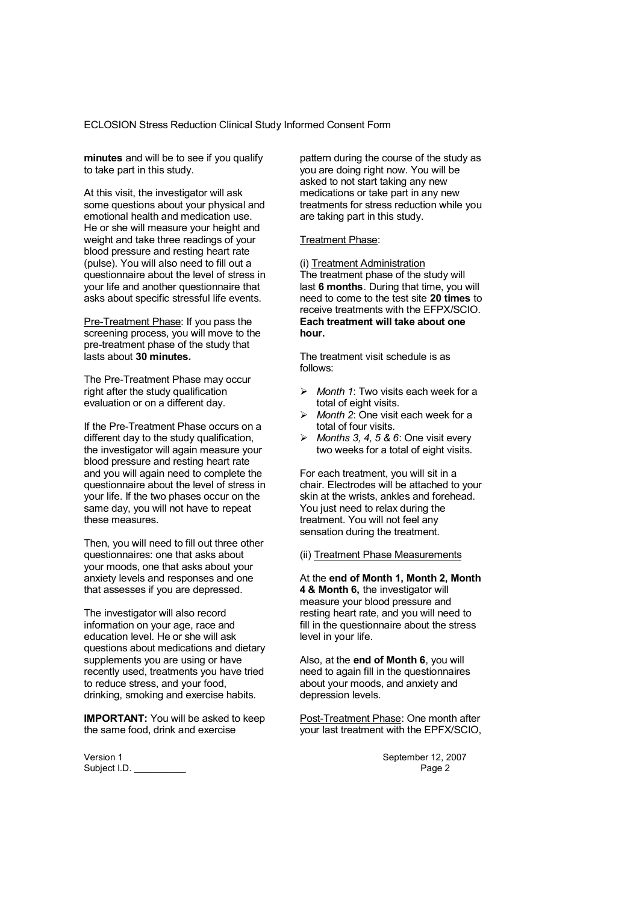**minutes** and will be to see if you qualify to take part in this study.

At this visit, the investigator will ask some questions about your physical and emotional health and medication use. He or she will measure your height and weight and take three readings of your blood pressure and resting heart rate (pulse). You will also need to fill out a questionnaire about the level of stress in your life and another questionnaire that asks about specific stressful life events.

Pre-Treatment Phase: If you pass the screening process, you will move to the pre-treatment phase of the study that lasts about **30 minutes.**

The Pre-Treatment Phase may occur right after the study qualification evaluation or on a different day.

If the Pre-Treatment Phase occurs on a different day to the study qualification, the investigator will again measure your blood pressure and resting heart rate and you will again need to complete the questionnaire about the level of stress in your life. If the two phases occur on the same day, you will not have to repeat these measures.

Then, you will need to fill out three other questionnaires: one that asks about your moods, one that asks about your anxiety levels and responses and one that assesses if you are depressed.

The investigator will also record information on your age, race and education level. He or she will ask questions about medications and dietary supplements you are using or have recently used, treatments you have tried to reduce stress, and your food, drinking, smoking and exercise habits.

**IMPORTANT:** You will be asked to keep the same food, drink and exercise pattern during the course of the study as you are doing right now. You will be asked to not start taking any new medications or take part in any new treatments for stress reduction while you are taking part in this study.

Treatment Phase:

(i) Treatment Administration

The treatment phase of the study will last **6 months**. During that time, you will need to come to the test site **20 times** to receive treatments with the EFPX/SCIO. **Each treatment will take about one hour.**

The treatment visit schedule is as follows:

- *Month 1*: Two visits each week for a total of eight visits.
- *Month 2*: One visit each week for a total of four visits.
- *Months 3, 4, 5 & 6*: One visit every two weeks for a total of eight visits.

For each treatment, you will sit in a chair. Electrodes will be attached to your skin at the wrists, ankles and forehead. You just need to relax during the treatment. You will not feel any sensation during the treatment.

(ii) Treatment Phase Measurements

At the **end of Month 1, Month 2, Month 4 & Month 6,** the investigator will measure your blood pressure and resting heart rate, and you will need to fill in the questionnaire about the stress level in your life.

Also, at the **end of Month 6**, you will need to again fill in the questionnaires about your moods, and anxiety and depression levels.

Post-Treatment Phase: One month after your last treatment with the EPFX/SCIO,

Version 1
Subject I.D. __________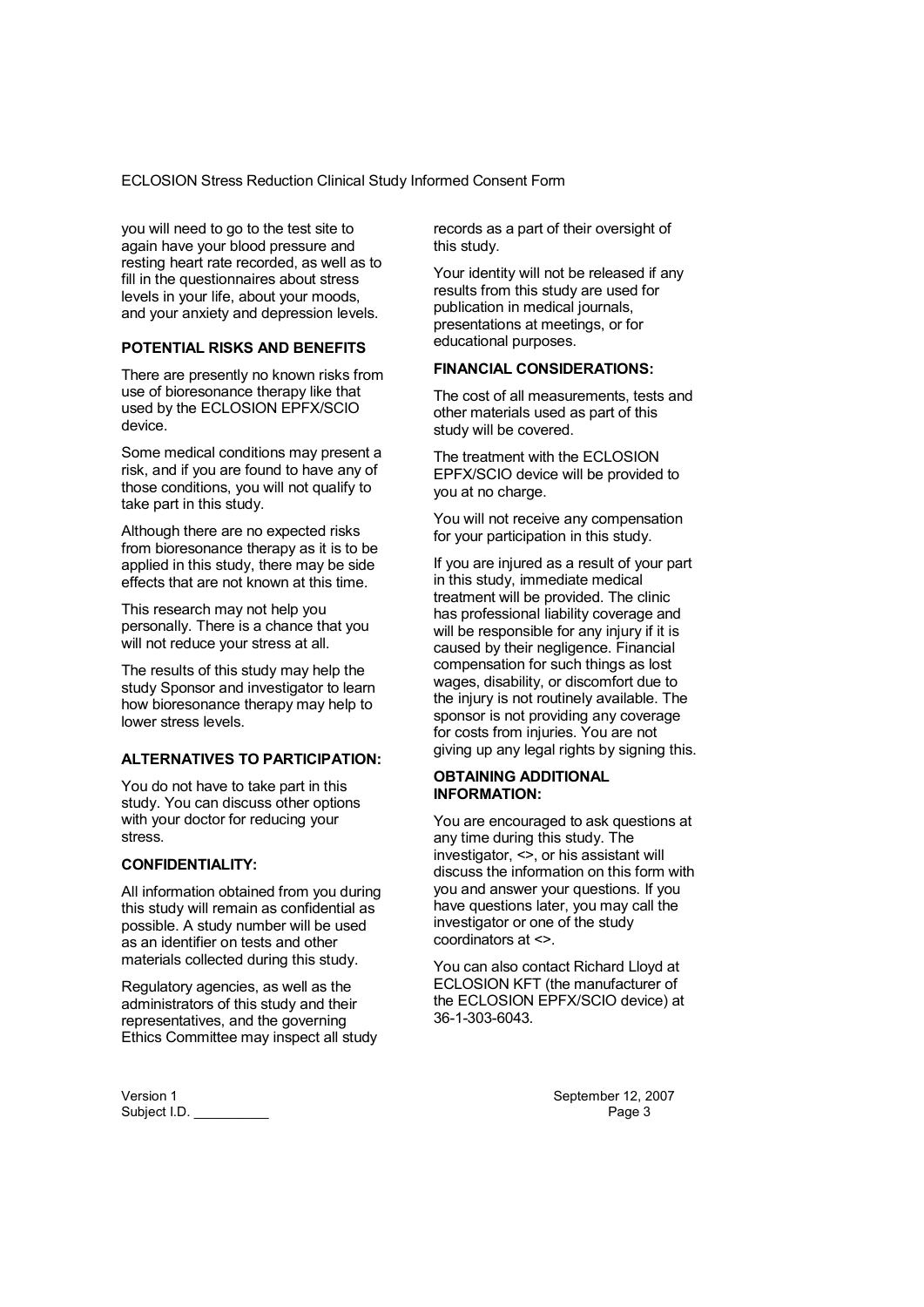you will need to go to the test site to again have your blood pressure and resting heart rate recorded, as well as to fill in the questionnaires about stress levels in your life, about your moods, and your anxiety and depression levels.

**POTENTIAL RISKS AND BENEFITS**

There are presently no known risks from use of bioresonance therapy like that used by the ECLOSION EPFX/SCIO device.

Some medical conditions may present a risk, and if you are found to have any of those conditions, you will not qualify to take part in this study.

Although there are no expected risks from bioresonance therapy as it is to be applied in this study, there may be side effects that are not known at this time.

This research may not help you personally. There is a chance that you will not reduce your stress at all.

The results of this study may help the study Sponsor and investigator to learn how bioresonance therapy may help to lower stress levels.

**ALTERNATIVES TO PARTICIPATION:**

You do not have to take part in this study. You can discuss other options with your doctor for reducing your stress.

**CONFIDENTIALITY:**

All information obtained from you during this study will remain as confidential as possible. A study number will be used as an identifier on tests and other materials collected during this study.

Regulatory agencies, as well as the administrators of this study and their representatives, and the governing Ethics Committee may inspect all study records as a part of their oversight of this study.

Your identity will not be released if any results from this study are used for publication in medical journals, presentations at meetings, or for educational purposes.

**FINANCIAL CONSIDERATIONS:**

The cost of all measurements, tests and other materials used as part of this study will be covered.

The treatment with the ECLOSION EPFX/SCIO device will be provided to you at no charge.

You will not receive any compensation for your participation in this study.

If you are injured as a result of your part in this study, immediate medical treatment will be provided. The clinic has professional liability coverage and will be responsible for any injury if it is caused by their negligence. Financial compensation for such things as lost wages, disability, or discomfort due to the injury is not routinely available. The sponsor is not providing any coverage for costs from injuries. You are not giving up any legal rights by signing this.

**OBTAINING ADDITIONAL INFORMATION:**

You are encouraged to ask questions at any time during this study. The investigator, <>, or his assistant will discuss the information on this form with you and answer your questions. If you have questions later, you may call the investigator or one of the study coordinators at <>.

You can also contact Richard Lloyd at ECLOSION KFT (the manufacturer of the ECLOSION EPFX/SCIO device) at 36-1-303-6043.

Version 1 September 12, 2007

Subject I.D. __________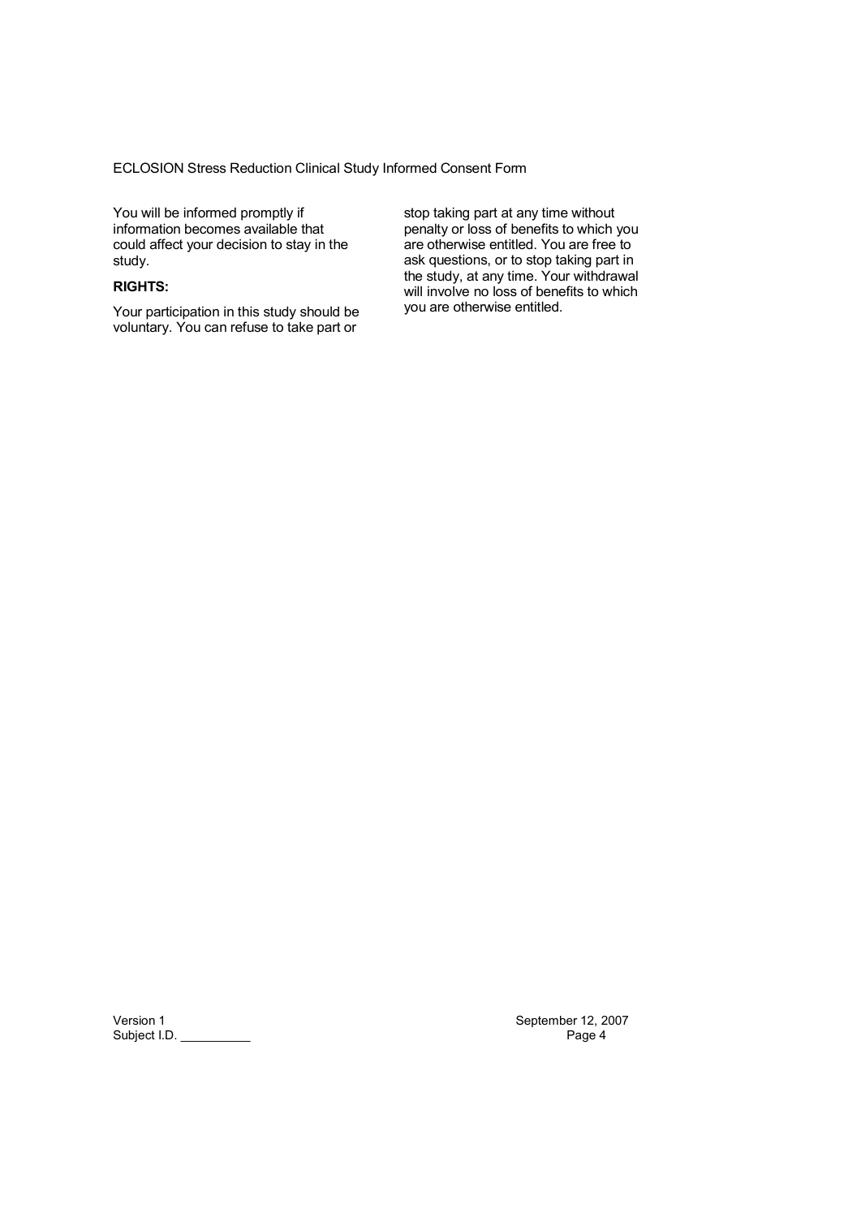You will be informed promptly if information becomes available that could affect your decision to stay in the study.

**RIGHTS:**

Your participation in this study should be voluntary. You can refuse to take part or stop taking part at any time without penalty or loss of benefits to which you are otherwise entitled. You are free to ask questions, or to stop taking part in the study, at any time. Your withdrawal will involve no loss of benefits to which you are otherwise entitled.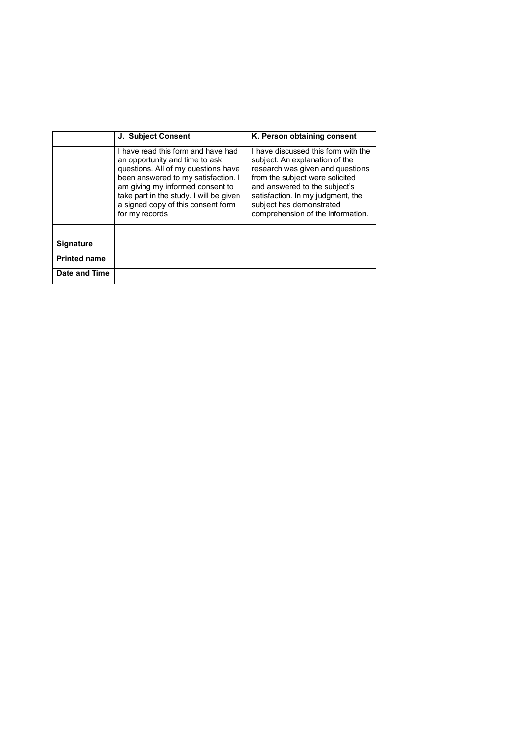| | J. Subject Consent | K. Person obtaining consent |
|---|---|---|
| | I have read this form and have had an opportunity and time to ask questions. All of my questions have been answered to my satisfaction. I am giving my informed consent to take part in the study. I will be given a signed copy of this consent form for my records | I have discussed this form with the subject. An explanation of the research was given and questions from the subject were solicited and answered to the subject's satisfaction. In my judgment, the subject has demonstrated comprehension of the information. |
| **Signature** | | |
| **Printed name** | | |
| **Date and Time** | | |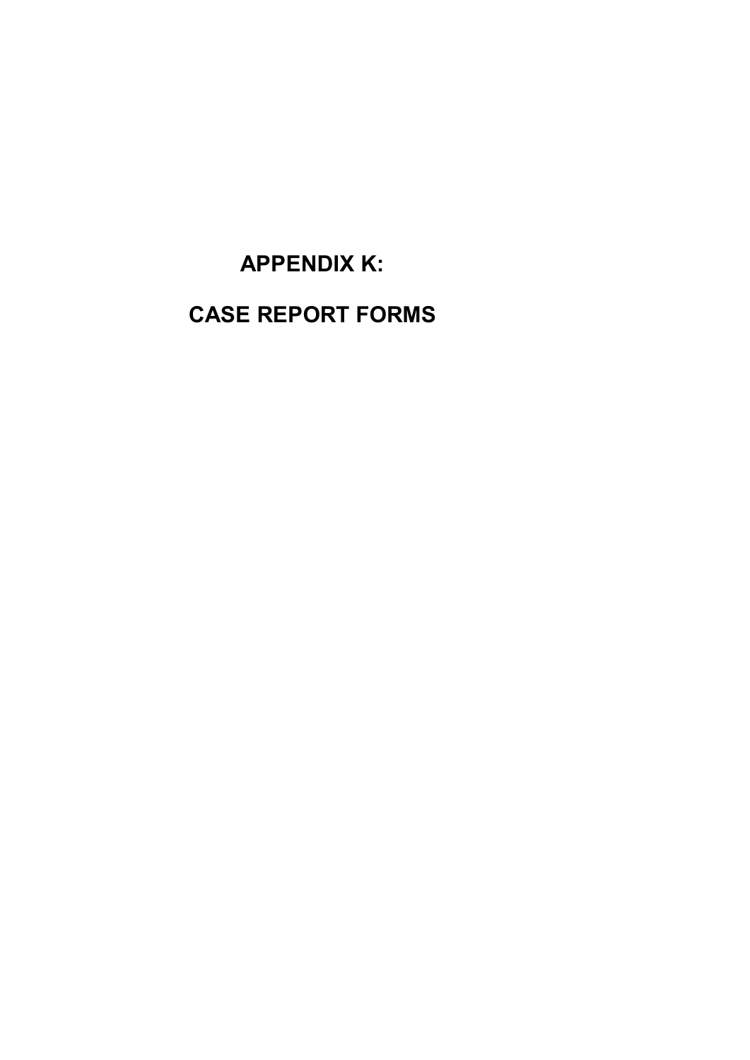# APPENDIX K:

# CASE REPORT FORMS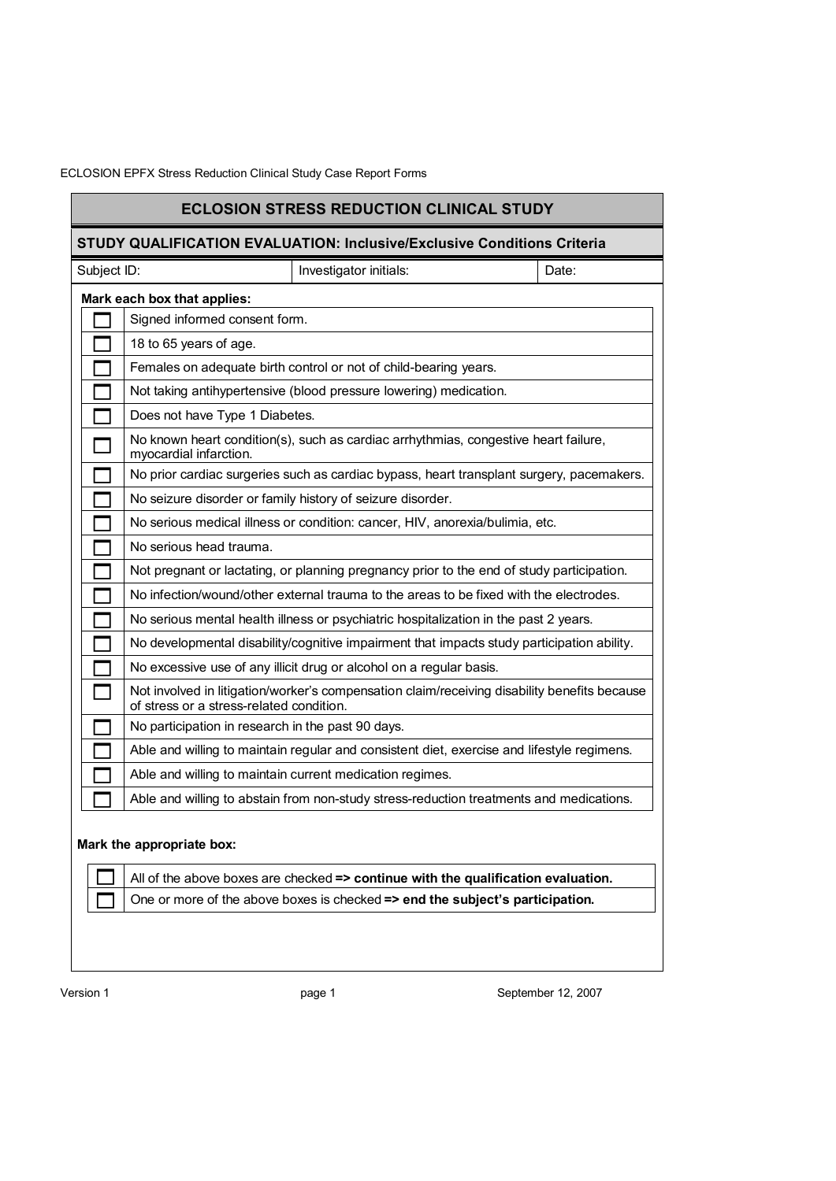## ECLOSION STRESS REDUCTION CLINICAL STUDY

### STUDY QUALIFICATION EVALUATION: Inclusive/Exclusive Conditions Criteria

| Subject ID: | Investigator initials: | Date: |
|---|---|---|

**Mark each box that applies:**

| | |
|---|---|
| ☐ | Signed informed consent form. |
| ☐ | 18 to 65 years of age. |
| ☐ | Females on adequate birth control or not of child-bearing years. |
| ☐ | Not taking antihypertensive (blood pressure lowering) medication. |
| ☐ | Does not have Type 1 Diabetes. |
| ☐ | No known heart condition(s), such as cardiac arrhythmias, congestive heart failure, myocardial infarction. |
| ☐ | No prior cardiac surgeries such as cardiac bypass, heart transplant surgery, pacemakers. |
| ☐ | No seizure disorder or family history of seizure disorder. |
| ☐ | No serious medical illness or condition: cancer, HIV, anorexia/bulimia, etc. |
| ☐ | No serious head trauma. |
| ☐ | Not pregnant or lactating, or planning pregnancy prior to the end of study participation. |
| ☐ | No infection/wound/other external trauma to the areas to be fixed with the electrodes. |
| ☐ | No serious mental health illness or psychiatric hospitalization in the past 2 years. |
| ☐ | No developmental disability/cognitive impairment that impacts study participation ability. |
| ☐ | No excessive use of any illicit drug or alcohol on a regular basis. |
| ☐ | Not involved in litigation/worker's compensation claim/receiving disability benefits because of stress or a stress-related condition. |
| ☐ | No participation in research in the past 90 days. |
| ☐ | Able and willing to maintain regular and consistent diet, exercise and lifestyle regimens. |
| ☐ | Able and willing to maintain current medication regimes. |
| ☐ | Able and willing to abstain from non-study stress-reduction treatments and medications. |

**Mark the appropriate box:**

| | |
|---|---|
| ☐ | All of the above boxes are checked **=> continue with the qualification evaluation.** |
| ☐ | One or more of the above boxes is checked **=> end the subject's participation.** |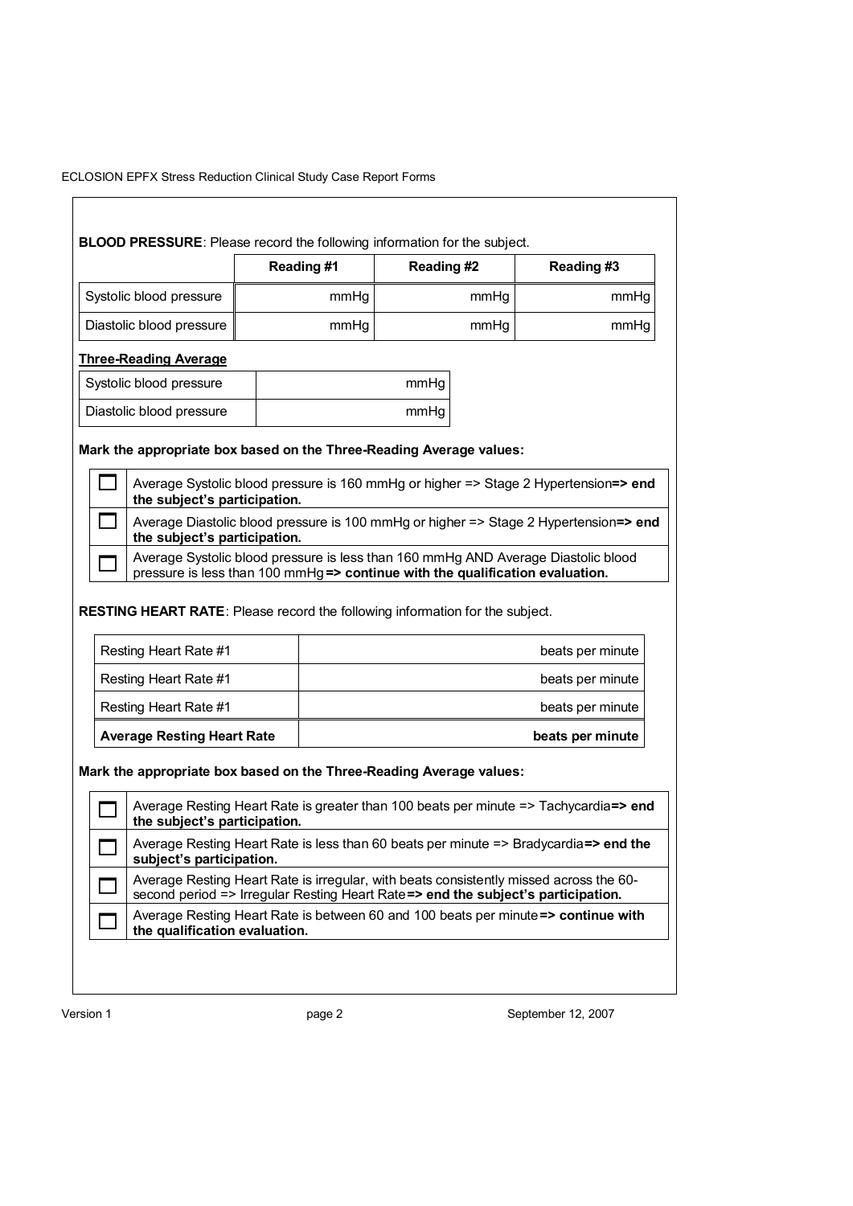**BLOOD PRESSURE**: Please record the following information for the subject.

| | Reading #1 | Reading #2 | Reading #3 |
|---|---|---|---|
| Systolic blood pressure | mmHg | mmHg | mmHg |
| Diastolic blood pressure | mmHg | mmHg | mmHg |

**Three-Reading Average**

| | |
|---|---|
| Systolic blood pressure | mmHg |
| Diastolic blood pressure | mmHg |

**Mark the appropriate box based on the Three-Reading Average values:**

| | |
|---|---|
| ☐ | Average Systolic blood pressure is 160 mmHg or higher => Stage 2 Hypertension **=> end the subject's participation.** |
| ☐ | Average Diastolic blood pressure is 100 mmHg or higher => Stage 2 Hypertension **=> end the subject's participation.** |
| ☐ | Average Systolic blood pressure is less than 160 mmHg AND Average Diastolic blood pressure is less than 100 mmHg **=> continue with the qualification evaluation.** |

**RESTING HEART RATE**: Please record the following information for the subject.

| | |
|---|---|
| Resting Heart Rate #1 | beats per minute |
| Resting Heart Rate #1 | beats per minute |
| Resting Heart Rate #1 | beats per minute |
| **Average Resting Heart Rate** | **beats per minute** |

**Mark the appropriate box based on the Three-Reading Average values:**

| | |
|---|---|
| ☐ | Average Resting Heart Rate is greater than 100 beats per minute => Tachycardia **=> end the subject's participation.** |
| ☐ | Average Resting Heart Rate is less than 60 beats per minute => Bradycardia **=> end the subject's participation.** |
| ☐ | Average Resting Heart Rate is irregular, with beats consistently missed across the 60-second period => Irregular Resting Heart Rate **=> end the subject's participation.** |
| ☐ | Average Resting Heart Rate is between 60 and 100 beats per minute **=> continue with the qualification evaluation.** |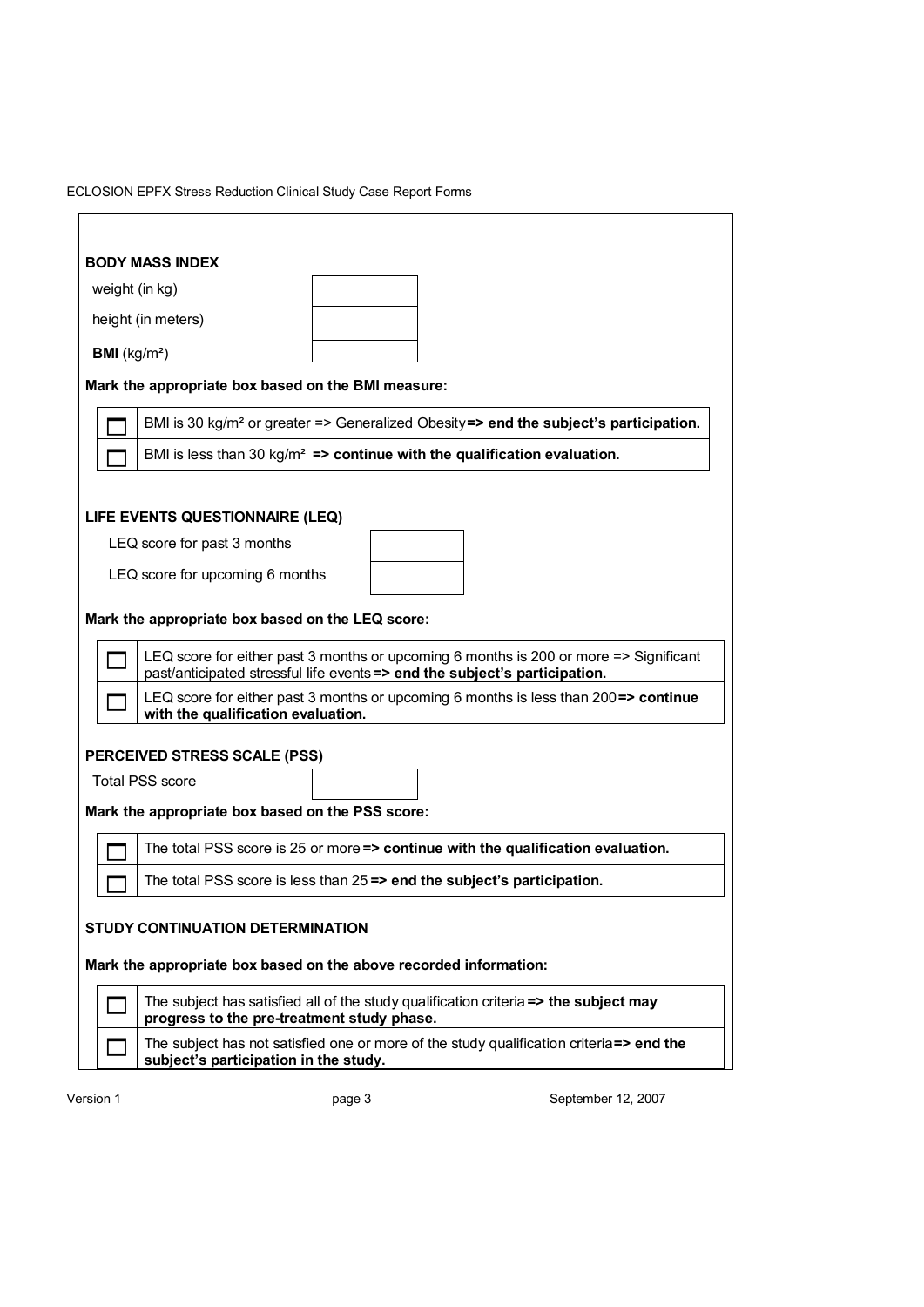### BODY MASS INDEX

| | |
|---|---|
| weight (in kg) | |
| height (in meters) | |
| **BMI** (kg/m²) | |

**Mark the appropriate box based on the BMI measure:**

| | |
|---|---|
| ☐ | BMI is 30 kg/m² or greater => Generalized Obesity **=> end the subject's participation.** |
| ☐ | BMI is less than 30 kg/m² **=> continue with the qualification evaluation.** |

### LIFE EVENTS QUESTIONNAIRE (LEQ)

| | |
|---|---|
| LEQ score for past 3 months | |
| LEQ score for upcoming 6 months | |

**Mark the appropriate box based on the LEQ score:**

| | |
|---|---|
| ☐ | LEQ score for either past 3 months or upcoming 6 months is 200 or more => Significant past/anticipated stressful life events **=> end the subject's participation.** |
| ☐ | LEQ score for either past 3 months or upcoming 6 months is less than 200 **=> continue with the qualification evaluation.** |

### PERCEIVED STRESS SCALE (PSS)

| | |
|---|---|
| Total PSS score | |

**Mark the appropriate box based on the PSS score:**

| | |
|---|---|
| ☐ | The total PSS score is 25 or more **=> continue with the qualification evaluation.** |
| ☐ | The total PSS score is less than 25 **=> end the subject's participation.** |

### STUDY CONTINUATION DETERMINATION

**Mark the appropriate box based on the above recorded information:**

| | |
|---|---|
| ☐ | The subject has satisfied all of the study qualification criteria **=> the subject may progress to the pre-treatment study phase.** |
| ☐ | The subject has not satisfied one or more of the study qualification criteria **=> end the subject's participation in the study.** |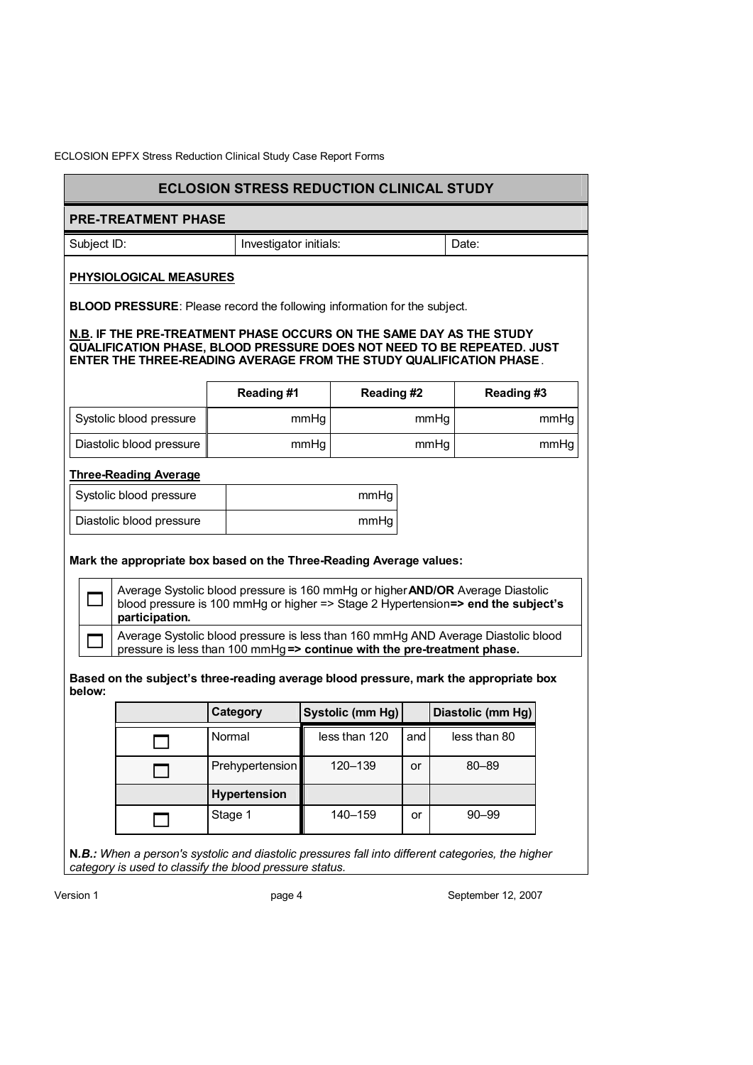## ECLOSION STRESS REDUCTION CLINICAL STUDY

### PRE-TREATMENT PHASE

| Subject ID: | Investigator initials: | Date: |
|---|---|---|

**PHYSIOLOGICAL MEASURES**

**BLOOD PRESSURE**: Please record the following information for the subject.

**N.B. IF THE PRE-TREATMENT PHASE OCCURS ON THE SAME DAY AS THE STUDY QUALIFICATION PHASE, BLOOD PRESSURE DOES NOT NEED TO BE REPEATED. JUST ENTER THE THREE-READING AVERAGE FROM THE STUDY QUALIFICATION PHASE.**

| | Reading #1 | Reading #2 | Reading #3 |
|---|---|---|---|
| Systolic blood pressure | mmHg | mmHg | mmHg |
| Diastolic blood pressure | mmHg | mmHg | mmHg |

**Three-Reading Average**

| | |
|---|---|
| Systolic blood pressure | mmHg |
| Diastolic blood pressure | mmHg |

**Mark the appropriate box based on the Three-Reading Average values:**

| | |
|---|---|
| ☐ | Average Systolic blood pressure is 160 mmHg or higher **AND/OR** Average Diastolic blood pressure is 100 mmHg or higher => Stage 2 Hypertension **=> end the subject's participation.** |
| ☐ | Average Systolic blood pressure is less than 160 mmHg AND Average Diastolic blood pressure is less than 100 mmHg **=> continue with the pre-treatment phase.** |

**Based on the subject's three-reading average blood pressure, mark the appropriate box below:**

| | Category | Systolic (mm Hg) | | Diastolic (mm Hg) |
|---|---|---|---|---|
| ☐ | Normal | less than 120 | and | less than 80 |
| ☐ | Prehypertension | 120–139 | or | 80–89 |
| | **Hypertension** | | | |
| ☐ | Stage 1 | 140–159 | or | 90–99 |

**N.*B.:*** *When a person's systolic and diastolic pressures fall into different categories, the higher category is used to classify the blood pressure status.*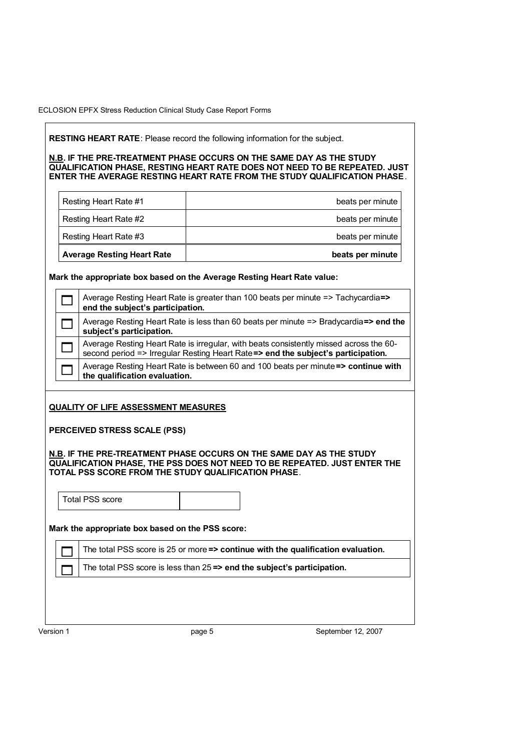**RESTING HEART RATE**: Please record the following information for the subject.

**N.B. IF THE PRE-TREATMENT PHASE OCCURS ON THE SAME DAY AS THE STUDY QUALIFICATION PHASE, RESTING HEART RATE DOES NOT NEED TO BE REPEATED. JUST ENTER THE AVERAGE RESTING HEART RATE FROM THE STUDY QUALIFICATION PHASE**.

| | |
|---|---|
| Resting Heart Rate #1 | beats per minute |
| Resting Heart Rate #2 | beats per minute |
| Resting Heart Rate #3 | beats per minute |
| **Average Resting Heart Rate** | **beats per minute** |

**Mark the appropriate box based on the Average Resting Heart Rate value:**

| | |
|---|---|
| ☐ | Average Resting Heart Rate is greater than 100 beats per minute => Tachycardia **=> end the subject's participation.** |
| ☐ | Average Resting Heart Rate is less than 60 beats per minute => Bradycardia **=> end the subject's participation.** |
| ☐ | Average Resting Heart Rate is irregular, with beats consistently missed across the 60-second period => Irregular Resting Heart Rate **=> end the subject's participation.** |
| ☐ | Average Resting Heart Rate is between 60 and 100 beats per minute **=> continue with the qualification evaluation.** |

**QUALITY OF LIFE ASSESSMENT MEASURES**

**PERCEIVED STRESS SCALE (PSS)**

**N.B. IF THE PRE-TREATMENT PHASE OCCURS ON THE SAME DAY AS THE STUDY QUALIFICATION PHASE, THE PSS DOES NOT NEED TO BE REPEATED. JUST ENTER THE TOTAL PSS SCORE FROM THE STUDY QUALIFICATION PHASE**.

| | |
|---|---|
| Total PSS score | |

**Mark the appropriate box based on the PSS score:**

| | |
|---|---|
| ☐ | The total PSS score is 25 or more **=> continue with the qualification evaluation.** |
| ☐ | The total PSS score is less than 25 **=> end the subject's participation.** |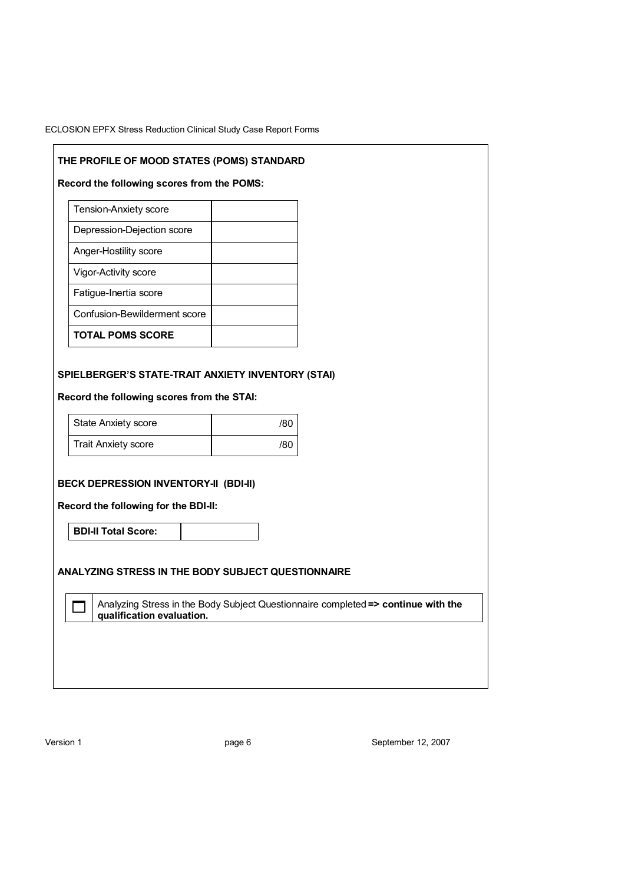## THE PROFILE OF MOOD STATES (POMS) STANDARD

**Record the following scores from the POMS:**

| | |
|---|---|
| Tension-Anxiety score | |
| Depression-Dejection score | |
| Anger-Hostility score | |
| Vigor-Activity score | |
| Fatigue-Inertia score | |
| Confusion-Bewilderment score | |
| **TOTAL POMS SCORE** | |

## SPIELBERGER'S STATE-TRAIT ANXIETY INVENTORY (STAI)

**Record the following scores from the STAI:**

| | |
|---|---|
| State Anxiety score | /80 |
| Trait Anxiety score | /80 |

## BECK DEPRESSION INVENTORY-II (BDI-II)

**Record the following for the BDI-II:**

| | |
|---|---|
| **BDI-II Total Score:** | |

## ANALYZING STRESS IN THE BODY SUBJECT QUESTIONNAIRE

| | |
|---|---|
| ☐ | Analyzing Stress in the Body Subject Questionnaire completed **=> continue with the qualification evaluation.** |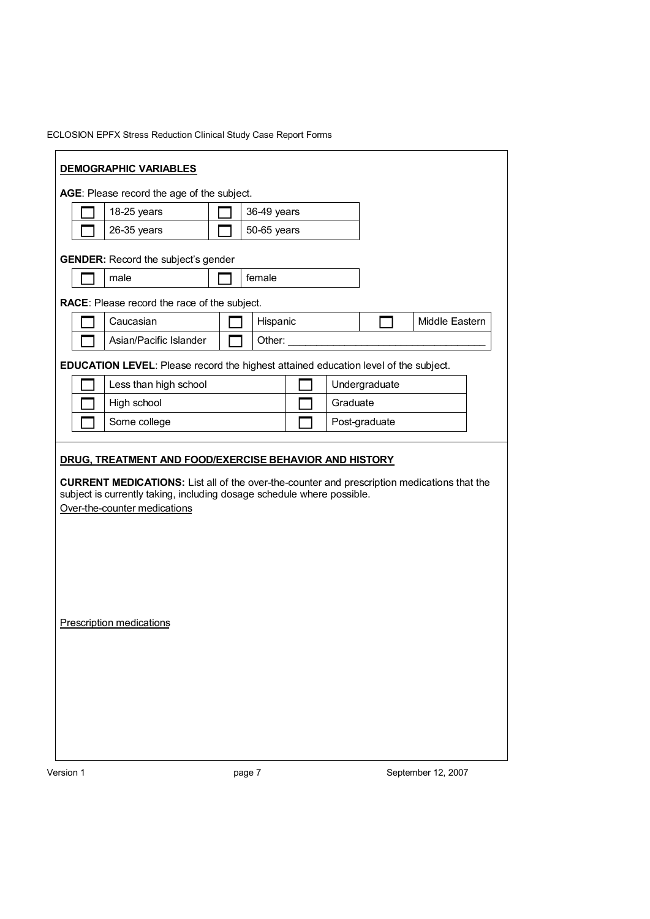## DEMOGRAPHIC VARIABLES

**AGE**: Please record the age of the subject.

| | | | |
|---|---|---|---|
| ☐ | 18-25 years | ☐ | 36-49 years |
| ☐ | 26-35 years | ☐ | 50-65 years |

**GENDER:** Record the subject's gender

| | | | |
|---|---|---|---|
| ☐ | male | ☐ | female |

**RACE**: Please record the race of the subject.

| | | | | | |
|---|---|---|---|---|---|
| ☐ | Caucasian | ☐ | Hispanic | ☐ | Middle Eastern |
| ☐ | Asian/Pacific Islander | ☐ | Other: ________________________________ | | |

**EDUCATION LEVEL**: Please record the highest attained education level of the subject.

| | | | |
|---|---|---|---|
| ☐ | Less than high school | ☐ | Undergraduate |
| ☐ | High school | ☐ | Graduate |
| ☐ | Some college | ☐ | Post-graduate |

## DRUG, TREATMENT AND FOOD/EXERCISE BEHAVIOR AND HISTORY

**CURRENT MEDICATIONS:** List all of the over-the-counter and prescription medications that the subject is currently taking, including dosage schedule where possible.

Over-the-counter medications

Prescription medications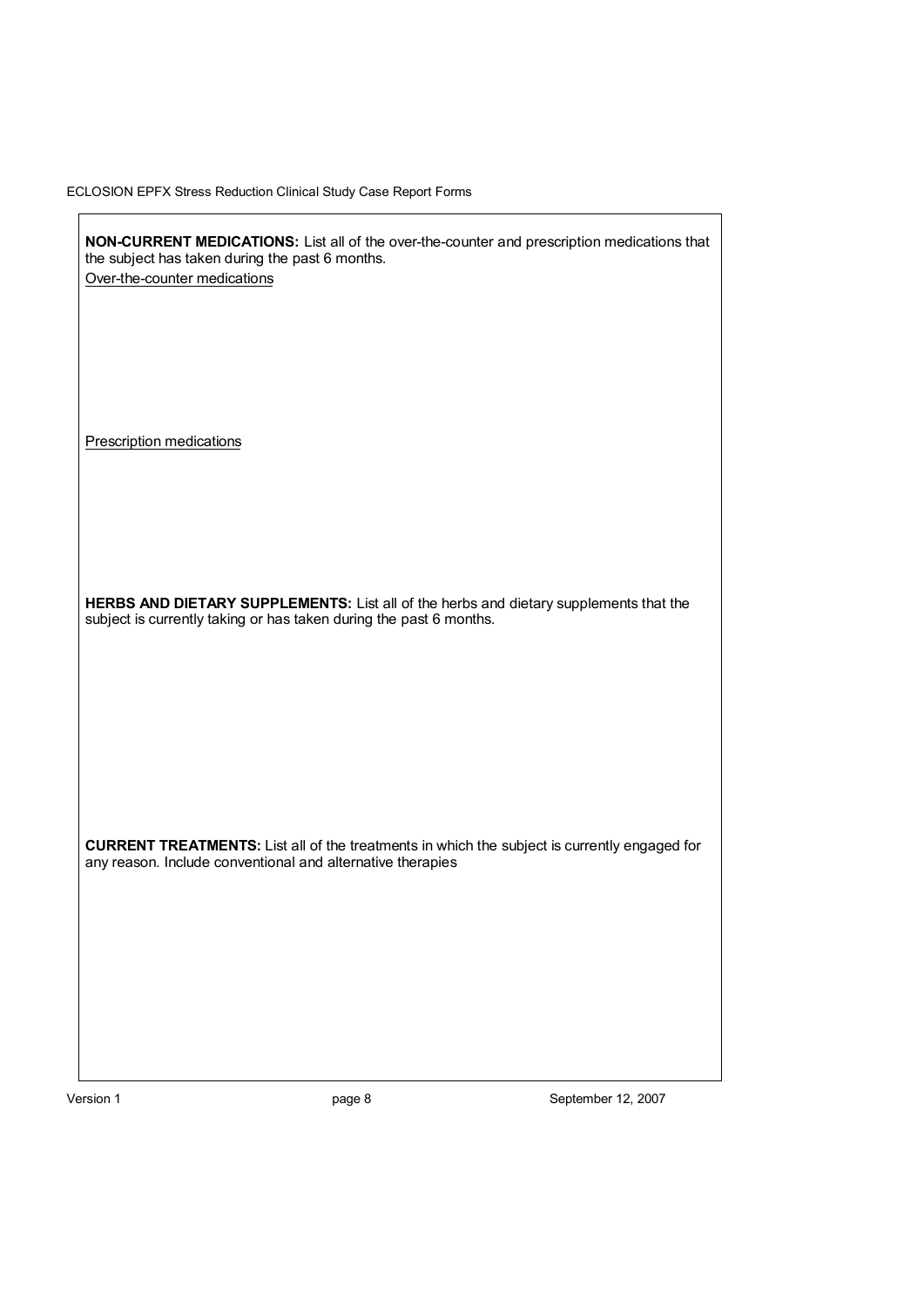**NON-CURRENT MEDICATIONS:** List all of the over-the-counter and prescription medications that the subject has taken during the past 6 months.

Over-the-counter medications

Prescription medications

**HERBS AND DIETARY SUPPLEMENTS:** List all of the herbs and dietary supplements that the subject is currently taking or has taken during the past 6 months.

**CURRENT TREATMENTS:** List all of the treatments in which the subject is currently engaged for any reason. Include conventional and alternative therapies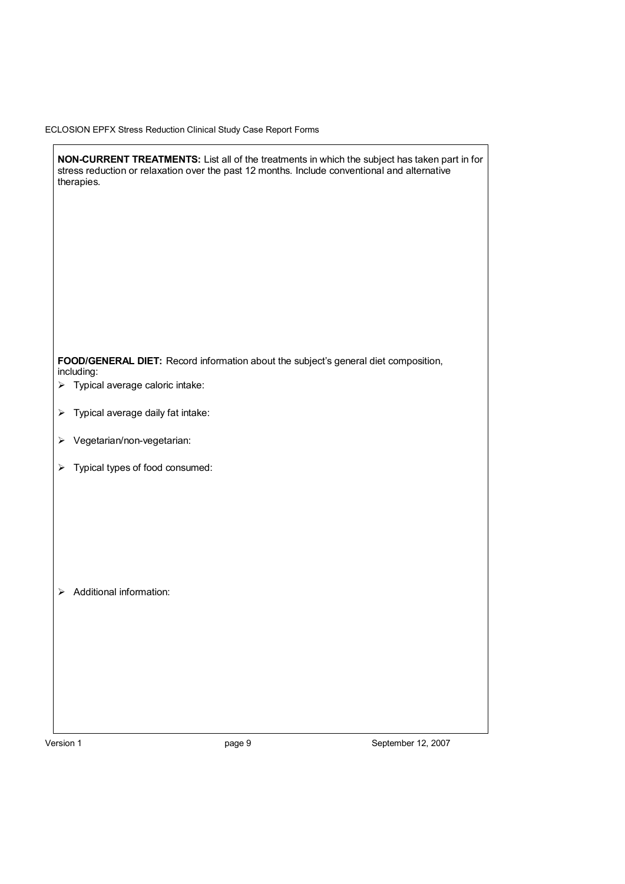**NON-CURRENT TREATMENTS:** List all of the treatments in which the subject has taken part in for stress reduction or relaxation over the past 12 months. Include conventional and alternative therapies.

**FOOD/GENERAL DIET:** Record information about the subject's general diet composition, including:

- Typical average caloric intake:
- Typical average daily fat intake:
- Vegetarian/non-vegetarian:
- Typical types of food consumed:
- Additional information: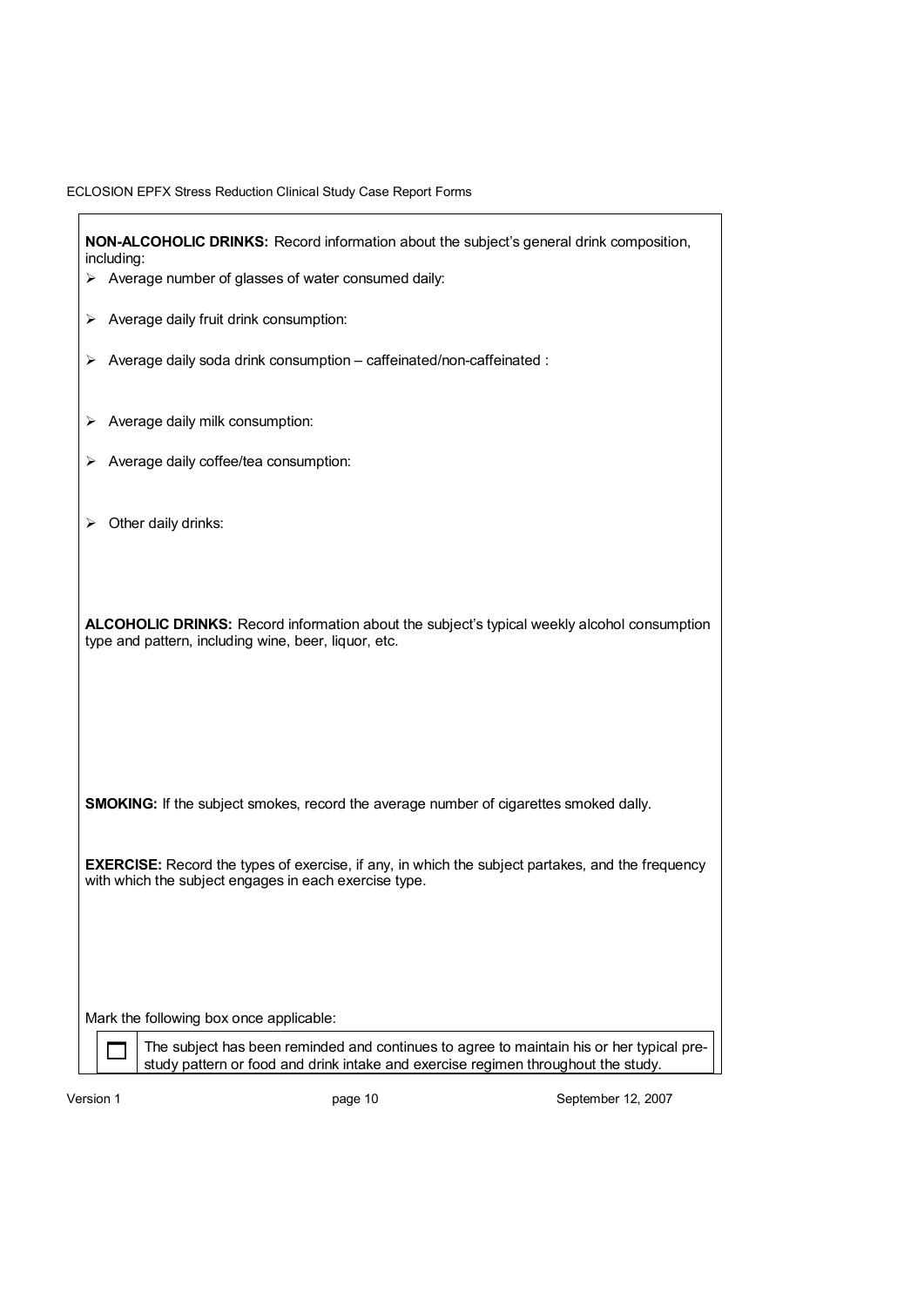**NON-ALCOHOLIC DRINKS:** Record information about the subject's general drink composition, including:

- Average number of glasses of water consumed daily:
- Average daily fruit drink consumption:
- Average daily soda drink consumption – caffeinated/non-caffeinated :
- Average daily milk consumption:
- Average daily coffee/tea consumption:
- Other daily drinks:

**ALCOHOLIC DRINKS:** Record information about the subject's typical weekly alcohol consumption type and pattern, including wine, beer, liquor, etc.

**SMOKING:** If the subject smokes, record the average number of cigarettes smoked dally.

**EXERCISE:** Record the types of exercise, if any, in which the subject partakes, and the frequency with which the subject engages in each exercise type.

Mark the following box once applicable:

☐ The subject has been reminded and continues to agree to maintain his or her typical pre-study pattern or food and drink intake and exercise regimen throughout the study.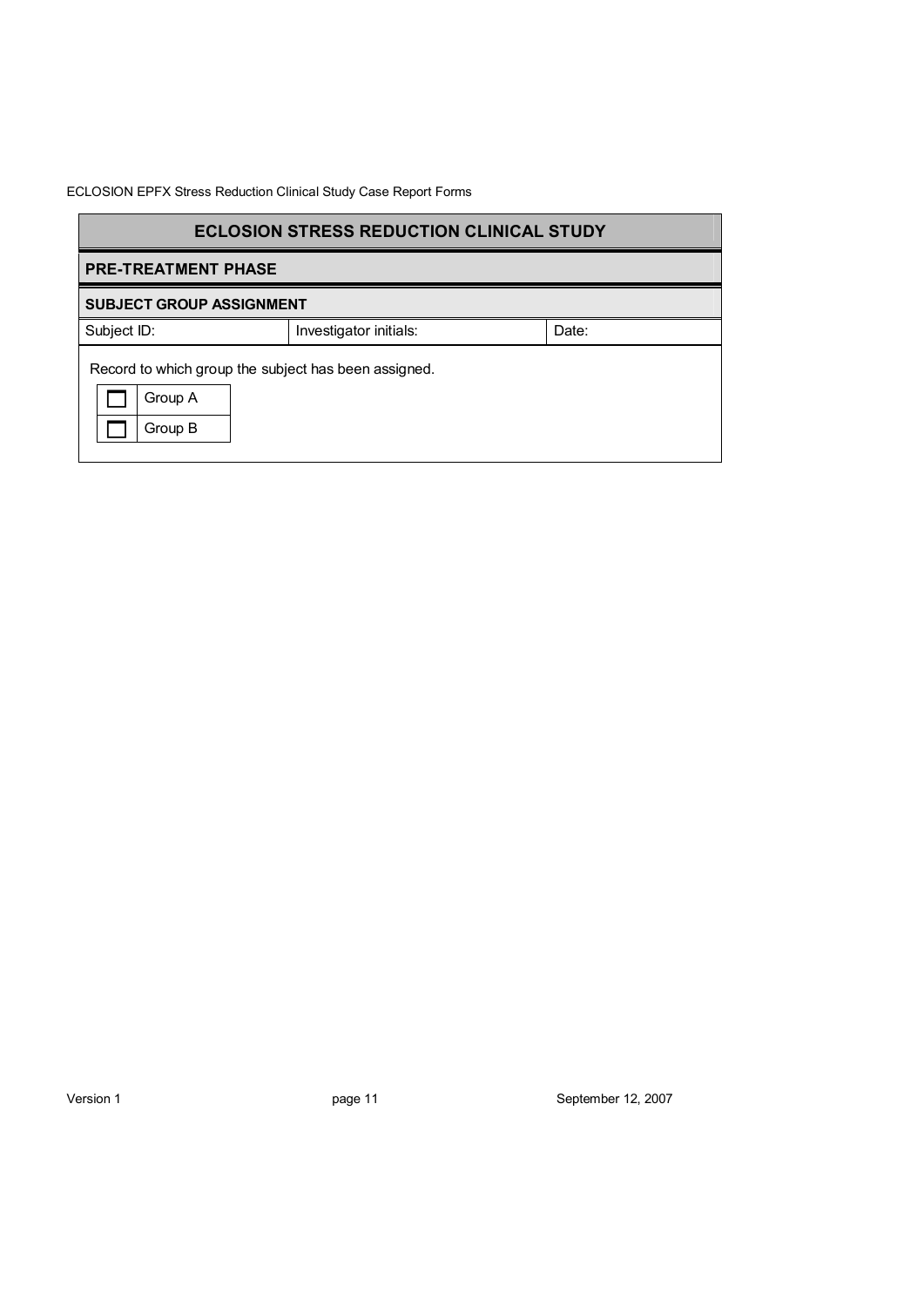## ECLOSION STRESS REDUCTION CLINICAL STUDY

### PRE-TREATMENT PHASE

#### SUBJECT GROUP ASSIGNMENT

| Subject ID: | Investigator initials: | Date: |
|---|---|---|

Record to which group the subject has been assigned.

| | |
|---|---|
| ☐ | Group A |
| ☐ | Group B |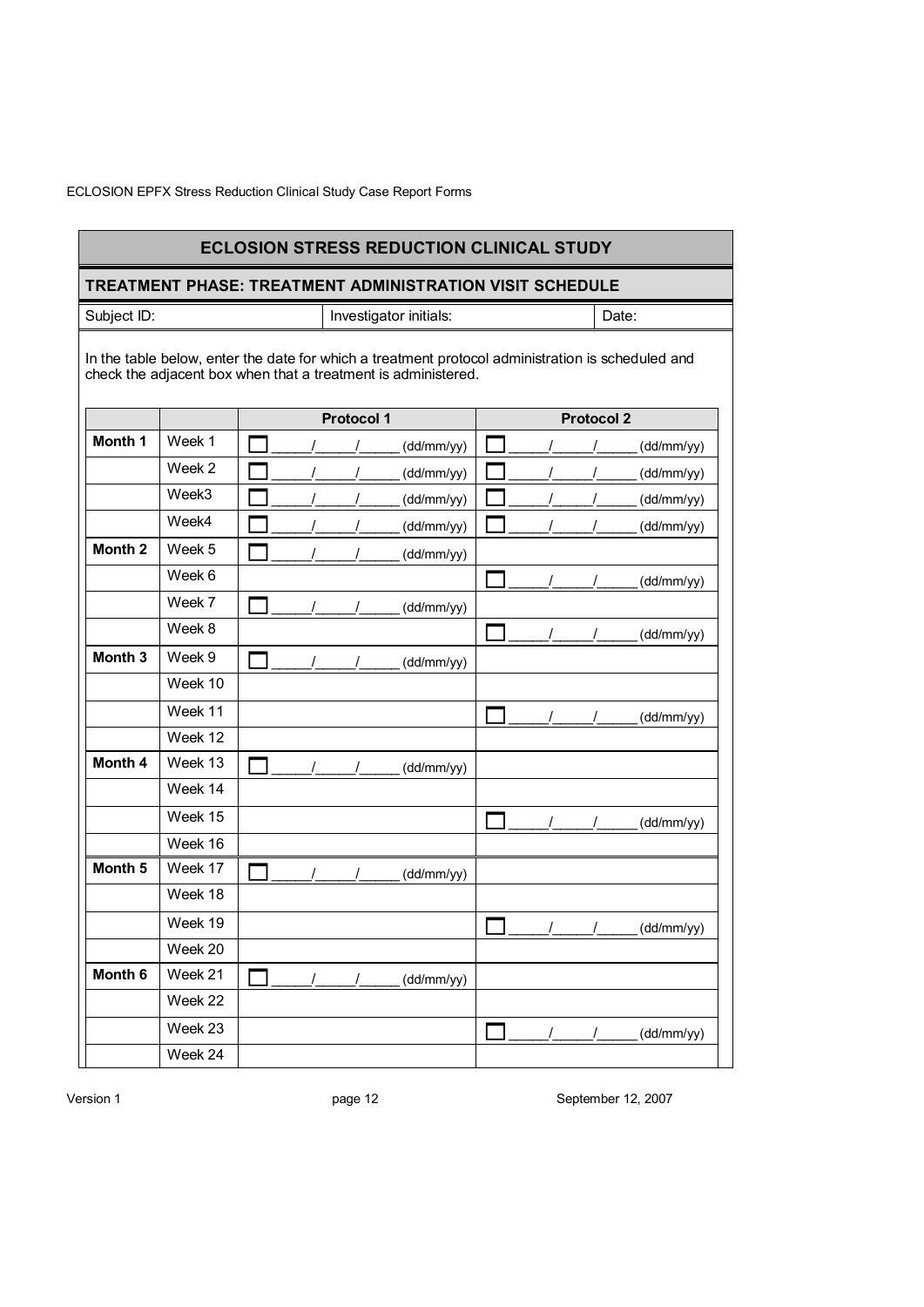## ECLOSION STRESS REDUCTION CLINICAL STUDY

### TREATMENT PHASE: TREATMENT ADMINISTRATION VISIT SCHEDULE

| Subject ID: | Investigator initials: | Date: |
|---|---|---|

In the table below, enter the date for which a treatment protocol administration is scheduled and check the adjacent box when that a treatment is administered.

| | | Protocol 1 | Protocol 2 |
|---|---|---|---|
| **Month 1** | Week 1 | ☐ \_\_\_\_/\_\_\_\_/\_\_\_\_ (dd/mm/yy) | ☐ \_\_\_\_/\_\_\_\_/\_\_\_\_ (dd/mm/yy) |
| | Week 2 | ☐ \_\_\_\_/\_\_\_\_/\_\_\_\_ (dd/mm/yy) | ☐ \_\_\_\_/\_\_\_\_/\_\_\_\_ (dd/mm/yy) |
| | Week3 | ☐ \_\_\_\_/\_\_\_\_/\_\_\_\_ (dd/mm/yy) | ☐ \_\_\_\_/\_\_\_\_/\_\_\_\_ (dd/mm/yy) |
| | Week4 | ☐ \_\_\_\_/\_\_\_\_/\_\_\_\_ (dd/mm/yy) | ☐ \_\_\_\_/\_\_\_\_/\_\_\_\_ (dd/mm/yy) |
| **Month 2** | Week 5 | ☐ \_\_\_\_/\_\_\_\_/\_\_\_\_ (dd/mm/yy) | |
| | Week 6 | | ☐ \_\_\_\_/\_\_\_\_/\_\_\_\_ (dd/mm/yy) |
| | Week 7 | ☐ \_\_\_\_/\_\_\_\_/\_\_\_\_ (dd/mm/yy) | |
| | Week 8 | | ☐ \_\_\_\_/\_\_\_\_/\_\_\_\_ (dd/mm/yy) |
| **Month 3** | Week 9 | ☐ \_\_\_\_/\_\_\_\_/\_\_\_\_ (dd/mm/yy) | |
| | Week 10 | | |
| | Week 11 | | ☐ \_\_\_\_/\_\_\_\_/\_\_\_\_ (dd/mm/yy) |
| | Week 12 | | |
| **Month 4** | Week 13 | ☐ \_\_\_\_/\_\_\_\_/\_\_\_\_ (dd/mm/yy) | |
| | Week 14 | | |
| | Week 15 | | ☐ \_\_\_\_/\_\_\_\_/\_\_\_\_ (dd/mm/yy) |
| | Week 16 | | |
| **Month 5** | Week 17 | ☐ \_\_\_\_/\_\_\_\_/\_\_\_\_ (dd/mm/yy) | |
| | Week 18 | | |
| | Week 19 | | ☐ \_\_\_\_/\_\_\_\_/\_\_\_\_ (dd/mm/yy) |
| | Week 20 | | |
| **Month 6** | Week 21 | ☐ \_\_\_\_/\_\_\_\_/\_\_\_\_ (dd/mm/yy) | |
| | Week 22 | | |
| | Week 23 | | ☐ \_\_\_\_/\_\_\_\_/\_\_\_\_ (dd/mm/yy) |
| | Week 24 | | |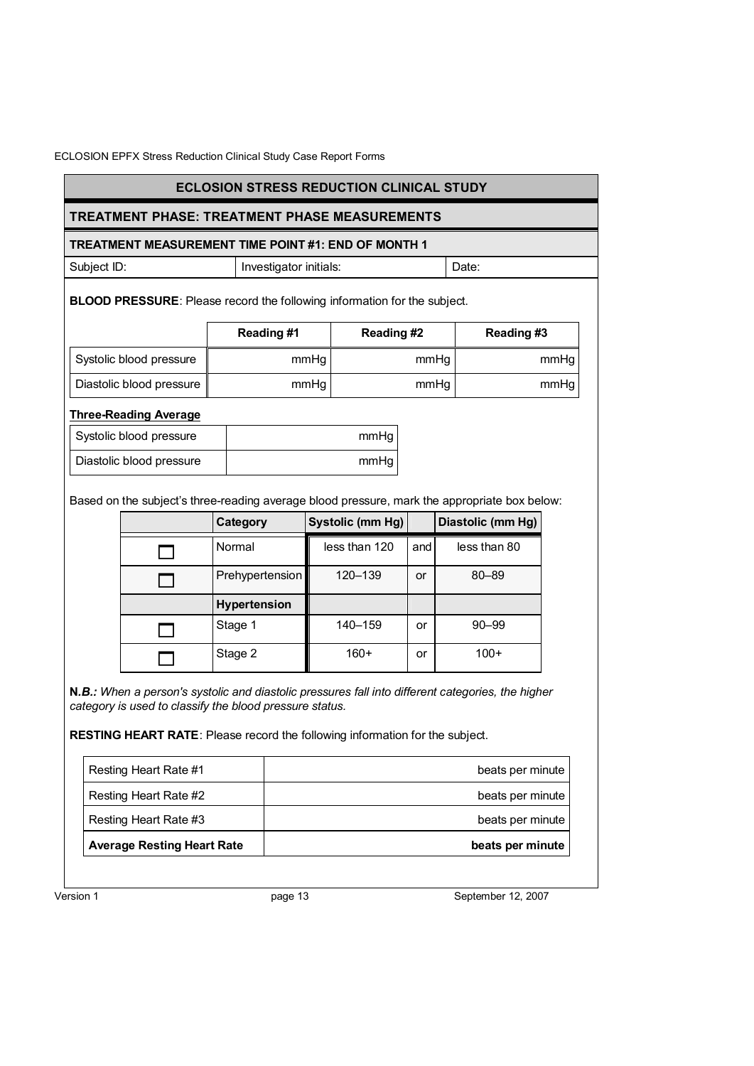## ECLOSION STRESS REDUCTION CLINICAL STUDY

### TREATMENT PHASE: TREATMENT PHASE MEASUREMENTS

#### TREATMENT MEASUREMENT TIME POINT #1: END OF MONTH 1

| Subject ID: | Investigator initials: | Date: |
|---|---|---|

**BLOOD PRESSURE**: Please record the following information for the subject.

| | Reading #1 | Reading #2 | Reading #3 |
|---|---|---|---|
| Systolic blood pressure | mmHg | mmHg | mmHg |
| Diastolic blood pressure | mmHg | mmHg | mmHg |

**Three-Reading Average**

| | |
|---|---|
| Systolic blood pressure | mmHg |
| Diastolic blood pressure | mmHg |

Based on the subject's three-reading average blood pressure, mark the appropriate box below:

| | Category | Systolic (mm Hg) | | Diastolic (mm Hg) |
|---|---|---|---|---|
| ☐ | Normal | less than 120 | and | less than 80 |
| ☐ | Prehypertension | 120–139 | or | 80–89 |
| | **Hypertension** | | | |
| ☐ | Stage 1 | 140–159 | or | 90–99 |
| ☐ | Stage 2 | 160+ | or | 100+ |

**N.*B.:*** *When a person's systolic and diastolic pressures fall into different categories, the higher category is used to classify the blood pressure status.*

**RESTING HEART RATE**: Please record the following information for the subject.

| | |
|---|---|
| Resting Heart Rate #1 | beats per minute |
| Resting Heart Rate #2 | beats per minute |
| Resting Heart Rate #3 | beats per minute |
| **Average Resting Heart Rate** | **beats per minute** |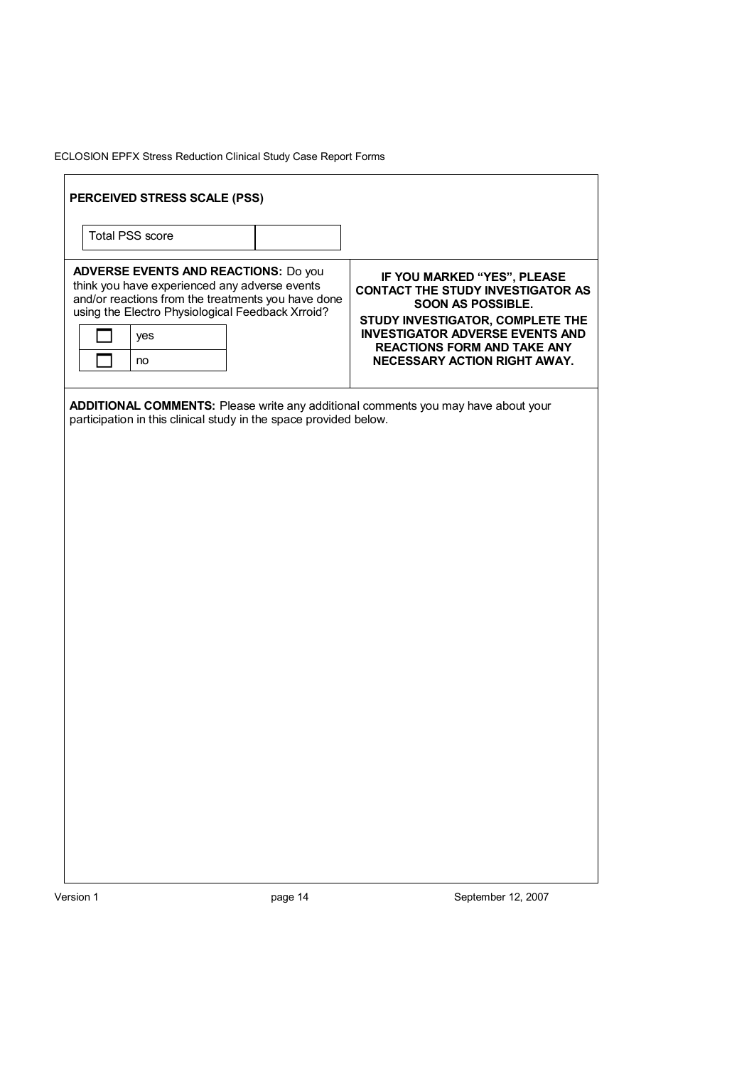## PERCEIVED STRESS SCALE (PSS)

| Total PSS score | |
|---|---|

**ADVERSE EVENTS AND REACTIONS:** Do you think you have experienced any adverse events and/or reactions from the treatments you have done using the Electro Physiological Feedback Xrroid?

| | |
|---|---|
| ☐ | yes |
| ☐ | no |

**IF YOU MARKED "YES", PLEASE CONTACT THE STUDY INVESTIGATOR AS SOON AS POSSIBLE.**
**STUDY INVESTIGATOR, COMPLETE THE INVESTIGATOR ADVERSE EVENTS AND REACTIONS FORM AND TAKE ANY NECESSARY ACTION RIGHT AWAY.**

**ADDITIONAL COMMENTS:** Please write any additional comments you may have about your participation in this clinical study in the space provided below.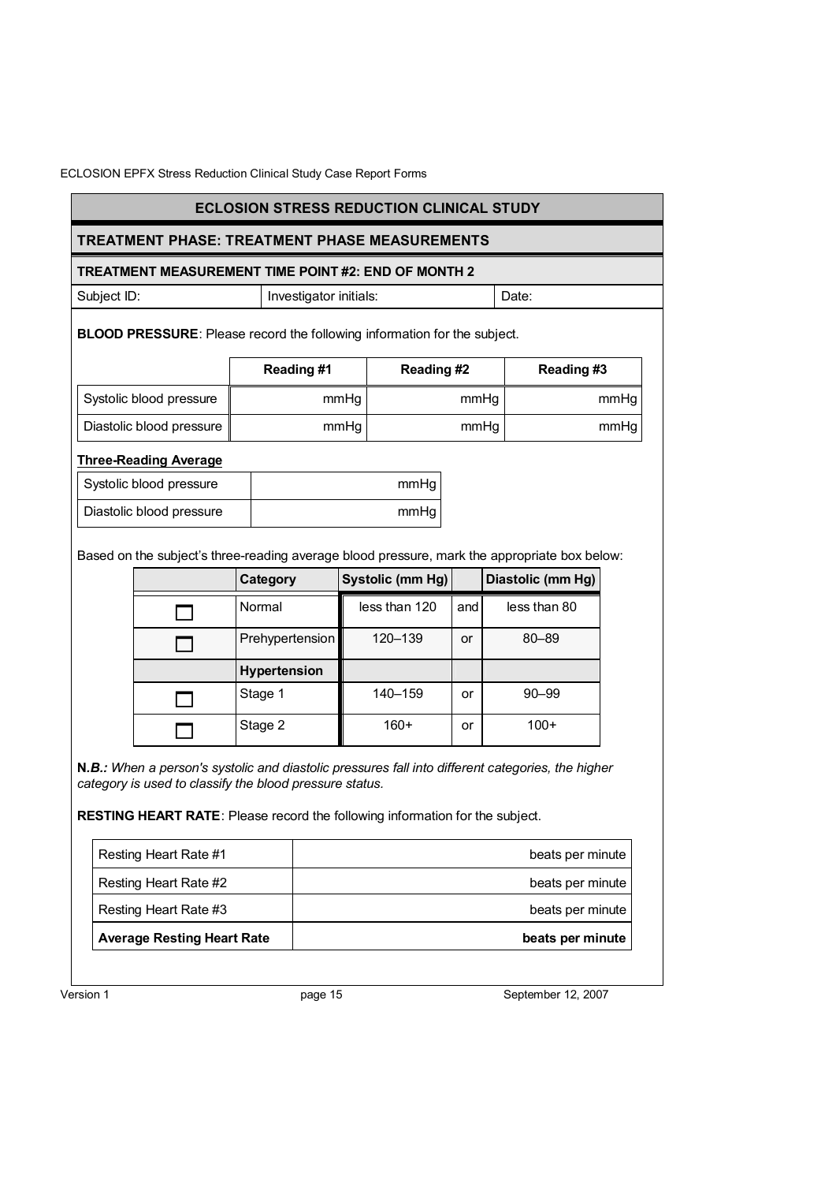## ECLOSION STRESS REDUCTION CLINICAL STUDY

### TREATMENT PHASE: TREATMENT PHASE MEASUREMENTS

#### TREATMENT MEASUREMENT TIME POINT #2: END OF MONTH 2

| Subject ID: | Investigator initials: | Date: |
|---|---|---|

**BLOOD PRESSURE**: Please record the following information for the subject.

| | Reading #1 | Reading #2 | Reading #3 |
|---|---|---|---|
| Systolic blood pressure | mmHg | mmHg | mmHg |
| Diastolic blood pressure | mmHg | mmHg | mmHg |

**Three-Reading Average**

| | |
|---|---|
| Systolic blood pressure | mmHg |
| Diastolic blood pressure | mmHg |

Based on the subject's three-reading average blood pressure, mark the appropriate box below:

| | Category | Systolic (mm Hg) | | Diastolic (mm Hg) |
|---|---|---|---|---|
| ☐ | Normal | less than 120 | and | less than 80 |
| ☐ | Prehypertension | 120–139 | or | 80–89 |
| | **Hypertension** | | | |
| ☐ | Stage 1 | 140–159 | or | 90–99 |
| ☐ | Stage 2 | 160+ | or | 100+ |

**N.*B.:*** *When a person's systolic and diastolic pressures fall into different categories, the higher category is used to classify the blood pressure status.*

**RESTING HEART RATE**: Please record the following information for the subject.

| | |
|---|---|
| Resting Heart Rate #1 | beats per minute |
| Resting Heart Rate #2 | beats per minute |
| Resting Heart Rate #3 | beats per minute |
| **Average Resting Heart Rate** | **beats per minute** |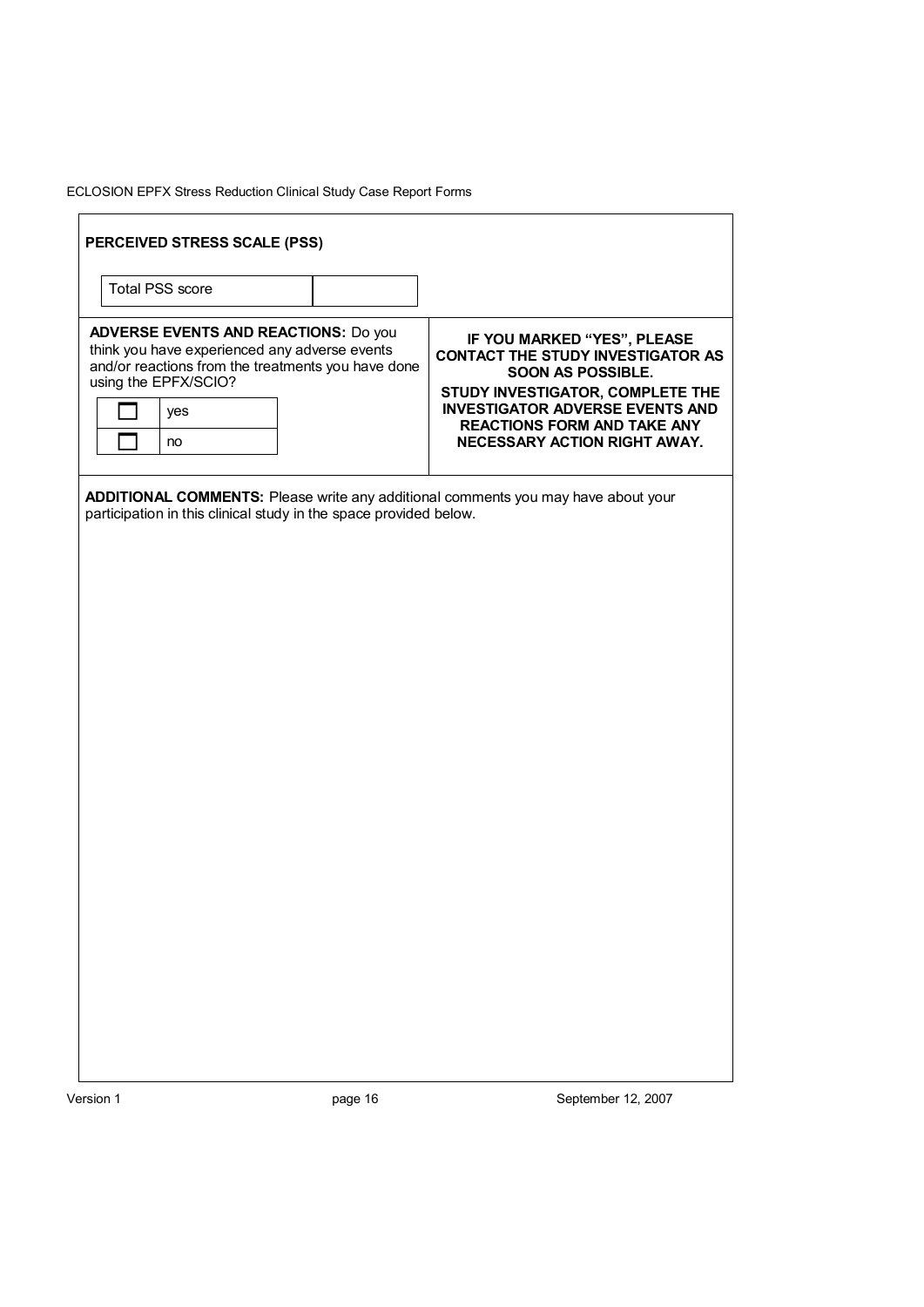## PERCEIVED STRESS SCALE (PSS)

| Total PSS score | |
|---|---|

**ADVERSE EVENTS AND REACTIONS:** Do you think you have experienced any adverse events and/or reactions from the treatments you have done using the EPFX/SCIO?

| ☐ | yes |
|---|---|
| ☐ | no |

**IF YOU MARKED "YES", PLEASE CONTACT THE STUDY INVESTIGATOR AS SOON AS POSSIBLE.**

**STUDY INVESTIGATOR, COMPLETE THE INVESTIGATOR ADVERSE EVENTS AND REACTIONS FORM AND TAKE ANY NECESSARY ACTION RIGHT AWAY.**

**ADDITIONAL COMMENTS:** Please write any additional comments you may have about your participation in this clinical study in the space provided below.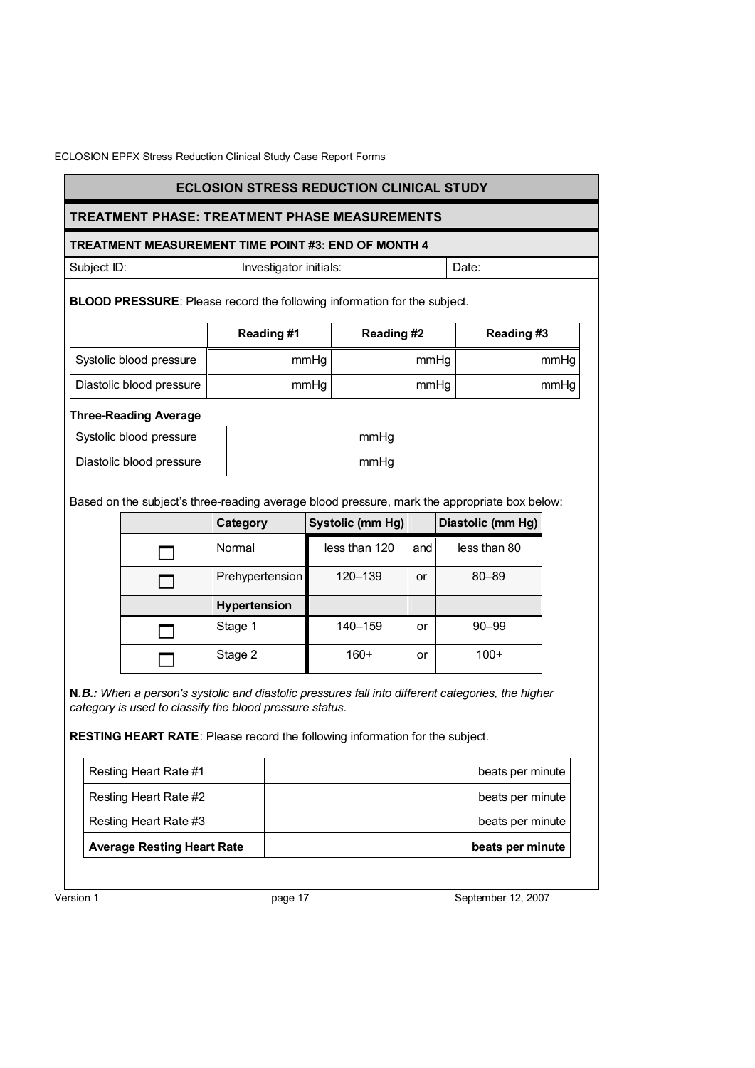## ECLOSION STRESS REDUCTION CLINICAL STUDY

### TREATMENT PHASE: TREATMENT PHASE MEASUREMENTS

#### TREATMENT MEASUREMENT TIME POINT #3: END OF MONTH 4

| Subject ID: | Investigator initials: | Date: |
|---|---|---|

**BLOOD PRESSURE**: Please record the following information for the subject.

| | Reading #1 | Reading #2 | Reading #3 |
|---|---|---|---|
| Systolic blood pressure | mmHg | mmHg | mmHg |
| Diastolic blood pressure | mmHg | mmHg | mmHg |

**Three-Reading Average**

| | |
|---|---|
| Systolic blood pressure | mmHg |
| Diastolic blood pressure | mmHg |

Based on the subject's three-reading average blood pressure, mark the appropriate box below:

| | Category | Systolic (mm Hg) | | Diastolic (mm Hg) |
|---|---|---|---|---|
| ☐ | Normal | less than 120 | and | less than 80 |
| ☐ | Prehypertension | 120–139 | or | 80–89 |
| | **Hypertension** | | | |
| ☐ | Stage 1 | 140–159 | or | 90–99 |
| ☐ | Stage 2 | 160+ | or | 100+ |

**N.*B.:*** *When a person's systolic and diastolic pressures fall into different categories, the higher category is used to classify the blood pressure status.*

**RESTING HEART RATE**: Please record the following information for the subject.

| | |
|---|---|
| Resting Heart Rate #1 | beats per minute |
| Resting Heart Rate #2 | beats per minute |
| Resting Heart Rate #3 | beats per minute |
| **Average Resting Heart Rate** | **beats per minute** |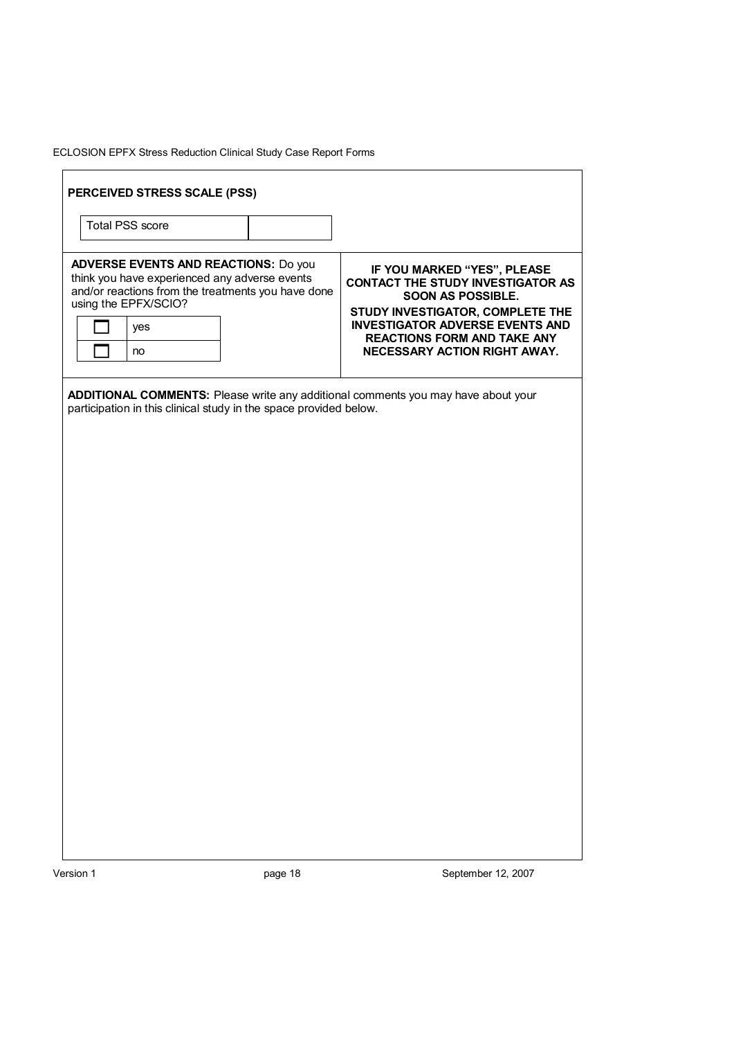**PERCEIVED STRESS SCALE (PSS)**

| Total PSS score | |
|---|---|

**ADVERSE EVENTS AND REACTIONS:** Do you think you have experienced any adverse events and/or reactions from the treatments you have done using the EPFX/SCIO?

| | |
|---|---|
| ☐ | yes |
| ☐ | no |

**IF YOU MARKED "YES", PLEASE CONTACT THE STUDY INVESTIGATOR AS SOON AS POSSIBLE.**

**STUDY INVESTIGATOR, COMPLETE THE INVESTIGATOR ADVERSE EVENTS AND REACTIONS FORM AND TAKE ANY NECESSARY ACTION RIGHT AWAY.**

**ADDITIONAL COMMENTS:** Please write any additional comments you may have about your participation in this clinical study in the space provided below.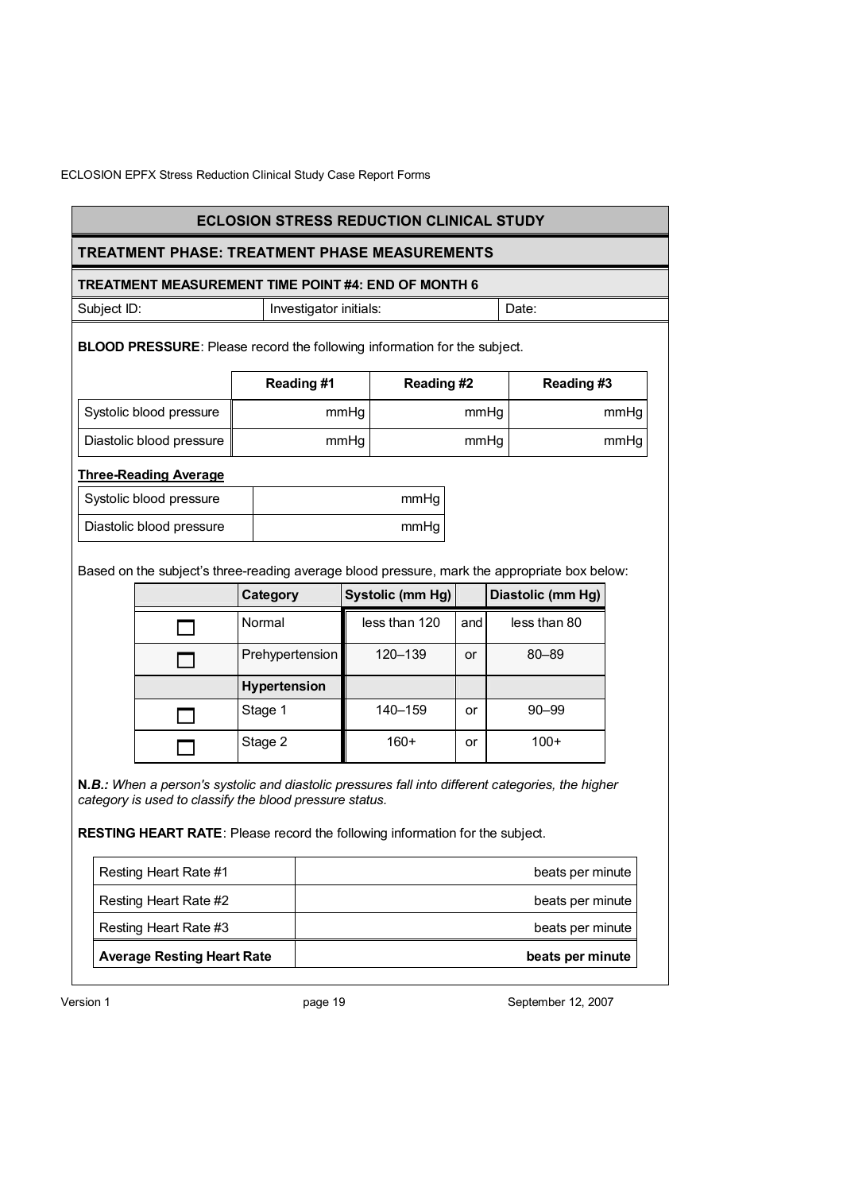## ECLOSION STRESS REDUCTION CLINICAL STUDY

### TREATMENT PHASE: TREATMENT PHASE MEASUREMENTS

#### TREATMENT MEASUREMENT TIME POINT #4: END OF MONTH 6

| Subject ID: | Investigator initials: | Date: |
|---|---|---|

**BLOOD PRESSURE**: Please record the following information for the subject.

| | Reading #1 | Reading #2 | Reading #3 |
|---|---|---|---|
| Systolic blood pressure | mmHg | mmHg | mmHg |
| Diastolic blood pressure | mmHg | mmHg | mmHg |

**Three-Reading Average**

| | |
|---|---|
| Systolic blood pressure | mmHg |
| Diastolic blood pressure | mmHg |

Based on the subject's three-reading average blood pressure, mark the appropriate box below:

| | Category | Systolic (mm Hg) | | Diastolic (mm Hg) |
|---|---|---|---|---|
| ☐ | Normal | less than 120 | and | less than 80 |
| ☐ | Prehypertension | 120–139 | or | 80–89 |
| | **Hypertension** | | | |
| ☐ | Stage 1 | 140–159 | or | 90–99 |
| ☐ | Stage 2 | 160+ | or | 100+ |

**N.*B.:*** *When a person's systolic and diastolic pressures fall into different categories, the higher category is used to classify the blood pressure status.*

**RESTING HEART RATE**: Please record the following information for the subject.

| | |
|---|---|
| Resting Heart Rate #1 | beats per minute |
| Resting Heart Rate #2 | beats per minute |
| Resting Heart Rate #3 | beats per minute |
| **Average Resting Heart Rate** | **beats per minute** |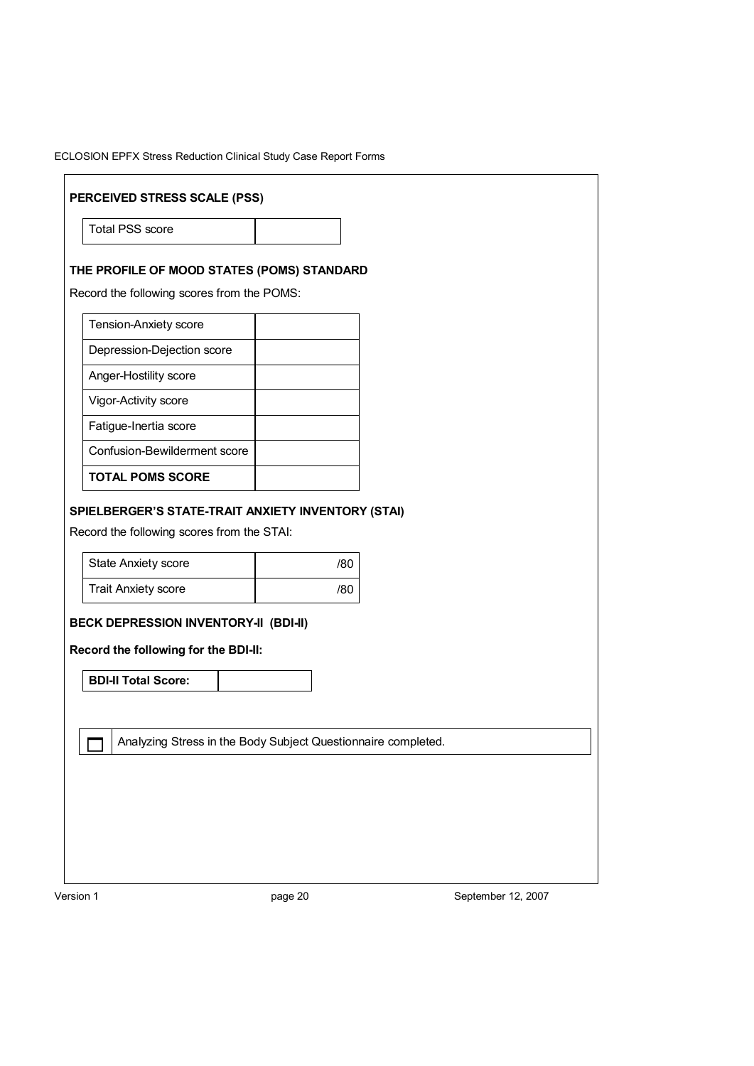**PERCEIVED STRESS SCALE (PSS)**

| Total PSS score | |
|---|---|

**THE PROFILE OF MOOD STATES (POMS) STANDARD**

Record the following scores from the POMS:

| Tension-Anxiety score | |
|---|---|
| Depression-Dejection score | |
| Anger-Hostility score | |
| Vigor-Activity score | |
| Fatigue-Inertia score | |
| Confusion-Bewilderment score | |
| **TOTAL POMS SCORE** | |

**SPIELBERGER'S STATE-TRAIT ANXIETY INVENTORY (STAI)**

Record the following scores from the STAI:

| State Anxiety score | /80 |
|---|---|
| Trait Anxiety score | /80 |

**BECK DEPRESSION INVENTORY-II (BDI-II)**

**Record the following for the BDI-II:**

| **BDI-II Total Score:** | |
|---|---|

☐ Analyzing Stress in the Body Subject Questionnaire completed.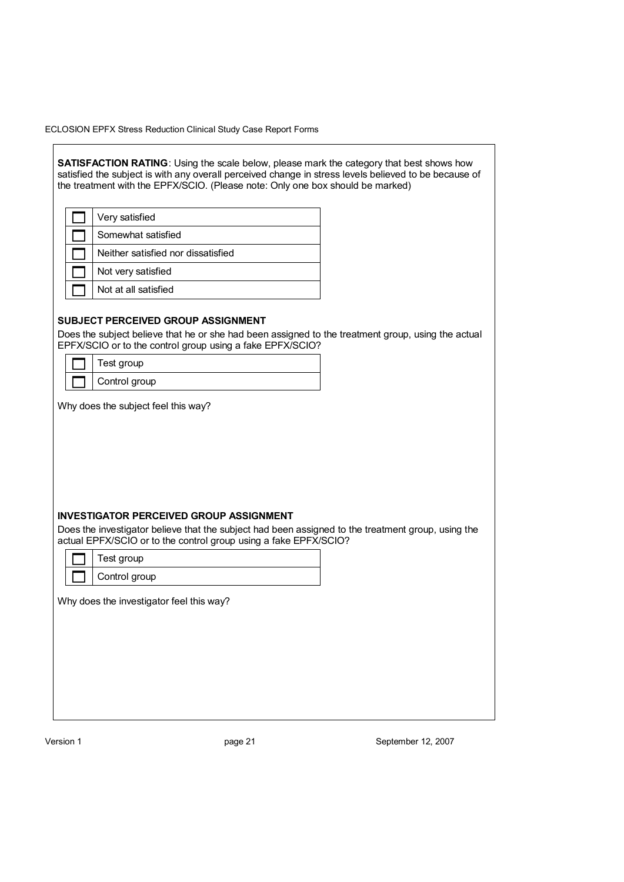**SATISFACTION RATING**: Using the scale below, please mark the category that best shows how satisfied the subject is with any overall perceived change in stress levels believed to be because of the treatment with the EPFX/SCIO. (Please note: Only one box should be marked)

| | |
|---|---|
| ☐ | Very satisfied |
| ☐ | Somewhat satisfied |
| ☐ | Neither satisfied nor dissatisfied |
| ☐ | Not very satisfied |
| ☐ | Not at all satisfied |

**SUBJECT PERCEIVED GROUP ASSIGNMENT**

Does the subject believe that he or she had been assigned to the treatment group, using the actual EPFX/SCIO or to the control group using a fake EPFX/SCIO?

| | |
|---|---|
| ☐ | Test group |
| ☐ | Control group |

Why does the subject feel this way?

**INVESTIGATOR PERCEIVED GROUP ASSIGNMENT**

Does the investigator believe that the subject had been assigned to the treatment group, using the actual EPFX/SCIO or to the control group using a fake EPFX/SCIO?

| | |
|---|---|
| ☐ | Test group |
| ☐ | Control group |

Why does the investigator feel this way?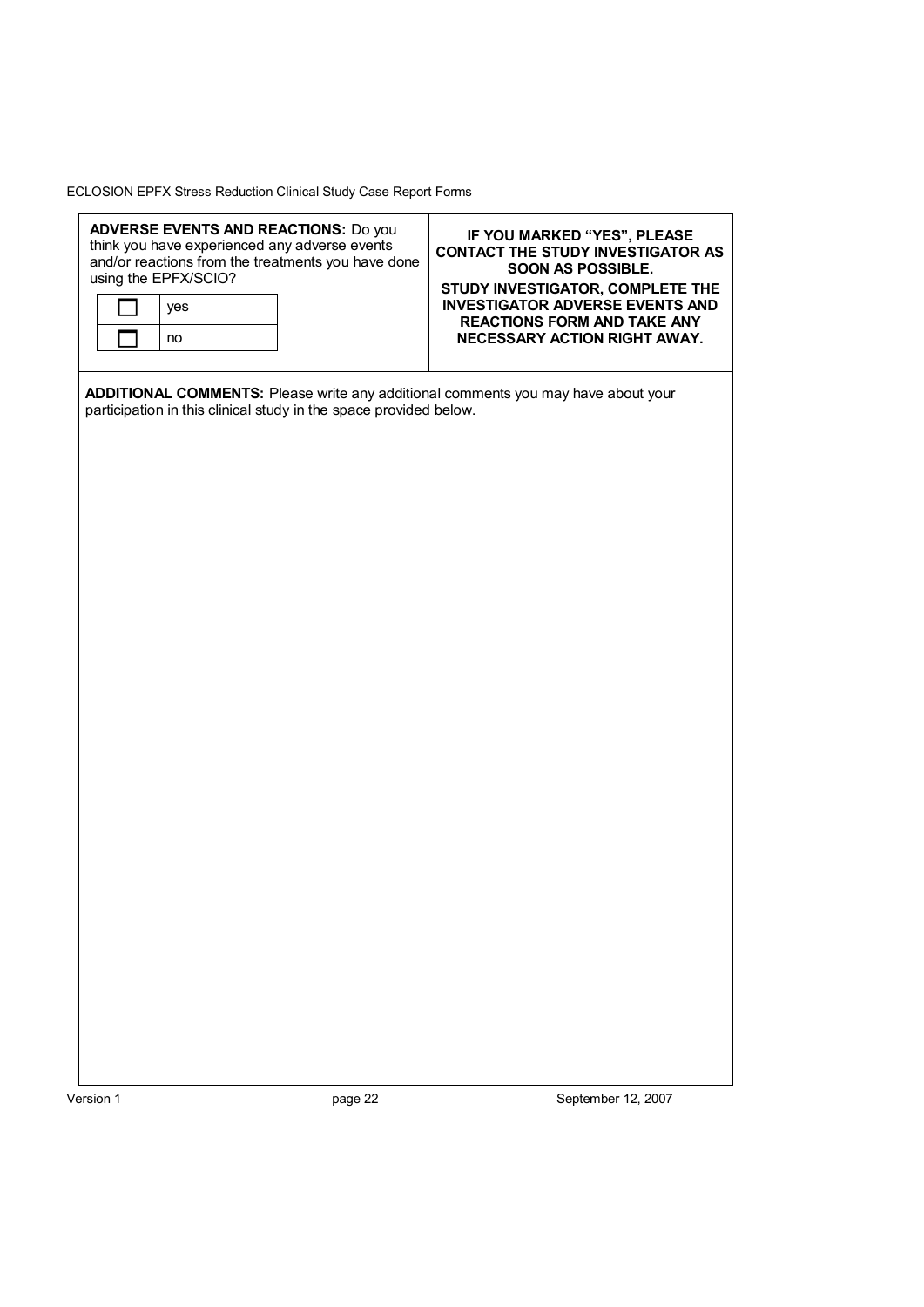**ADVERSE EVENTS AND REACTIONS:** Do you think you have experienced any adverse events and/or reactions from the treatments you have done using the EPFX/SCIO?

| | |
|---|---|
| ☐ | yes |
| ☐ | no |

**IF YOU MARKED "YES", PLEASE CONTACT THE STUDY INVESTIGATOR AS SOON AS POSSIBLE.**

**STUDY INVESTIGATOR, COMPLETE THE INVESTIGATOR ADVERSE EVENTS AND REACTIONS FORM AND TAKE ANY NECESSARY ACTION RIGHT AWAY.**

**ADDITIONAL COMMENTS:** Please write any additional comments you may have about your participation in this clinical study in the space provided below.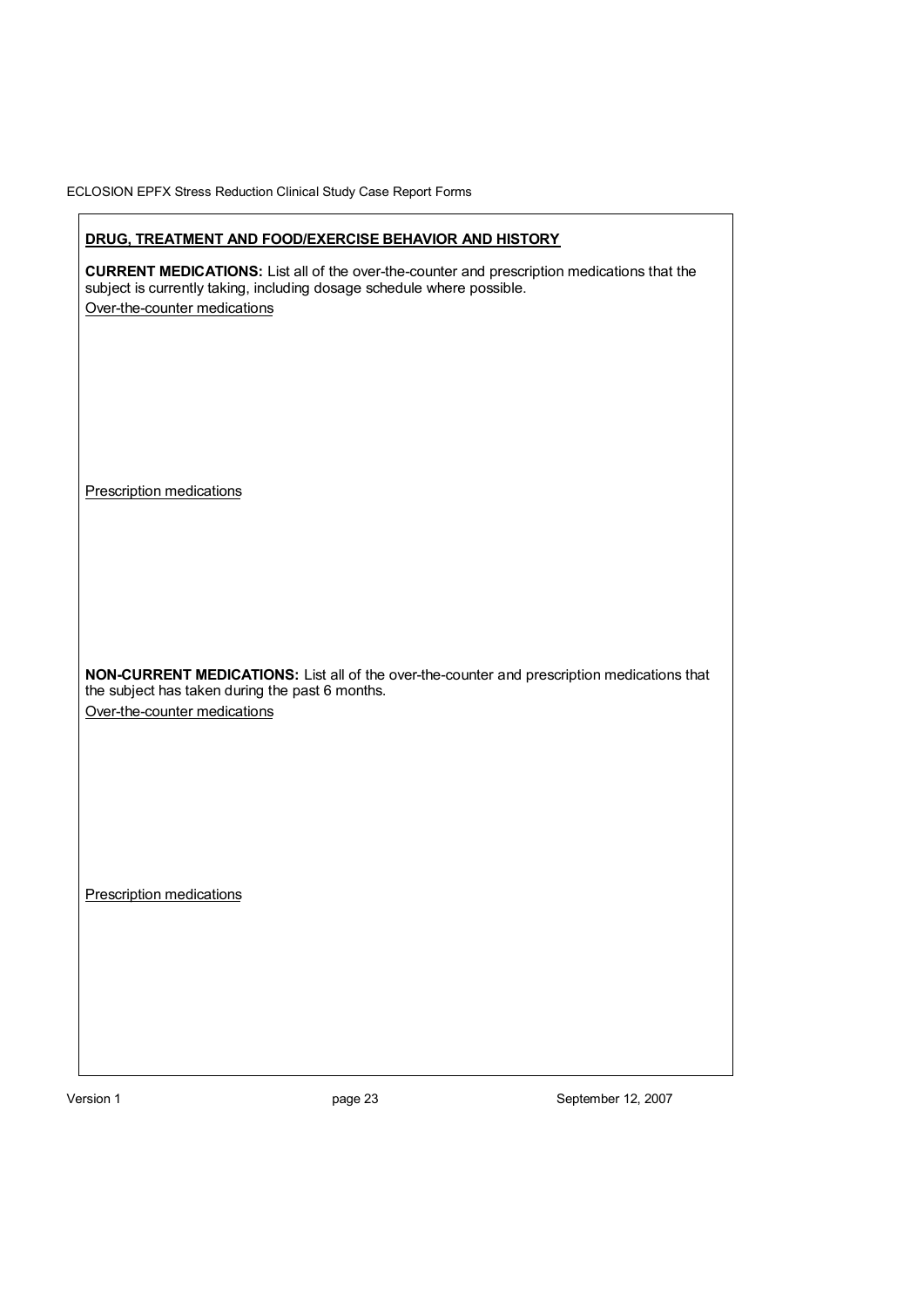**DRUG, TREATMENT AND FOOD/EXERCISE BEHAVIOR AND HISTORY**

**CURRENT MEDICATIONS:** List all of the over-the-counter and prescription medications that the subject is currently taking, including dosage schedule where possible.

Over-the-counter medications

Prescription medications

**NON-CURRENT MEDICATIONS:** List all of the over-the-counter and prescription medications that the subject has taken during the past 6 months.

Over-the-counter medications

Prescription medications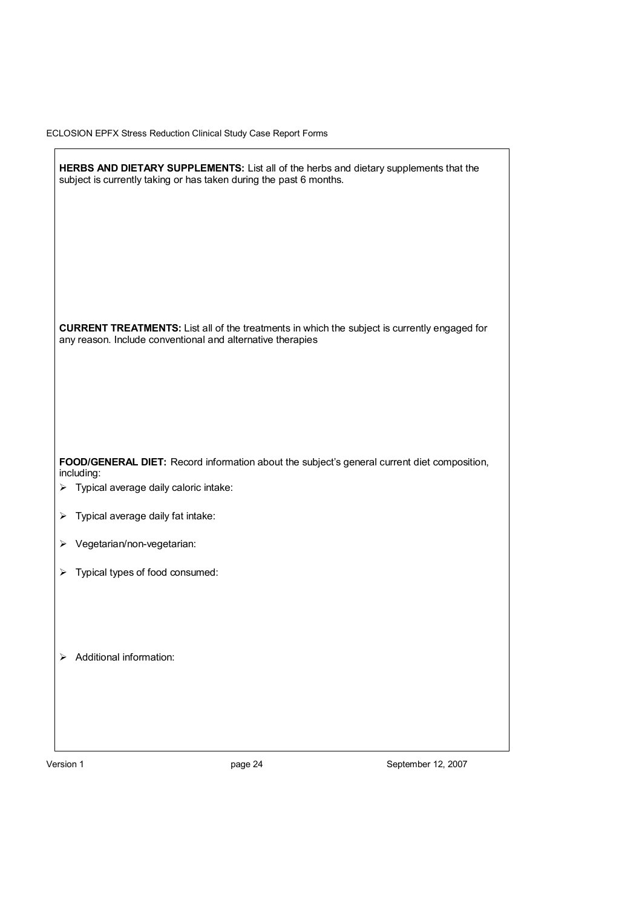**HERBS AND DIETARY SUPPLEMENTS:** List all of the herbs and dietary supplements that the subject is currently taking or has taken during the past 6 months.

**CURRENT TREATMENTS:** List all of the treatments in which the subject is currently engaged for any reason. Include conventional and alternative therapies

**FOOD/GENERAL DIET:** Record information about the subject's general current diet composition, including:

- Typical average daily caloric intake:
- Typical average daily fat intake:
- Vegetarian/non-vegetarian:
- Typical types of food consumed:
- Additional information: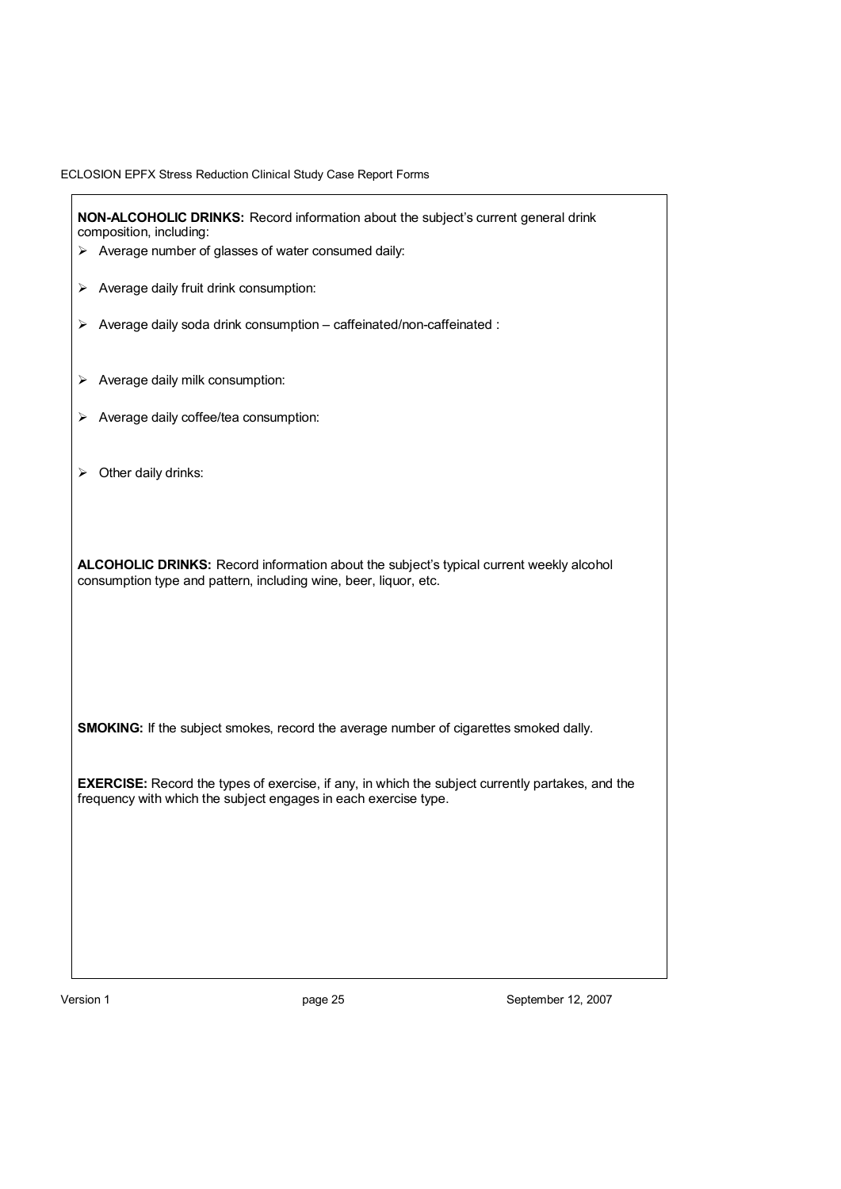**NON-ALCOHOLIC DRINKS:** Record information about the subject's current general drink composition, including:

- Average number of glasses of water consumed daily:
- Average daily fruit drink consumption:
- Average daily soda drink consumption – caffeinated/non-caffeinated :
- Average daily milk consumption:
- Average daily coffee/tea consumption:
- Other daily drinks:

**ALCOHOLIC DRINKS:** Record information about the subject's typical current weekly alcohol consumption type and pattern, including wine, beer, liquor, etc.

**SMOKING:** If the subject smokes, record the average number of cigarettes smoked dally.

**EXERCISE:** Record the types of exercise, if any, in which the subject currently partakes, and the frequency with which the subject engages in each exercise type.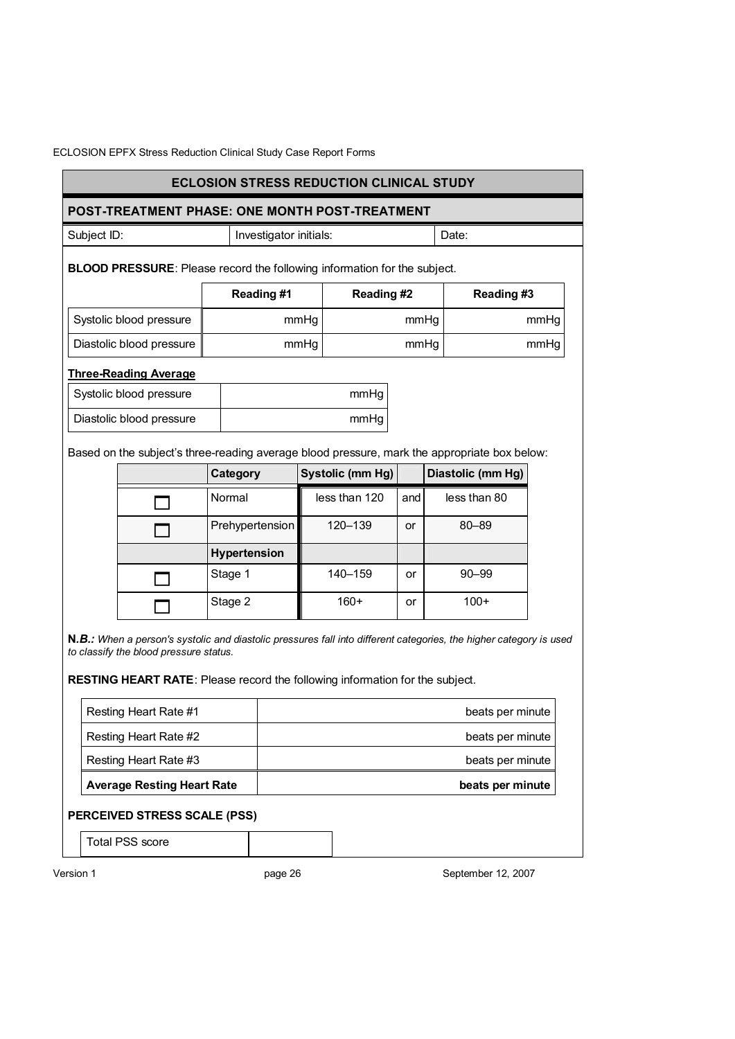## ECLOSION STRESS REDUCTION CLINICAL STUDY

### POST-TREATMENT PHASE: ONE MONTH POST-TREATMENT

| Subject ID: | Investigator initials: | Date: |
|---|---|---|

**BLOOD PRESSURE**: Please record the following information for the subject.

| | Reading #1 | Reading #2 | Reading #3 |
|---|---|---|---|
| Systolic blood pressure | mmHg | mmHg | mmHg |
| Diastolic blood pressure | mmHg | mmHg | mmHg |

**Three-Reading Average**

| | |
|---|---|
| Systolic blood pressure | mmHg |
| Diastolic blood pressure | mmHg |

Based on the subject's three-reading average blood pressure, mark the appropriate box below:

| | Category | Systolic (mm Hg) | | Diastolic (mm Hg) |
|---|---|---|---|---|
| ☐ | Normal | less than 120 | and | less than 80 |
| ☐ | Prehypertension | 120–139 | or | 80–89 |
| | **Hypertension** | | | |
| ☐ | Stage 1 | 140–159 | or | 90–99 |
| ☐ | Stage 2 | 160+ | or | 100+ |

**N.*B.:*** *When a person's systolic and diastolic pressures fall into different categories, the higher category is used to classify the blood pressure status.*

**RESTING HEART RATE**: Please record the following information for the subject.

| | |
|---|---|
| Resting Heart Rate #1 | beats per minute |
| Resting Heart Rate #2 | beats per minute |
| Resting Heart Rate #3 | beats per minute |
| **Average Resting Heart Rate** | **beats per minute** |

**PERCEIVED STRESS SCALE (PSS)**

| | |
|---|---|
| Total PSS score | |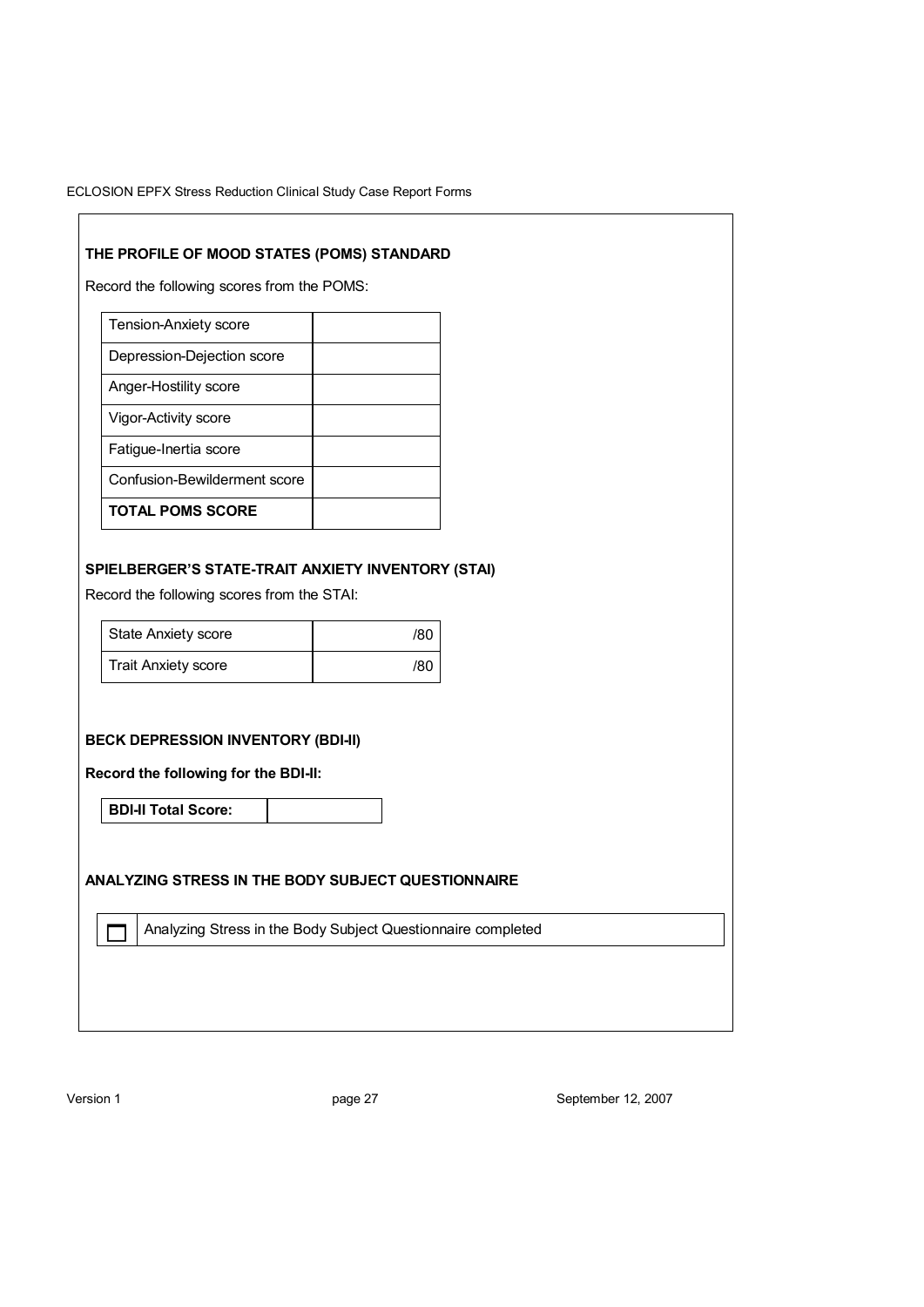### THE PROFILE OF MOOD STATES (POMS) STANDARD

Record the following scores from the POMS:

| | |
|---|---|
| Tension-Anxiety score | |
| Depression-Dejection score | |
| Anger-Hostility score | |
| Vigor-Activity score | |
| Fatigue-Inertia score | |
| Confusion-Bewilderment score | |
| **TOTAL POMS SCORE** | |

### SPIELBERGER'S STATE-TRAIT ANXIETY INVENTORY (STAI)

Record the following scores from the STAI:

| | |
|---|---|
| State Anxiety score | /80 |
| Trait Anxiety score | /80 |

### BECK DEPRESSION INVENTORY (BDI-II)

**Record the following for the BDI-II:**

| | |
|---|---|
| **BDI-II Total Score:** | |

### ANALYZING STRESS IN THE BODY SUBJECT QUESTIONNAIRE

☐ Analyzing Stress in the Body Subject Questionnaire completed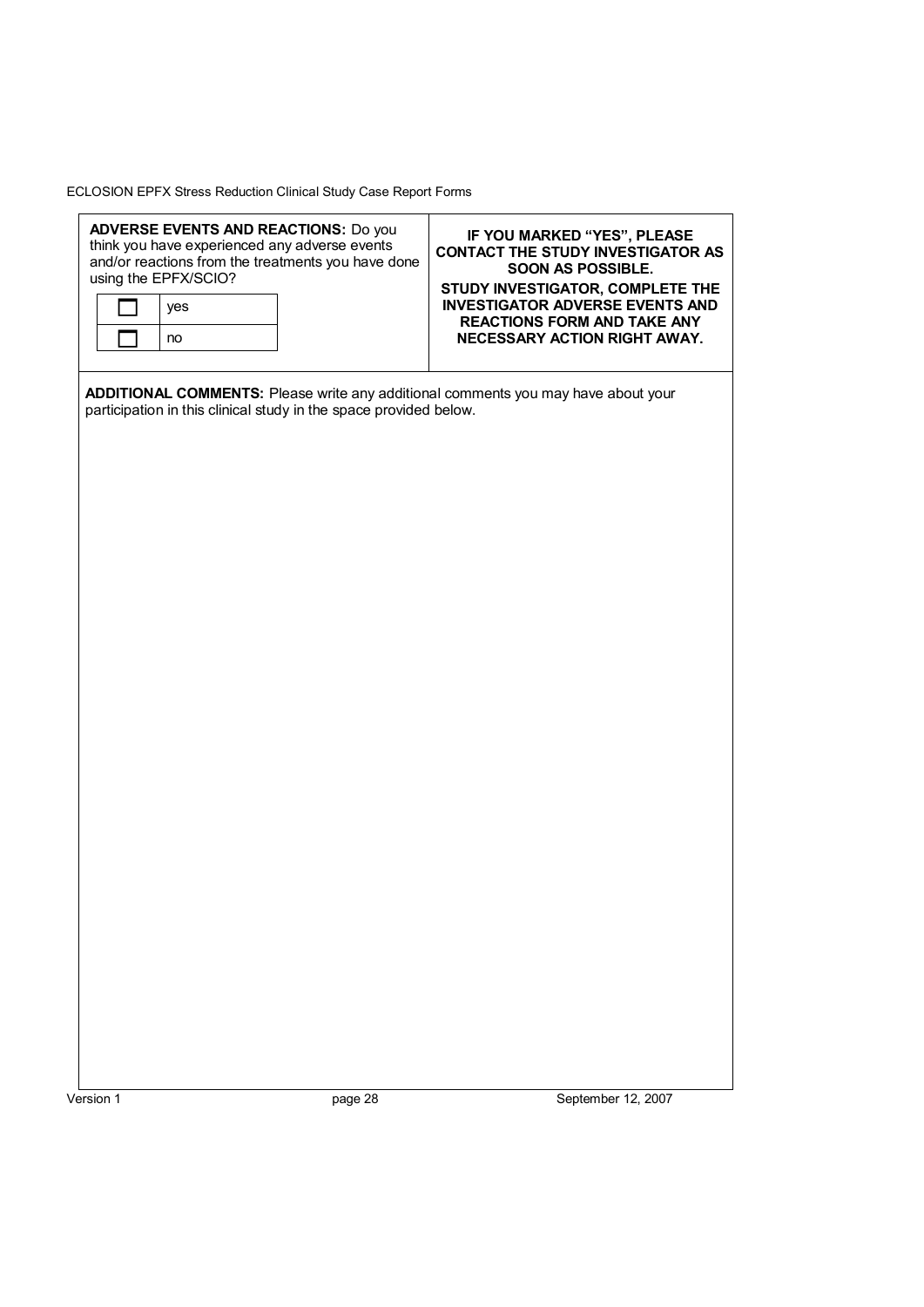**ADVERSE EVENTS AND REACTIONS:** Do you think you have experienced any adverse events and/or reactions from the treatments you have done using the EPFX/SCIO?

| ☐ | yes |
| --- | --- |
| ☐ | no |

**IF YOU MARKED "YES", PLEASE CONTACT THE STUDY INVESTIGATOR AS SOON AS POSSIBLE.**

**STUDY INVESTIGATOR, COMPLETE THE INVESTIGATOR ADVERSE EVENTS AND REACTIONS FORM AND TAKE ANY NECESSARY ACTION RIGHT AWAY.**

**ADDITIONAL COMMENTS:** Please write any additional comments you may have about your participation in this clinical study in the space provided below.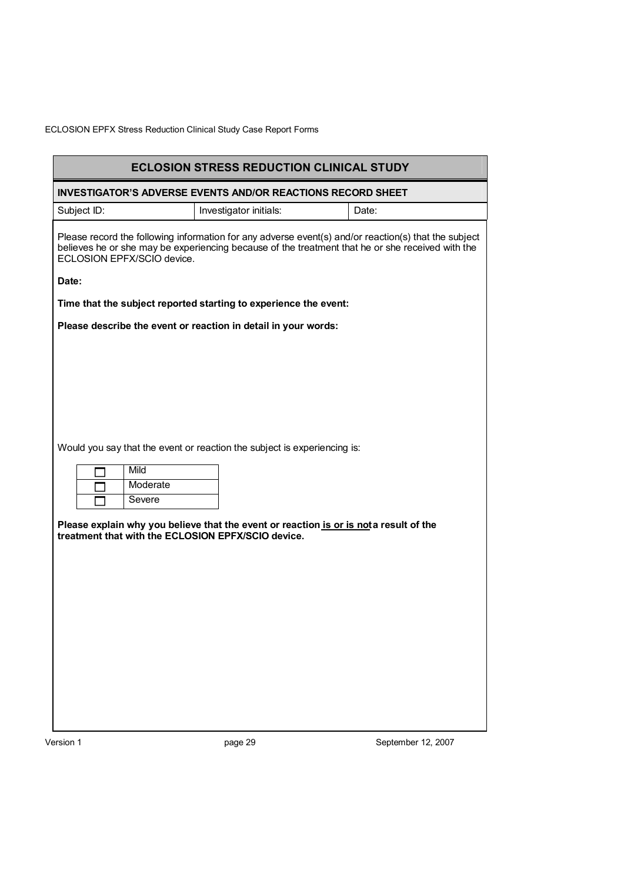## ECLOSION STRESS REDUCTION CLINICAL STUDY

### INVESTIGATOR'S ADVERSE EVENTS AND/OR REACTIONS RECORD SHEET

| Subject ID: | Investigator initials: | Date: |
|---|---|---|

Please record the following information for any adverse event(s) and/or reaction(s) that the subject believes he or she may be experiencing because of the treatment that he or she received with the ECLOSION EPFX/SCIO device.

**Date:**

**Time that the subject reported starting to experience the event:**

**Please describe the event or reaction in detail in your words:**

Would you say that the event or reaction the subject is experiencing is:

| | |
|---|---|
| ☐ | Mild |
| ☐ | Moderate |
| ☐ | Severe |

**Please explain why you believe that the event or reaction <u>is or is not</u> a result of the treatment that with the ECLOSION EPFX/SCIO device.**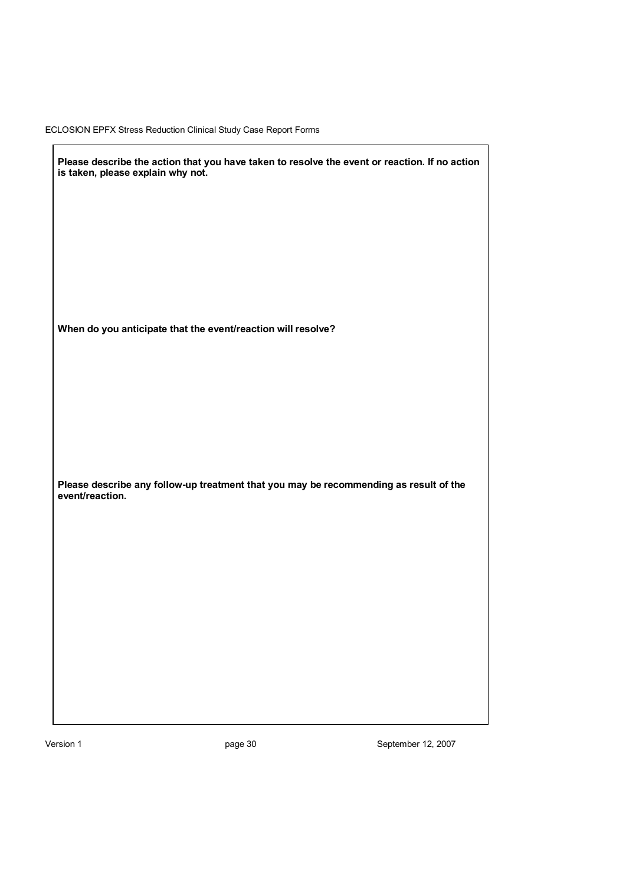**Please describe the action that you have taken to resolve the event or reaction. If no action is taken, please explain why not.**

**When do you anticipate that the event/reaction will resolve?**

**Please describe any follow-up treatment that you may be recommending as result of the event/reaction.**